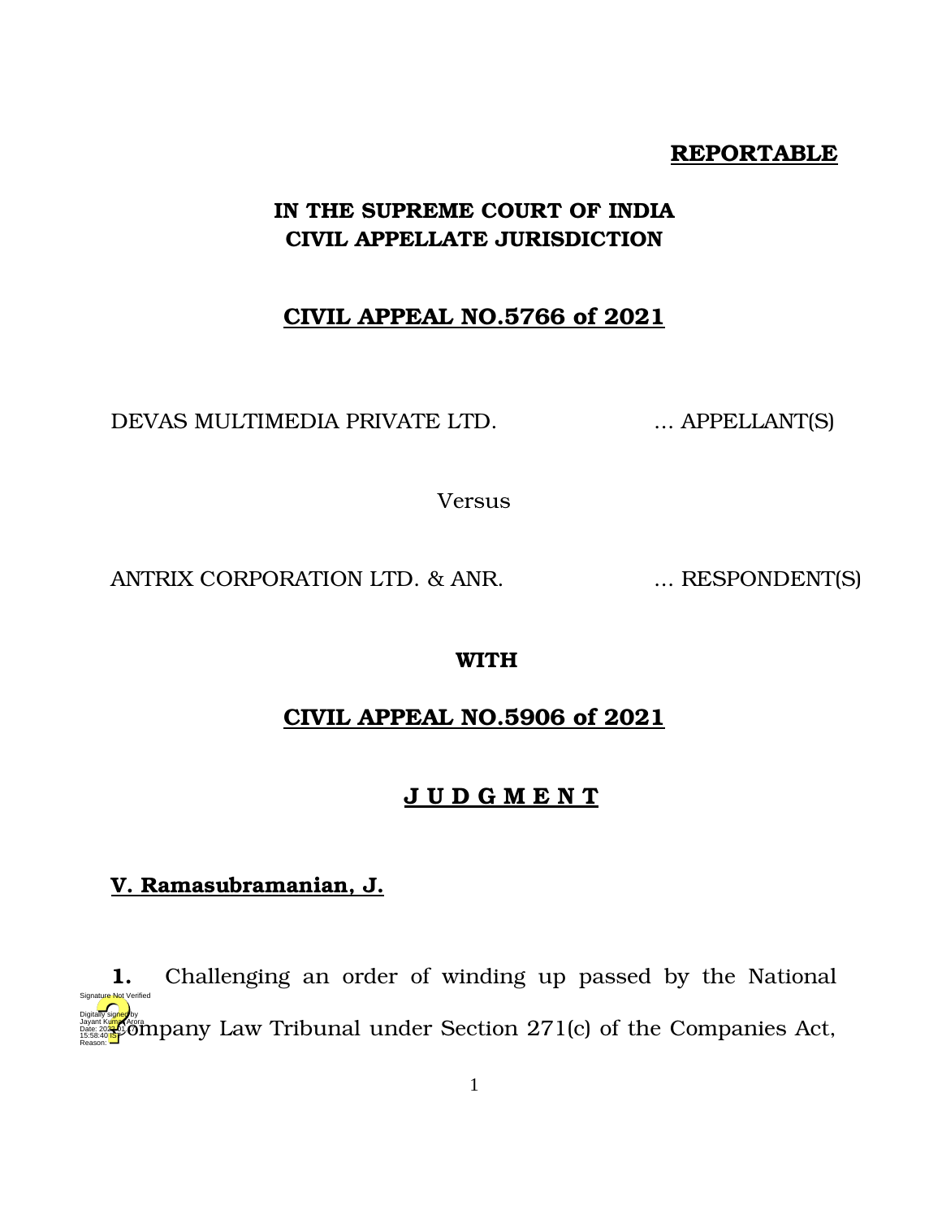**REPORTABLE**

**IN THE SUPREME COURT OF INDIA**
**CIVIL APPELLATE JURISDICTION**

**CIVIL APPEAL NO.5766 of 2021**

DEVAS MULTIMEDIA PRIVATE LTD. ... APPELLANT(S)

Versus

ANTRIX CORPORATION LTD. & ANR. ... RESPONDENT(S)

**WITH**

**CIVIL APPEAL NO.5906 of 2021**

**J U D G M E N T**

**V. Ramasubramanian, J.**

**1.** Challenging an order of winding up passed by the National Company Law Tribunal under Section 271(c) of the Companies Act,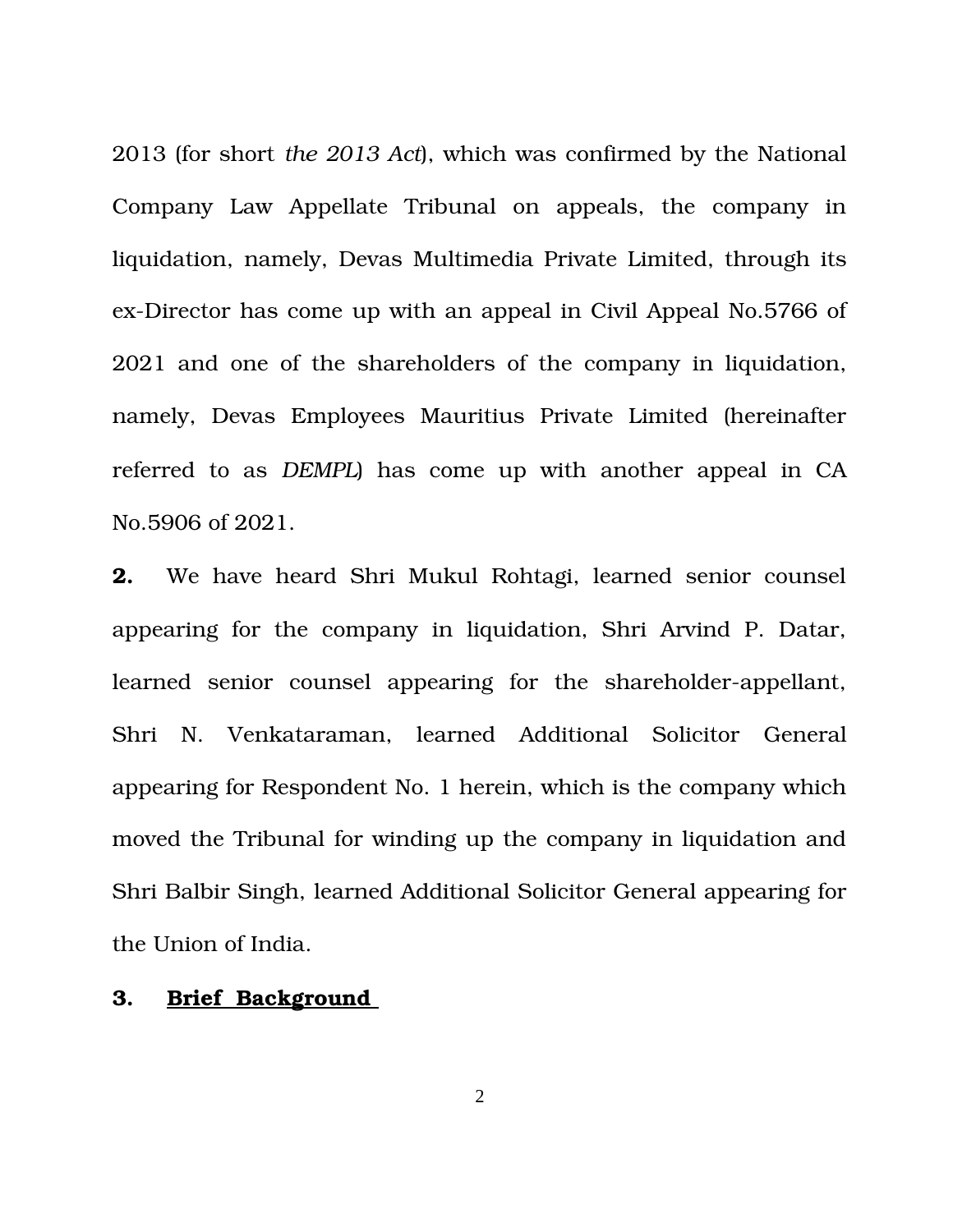2013 (for short *the 2013 Act*), which was confirmed by the National Company Law Appellate Tribunal on appeals, the company in liquidation, namely, Devas Multimedia Private Limited, through its ex-Director has come up with an appeal in Civil Appeal No.5766 of 2021 and one of the shareholders of the company in liquidation, namely, Devas Employees Mauritius Private Limited (hereinafter referred to as *DEMPL*) has come up with another appeal in CA No.5906 of 2021.

**2.** We have heard Shri Mukul Rohtagi, learned senior counsel appearing for the company in liquidation, Shri Arvind P. Datar, learned senior counsel appearing for the shareholder-appellant, Shri N. Venkataraman, learned Additional Solicitor General appearing for Respondent No. 1 herein, which is the company which moved the Tribunal for winding up the company in liquidation and Shri Balbir Singh, learned Additional Solicitor General appearing for the Union of India.

**3. <u>Brief Background</u>**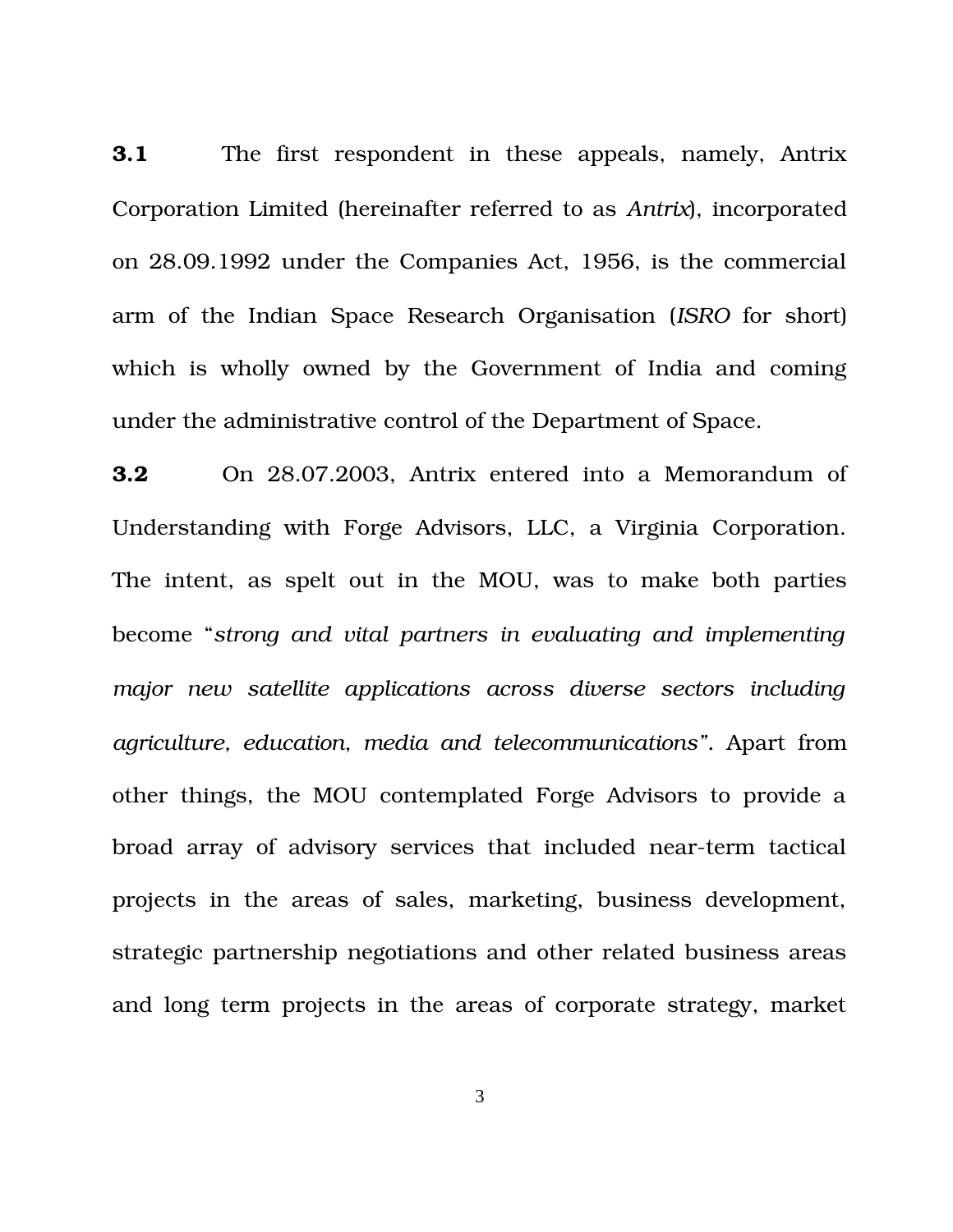**3.1** The first respondent in these appeals, namely, Antrix Corporation Limited (hereinafter referred to as *Antrix*), incorporated on 28.09.1992 under the Companies Act, 1956, is the commercial arm of the Indian Space Research Organisation (*ISRO* for short) which is wholly owned by the Government of India and coming under the administrative control of the Department of Space.

**3.2** On 28.07.2003, Antrix entered into a Memorandum of Understanding with Forge Advisors, LLC, a Virginia Corporation. The intent, as spelt out in the MOU, was to make both parties become "*strong and vital partners in evaluating and implementing major new satellite applications across diverse sectors including agriculture, education, media and telecommunications*". Apart from other things, the MOU contemplated Forge Advisors to provide a broad array of advisory services that included near-term tactical projects in the areas of sales, marketing, business development, strategic partnership negotiations and other related business areas and long term projects in the areas of corporate strategy, market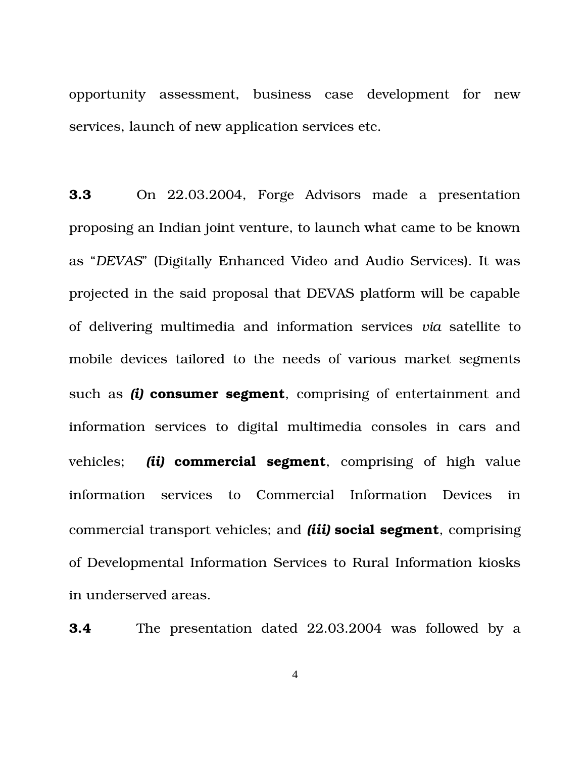opportunity assessment, business case development for new services, launch of new application services etc.

**3.3** On 22.03.2004, Forge Advisors made a presentation proposing an Indian joint venture, to launch what came to be known as "*DEVAS*" (Digitally Enhanced Video and Audio Services). It was projected in the said proposal that DEVAS platform will be capable of delivering multimedia and information services *via* satellite to mobile devices tailored to the needs of various market segments such as ***(i)*** **consumer segment**, comprising of entertainment and information services to digital multimedia consoles in cars and vehicles; ***(ii)*** **commercial segment**, comprising of high value information services to Commercial Information Devices in commercial transport vehicles; and ***(iii)*** **social segment**, comprising of Developmental Information Services to Rural Information kiosks in underserved areas.

**3.4** The presentation dated 22.03.2004 was followed by a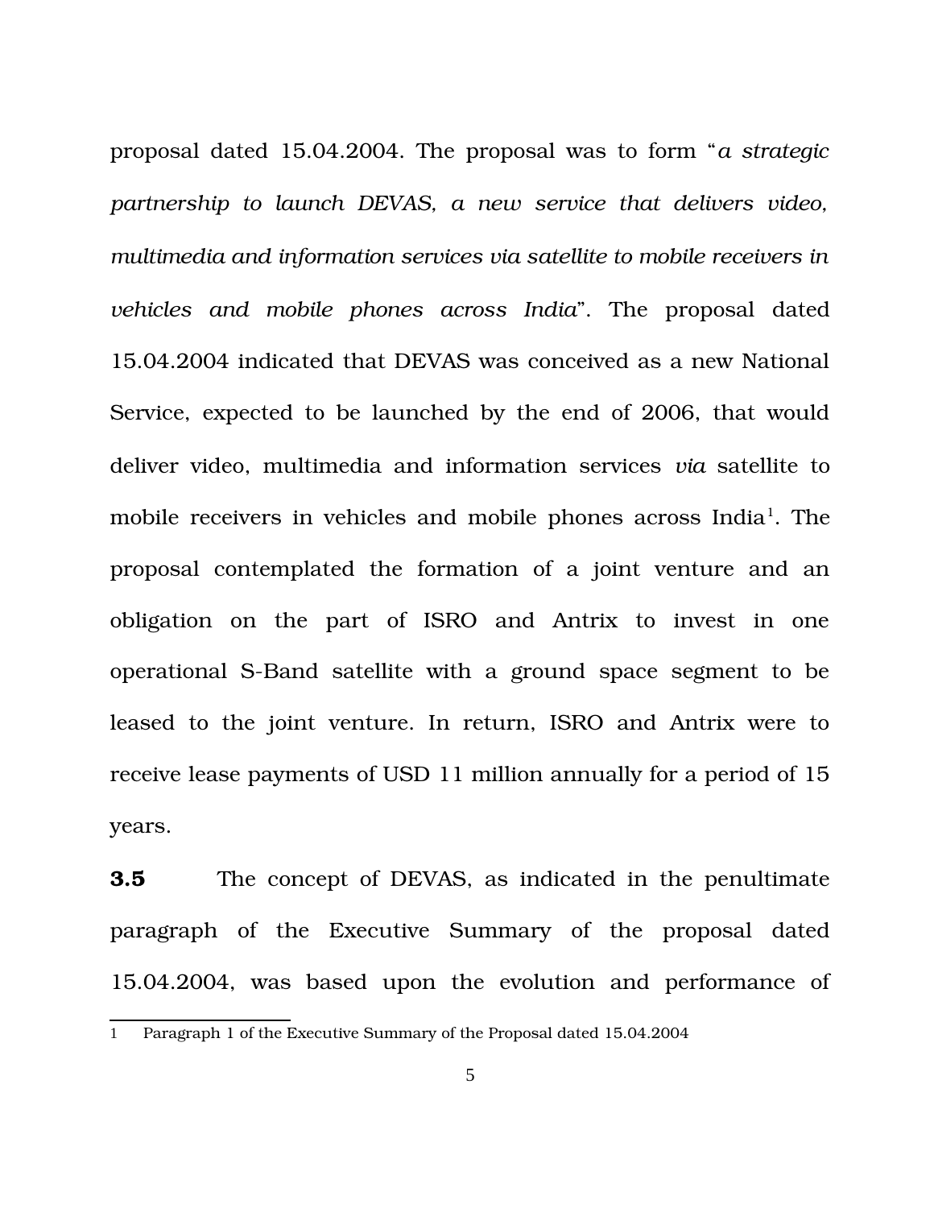proposal dated 15.04.2004. The proposal was to form "*a strategic partnership to launch DEVAS, a new service that delivers video, multimedia and information services via satellite to mobile receivers in vehicles and mobile phones across India*". The proposal dated 15.04.2004 indicated that DEVAS was conceived as a new National Service, expected to be launched by the end of 2006, that would deliver video, multimedia and information services *via* satellite to mobile receivers in vehicles and mobile phones across India[1]. The proposal contemplated the formation of a joint venture and an obligation on the part of ISRO and Antrix to invest in one operational S-Band satellite with a ground space segment to be leased to the joint venture. In return, ISRO and Antrix were to receive lease payments of USD 11 million annually for a period of 15 years.

**3.5** The concept of DEVAS, as indicated in the penultimate paragraph of the Executive Summary of the proposal dated 15.04.2004, was based upon the evolution and performance of

---

1 Paragraph 1 of the Executive Summary of the Proposal dated 15.04.2004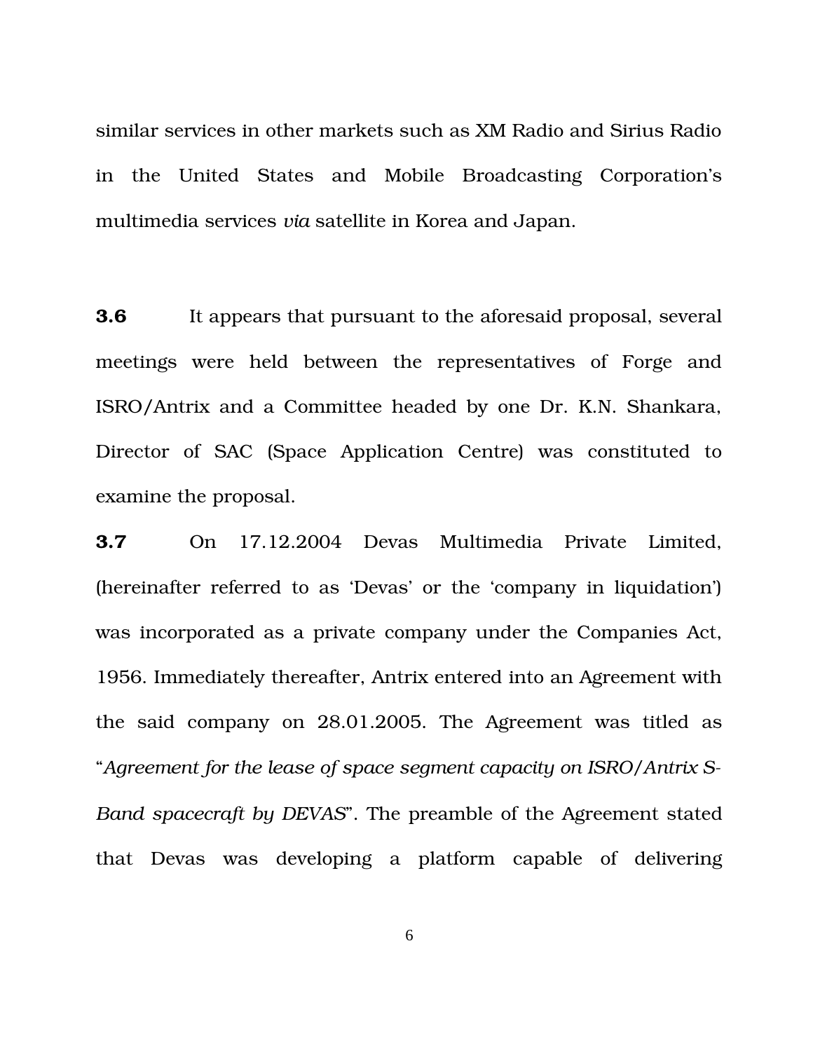similar services in other markets such as XM Radio and Sirius Radio in the United States and Mobile Broadcasting Corporation's multimedia services *via* satellite in Korea and Japan.

**3.6** It appears that pursuant to the aforesaid proposal, several meetings were held between the representatives of Forge and ISRO/Antrix and a Committee headed by one Dr. K.N. Shankara, Director of SAC (Space Application Centre) was constituted to examine the proposal.

**3.7** On 17.12.2004 Devas Multimedia Private Limited, (hereinafter referred to as 'Devas' or the 'company in liquidation') was incorporated as a private company under the Companies Act, 1956. Immediately thereafter, Antrix entered into an Agreement with the said company on 28.01.2005. The Agreement was titled as "*Agreement for the lease of space segment capacity on ISRO/Antrix S-Band spacecraft by DEVAS*". The preamble of the Agreement stated that Devas was developing a platform capable of delivering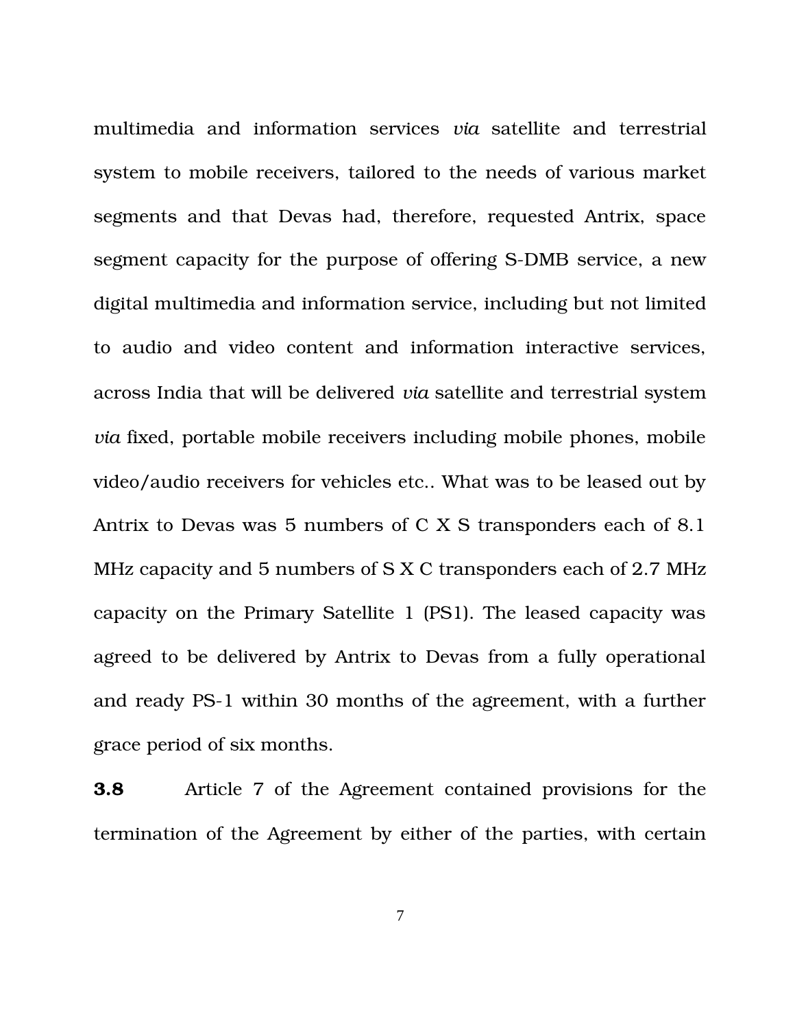multimedia and information services *via* satellite and terrestrial system to mobile receivers, tailored to the needs of various market segments and that Devas had, therefore, requested Antrix, space segment capacity for the purpose of offering S-DMB service, a new digital multimedia and information service, including but not limited to audio and video content and information interactive services, across India that will be delivered *via* satellite and terrestrial system *via* fixed, portable mobile receivers including mobile phones, mobile video/audio receivers for vehicles etc.. What was to be leased out by Antrix to Devas was 5 numbers of C X S transponders each of 8.1 MHz capacity and 5 numbers of S X C transponders each of 2.7 MHz capacity on the Primary Satellite 1 (PS1). The leased capacity was agreed to be delivered by Antrix to Devas from a fully operational and ready PS-1 within 30 months of the agreement, with a further grace period of six months.

**3.8** Article 7 of the Agreement contained provisions for the termination of the Agreement by either of the parties, with certain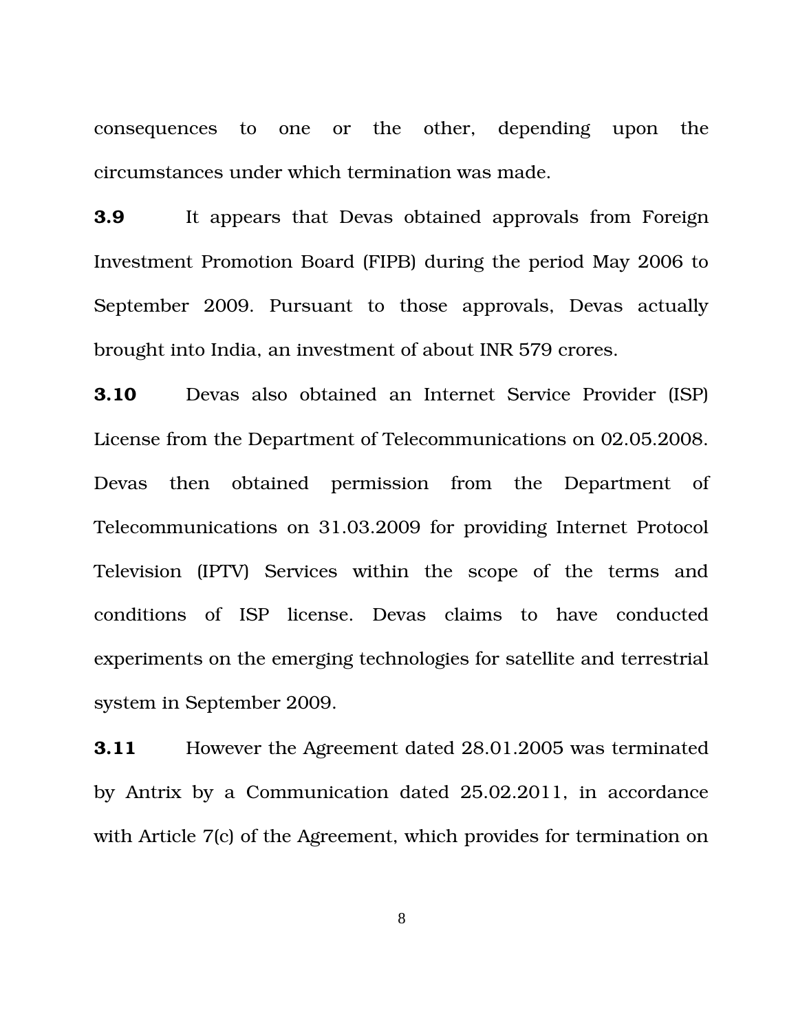consequences to one or the other, depending upon the circumstances under which termination was made.

**3.9** It appears that Devas obtained approvals from Foreign Investment Promotion Board (FIPB) during the period May 2006 to September 2009. Pursuant to those approvals, Devas actually brought into India, an investment of about INR 579 crores.

**3.10** Devas also obtained an Internet Service Provider (ISP) License from the Department of Telecommunications on 02.05.2008. Devas then obtained permission from the Department of Telecommunications on 31.03.2009 for providing Internet Protocol Television (IPTV) Services within the scope of the terms and conditions of ISP license. Devas claims to have conducted experiments on the emerging technologies for satellite and terrestrial system in September 2009.

**3.11** However the Agreement dated 28.01.2005 was terminated by Antrix by a Communication dated 25.02.2011, in accordance with Article 7(c) of the Agreement, which provides for termination on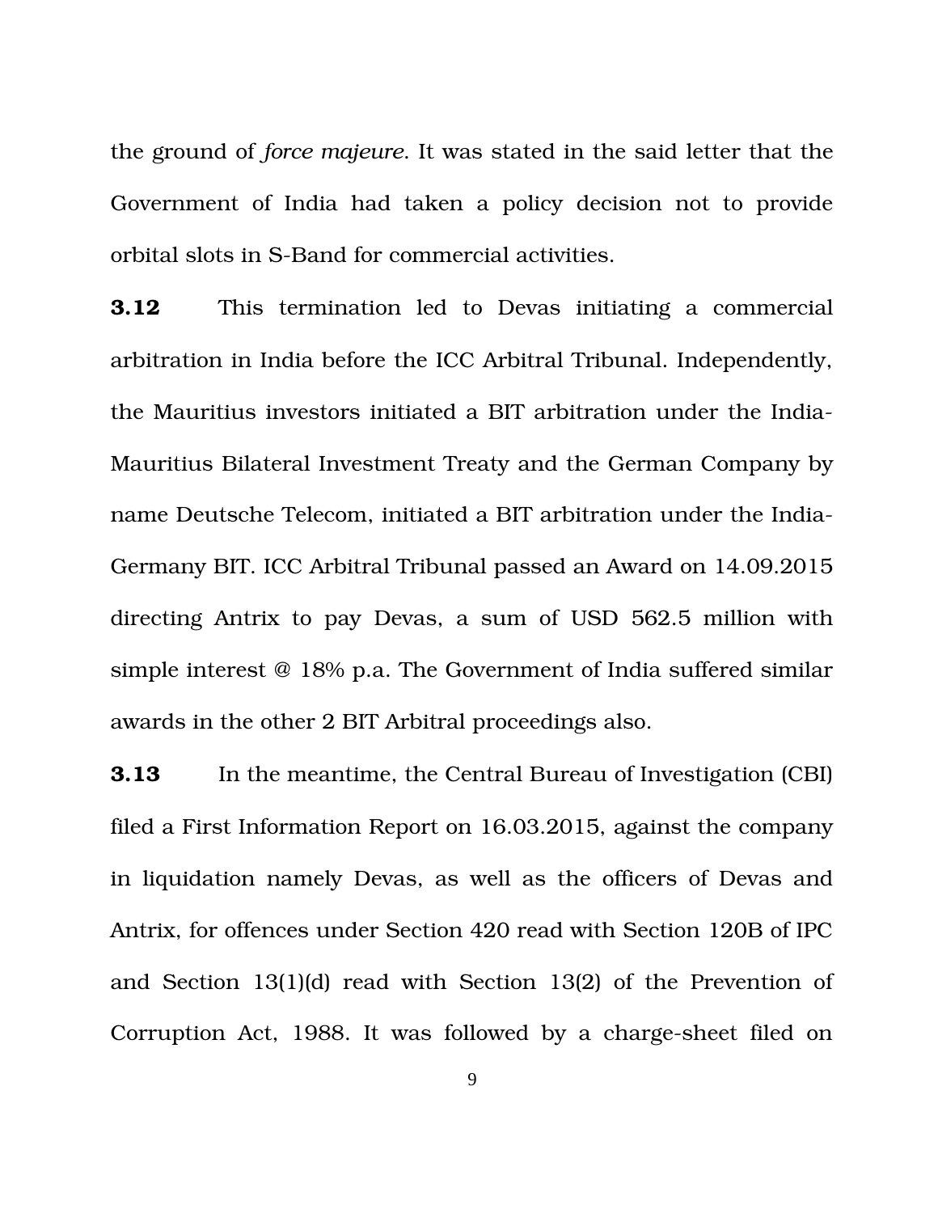the ground of *force majeure*. It was stated in the said letter that the Government of India had taken a policy decision not to provide orbital slots in S-Band for commercial activities.

**3.12** This termination led to Devas initiating a commercial arbitration in India before the ICC Arbitral Tribunal. Independently, the Mauritius investors initiated a BIT arbitration under the India-Mauritius Bilateral Investment Treaty and the German Company by name Deutsche Telecom, initiated a BIT arbitration under the India-Germany BIT. ICC Arbitral Tribunal passed an Award on 14.09.2015 directing Antrix to pay Devas, a sum of USD 562.5 million with simple interest @ 18% p.a. The Government of India suffered similar awards in the other 2 BIT Arbitral proceedings also.

**3.13** In the meantime, the Central Bureau of Investigation (CBI) filed a First Information Report on 16.03.2015, against the company in liquidation namely Devas, as well as the officers of Devas and Antrix, for offences under Section 420 read with Section 120B of IPC and Section 13(1)(d) read with Section 13(2) of the Prevention of Corruption Act, 1988. It was followed by a charge-sheet filed on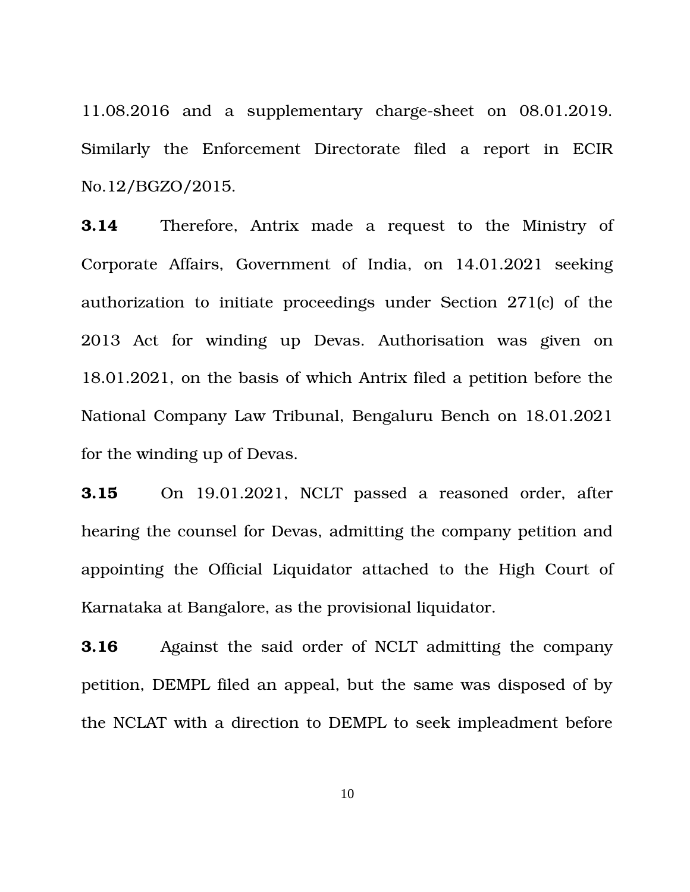11.08.2016 and a supplementary charge-sheet on 08.01.2019. Similarly the Enforcement Directorate filed a report in ECIR No.12/BGZO/2015.

**3.14** Therefore, Antrix made a request to the Ministry of Corporate Affairs, Government of India, on 14.01.2021 seeking authorization to initiate proceedings under Section 271(c) of the 2013 Act for winding up Devas. Authorisation was given on 18.01.2021, on the basis of which Antrix filed a petition before the National Company Law Tribunal, Bengaluru Bench on 18.01.2021 for the winding up of Devas.

**3.15** On 19.01.2021, NCLT passed a reasoned order, after hearing the counsel for Devas, admitting the company petition and appointing the Official Liquidator attached to the High Court of Karnataka at Bangalore, as the provisional liquidator.

**3.16** Against the said order of NCLT admitting the company petition, DEMPL filed an appeal, but the same was disposed of by the NCLAT with a direction to DEMPL to seek impleadment before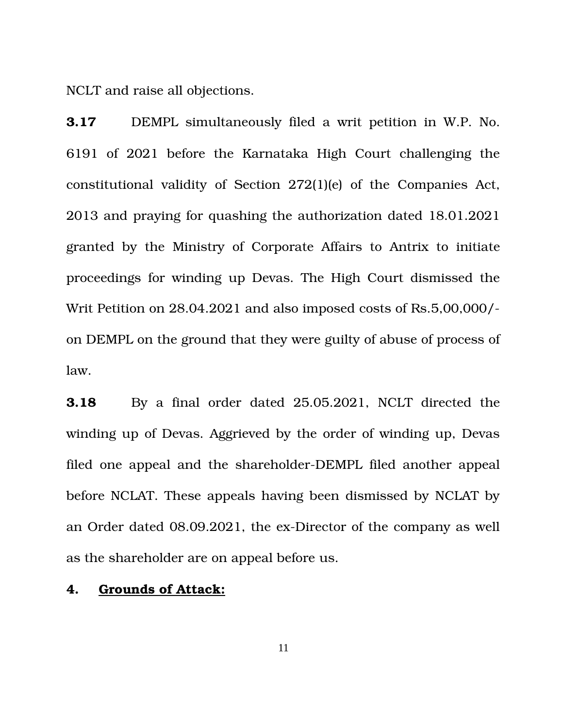NCLT and raise all objections.

**3.17** DEMPL simultaneously filed a writ petition in W.P. No. 6191 of 2021 before the Karnataka High Court challenging the constitutional validity of Section 272(1)(e) of the Companies Act, 2013 and praying for quashing the authorization dated 18.01.2021 granted by the Ministry of Corporate Affairs to Antrix to initiate proceedings for winding up Devas. The High Court dismissed the Writ Petition on 28.04.2021 and also imposed costs of Rs.5,00,000/- on DEMPL on the ground that they were guilty of abuse of process of law.

**3.18** By a final order dated 25.05.2021, NCLT directed the winding up of Devas. Aggrieved by the order of winding up, Devas filed one appeal and the shareholder-DEMPL filed another appeal before NCLAT. These appeals having been dismissed by NCLAT by an Order dated 08.09.2021, the ex-Director of the company as well as the shareholder are on appeal before us.

**4. <u>Grounds of Attack:</u>**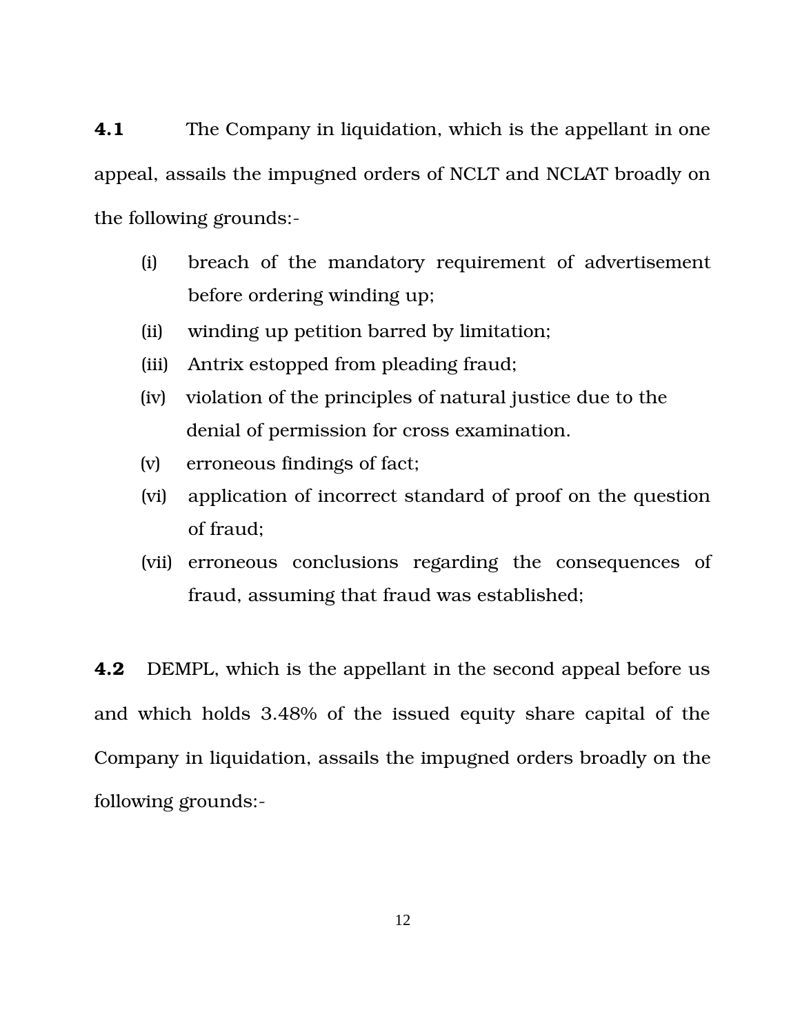**4.1** The Company in liquidation, which is the appellant in one appeal, assails the impugned orders of NCLT and NCLAT broadly on the following grounds:-

(i) breach of the mandatory requirement of advertisement before ordering winding up;

(ii) winding up petition barred by limitation;

(iii) Antrix estopped from pleading fraud;

(iv) violation of the principles of natural justice due to the denial of permission for cross examination.

(v) erroneous findings of fact;

(vi) application of incorrect standard of proof on the question of fraud;

(vii) erroneous conclusions regarding the consequences of fraud, assuming that fraud was established;

**4.2** DEMPL, which is the appellant in the second appeal before us and which holds 3.48% of the issued equity share capital of the Company in liquidation, assails the impugned orders broadly on the following grounds:-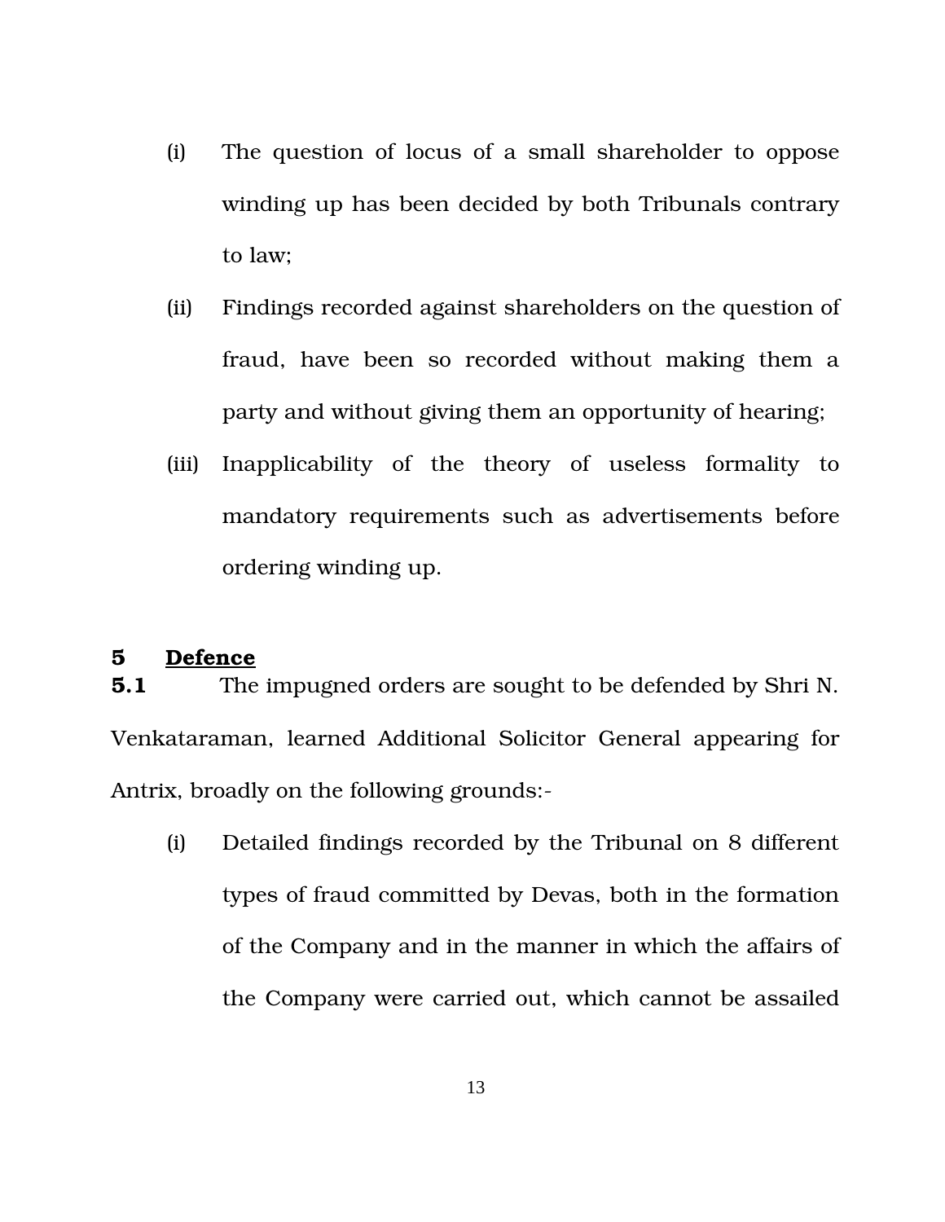(i) The question of locus of a small shareholder to oppose winding up has been decided by both Tribunals contrary to law;

(ii) Findings recorded against shareholders on the question of fraud, have been so recorded without making them a party and without giving them an opportunity of hearing;

(iii) Inapplicability of the theory of useless formality to mandatory requirements such as advertisements before ordering winding up.

**5 <u>Defence</u>**

**5.1** The impugned orders are sought to be defended by Shri N. Venkataraman, learned Additional Solicitor General appearing for Antrix, broadly on the following grounds:-

(i) Detailed findings recorded by the Tribunal on 8 different types of fraud committed by Devas, both in the formation of the Company and in the manner in which the affairs of the Company were carried out, which cannot be assailed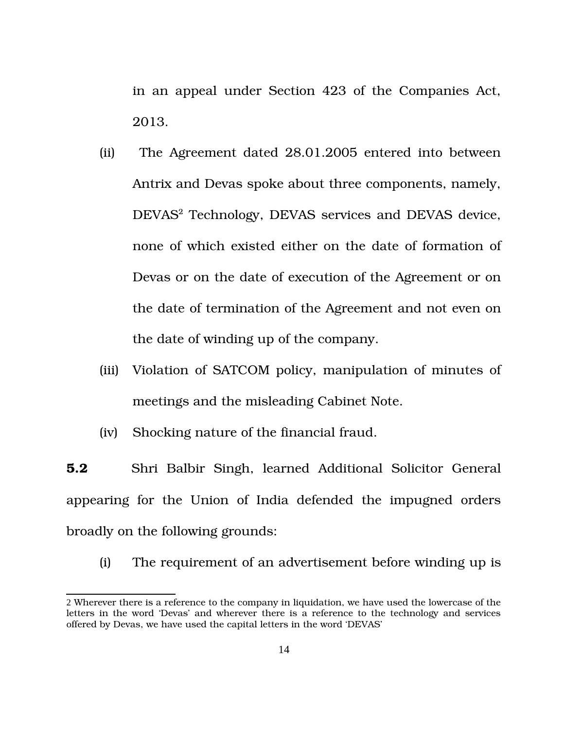in an appeal under Section 423 of the Companies Act, 2013.

(ii) The Agreement dated 28.01.2005 entered into between Antrix and Devas spoke about three components, namely, DEVAS[2] Technology, DEVAS services and DEVAS device, none of which existed either on the date of formation of Devas or on the date of execution of the Agreement or on the date of termination of the Agreement and not even on the date of winding up of the company.

(iii) Violation of SATCOM policy, manipulation of minutes of meetings and the misleading Cabinet Note.

(iv) Shocking nature of the financial fraud.

**5.2** Shri Balbir Singh, learned Additional Solicitor General appearing for the Union of India defended the impugned orders broadly on the following grounds:

(i) The requirement of an advertisement before winding up is

---

2 Wherever there is a reference to the company in liquidation, we have used the lowercase of the letters in the word 'Devas' and wherever there is a reference to the technology and services offered by Devas, we have used the capital letters in the word 'DEVAS'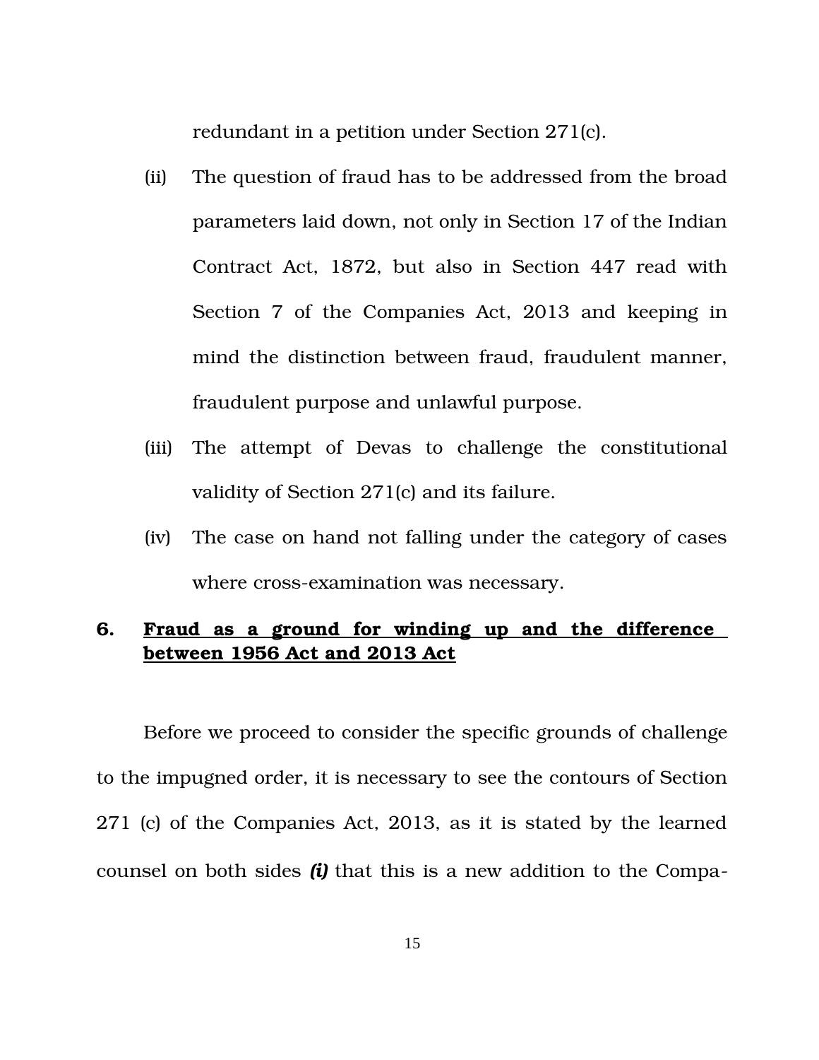redundant in a petition under Section 271(c).

(ii) The question of fraud has to be addressed from the broad parameters laid down, not only in Section 17 of the Indian Contract Act, 1872, but also in Section 447 read with Section 7 of the Companies Act, 2013 and keeping in mind the distinction between fraud, fraudulent manner, fraudulent purpose and unlawful purpose.

(iii) The attempt of Devas to challenge the constitutional validity of Section 271(c) and its failure.

(iv) The case on hand not falling under the category of cases where cross-examination was necessary.

## 6. <u>Fraud as a ground for winding up and the difference between 1956 Act and 2013 Act</u>

Before we proceed to consider the specific grounds of challenge to the impugned order, it is necessary to see the contours of Section 271 (c) of the Companies Act, 2013, as it is stated by the learned counsel on both sides ***(i)*** that this is a new addition to the Compa-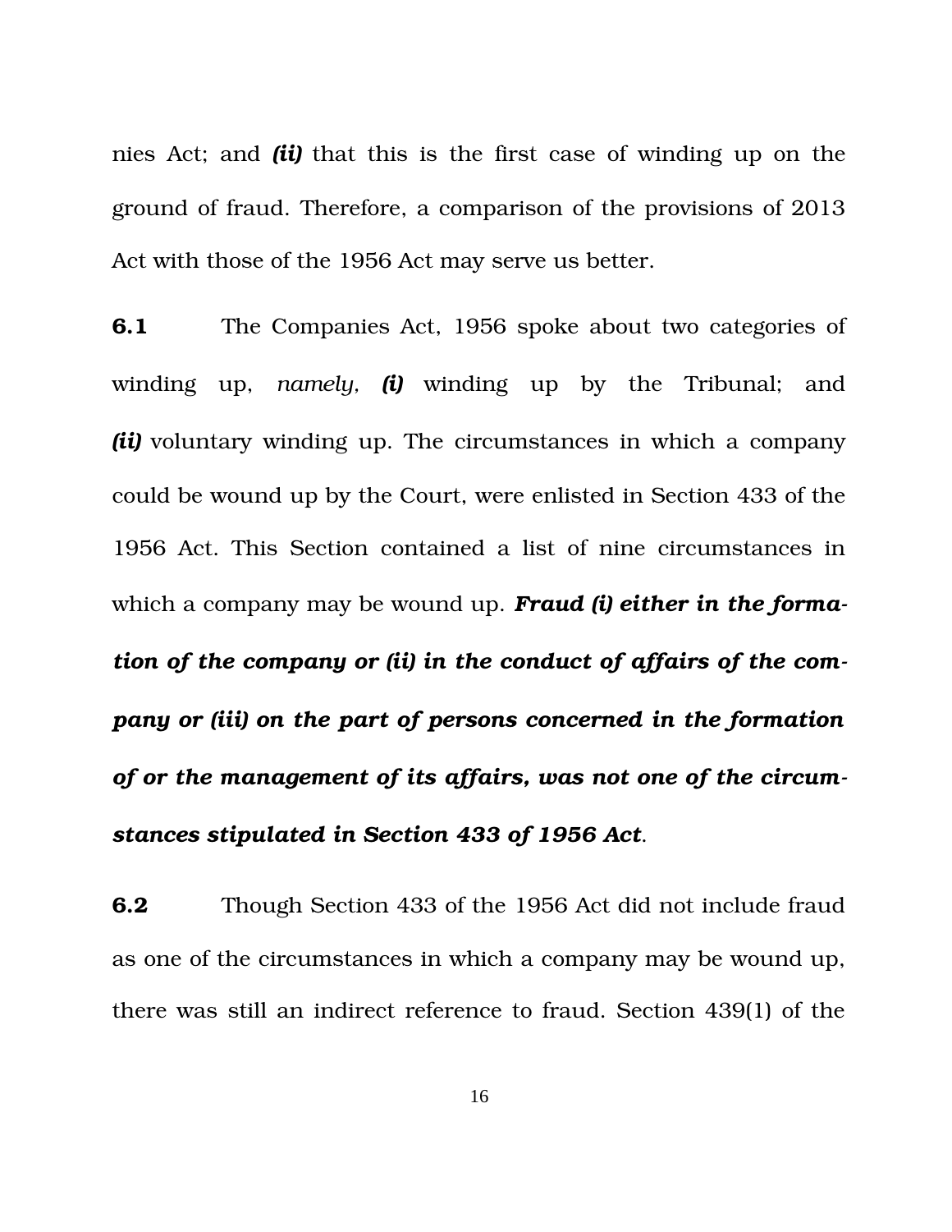nies Act; and ***(ii)*** that this is the first case of winding up on the ground of fraud. Therefore, a comparison of the provisions of 2013 Act with those of the 1956 Act may serve us better.

**6.1** The Companies Act, 1956 spoke about two categories of winding up, *namely,* ***(i)*** winding up by the Tribunal; and ***(ii)*** voluntary winding up. The circumstances in which a company could be wound up by the Court, were enlisted in Section 433 of the 1956 Act. This Section contained a list of nine circumstances in which a company may be wound up. ***Fraud (i) either in the formation of the company or (ii) in the conduct of affairs of the company or (iii) on the part of persons concerned in the formation of or the management of its affairs, was not one of the circumstances stipulated in Section 433 of 1956 Act***.

**6.2** Though Section 433 of the 1956 Act did not include fraud as one of the circumstances in which a company may be wound up, there was still an indirect reference to fraud. Section 439(1) of the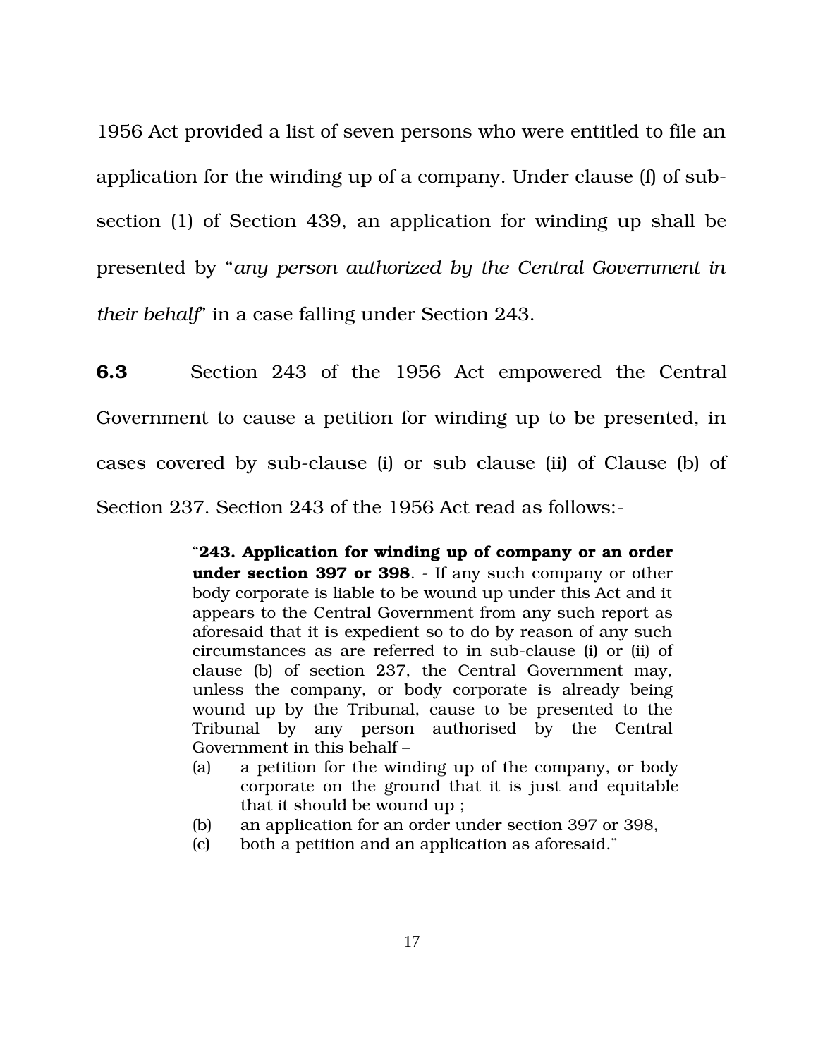1956 Act provided a list of seven persons who were entitled to file an application for the winding up of a company. Under clause (f) of sub-section (1) of Section 439, an application for winding up shall be presented by "*any person authorized by the Central Government in their behalf*" in a case falling under Section 243.

**6.3** Section 243 of the 1956 Act empowered the Central Government to cause a petition for winding up to be presented, in cases covered by sub-clause (i) or sub clause (ii) of Clause (b) of Section 237. Section 243 of the 1956 Act read as follows:-

> "**243. Application for winding up of company or an order under section 397 or 398**. - If any such company or other body corporate is liable to be wound up under this Act and it appears to the Central Government from any such report as aforesaid that it is expedient so to do by reason of any such circumstances as are referred to in sub-clause (i) or (ii) of clause (b) of section 237, the Central Government may, unless the company, or body corporate is already being wound up by the Tribunal, cause to be presented to the Tribunal by any person authorised by the Central Government in this behalf –
>
> (a) a petition for the winding up of the company, or body corporate on the ground that it is just and equitable that it should be wound up ;
>
> (b) an application for an order under section 397 or 398,
>
> (c) both a petition and an application as aforesaid."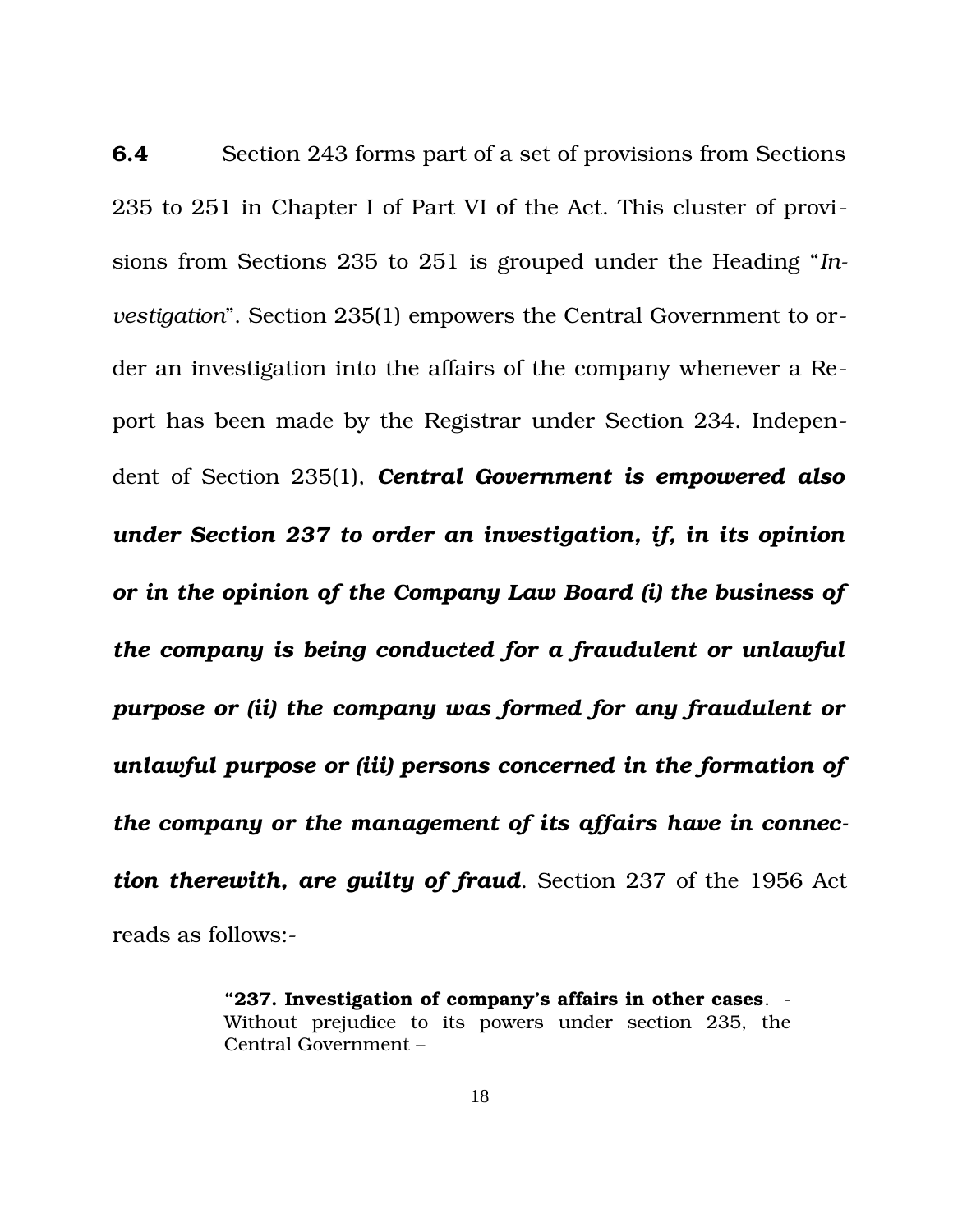**6.4** Section 243 forms part of a set of provisions from Sections 235 to 251 in Chapter I of Part VI of the Act. This cluster of provisions from Sections 235 to 251 is grouped under the Heading "*Investigation*". Section 235(1) empowers the Central Government to order an investigation into the affairs of the company whenever a Report has been made by the Registrar under Section 234. Independent of Section 235(1), ***Central Government is empowered also under Section 237 to order an investigation, if, in its opinion or in the opinion of the Company Law Board (i) the business of the company is being conducted for a fraudulent or unlawful purpose or (ii) the company was formed for any fraudulent or unlawful purpose or (iii) persons concerned in the formation of the company or the management of its affairs have in connection therewith, are guilty of fraud***. Section 237 of the 1956 Act reads as follows:-

> "**237. Investigation of company's affairs in other cases**. - Without prejudice to its powers under section 235, the Central Government –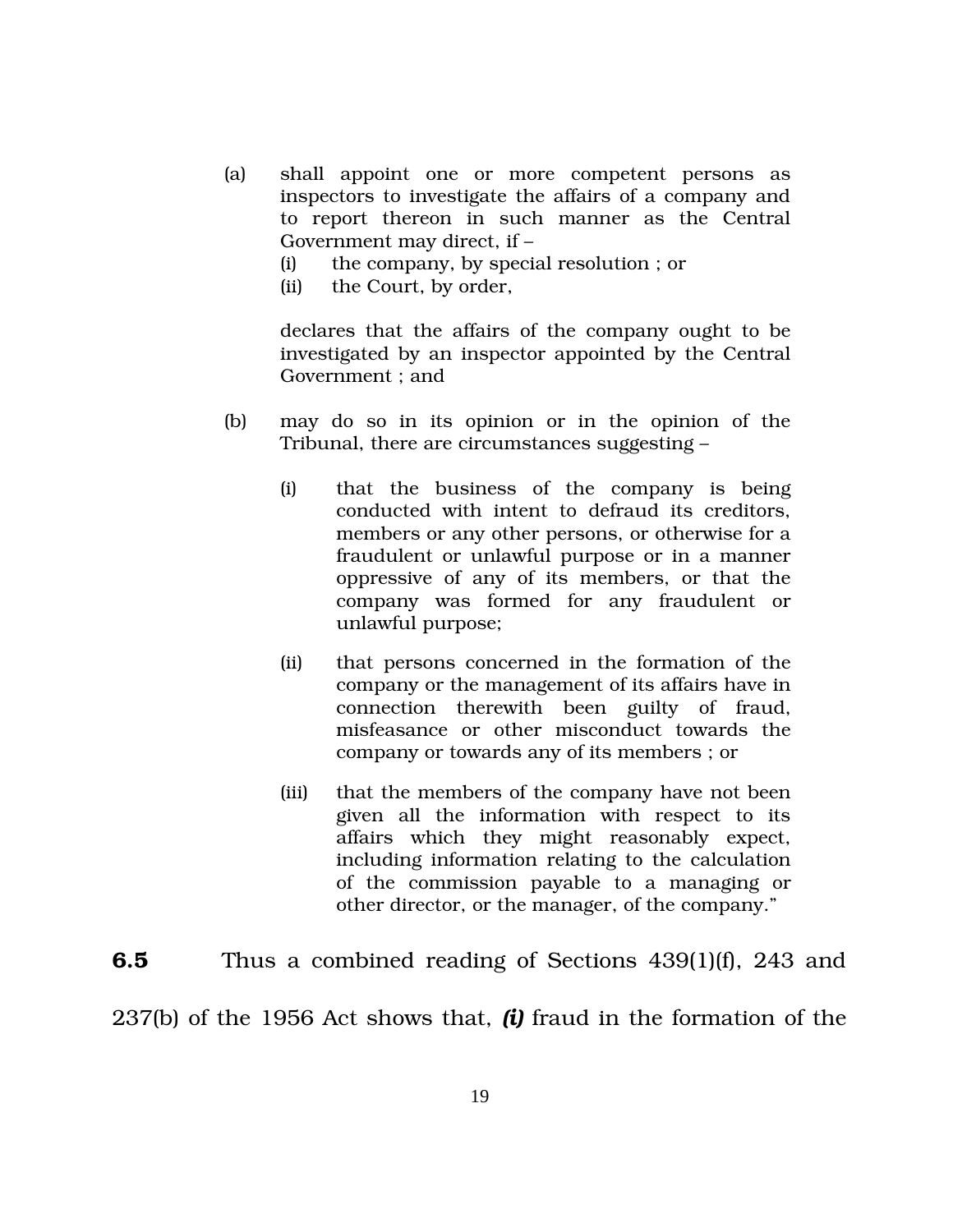(a) shall appoint one or more competent persons as inspectors to investigate the affairs of a company and to report thereon in such manner as the Central Government may direct, if –

   (i) the company, by special resolution ; or

   (ii) the Court, by order,

   declares that the affairs of the company ought to be investigated by an inspector appointed by the Central Government ; and

(b) may do so in its opinion or in the opinion of the Tribunal, there are circumstances suggesting –

   (i) that the business of the company is being conducted with intent to defraud its creditors, members or any other persons, or otherwise for a fraudulent or unlawful purpose or in a manner oppressive of any of its members, or that the company was formed for any fraudulent or unlawful purpose;

   (ii) that persons concerned in the formation of the company or the management of its affairs have in connection therewith been guilty of fraud, misfeasance or other misconduct towards the company or towards any of its members ; or

   (iii) that the members of the company have not been given all the information with respect to its affairs which they might reasonably expect, including information relating to the calculation of the commission payable to a managing or other director, or the manager, of the company."

**6.5** Thus a combined reading of Sections 439(1)(f), 243 and 237(b) of the 1956 Act shows that, ***(i)*** fraud in the formation of the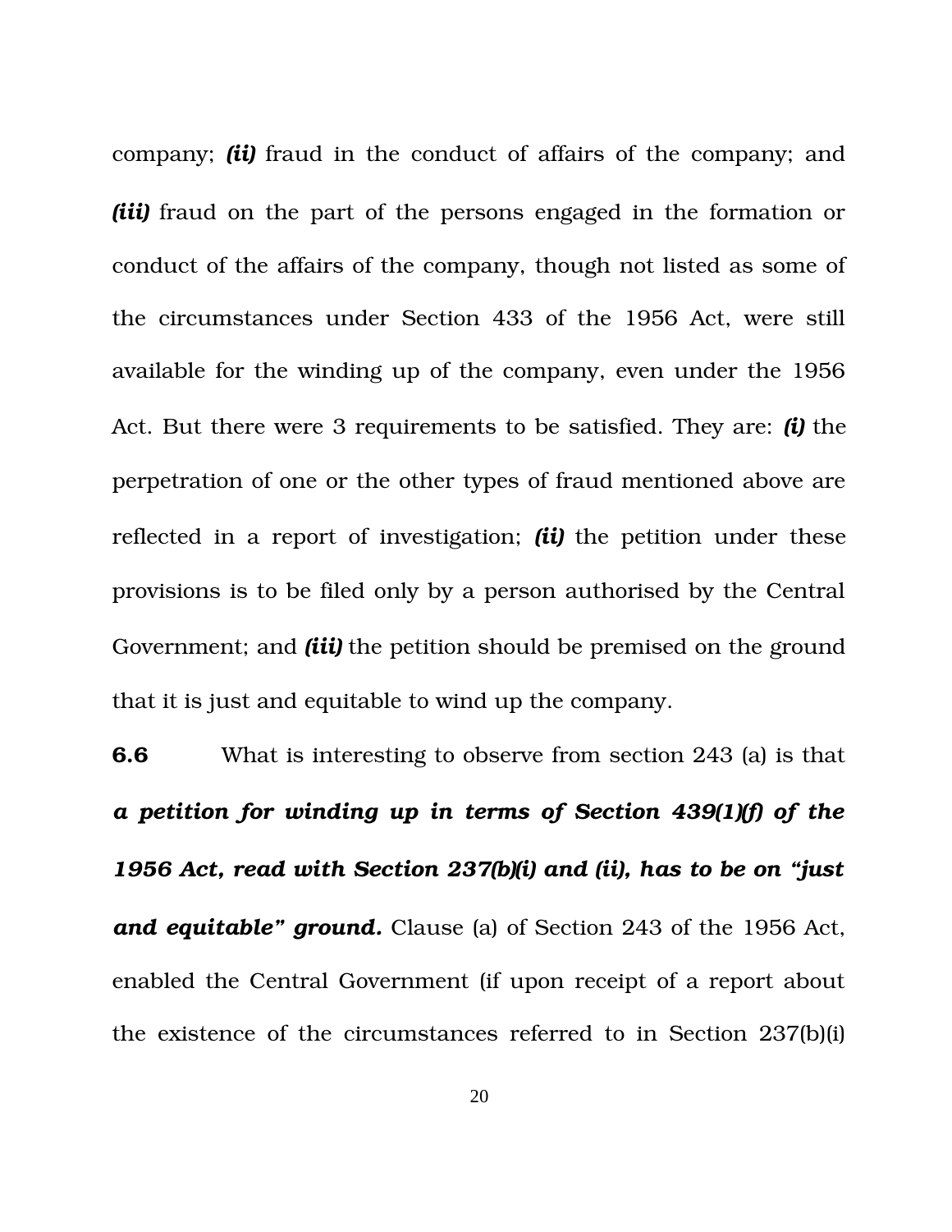company; ***(ii)*** fraud in the conduct of affairs of the company; and ***(iii)*** fraud on the part of the persons engaged in the formation or conduct of the affairs of the company, though not listed as some of the circumstances under Section 433 of the 1956 Act, were still available for the winding up of the company, even under the 1956 Act. But there were 3 requirements to be satisfied. They are: ***(i)*** the perpetration of one or the other types of fraud mentioned above are reflected in a report of investigation; ***(ii)*** the petition under these provisions is to be filed only by a person authorised by the Central Government; and ***(iii)*** the petition should be premised on the ground that it is just and equitable to wind up the company.

**6.6** What is interesting to observe from section 243 (a) is that ***a petition for winding up in terms of Section 439(1)(f) of the 1956 Act, read with Section 237(b)(i) and (ii), has to be on "just and equitable" ground.*** Clause (a) of Section 243 of the 1956 Act, enabled the Central Government (if upon receipt of a report about the existence of the circumstances referred to in Section 237(b)(i)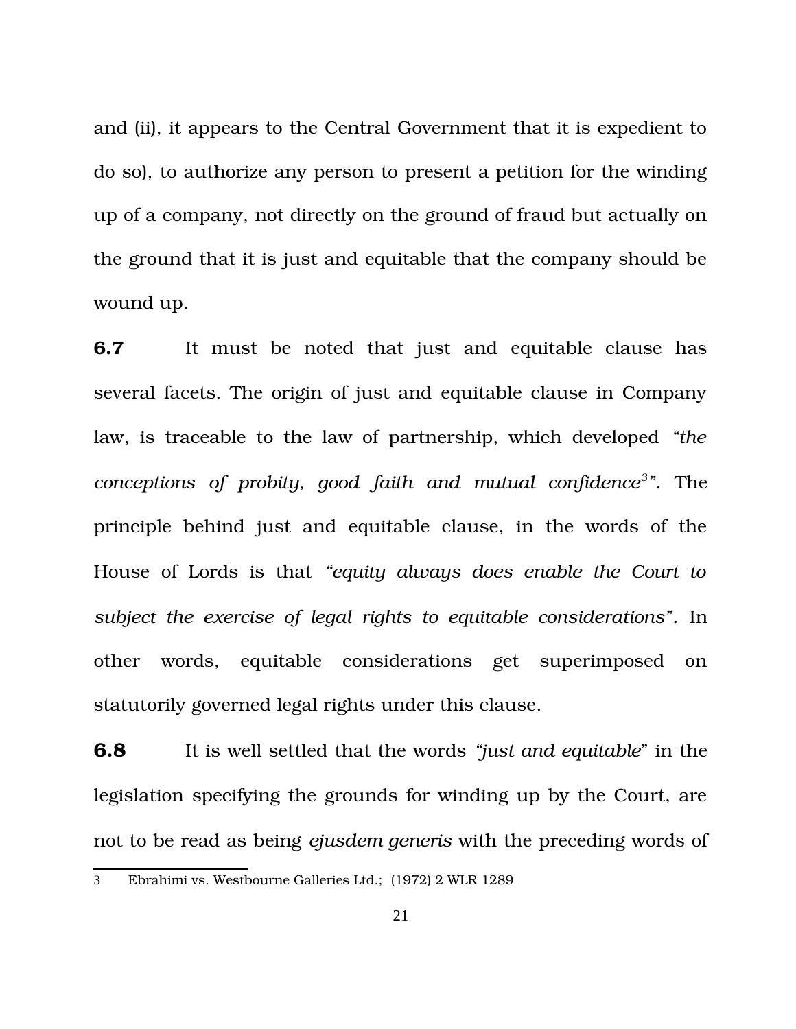and (ii), it appears to the Central Government that it is expedient to do so), to authorize any person to present a petition for the winding up of a company, not directly on the ground of fraud but actually on the ground that it is just and equitable that the company should be wound up.

**6.7** It must be noted that just and equitable clause has several facets. The origin of just and equitable clause in Company law, is traceable to the law of partnership, which developed *"the conceptions of probity, good faith and mutual confidence*[3]*"*. The principle behind just and equitable clause, in the words of the House of Lords is that *"equity always does enable the Court to subject the exercise of legal rights to equitable considerations".* In other words, equitable considerations get superimposed on statutorily governed legal rights under this clause.

**6.8** It is well settled that the words *"just and equitable"* in the legislation specifying the grounds for winding up by the Court, are not to be read as being *ejusdem generis* with the preceding words of

---

3 Ebrahimi vs. Westbourne Galleries Ltd.; (1972) 2 WLR 1289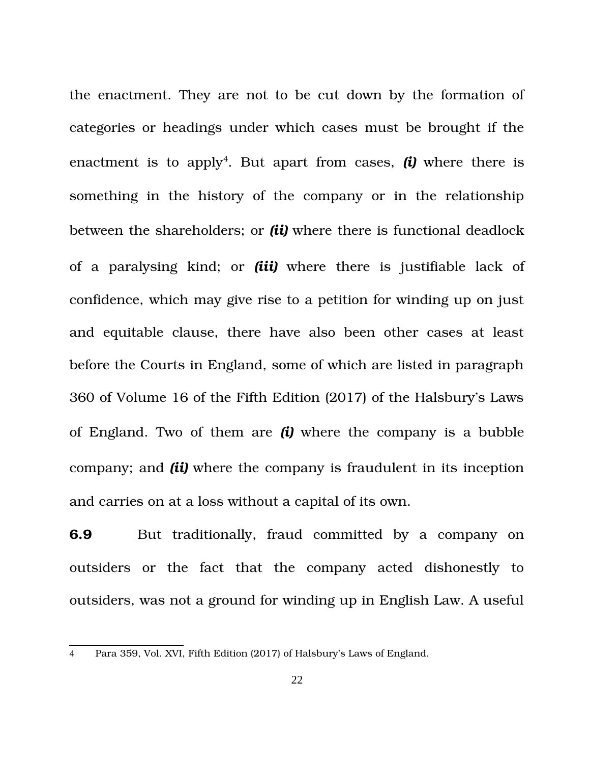the enactment. They are not to be cut down by the formation of categories or headings under which cases must be brought if the enactment is to apply[4]. But apart from cases, ***(i)*** where there is something in the history of the company or in the relationship between the shareholders; or ***(ii)*** where there is functional deadlock of a paralysing kind; or ***(iii)*** where there is justifiable lack of confidence, which may give rise to a petition for winding up on just and equitable clause, there have also been other cases at least before the Courts in England, some of which are listed in paragraph 360 of Volume 16 of the Fifth Edition (2017) of the Halsbury's Laws of England. Two of them are ***(i)*** where the company is a bubble company; and ***(ii)*** where the company is fraudulent in its inception and carries on at a loss without a capital of its own.

**6.9** But traditionally, fraud committed by a company on outsiders or the fact that the company acted dishonestly to outsiders, was not a ground for winding up in English Law. A useful

---

[4] Para 359, Vol. XVI, Fifth Edition (2017) of Halsbury's Laws of England.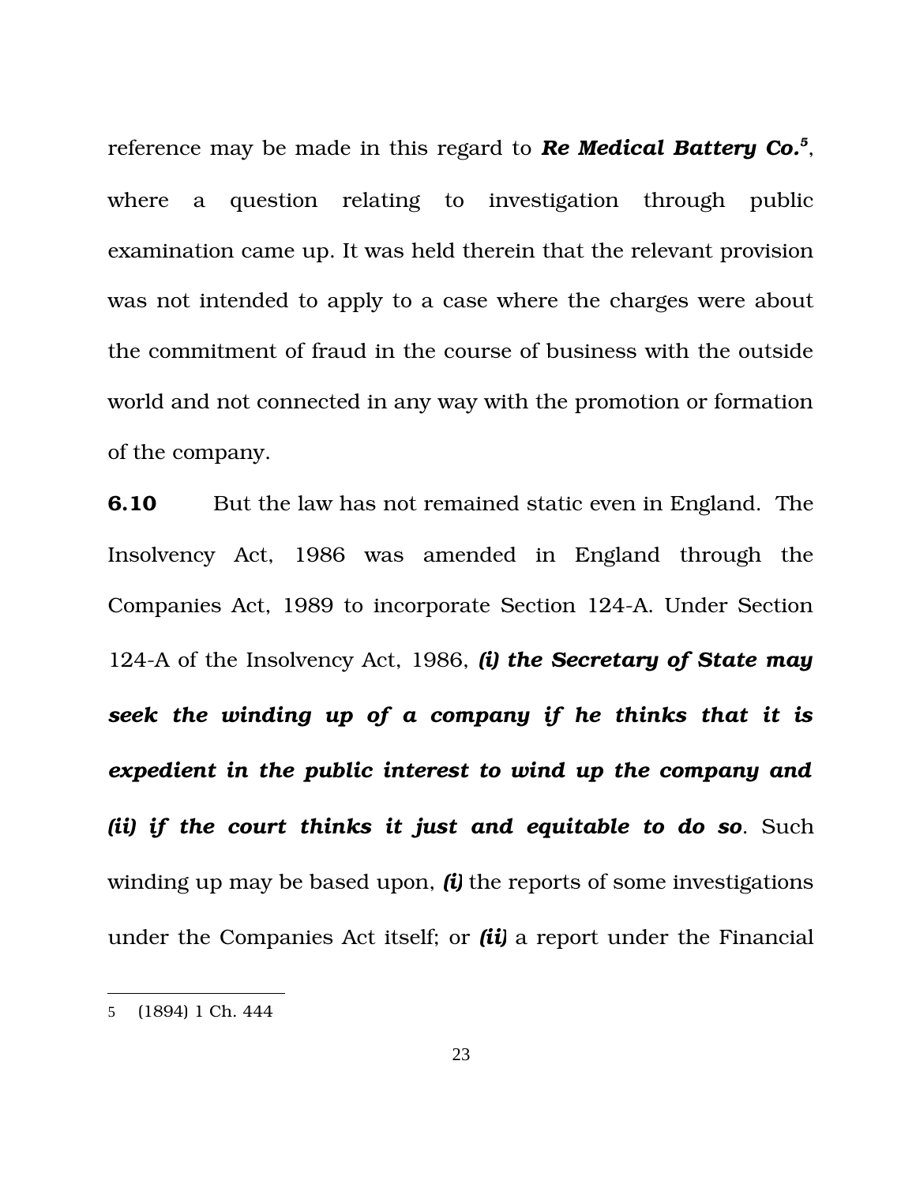reference may be made in this regard to ***Re Medical Battery Co.***[5], where a question relating to investigation through public examination came up. It was held therein that the relevant provision was not intended to apply to a case where the charges were about the commitment of fraud in the course of business with the outside world and not connected in any way with the promotion or formation of the company.

**6.10** But the law has not remained static even in England. The Insolvency Act, 1986 was amended in England through the Companies Act, 1989 to incorporate Section 124-A. Under Section 124-A of the Insolvency Act, 1986, ***(i) the Secretary of State may seek the winding up of a company if he thinks that it is expedient in the public interest to wind up the company and (ii) if the court thinks it just and equitable to do so***. Such winding up may be based upon, ***(i)*** the reports of some investigations under the Companies Act itself; or ***(ii)*** a report under the Financial

---

5 (1894) 1 Ch. 444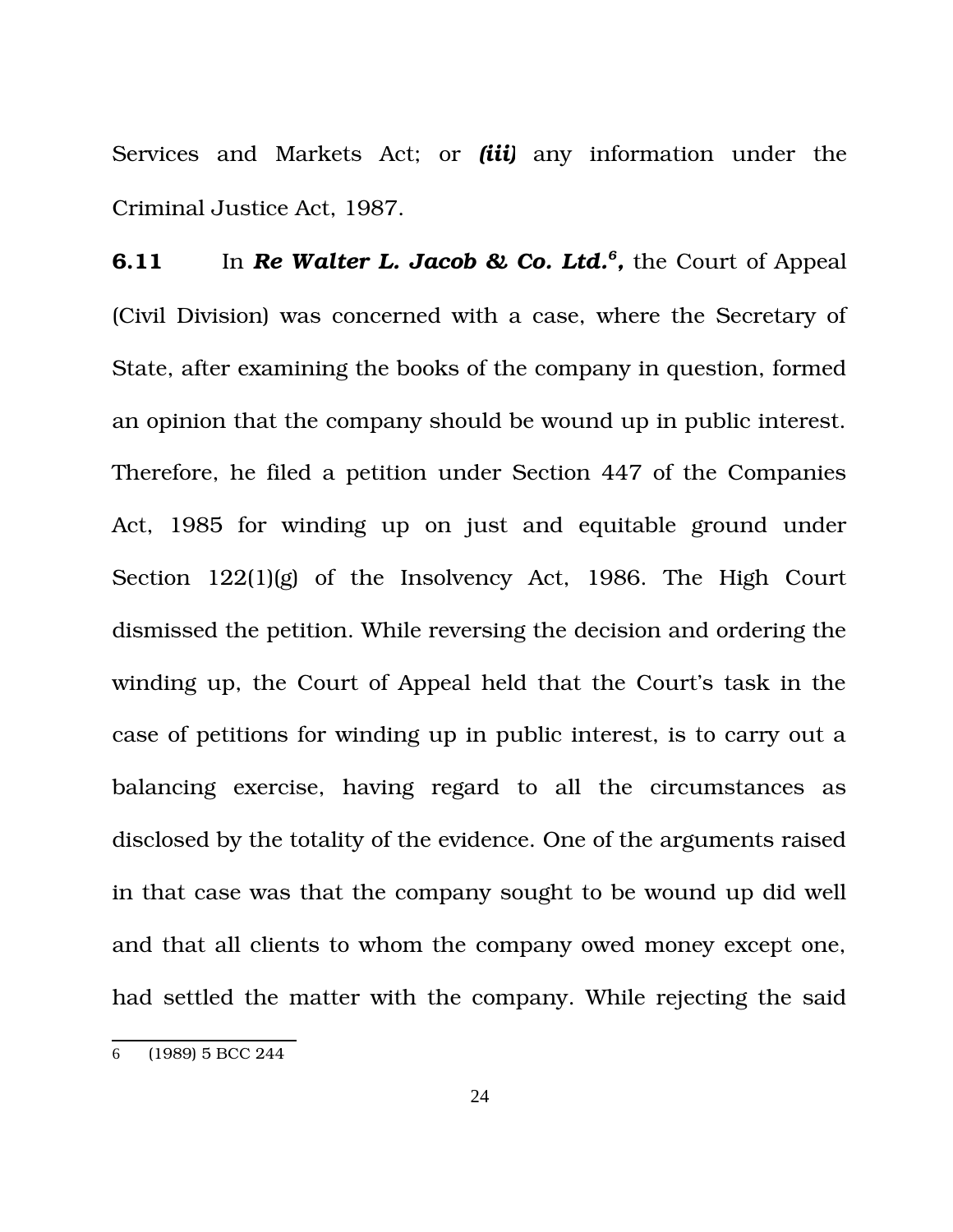Services and Markets Act; or ***(iii)*** any information under the Criminal Justice Act, 1987.

**6.11** In ***Re Walter L. Jacob & Co. Ltd.***[6]**,** the Court of Appeal (Civil Division) was concerned with a case, where the Secretary of State, after examining the books of the company in question, formed an opinion that the company should be wound up in public interest. Therefore, he filed a petition under Section 447 of the Companies Act, 1985 for winding up on just and equitable ground under Section 122(1)(g) of the Insolvency Act, 1986. The High Court dismissed the petition. While reversing the decision and ordering the winding up, the Court of Appeal held that the Court's task in the case of petitions for winding up in public interest, is to carry out a balancing exercise, having regard to all the circumstances as disclosed by the totality of the evidence. One of the arguments raised in that case was that the company sought to be wound up did well and that all clients to whom the company owed money except one, had settled the matter with the company. While rejecting the said

---

6 (1989) 5 BCC 244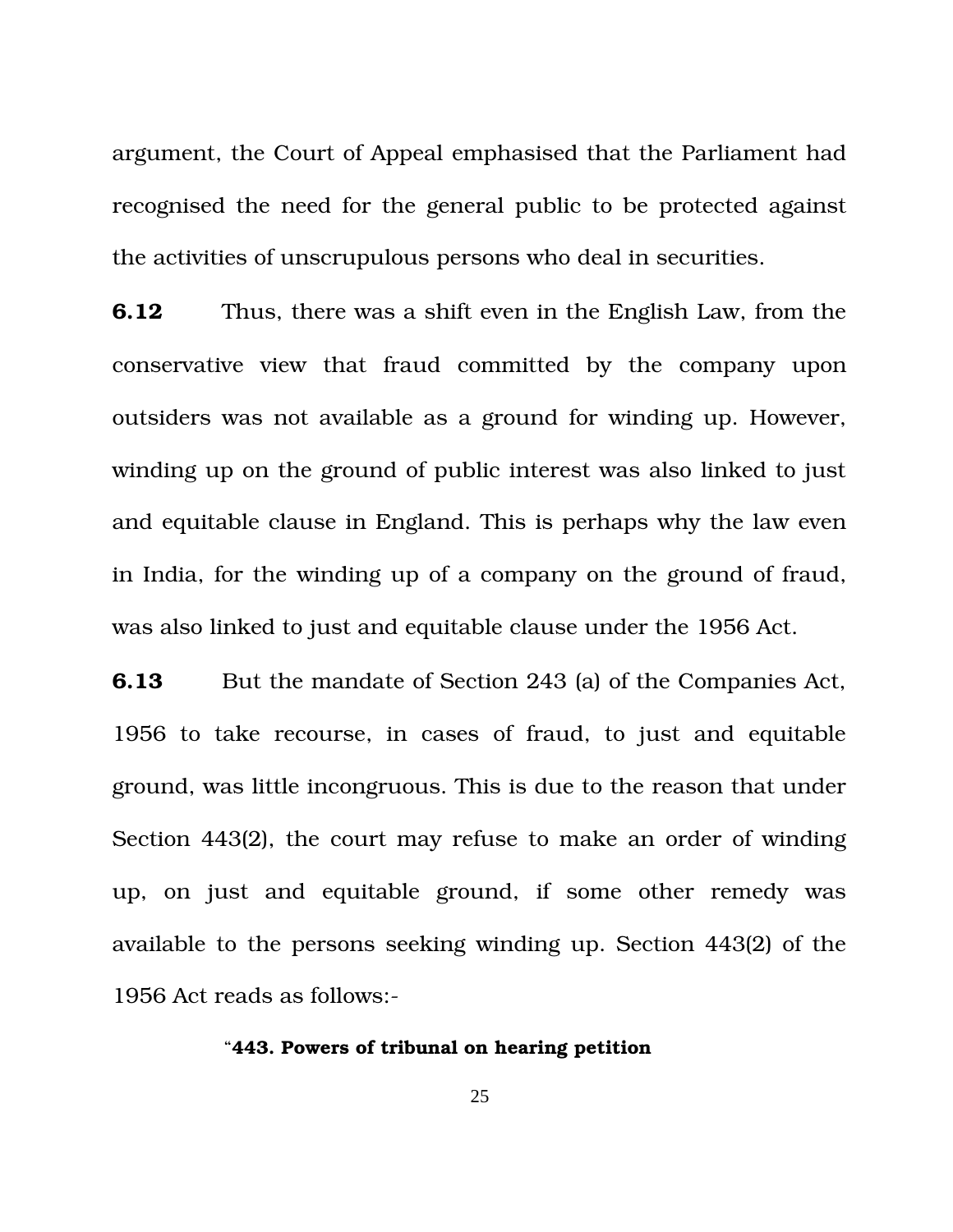argument, the Court of Appeal emphasised that the Parliament had recognised the need for the general public to be protected against the activities of unscrupulous persons who deal in securities.

**6.12** Thus, there was a shift even in the English Law, from the conservative view that fraud committed by the company upon outsiders was not available as a ground for winding up. However, winding up on the ground of public interest was also linked to just and equitable clause in England. This is perhaps why the law even in India, for the winding up of a company on the ground of fraud, was also linked to just and equitable clause under the 1956 Act.

**6.13** But the mandate of Section 243 (a) of the Companies Act, 1956 to take recourse, in cases of fraud, to just and equitable ground, was little incongruous. This is due to the reason that under Section 443(2), the court may refuse to make an order of winding up, on just and equitable ground, if some other remedy was available to the persons seeking winding up. Section 443(2) of the 1956 Act reads as follows:-

> "**443. Powers of tribunal on hearing petition**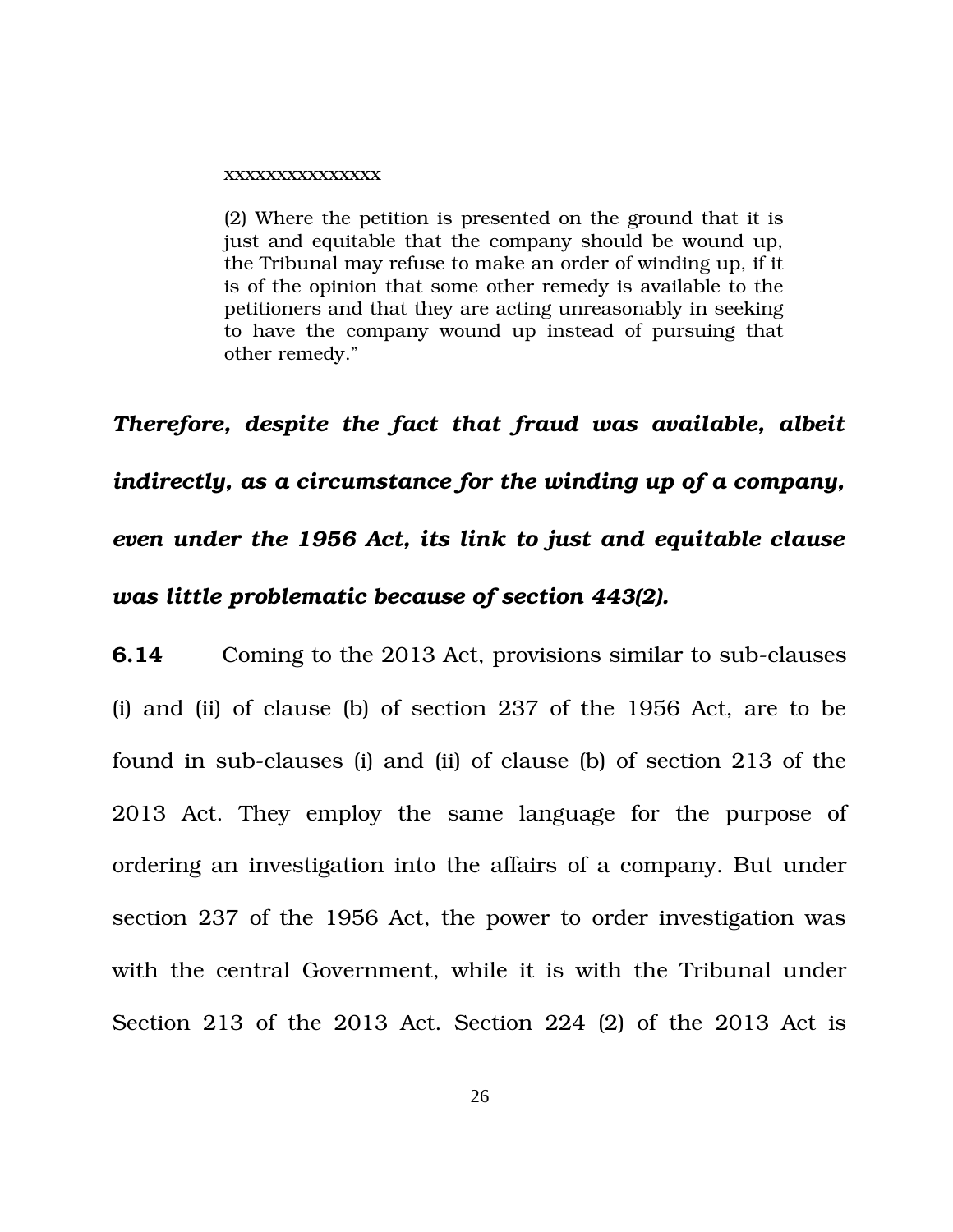> xxxxxxxxxxxxxxx
>
> (2) Where the petition is presented on the ground that it is just and equitable that the company should be wound up, the Tribunal may refuse to make an order of winding up, if it is of the opinion that some other remedy is available to the petitioners and that they are acting unreasonably in seeking to have the company wound up instead of pursuing that other remedy."

***Therefore, despite the fact that fraud was available, albeit indirectly, as a circumstance for the winding up of a company, even under the 1956 Act, its link to just and equitable clause was little problematic because of section 443(2).***

**6.14** Coming to the 2013 Act, provisions similar to sub-clauses (i) and (ii) of clause (b) of section 237 of the 1956 Act, are to be found in sub-clauses (i) and (ii) of clause (b) of section 213 of the 2013 Act. They employ the same language for the purpose of ordering an investigation into the affairs of a company. But under section 237 of the 1956 Act, the power to order investigation was with the central Government, while it is with the Tribunal under Section 213 of the 2013 Act. Section 224 (2) of the 2013 Act is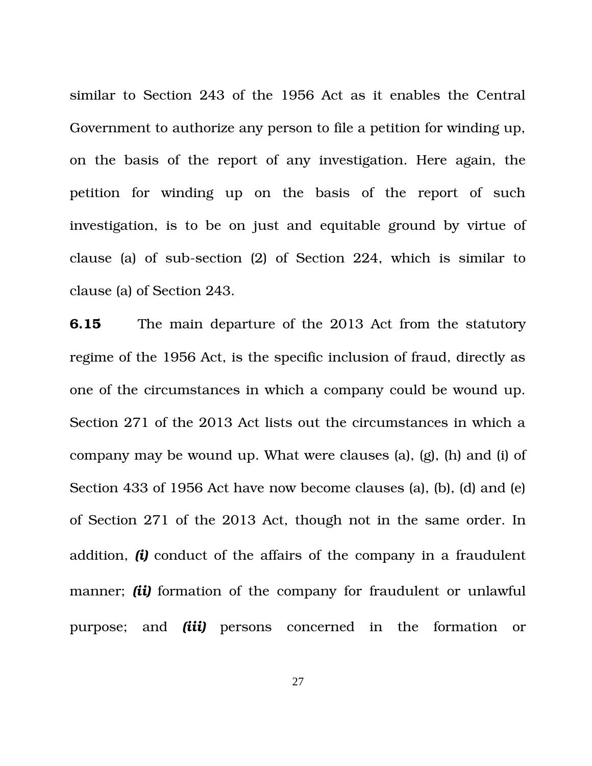similar to Section 243 of the 1956 Act as it enables the Central Government to authorize any person to file a petition for winding up, on the basis of the report of any investigation. Here again, the petition for winding up on the basis of the report of such investigation, is to be on just and equitable ground by virtue of clause (a) of sub-section (2) of Section 224, which is similar to clause (a) of Section 243.

**6.15** The main departure of the 2013 Act from the statutory regime of the 1956 Act, is the specific inclusion of fraud, directly as one of the circumstances in which a company could be wound up. Section 271 of the 2013 Act lists out the circumstances in which a company may be wound up. What were clauses (a), (g), (h) and (i) of Section 433 of 1956 Act have now become clauses (a), (b), (d) and (e) of Section 271 of the 2013 Act, though not in the same order. In addition, ***(i)*** conduct of the affairs of the company in a fraudulent manner; ***(ii)*** formation of the company for fraudulent or unlawful purpose; and ***(iii)*** persons concerned in the formation or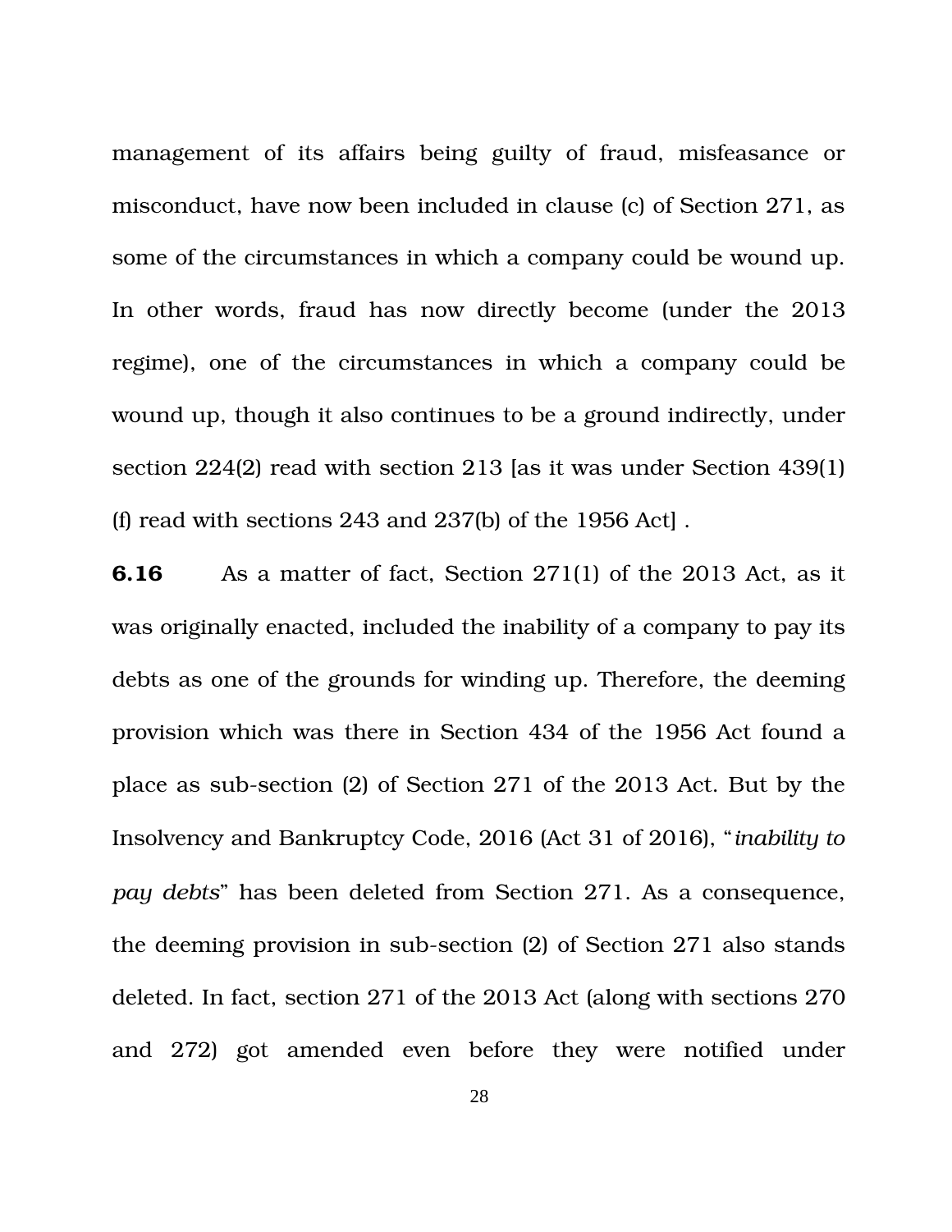management of its affairs being guilty of fraud, misfeasance or misconduct, have now been included in clause (c) of Section 271, as some of the circumstances in which a company could be wound up. In other words, fraud has now directly become (under the 2013 regime), one of the circumstances in which a company could be wound up, though it also continues to be a ground indirectly, under section 224(2) read with section 213 [as it was under Section 439(1)(f) read with sections 243 and 237(b) of the 1956 Act] .

**6.16** As a matter of fact, Section 271(1) of the 2013 Act, as it was originally enacted, included the inability of a company to pay its debts as one of the grounds for winding up. Therefore, the deeming provision which was there in Section 434 of the 1956 Act found a place as sub-section (2) of Section 271 of the 2013 Act. But by the Insolvency and Bankruptcy Code, 2016 (Act 31 of 2016), "*inability to pay debts*" has been deleted from Section 271. As a consequence, the deeming provision in sub-section (2) of Section 271 also stands deleted. In fact, section 271 of the 2013 Act (along with sections 270 and 272) got amended even before they were notified under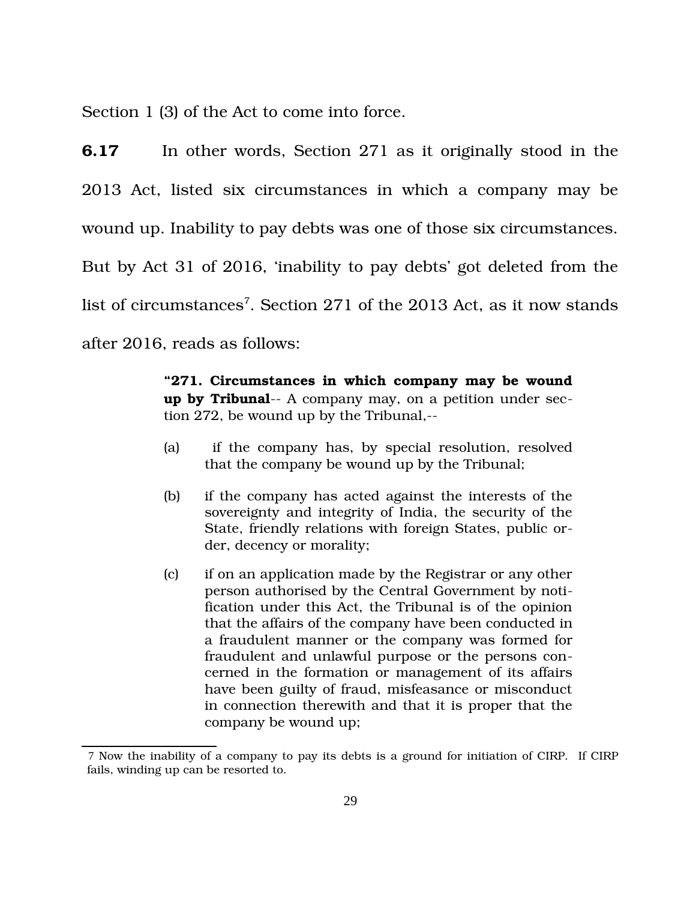Section 1 (3) of the Act to come into force.

**6.17** In other words, Section 271 as it originally stood in the 2013 Act, listed six circumstances in which a company may be wound up. Inability to pay debts was one of those six circumstances. But by Act 31 of 2016, 'inability to pay debts' got deleted from the list of circumstances[7]. Section 271 of the 2013 Act, as it now stands after 2016, reads as follows:

> "**271. Circumstances in which company may be wound up by Tribunal**-- A company may, on a petition under section 272, be wound up by the Tribunal,--
>
> (a) if the company has, by special resolution, resolved that the company be wound up by the Tribunal;
>
> (b) if the company has acted against the interests of the sovereignty and integrity of India, the security of the State, friendly relations with foreign States, public order, decency or morality;
>
> (c) if on an application made by the Registrar or any other person authorised by the Central Government by notification under this Act, the Tribunal is of the opinion that the affairs of the company have been conducted in a fraudulent manner or the company was formed for fraudulent and unlawful purpose or the persons concerned in the formation or management of its affairs have been guilty of fraud, misfeasance or misconduct in connection therewith and that it is proper that the company be wound up;

---

7 Now the inability of a company to pay its debts is a ground for initiation of CIRP. If CIRP fails, winding up can be resorted to.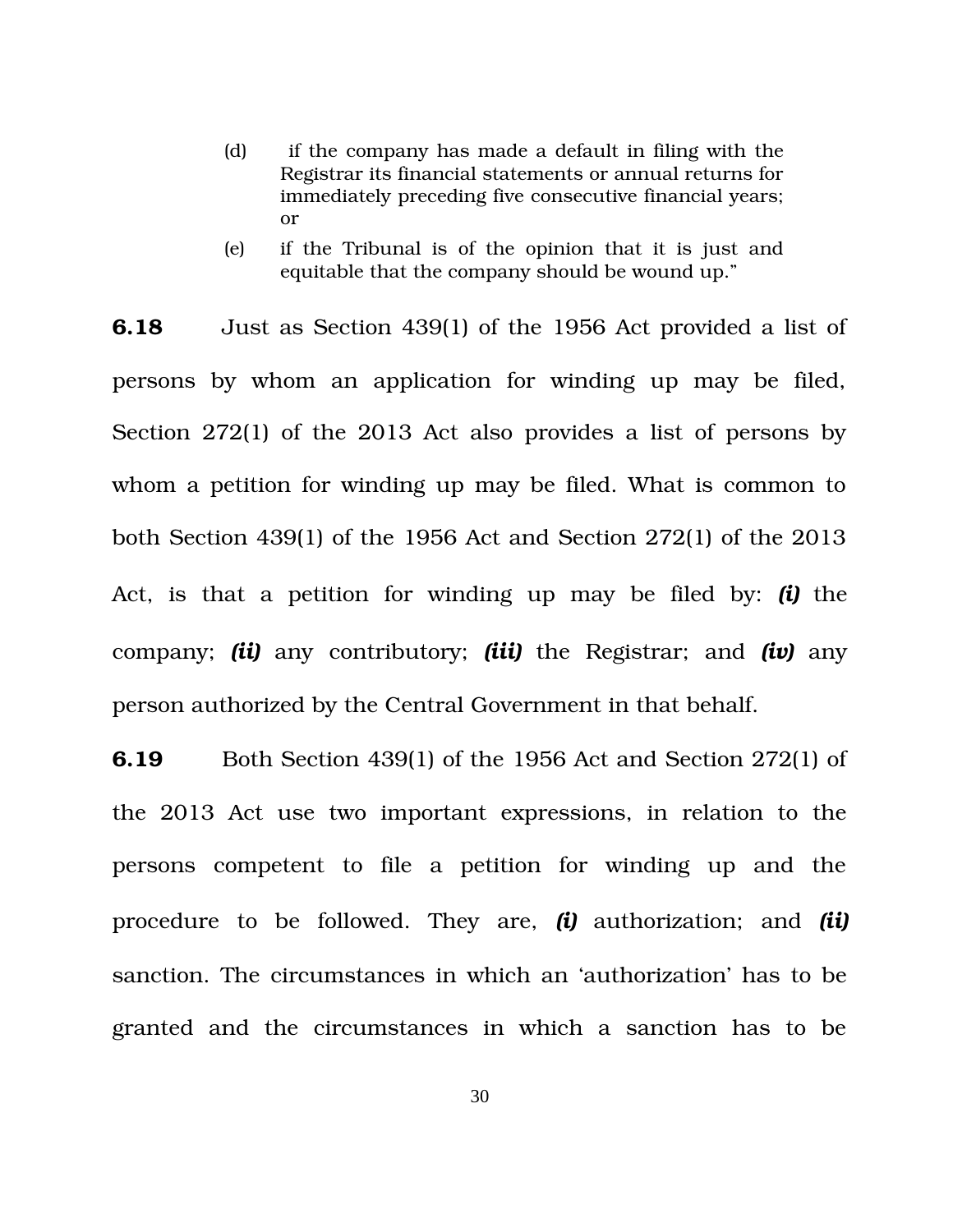> (d) if the company has made a default in filing with the Registrar its financial statements or annual returns for immediately preceding five consecutive financial years; or
>
> (e) if the Tribunal is of the opinion that it is just and equitable that the company should be wound up."

**6.18** Just as Section 439(1) of the 1956 Act provided a list of persons by whom an application for winding up may be filed, Section 272(1) of the 2013 Act also provides a list of persons by whom a petition for winding up may be filed. What is common to both Section 439(1) of the 1956 Act and Section 272(1) of the 2013 Act, is that a petition for winding up may be filed by: ***(i)*** the company; ***(ii)*** any contributory; ***(iii)*** the Registrar; and ***(iv)*** any person authorized by the Central Government in that behalf.

**6.19** Both Section 439(1) of the 1956 Act and Section 272(1) of the 2013 Act use two important expressions, in relation to the persons competent to file a petition for winding up and the procedure to be followed. They are, ***(i)*** authorization; and ***(ii)*** sanction. The circumstances in which an 'authorization' has to be granted and the circumstances in which a sanction has to be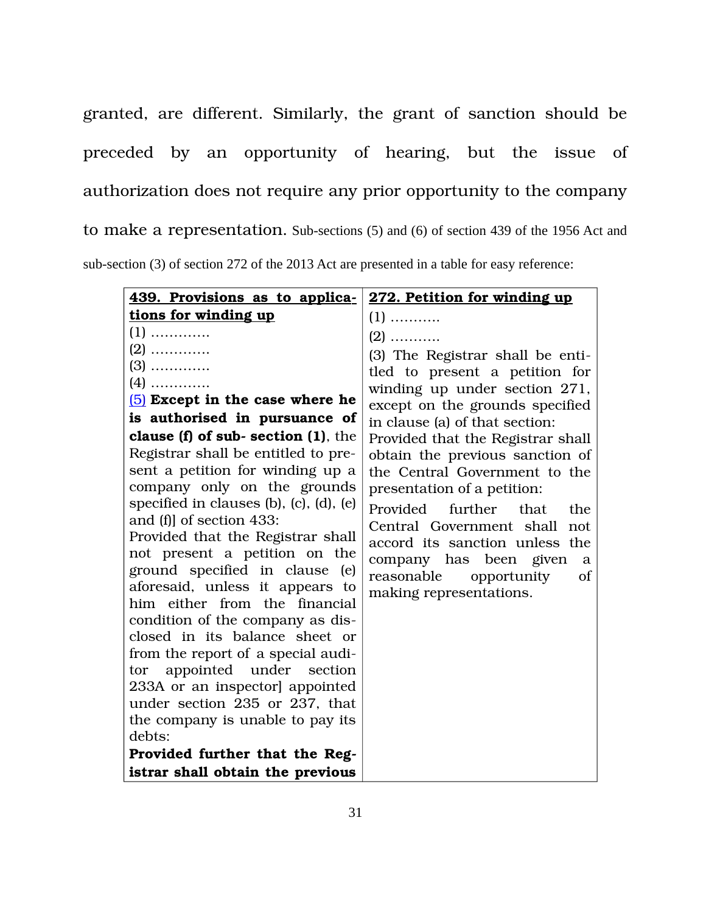granted, are different. Similarly, the grant of sanction should be preceded by an opportunity of hearing, but the issue of authorization does not require any prior opportunity to the company to make a representation. Sub-sections (5) and (6) of section 439 of the 1956 Act and sub-section (3) of section 272 of the 2013 Act are presented in a table for easy reference:

| **439. Provisions as to applications for winding up** | **272. Petition for winding up** |
|---|---|
| (1) …………<br>(2) …………<br>(3) …………<br>(4) …………<br>(5) **Except in the case where he is authorised in pursuance of clause (f) of sub- section (1)**, the Registrar shall be entitled to present a petition for winding up a company only on the grounds specified in clauses (b), (c), (d), (e) and (f)] of section 433:<br>Provided that the Registrar shall not present a petition on the ground specified in clause (e) aforesaid, unless it appears to him either from the financial condition of the company as disclosed in its balance sheet or from the report of a special auditor appointed under section 233A or an inspector] appointed under section 235 or 237, that the company is unable to pay its debts:<br>**Provided further that the Registrar shall obtain the previous** | (1) ………..<br>(2) ………..<br>(3) The Registrar shall be entitled to present a petition for winding up under section 271, except on the grounds specified in clause (a) of that section:<br>Provided that the Registrar shall obtain the previous sanction of the Central Government to the presentation of a petition:<br>Provided further that the Central Government shall not accord its sanction unless the company has been given a reasonable opportunity of making representations. |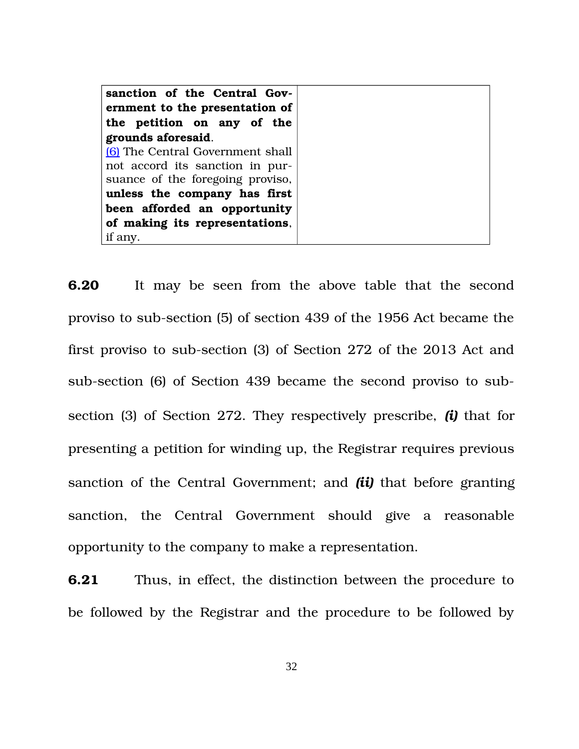| | |
|---|---|
| **sanction of the Central Government to the presentation of the petition on any of the grounds aforesaid**. [(6)] The Central Government shall not accord its sanction in pursuance of the foregoing proviso, **unless the company has first been afforded an opportunity of making its representations**, if any. | |

**6.20** It may be seen from the above table that the second proviso to sub-section (5) of section 439 of the 1956 Act became the first proviso to sub-section (3) of Section 272 of the 2013 Act and sub-section (6) of Section 439 became the second proviso to sub-section (3) of Section 272. They respectively prescribe, ***(i)*** that for presenting a petition for winding up, the Registrar requires previous sanction of the Central Government; and ***(ii)*** that before granting sanction, the Central Government should give a reasonable opportunity to the company to make a representation.

**6.21** Thus, in effect, the distinction between the procedure to be followed by the Registrar and the procedure to be followed by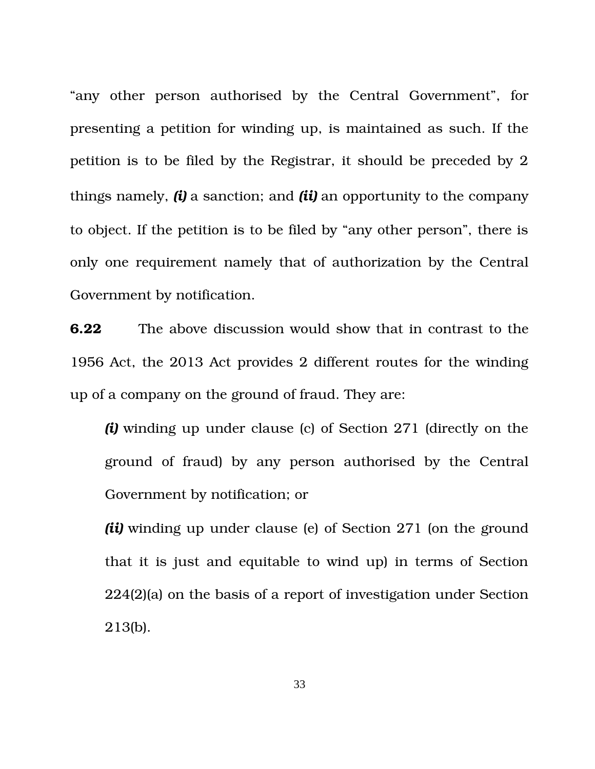"any other person authorised by the Central Government", for presenting a petition for winding up, is maintained as such. If the petition is to be filed by the Registrar, it should be preceded by 2 things namely, ***(i)*** a sanction; and ***(ii)*** an opportunity to the company to object. If the petition is to be filed by "any other person", there is only one requirement namely that of authorization by the Central Government by notification.

**6.22** The above discussion would show that in contrast to the 1956 Act, the 2013 Act provides 2 different routes for the winding up of a company on the ground of fraud. They are:

> ***(i)*** winding up under clause (c) of Section 271 (directly on the ground of fraud) by any person authorised by the Central Government by notification; or
>
> ***(ii)*** winding up under clause (e) of Section 271 (on the ground that it is just and equitable to wind up) in terms of Section 224(2)(a) on the basis of a report of investigation under Section 213(b).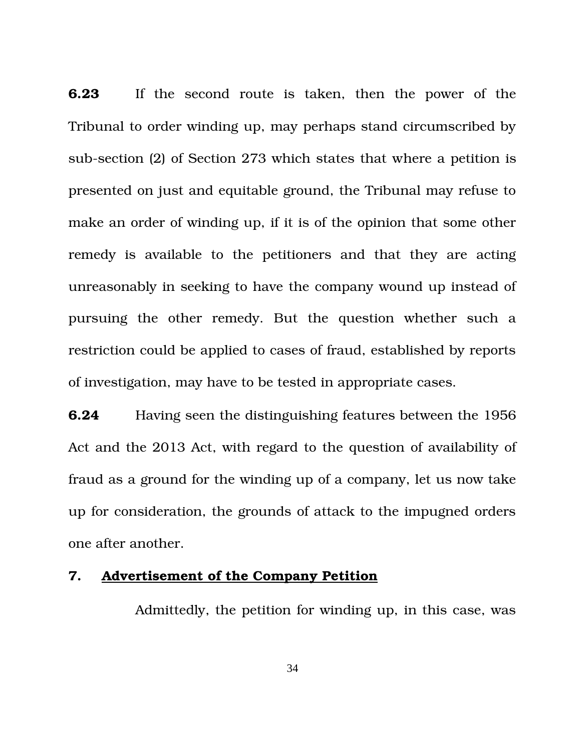**6.23** If the second route is taken, then the power of the Tribunal to order winding up, may perhaps stand circumscribed by sub-section (2) of Section 273 which states that where a petition is presented on just and equitable ground, the Tribunal may refuse to make an order of winding up, if it is of the opinion that some other remedy is available to the petitioners and that they are acting unreasonably in seeking to have the company wound up instead of pursuing the other remedy. But the question whether such a restriction could be applied to cases of fraud, established by reports of investigation, may have to be tested in appropriate cases.

**6.24** Having seen the distinguishing features between the 1956 Act and the 2013 Act, with regard to the question of availability of fraud as a ground for the winding up of a company, let us now take up for consideration, the grounds of attack to the impugned orders one after another.

**7. <u>Advertisement of the Company Petition</u>**

Admittedly, the petition for winding up, in this case, was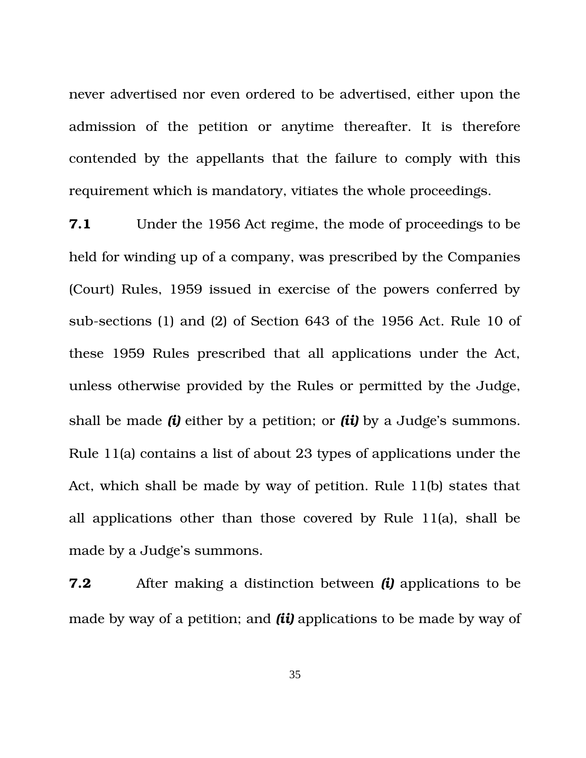never advertised nor even ordered to be advertised, either upon the admission of the petition or anytime thereafter. It is therefore contended by the appellants that the failure to comply with this requirement which is mandatory, vitiates the whole proceedings.

**7.1** Under the 1956 Act regime, the mode of proceedings to be held for winding up of a company, was prescribed by the Companies (Court) Rules, 1959 issued in exercise of the powers conferred by sub-sections (1) and (2) of Section 643 of the 1956 Act. Rule 10 of these 1959 Rules prescribed that all applications under the Act, unless otherwise provided by the Rules or permitted by the Judge, shall be made ***(i)*** either by a petition; or ***(ii)*** by a Judge's summons. Rule 11(a) contains a list of about 23 types of applications under the Act, which shall be made by way of petition. Rule 11(b) states that all applications other than those covered by Rule 11(a), shall be made by a Judge's summons.

**7.2** After making a distinction between ***(i)*** applications to be made by way of a petition; and ***(ii)*** applications to be made by way of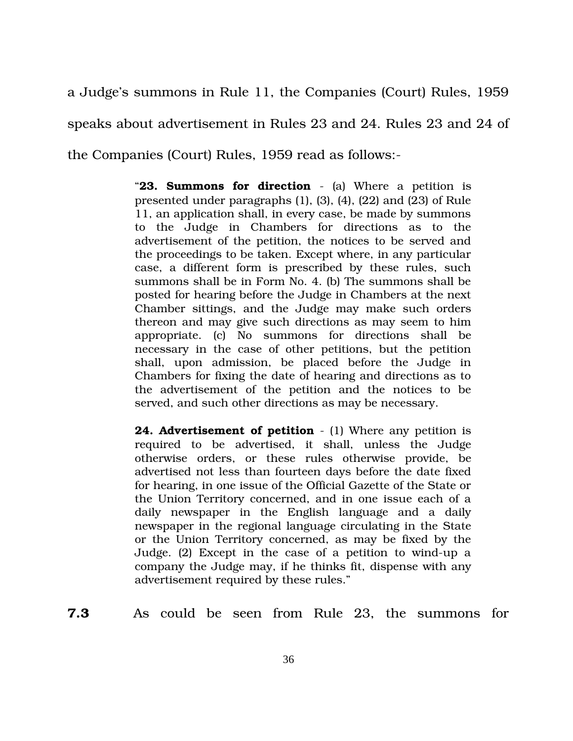a Judge's summons in Rule 11, the Companies (Court) Rules, 1959 speaks about advertisement in Rules 23 and 24. Rules 23 and 24 of the Companies (Court) Rules, 1959 read as follows:-

> "**23. Summons for direction** - (a) Where a petition is presented under paragraphs (1), (3), (4), (22) and (23) of Rule 11, an application shall, in every case, be made by summons to the Judge in Chambers for directions as to the advertisement of the petition, the notices to be served and the proceedings to be taken. Except where, in any particular case, a different form is prescribed by these rules, such summons shall be in Form No. 4. (b) The summons shall be posted for hearing before the Judge in Chambers at the next Chamber sittings, and the Judge may make such orders thereon and may give such directions as may seem to him appropriate. (c) No summons for directions shall be necessary in the case of other petitions, but the petition shall, upon admission, be placed before the Judge in Chambers for fixing the date of hearing and directions as to the advertisement of the petition and the notices to be served, and such other directions as may be necessary.
>
> **24. Advertisement of petition** - (1) Where any petition is required to be advertised, it shall, unless the Judge otherwise orders, or these rules otherwise provide, be advertised not less than fourteen days before the date fixed for hearing, in one issue of the Official Gazette of the State or the Union Territory concerned, and in one issue each of a daily newspaper in the English language and a daily newspaper in the regional language circulating in the State or the Union Territory concerned, as may be fixed by the Judge. (2) Except in the case of a petition to wind-up a company the Judge may, if he thinks fit, dispense with any advertisement required by these rules."

**7.3** As could be seen from Rule 23, the summons for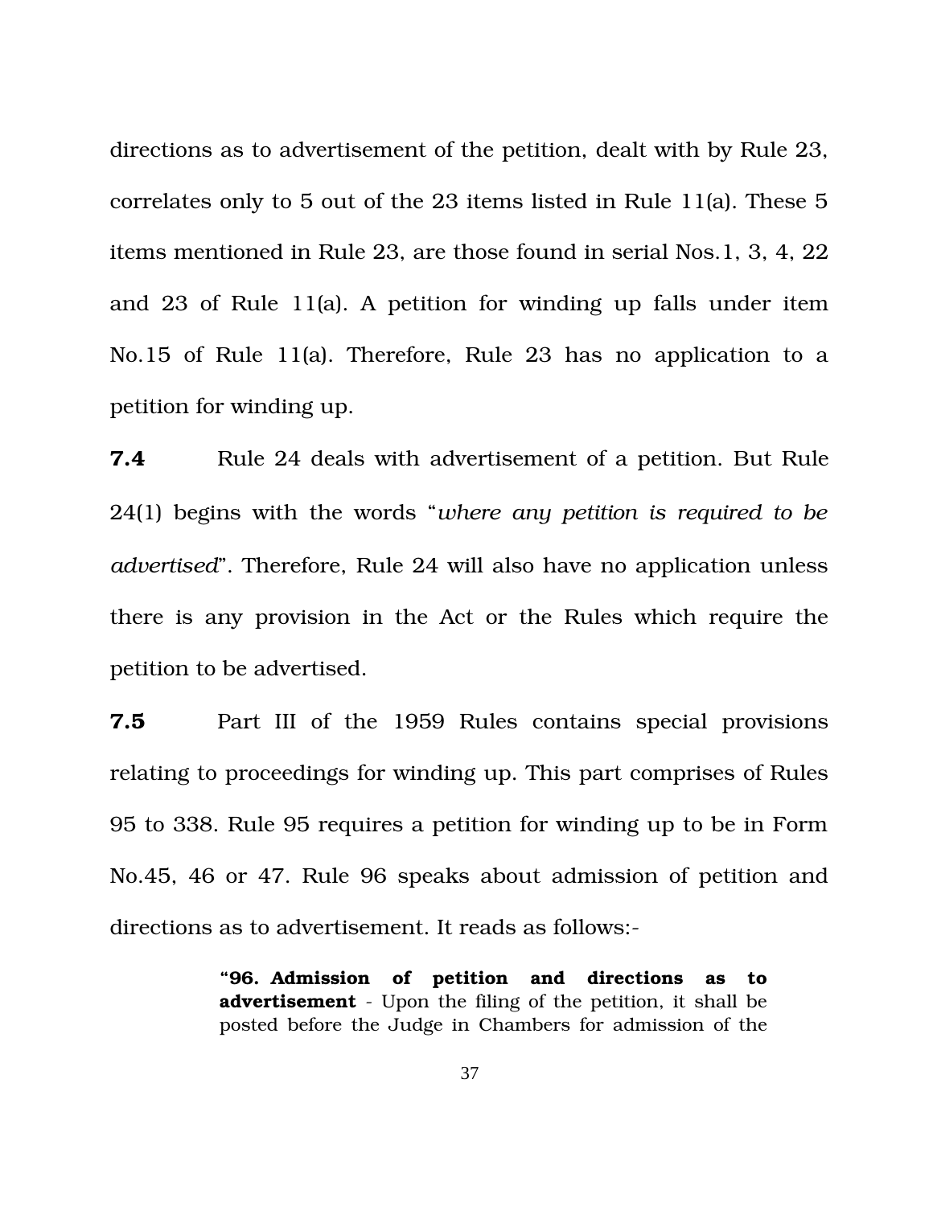directions as to advertisement of the petition, dealt with by Rule 23, correlates only to 5 out of the 23 items listed in Rule 11(a). These 5 items mentioned in Rule 23, are those found in serial Nos.1, 3, 4, 22 and 23 of Rule 11(a). A petition for winding up falls under item No.15 of Rule 11(a). Therefore, Rule 23 has no application to a petition for winding up.

**7.4** Rule 24 deals with advertisement of a petition. But Rule 24(1) begins with the words "*where any petition is required to be advertised*". Therefore, Rule 24 will also have no application unless there is any provision in the Act or the Rules which require the petition to be advertised.

**7.5** Part III of the 1959 Rules contains special provisions relating to proceedings for winding up. This part comprises of Rules 95 to 338. Rule 95 requires a petition for winding up to be in Form No.45, 46 or 47. Rule 96 speaks about admission of petition and directions as to advertisement. It reads as follows:-

> "**96. Admission of petition and directions as to advertisement** - Upon the filing of the petition, it shall be posted before the Judge in Chambers for admission of the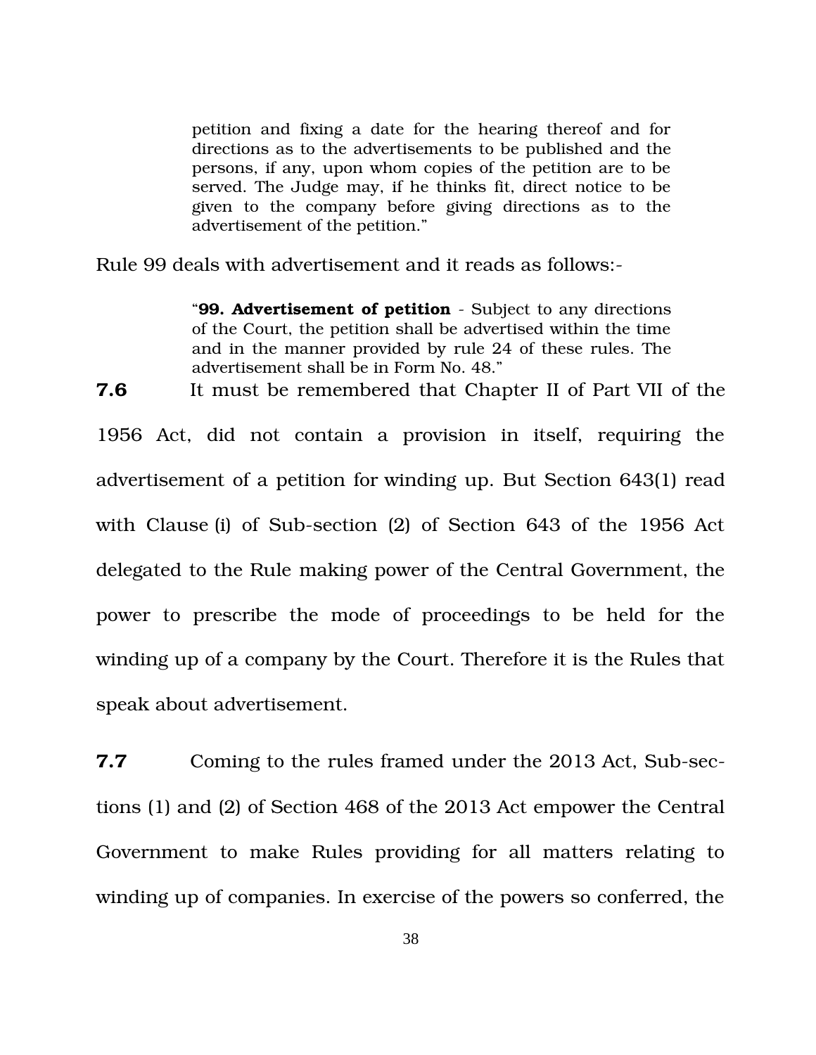> petition and fixing a date for the hearing thereof and for directions as to the advertisements to be published and the persons, if any, upon whom copies of the petition are to be served. The Judge may, if he thinks fit, direct notice to be given to the company before giving directions as to the advertisement of the petition."

Rule 99 deals with advertisement and it reads as follows:-

> "**99. Advertisement of petition** - Subject to any directions of the Court, the petition shall be advertised within the time and in the manner provided by rule 24 of these rules. The advertisement shall be in Form No. 48."

**7.6** It must be remembered that Chapter II of Part VII of the 1956 Act, did not contain a provision in itself, requiring the advertisement of a petition for winding up. But Section 643(1) read with Clause (i) of Sub-section (2) of Section 643 of the 1956 Act delegated to the Rule making power of the Central Government, the power to prescribe the mode of proceedings to be held for the winding up of a company by the Court. Therefore it is the Rules that speak about advertisement.

**7.7** Coming to the rules framed under the 2013 Act, Sub-sections (1) and (2) of Section 468 of the 2013 Act empower the Central Government to make Rules providing for all matters relating to winding up of companies. In exercise of the powers so conferred, the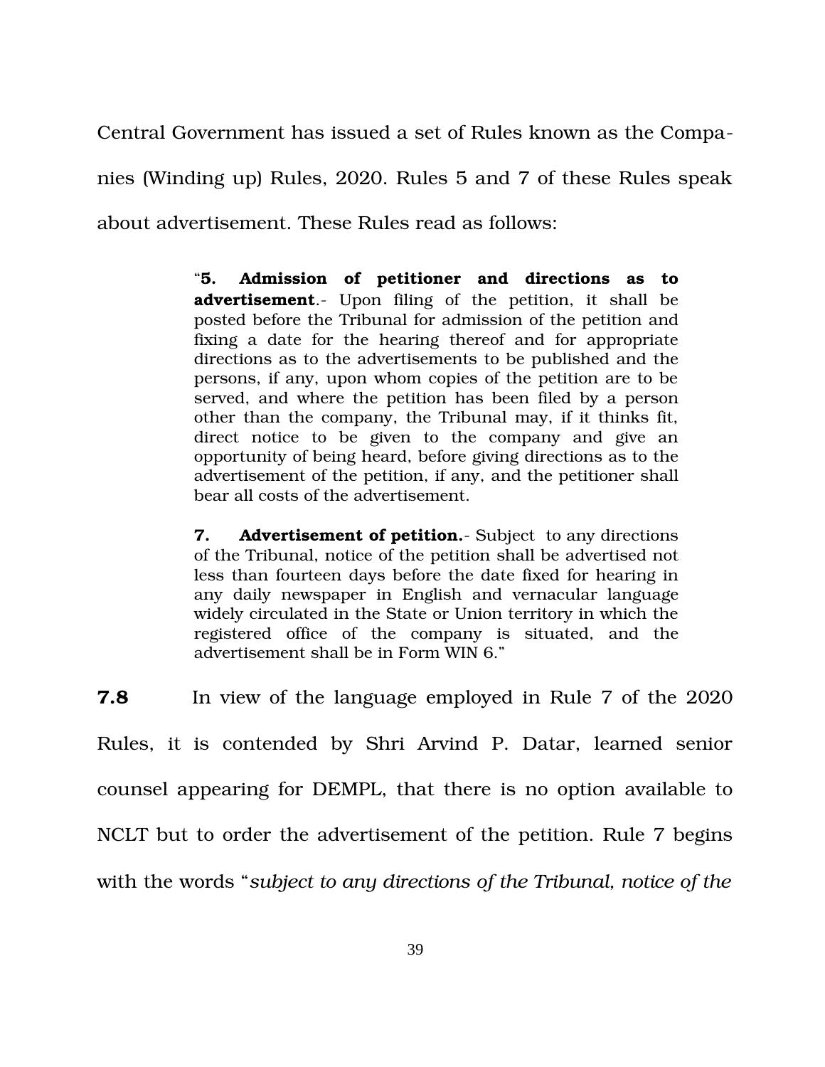Central Government has issued a set of Rules known as the Companies (Winding up) Rules, 2020. Rules 5 and 7 of these Rules speak about advertisement. These Rules read as follows:

> "**5. Admission of petitioner and directions as to advertisement**.- Upon filing of the petition, it shall be posted before the Tribunal for admission of the petition and fixing a date for the hearing thereof and for appropriate directions as to the advertisements to be published and the persons, if any, upon whom copies of the petition are to be served, and where the petition has been filed by a person other than the company, the Tribunal may, if it thinks fit, direct notice to be given to the company and give an opportunity of being heard, before giving directions as to the advertisement of the petition, if any, and the petitioner shall bear all costs of the advertisement.
>
> **7. Advertisement of petition.**- Subject to any directions of the Tribunal, notice of the petition shall be advertised not less than fourteen days before the date fixed for hearing in any daily newspaper in English and vernacular language widely circulated in the State or Union territory in which the registered office of the company is situated, and the advertisement shall be in Form WIN 6."

**7.8** In view of the language employed in Rule 7 of the 2020 Rules, it is contended by Shri Arvind P. Datar, learned senior counsel appearing for DEMPL, that there is no option available to NCLT but to order the advertisement of the petition. Rule 7 begins with the words "*subject to any directions of the Tribunal, notice of the*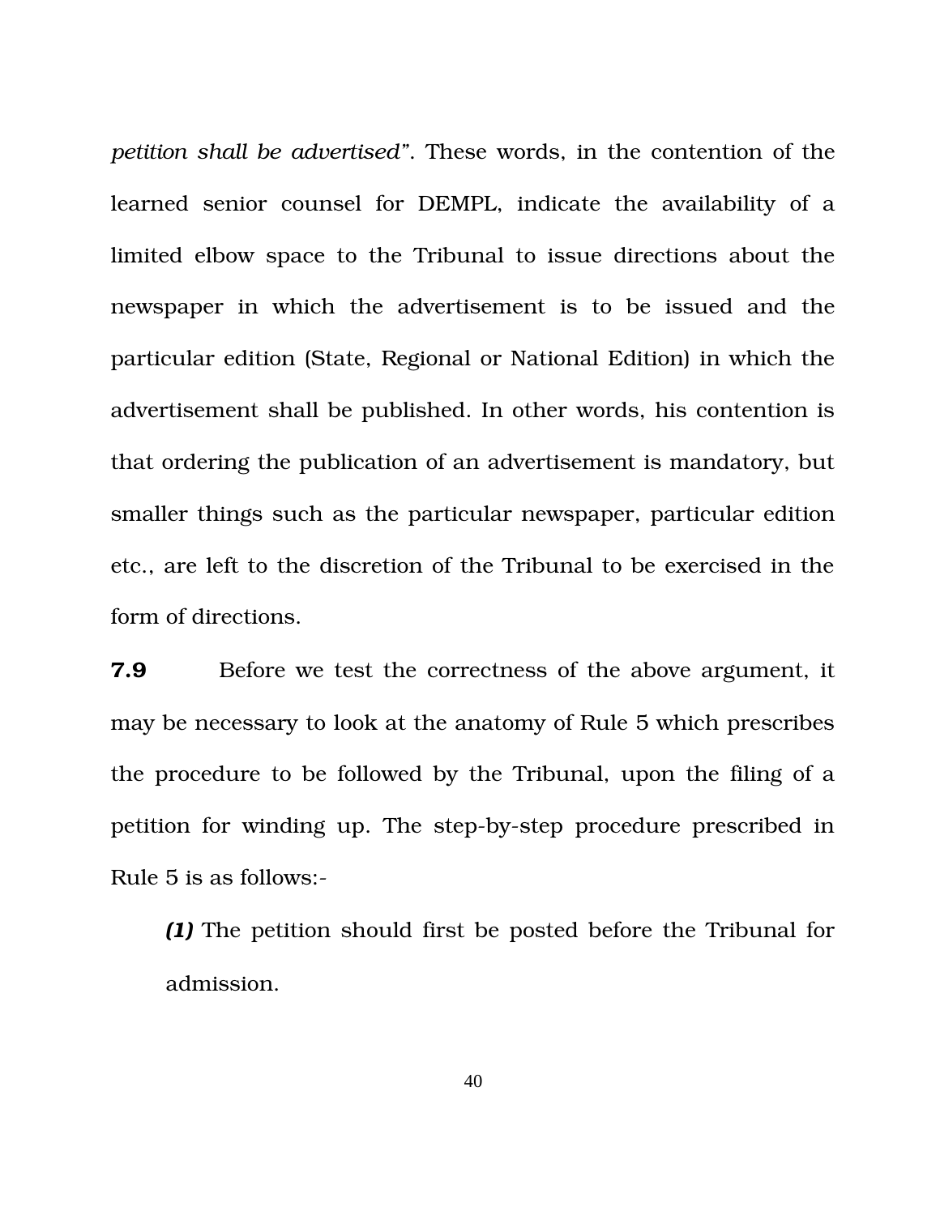*petition shall be advertised"*. These words, in the contention of the learned senior counsel for DEMPL, indicate the availability of a limited elbow space to the Tribunal to issue directions about the newspaper in which the advertisement is to be issued and the particular edition (State, Regional or National Edition) in which the advertisement shall be published. In other words, his contention is that ordering the publication of an advertisement is mandatory, but smaller things such as the particular newspaper, particular edition etc., are left to the discretion of the Tribunal to be exercised in the form of directions.

**7.9** Before we test the correctness of the above argument, it may be necessary to look at the anatomy of Rule 5 which prescribes the procedure to be followed by the Tribunal, upon the filing of a petition for winding up. The step-by-step procedure prescribed in Rule 5 is as follows:-

> ***(1)*** The petition should first be posted before the Tribunal for admission.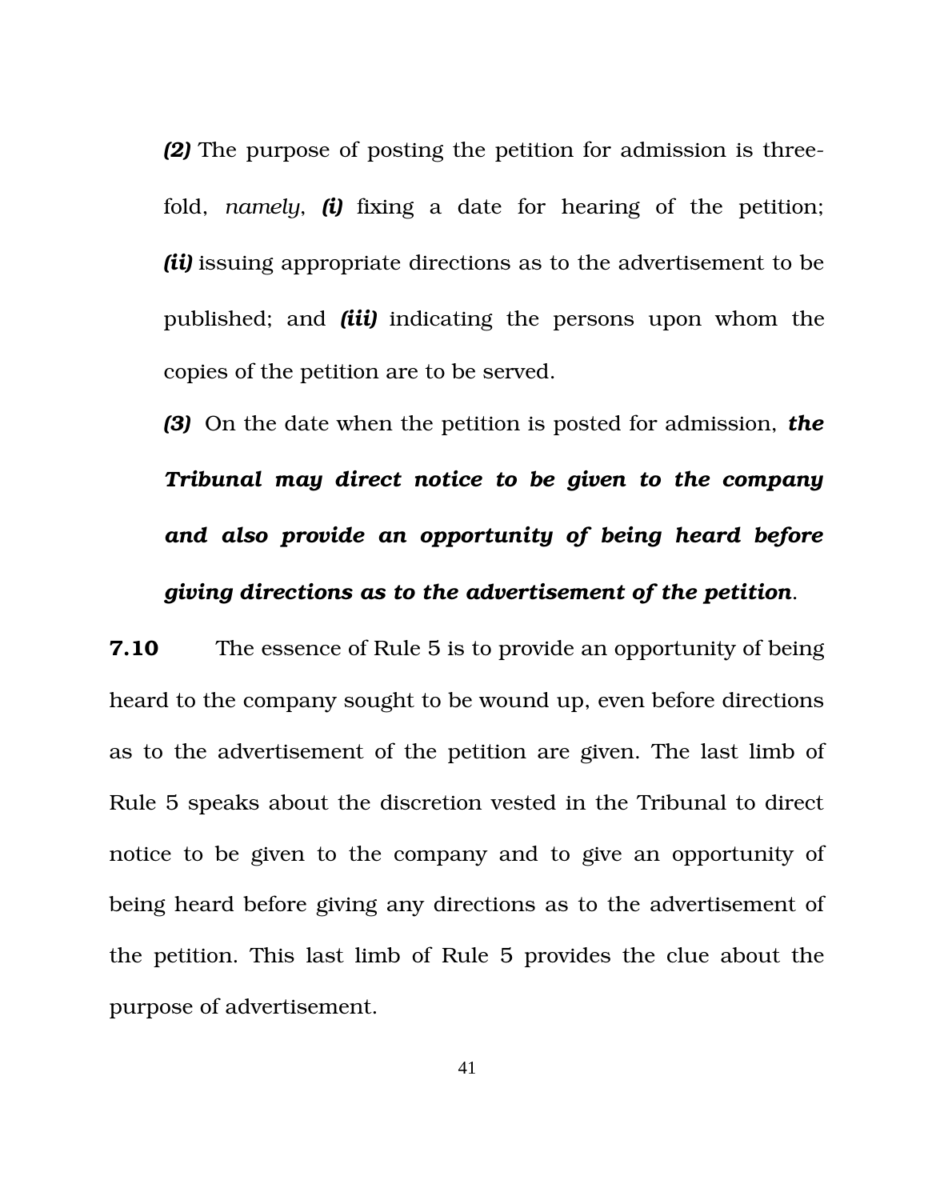> ***(2)*** The purpose of posting the petition for admission is three-fold, *namely*, ***(i)*** fixing a date for hearing of the petition; ***(ii)*** issuing appropriate directions as to the advertisement to be published; and ***(iii)*** indicating the persons upon whom the copies of the petition are to be served.
>
> ***(3)*** On the date when the petition is posted for admission, ***the Tribunal may direct notice to be given to the company and also provide an opportunity of being heard before giving directions as to the advertisement of the petition***.

**7.10** The essence of Rule 5 is to provide an opportunity of being heard to the company sought to be wound up, even before directions as to the advertisement of the petition are given. The last limb of Rule 5 speaks about the discretion vested in the Tribunal to direct notice to be given to the company and to give an opportunity of being heard before giving any directions as to the advertisement of the petition. This last limb of Rule 5 provides the clue about the purpose of advertisement.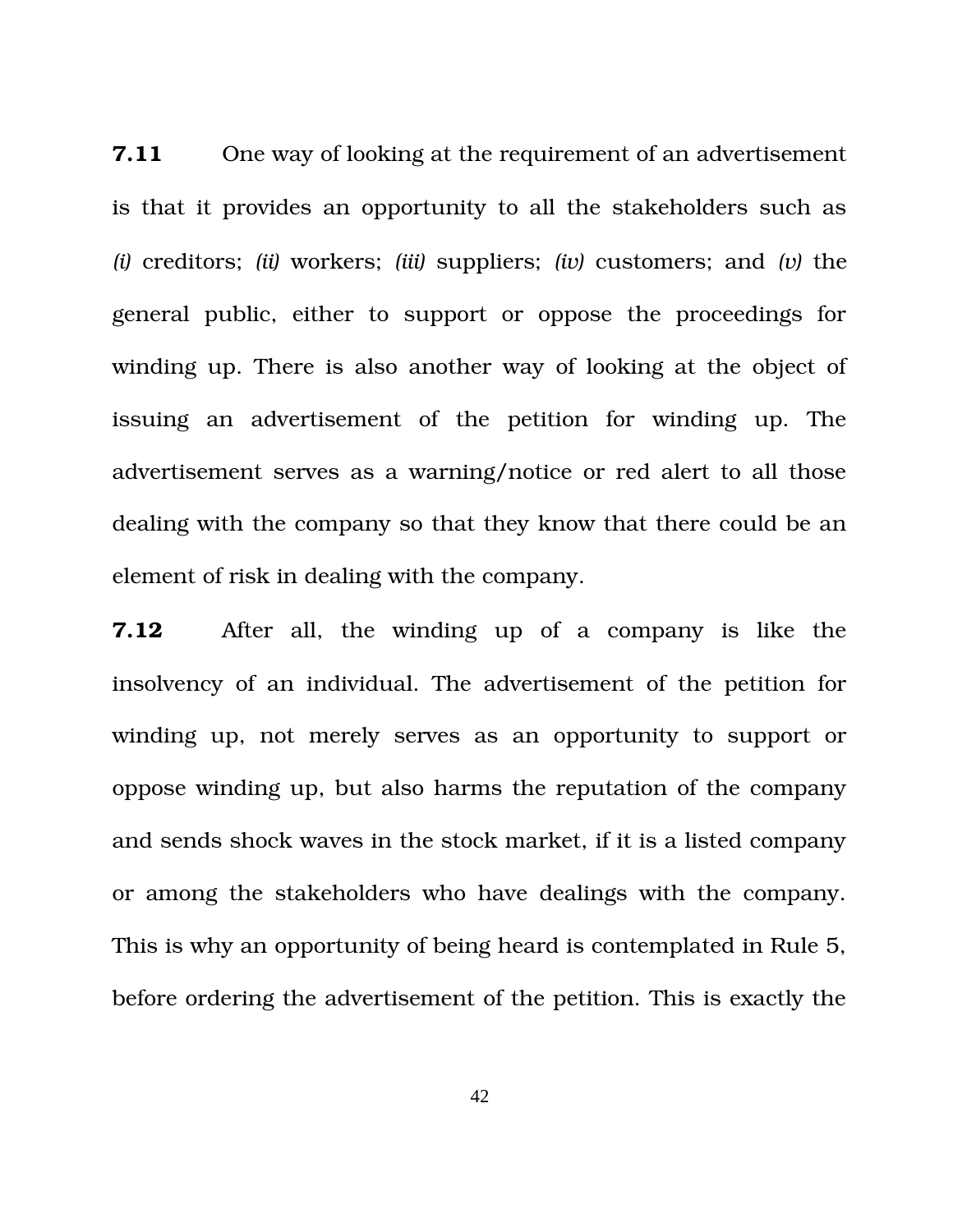**7.11** One way of looking at the requirement of an advertisement is that it provides an opportunity to all the stakeholders such as *(i)* creditors; *(ii)* workers; *(iii)* suppliers; *(iv)* customers; and *(v)* the general public, either to support or oppose the proceedings for winding up. There is also another way of looking at the object of issuing an advertisement of the petition for winding up. The advertisement serves as a warning/notice or red alert to all those dealing with the company so that they know that there could be an element of risk in dealing with the company.

**7.12** After all, the winding up of a company is like the insolvency of an individual. The advertisement of the petition for winding up, not merely serves as an opportunity to support or oppose winding up, but also harms the reputation of the company and sends shock waves in the stock market, if it is a listed company or among the stakeholders who have dealings with the company. This is why an opportunity of being heard is contemplated in Rule 5, before ordering the advertisement of the petition. This is exactly the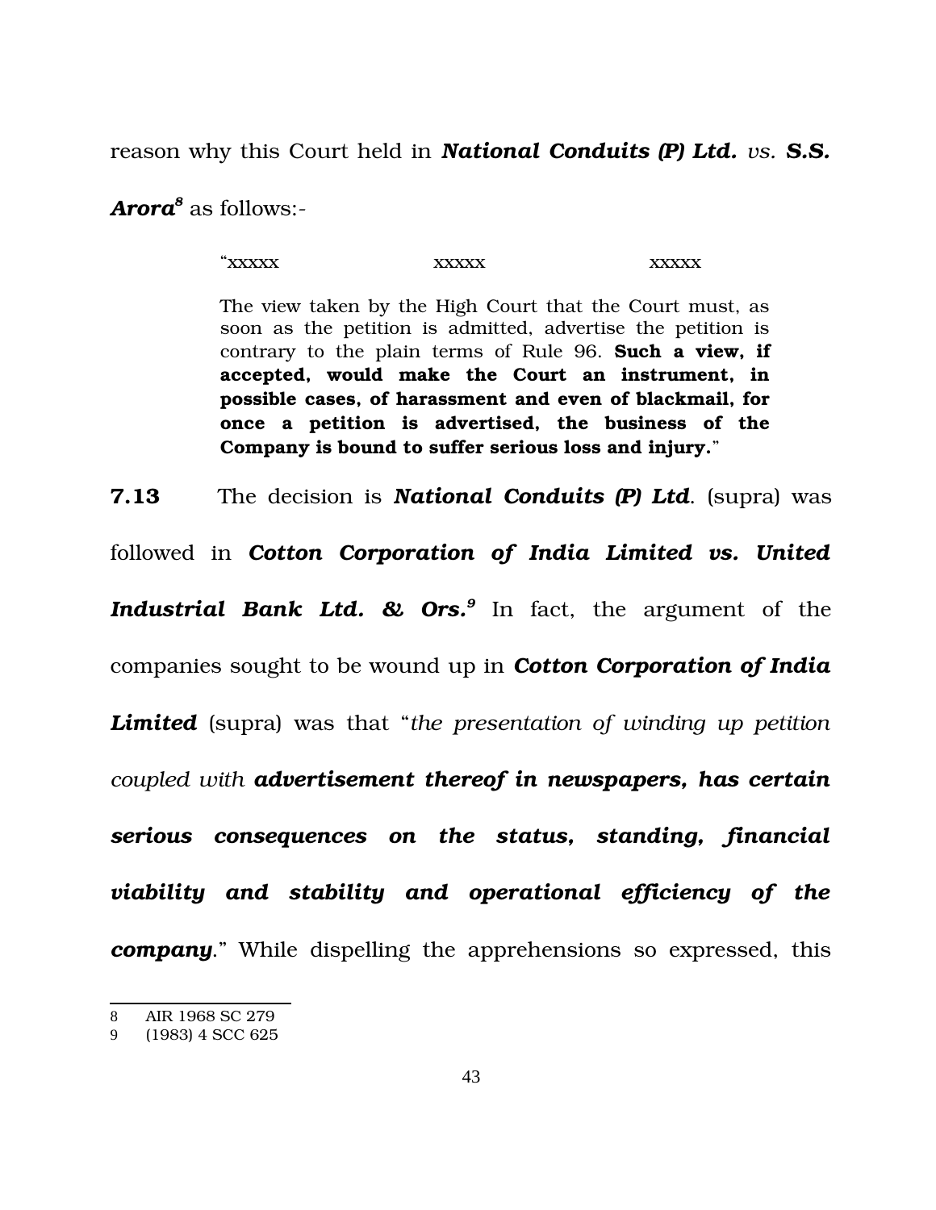reason why this Court held in ***National Conduits (P) Ltd.*** *vs.* ***S.S. Arora***[8] as follows:-

> "xxxxx xxxxx xxxxx
>
> The view taken by the High Court that the Court must, as soon as the petition is admitted, advertise the petition is contrary to the plain terms of Rule 96. **Such a view, if accepted, would make the Court an instrument, in possible cases, of harassment and even of blackmail, for once a petition is advertised, the business of the Company is bound to suffer serious loss and injury.**"

**7.13** The decision is ***National Conduits (P) Ltd***. (supra) was followed in ***Cotton Corporation of India Limited vs. United Industrial Bank Ltd. & Ors.***[9] In fact, the argument of the companies sought to be wound up in ***Cotton Corporation of India Limited*** (supra) was that "*the presentation of winding up petition coupled with* ***advertisement thereof in newspapers, has certain serious consequences on the status, standing, financial viability and stability and operational efficiency of the company***." While dispelling the apprehensions so expressed, this

---

8 AIR 1968 SC 279

9 (1983) 4 SCC 625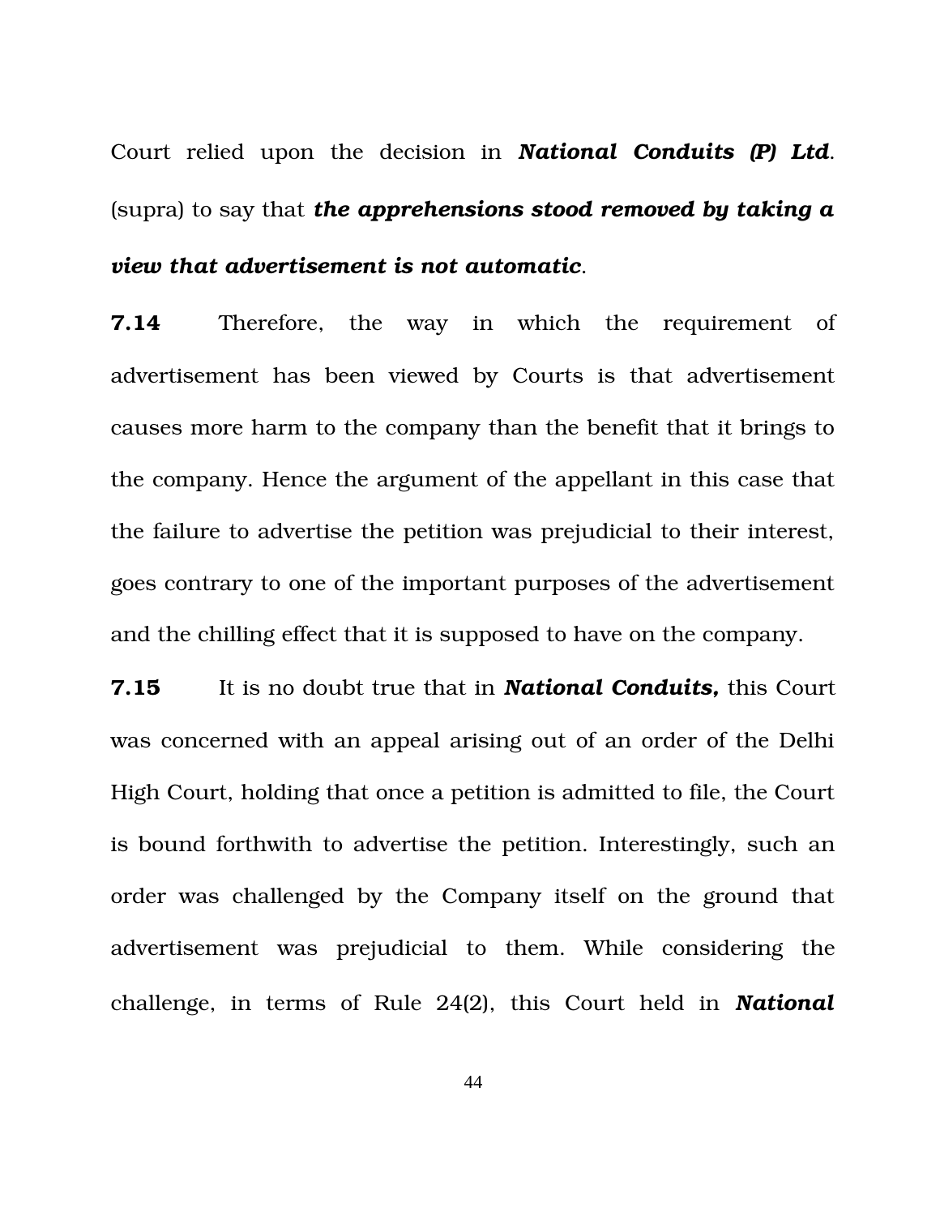Court relied upon the decision in ***National Conduits (P) Ltd***. (supra) to say that ***the apprehensions stood removed by taking a view that advertisement is not automatic***.

**7.14** Therefore, the way in which the requirement of advertisement has been viewed by Courts is that advertisement causes more harm to the company than the benefit that it brings to the company. Hence the argument of the appellant in this case that the failure to advertise the petition was prejudicial to their interest, goes contrary to one of the important purposes of the advertisement and the chilling effect that it is supposed to have on the company.

**7.15** It is no doubt true that in ***National Conduits,*** this Court was concerned with an appeal arising out of an order of the Delhi High Court, holding that once a petition is admitted to file, the Court is bound forthwith to advertise the petition. Interestingly, such an order was challenged by the Company itself on the ground that advertisement was prejudicial to them. While considering the challenge, in terms of Rule 24(2), this Court held in ***National***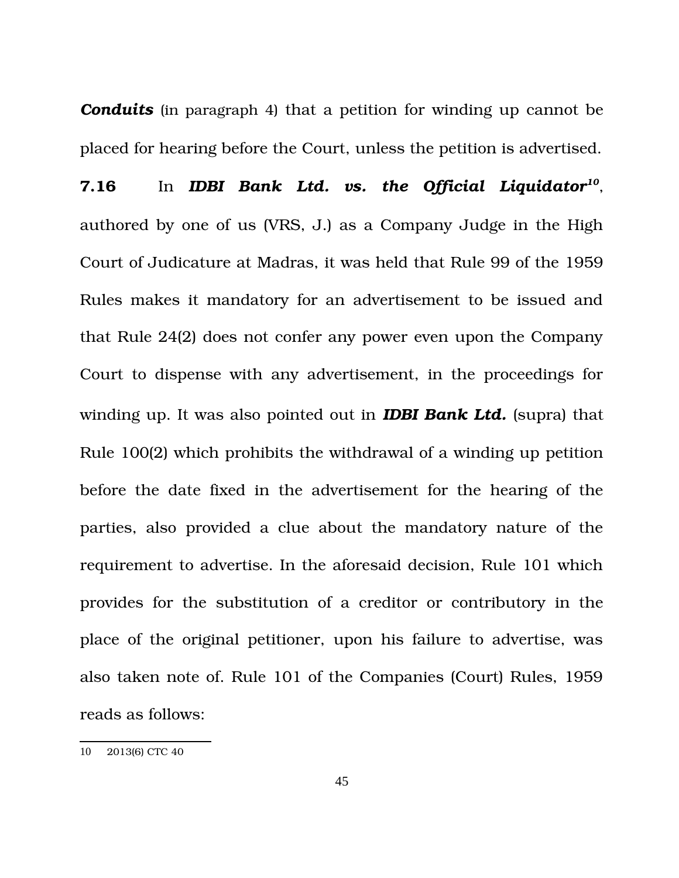***Conduits*** (in paragraph 4) that a petition for winding up cannot be placed for hearing before the Court, unless the petition is advertised.

**7.16** In ***IDBI Bank Ltd. vs. the Official Liquidator***[10], authored by one of us (VRS, J.) as a Company Judge in the High Court of Judicature at Madras, it was held that Rule 99 of the 1959 Rules makes it mandatory for an advertisement to be issued and that Rule 24(2) does not confer any power even upon the Company Court to dispense with any advertisement, in the proceedings for winding up. It was also pointed out in ***IDBI Bank Ltd.*** (supra) that Rule 100(2) which prohibits the withdrawal of a winding up petition before the date fixed in the advertisement for the hearing of the parties, also provided a clue about the mandatory nature of the requirement to advertise. In the aforesaid decision, Rule 101 which provides for the substitution of a creditor or contributory in the place of the original petitioner, upon his failure to advertise, was also taken note of. Rule 101 of the Companies (Court) Rules, 1959 reads as follows:

---

10 2013(6) CTC 40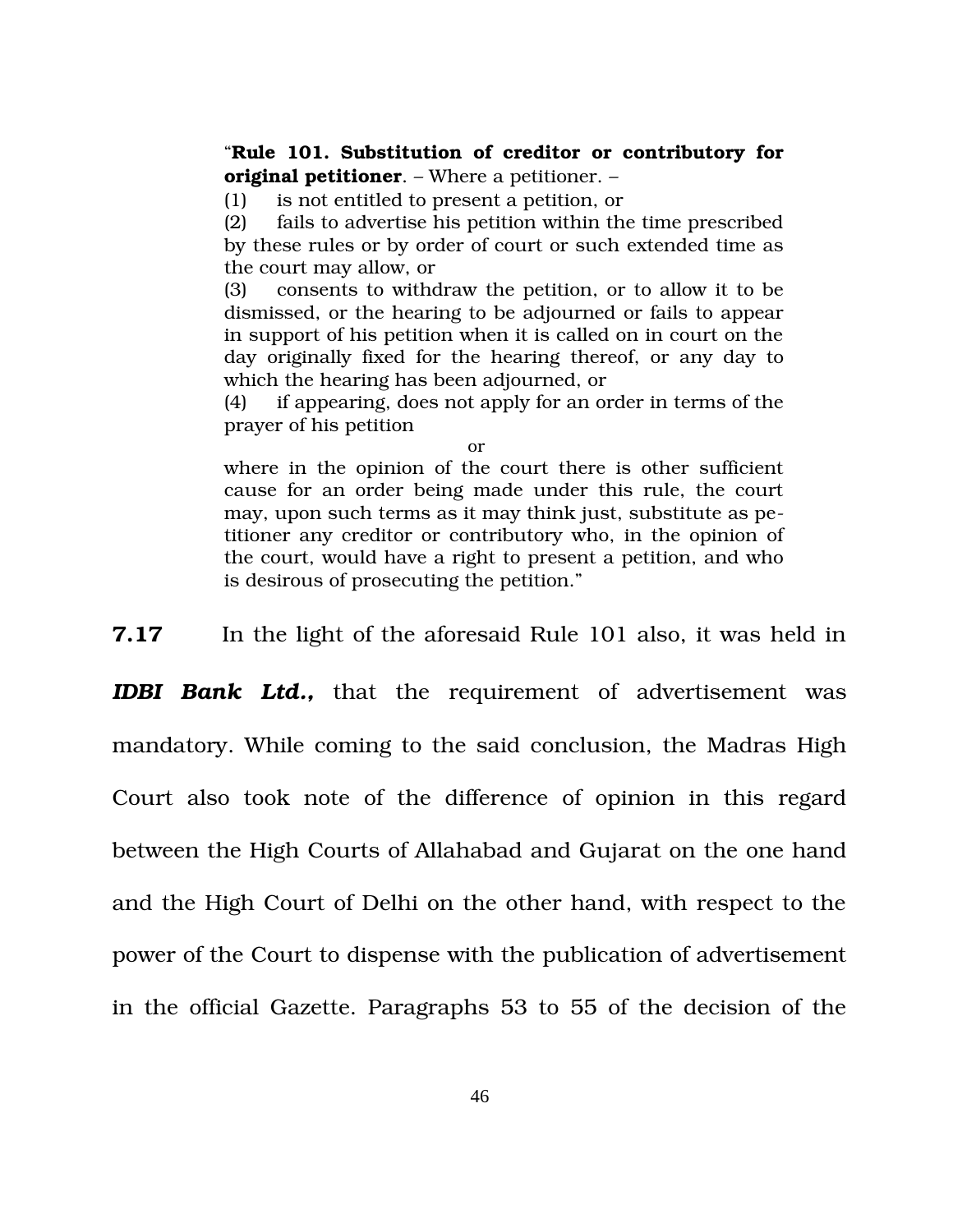> "**Rule 101. Substitution of creditor or contributory for original petitioner**. – Where a petitioner. –
>
> (1) is not entitled to present a petition, or
>
> (2) fails to advertise his petition within the time prescribed by these rules or by order of court or such extended time as the court may allow, or
>
> (3) consents to withdraw the petition, or to allow it to be dismissed, or the hearing to be adjourned or fails to appear in support of his petition when it is called on in court on the day originally fixed for the hearing thereof, or any day to which the hearing has been adjourned, or
>
> (4) if appearing, does not apply for an order in terms of the prayer of his petition
>
> or
>
> where in the opinion of the court there is other sufficient cause for an order being made under this rule, the court may, upon such terms as it may think just, substitute as petitioner any creditor or contributory who, in the opinion of the court, would have a right to present a petition, and who is desirous of prosecuting the petition."

**7.17** In the light of the aforesaid Rule 101 also, it was held in ***IDBI Bank Ltd.,*** that the requirement of advertisement was mandatory. While coming to the said conclusion, the Madras High Court also took note of the difference of opinion in this regard between the High Courts of Allahabad and Gujarat on the one hand and the High Court of Delhi on the other hand, with respect to the power of the Court to dispense with the publication of advertisement in the official Gazette. Paragraphs 53 to 55 of the decision of the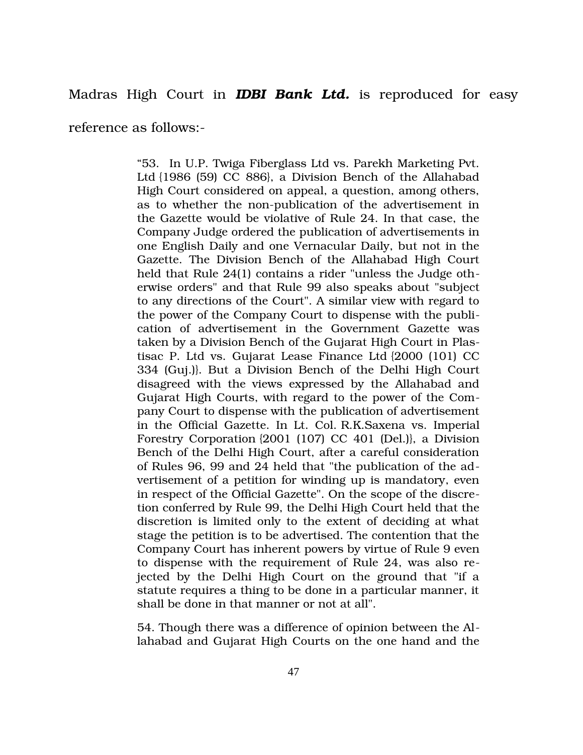Madras High Court in ***IDBI Bank Ltd.*** is reproduced for easy reference as follows:-

> "53. In U.P. Twiga Fiberglass Ltd vs. Parekh Marketing Pvt. Ltd {1986 (59) CC 886}, a Division Bench of the Allahabad High Court considered on appeal, a question, among others, as to whether the non-publication of the advertisement in the Gazette would be violative of Rule 24. In that case, the Company Judge ordered the publication of advertisements in one English Daily and one Vernacular Daily, but not in the Gazette. The Division Bench of the Allahabad High Court held that Rule 24(1) contains a rider "unless the Judge otherwise orders" and that Rule 99 also speaks about "subject to any directions of the Court". A similar view with regard to the power of the Company Court to dispense with the publication of advertisement in the Government Gazette was taken by a Division Bench of the Gujarat High Court in Plastisac P. Ltd vs. Gujarat Lease Finance Ltd {2000 (101) CC 334 (Guj.)}. But a Division Bench of the Delhi High Court disagreed with the views expressed by the Allahabad and Gujarat High Courts, with regard to the power of the Company Court to dispense with the publication of advertisement in the Official Gazette. In Lt. Col. R.K.Saxena vs. Imperial Forestry Corporation {2001 (107) CC 401 (Del.)}, a Division Bench of the Delhi High Court, after a careful consideration of Rules 96, 99 and 24 held that "the publication of the advertisement of a petition for winding up is mandatory, even in respect of the Official Gazette". On the scope of the discretion conferred by Rule 99, the Delhi High Court held that the discretion is limited only to the extent of deciding at what stage the petition is to be advertised. The contention that the Company Court has inherent powers by virtue of Rule 9 even to dispense with the requirement of Rule 24, was also rejected by the Delhi High Court on the ground that "if a statute requires a thing to be done in a particular manner, it shall be done in that manner or not at all".
>
> 54. Though there was a difference of opinion between the Allahabad and Gujarat High Courts on the one hand and the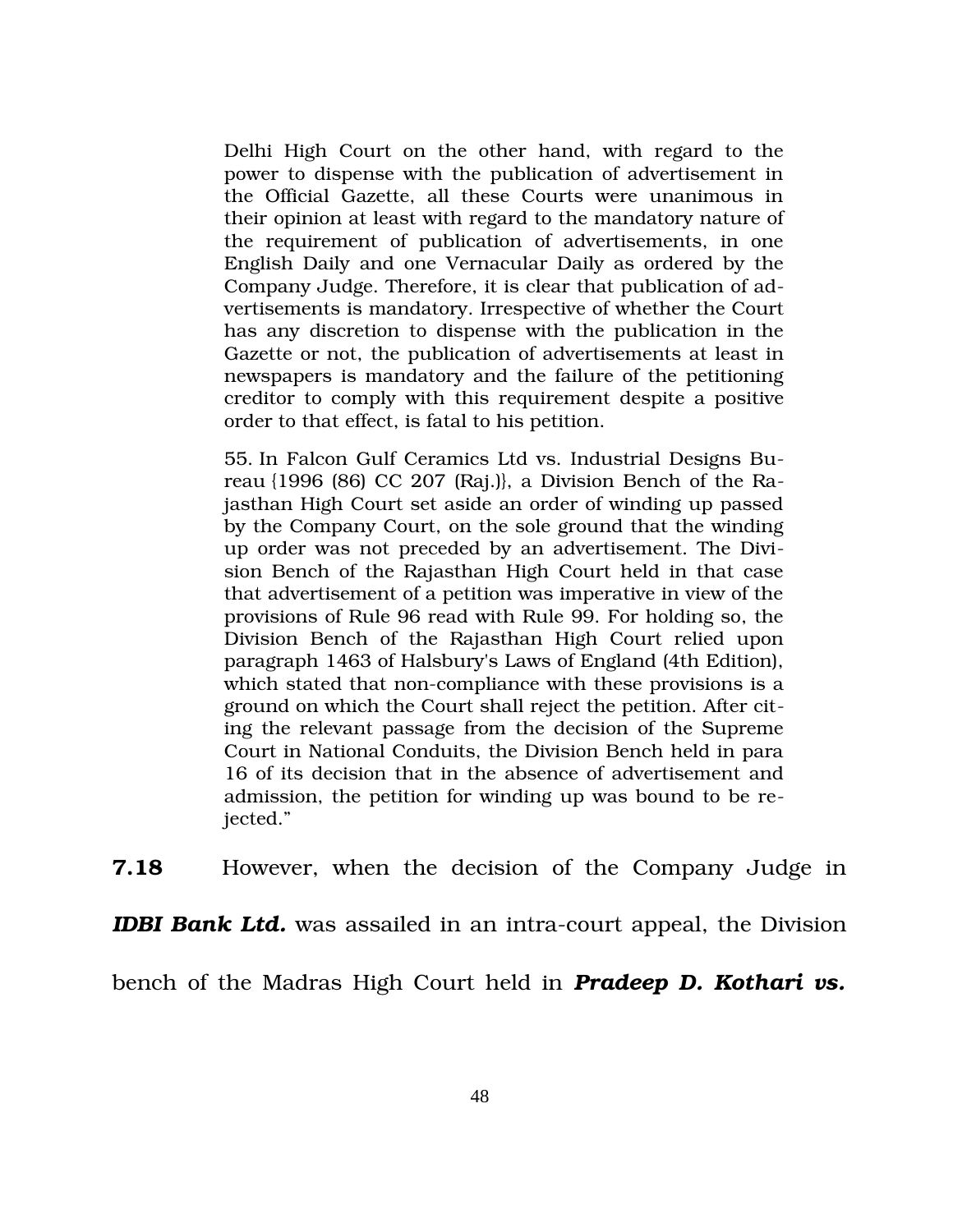Delhi High Court on the other hand, with regard to the power to dispense with the publication of advertisement in the Official Gazette, all these Courts were unanimous in their opinion at least with regard to the mandatory nature of the requirement of publication of advertisements, in one English Daily and one Vernacular Daily as ordered by the Company Judge. Therefore, it is clear that publication of advertisements is mandatory. Irrespective of whether the Court has any discretion to dispense with the publication in the Gazette or not, the publication of advertisements at least in newspapers is mandatory and the failure of the petitioning creditor to comply with this requirement despite a positive order to that effect, is fatal to his petition.

55. In Falcon Gulf Ceramics Ltd vs. Industrial Designs Bureau {1996 (86) CC 207 (Raj.)}, a Division Bench of the Rajasthan High Court set aside an order of winding up passed by the Company Court, on the sole ground that the winding up order was not preceded by an advertisement. The Division Bench of the Rajasthan High Court held in that case that advertisement of a petition was imperative in view of the provisions of Rule 96 read with Rule 99. For holding so, the Division Bench of the Rajasthan High Court relied upon paragraph 1463 of Halsbury's Laws of England (4th Edition), which stated that non-compliance with these provisions is a ground on which the Court shall reject the petition. After citing the relevant passage from the decision of the Supreme Court in National Conduits, the Division Bench held in para 16 of its decision that in the absence of advertisement and admission, the petition for winding up was bound to be rejected."

**7.18** However, when the decision of the Company Judge in ***IDBI Bank Ltd.*** was assailed in an intra-court appeal, the Division bench of the Madras High Court held in ***Pradeep D. Kothari vs.***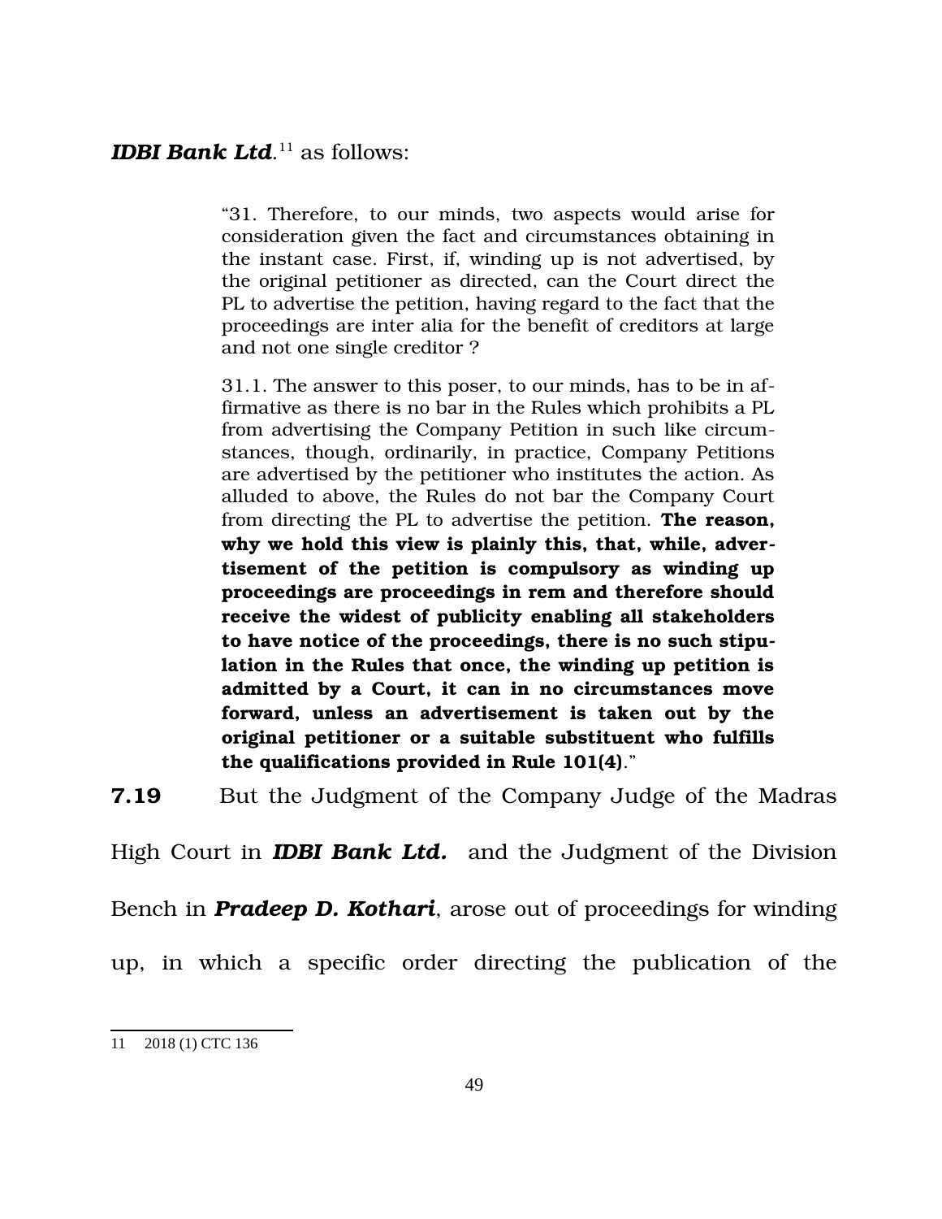***IDBI Bank Ltd***.[11] as follows:

> "31. Therefore, to our minds, two aspects would arise for consideration given the fact and circumstances obtaining in the instant case. First, if, winding up is not advertised, by the original petitioner as directed, can the Court direct the PL to advertise the petition, having regard to the fact that the proceedings are inter alia for the benefit of creditors at large and not one single creditor ?
>
> 31.1. The answer to this poser, to our minds, has to be in affirmative as there is no bar in the Rules which prohibits a PL from advertising the Company Petition in such like circumstances, though, ordinarily, in practice, Company Petitions are advertised by the petitioner who institutes the action. As alluded to above, the Rules do not bar the Company Court from directing the PL to advertise the petition. **The reason, why we hold this view is plainly this, that, while, advertisement of the petition is compulsory as winding up proceedings are proceedings in rem and therefore should receive the widest of publicity enabling all stakeholders to have notice of the proceedings, there is no such stipulation in the Rules that once, the winding up petition is admitted by a Court, it can in no circumstances move forward, unless an advertisement is taken out by the original petitioner or a suitable substituent who fulfills the qualifications provided in Rule 101(4)**."

**7.19** But the Judgment of the Company Judge of the Madras High Court in ***IDBI Bank Ltd.*** and the Judgment of the Division Bench in ***Pradeep D. Kothari***, arose out of proceedings for winding up, in which a specific order directing the publication of the

---

[11] 2018 (1) CTC 136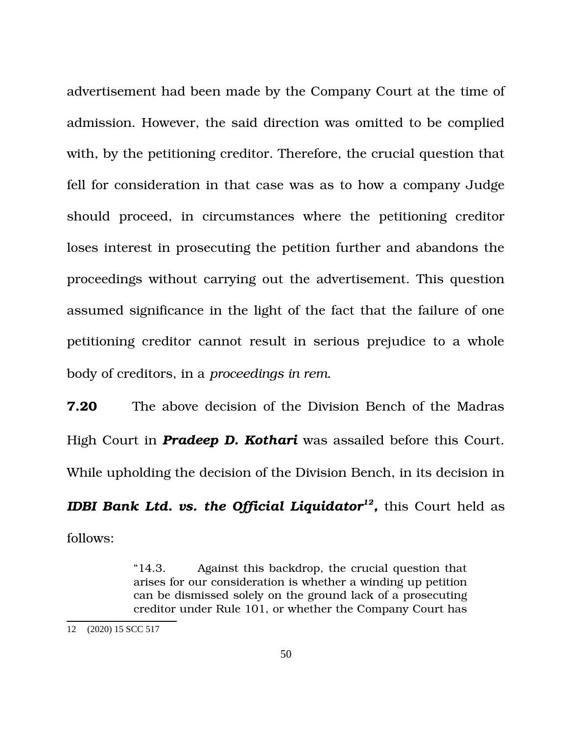advertisement had been made by the Company Court at the time of admission. However, the said direction was omitted to be complied with, by the petitioning creditor. Therefore, the crucial question that fell for consideration in that case was as to how a company Judge should proceed, in circumstances where the petitioning creditor loses interest in prosecuting the petition further and abandons the proceedings without carrying out the advertisement. This question assumed significance in the light of the fact that the failure of one petitioning creditor cannot result in serious prejudice to a whole body of creditors, in a *proceedings in rem.*

**7.20** The above decision of the Division Bench of the Madras High Court in ***Pradeep D. Kothari*** was assailed before this Court. While upholding the decision of the Division Bench, in its decision in ***IDBI Bank Ltd. vs. the Official Liquidator***[12]**,** this Court held as follows:

> "14.3. Against this backdrop, the crucial question that arises for our consideration is whether a winding up petition can be dismissed solely on the ground lack of a prosecuting creditor under Rule 101, or whether the Company Court has

12 (2020) 15 SCC 517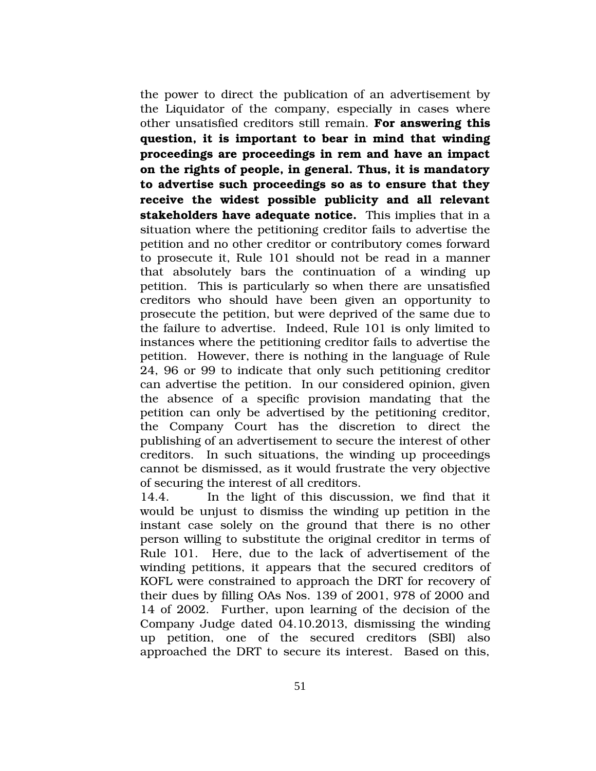the power to direct the publication of an advertisement by the Liquidator of the company, especially in cases where other unsatisfied creditors still remain. **For answering this question, it is important to bear in mind that winding proceedings are proceedings in rem and have an impact on the rights of people, in general. Thus, it is mandatory to advertise such proceedings so as to ensure that they receive the widest possible publicity and all relevant stakeholders have adequate notice.** This implies that in a situation where the petitioning creditor fails to advertise the petition and no other creditor or contributory comes forward to prosecute it, Rule 101 should not be read in a manner that absolutely bars the continuation of a winding up petition. This is particularly so when there are unsatisfied creditors who should have been given an opportunity to prosecute the petition, but were deprived of the same due to the failure to advertise. Indeed, Rule 101 is only limited to instances where the petitioning creditor fails to advertise the petition. However, there is nothing in the language of Rule 24, 96 or 99 to indicate that only such petitioning creditor can advertise the petition. In our considered opinion, given the absence of a specific provision mandating that the petition can only be advertised by the petitioning creditor, the Company Court has the discretion to direct the publishing of an advertisement to secure the interest of other creditors. In such situations, the winding up proceedings cannot be dismissed, as it would frustrate the very objective of securing the interest of all creditors.

14.4. In the light of this discussion, we find that it would be unjust to dismiss the winding up petition in the instant case solely on the ground that there is no other person willing to substitute the original creditor in terms of Rule 101. Here, due to the lack of advertisement of the winding petitions, it appears that the secured creditors of KOFL were constrained to approach the DRT for recovery of their dues by filling OAs Nos. 139 of 2001, 978 of 2000 and 14 of 2002. Further, upon learning of the decision of the Company Judge dated 04.10.2013, dismissing the winding up petition, one of the secured creditors (SBI) also approached the DRT to secure its interest. Based on this,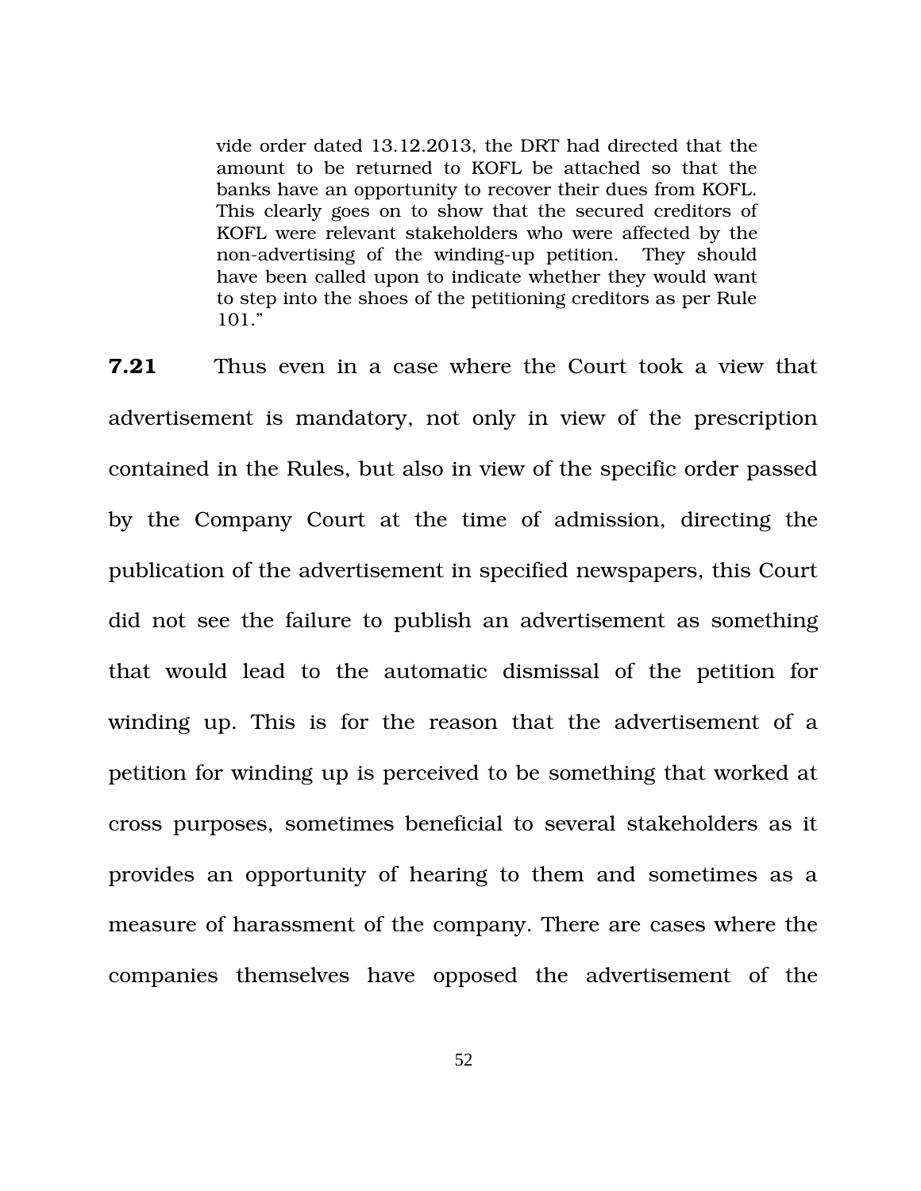> vide order dated 13.12.2013, the DRT had directed that the amount to be returned to KOFL be attached so that the banks have an opportunity to recover their dues from KOFL. This clearly goes on to show that the secured creditors of KOFL were relevant stakeholders who were affected by the non-advertising of the winding-up petition. They should have been called upon to indicate whether they would want to step into the shoes of the petitioning creditors as per Rule 101."

**7.21** Thus even in a case where the Court took a view that advertisement is mandatory, not only in view of the prescription contained in the Rules, but also in view of the specific order passed by the Company Court at the time of admission, directing the publication of the advertisement in specified newspapers, this Court did not see the failure to publish an advertisement as something that would lead to the automatic dismissal of the petition for winding up. This is for the reason that the advertisement of a petition for winding up is perceived to be something that worked at cross purposes, sometimes beneficial to several stakeholders as it provides an opportunity of hearing to them and sometimes as a measure of harassment of the company. There are cases where the companies themselves have opposed the advertisement of the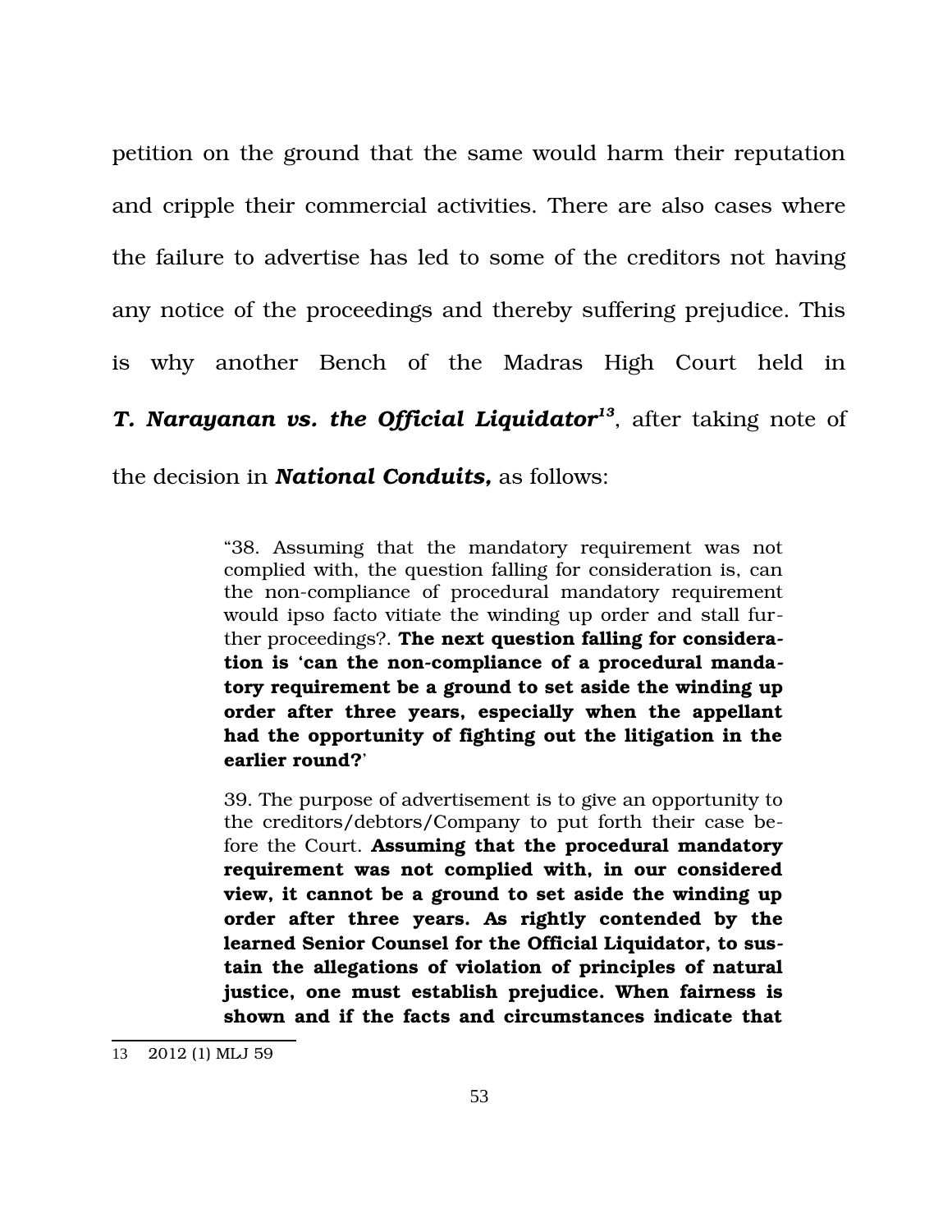petition on the ground that the same would harm their reputation and cripple their commercial activities. There are also cases where the failure to advertise has led to some of the creditors not having any notice of the proceedings and thereby suffering prejudice. This is why another Bench of the Madras High Court held in ***T. Narayanan vs. the Official Liquidator***[13], after taking note of the decision in ***National Conduits,*** as follows:

> "38. Assuming that the mandatory requirement was not complied with, the question falling for consideration is, can the non-compliance of procedural mandatory requirement would ipso facto vitiate the winding up order and stall further proceedings?. **The next question falling for consideration is 'can the non-compliance of a procedural mandatory requirement be a ground to set aside the winding up order after three years, especially when the appellant had the opportunity of fighting out the litigation in the earlier round?'**
>
> 39. The purpose of advertisement is to give an opportunity to the creditors/debtors/Company to put forth their case before the Court. **Assuming that the procedural mandatory requirement was not complied with, in our considered view, it cannot be a ground to set aside the winding up order after three years. As rightly contended by the learned Senior Counsel for the Official Liquidator, to sustain the allegations of violation of principles of natural justice, one must establish prejudice. When fairness is shown and if the facts and circumstances indicate that**

---

13 2012 (1) MLJ 59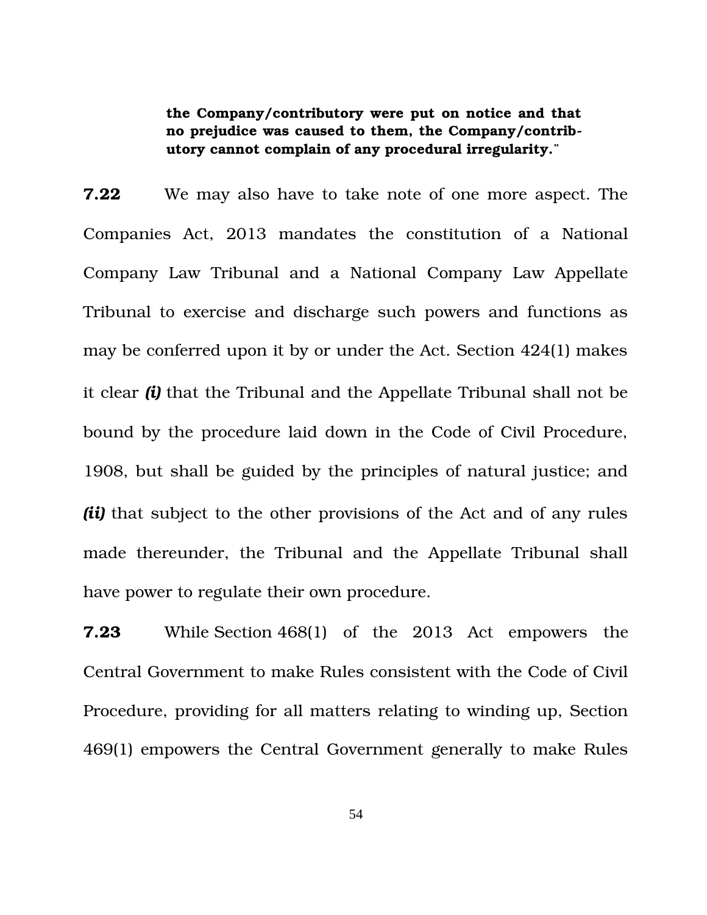> **the Company/contributory were put on notice and that no prejudice was caused to them, the Company/contributory cannot complain of any procedural irregularity.**"

**7.22** We may also have to take note of one more aspect. The Companies Act, 2013 mandates the constitution of a National Company Law Tribunal and a National Company Law Appellate Tribunal to exercise and discharge such powers and functions as may be conferred upon it by or under the Act. Section 424(1) makes it clear ***(i)*** that the Tribunal and the Appellate Tribunal shall not be bound by the procedure laid down in the Code of Civil Procedure, 1908, but shall be guided by the principles of natural justice; and ***(ii)*** that subject to the other provisions of the Act and of any rules made thereunder, the Tribunal and the Appellate Tribunal shall have power to regulate their own procedure.

**7.23** While Section 468(1) of the 2013 Act empowers the Central Government to make Rules consistent with the Code of Civil Procedure, providing for all matters relating to winding up, Section 469(1) empowers the Central Government generally to make Rules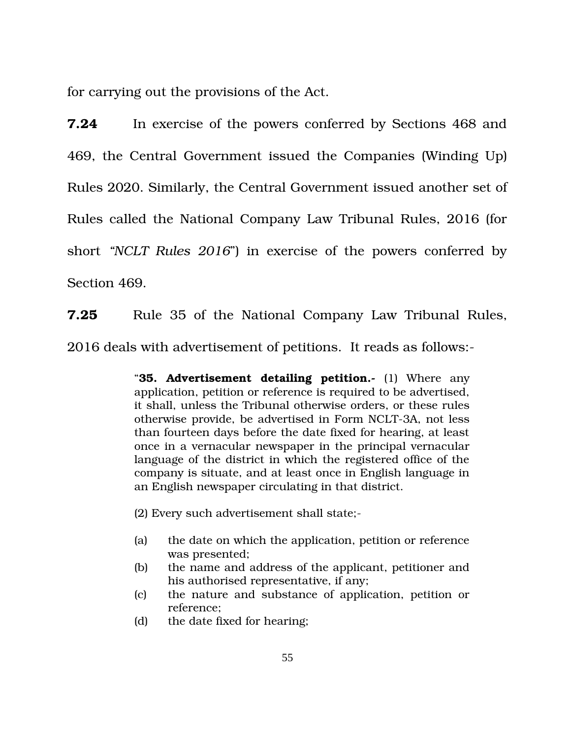for carrying out the provisions of the Act.

**7.24** In exercise of the powers conferred by Sections 468 and 469, the Central Government issued the Companies (Winding Up) Rules 2020. Similarly, the Central Government issued another set of Rules called the National Company Law Tribunal Rules, 2016 (for short *"NCLT Rules 2016*") in exercise of the powers conferred by Section 469.

**7.25** Rule 35 of the National Company Law Tribunal Rules, 2016 deals with advertisement of petitions. It reads as follows:-

> "**35. Advertisement detailing petition.-** (1) Where any application, petition or reference is required to be advertised, it shall, unless the Tribunal otherwise orders, or these rules otherwise provide, be advertised in Form NCLT-3A, not less than fourteen days before the date fixed for hearing, at least once in a vernacular newspaper in the principal vernacular language of the district in which the registered office of the company is situate, and at least once in English language in an English newspaper circulating in that district.
>
> (2) Every such advertisement shall state;-
>
> (a) the date on which the application, petition or reference was presented;
> (b) the name and address of the applicant, petitioner and his authorised representative, if any;
> (c) the nature and substance of application, petition or reference;
> (d) the date fixed for hearing;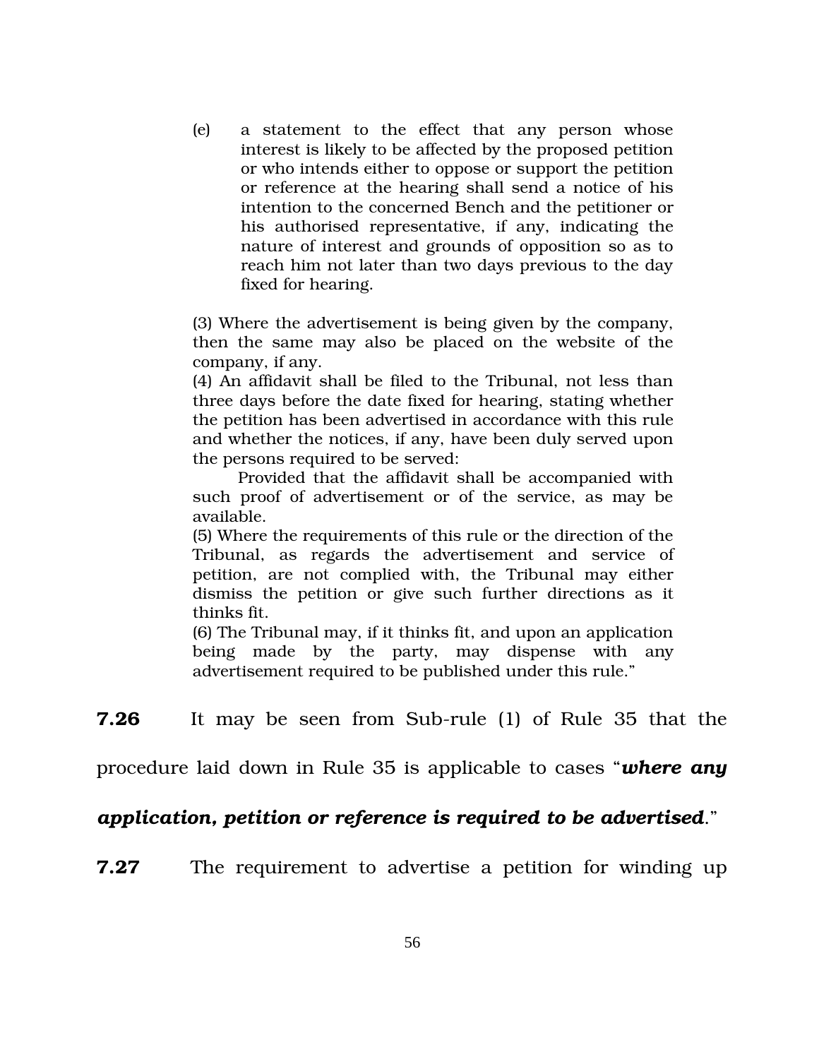(e) a statement to the effect that any person whose interest is likely to be affected by the proposed petition or who intends either to oppose or support the petition or reference at the hearing shall send a notice of his intention to the concerned Bench and the petitioner or his authorised representative, if any, indicating the nature of interest and grounds of opposition so as to reach him not later than two days previous to the day fixed for hearing.

(3) Where the advertisement is being given by the company, then the same may also be placed on the website of the company, if any.

(4) An affidavit shall be filed to the Tribunal, not less than three days before the date fixed for hearing, stating whether the petition has been advertised in accordance with this rule and whether the notices, if any, have been duly served upon the persons required to be served:

Provided that the affidavit shall be accompanied with such proof of advertisement or of the service, as may be available.

(5) Where the requirements of this rule or the direction of the Tribunal, as regards the advertisement and service of petition, are not complied with, the Tribunal may either dismiss the petition or give such further directions as it thinks fit.

(6) The Tribunal may, if it thinks fit, and upon an application being made by the party, may dispense with any advertisement required to be published under this rule."

**7.26** It may be seen from Sub-rule (1) of Rule 35 that the procedure laid down in Rule 35 is applicable to cases "***where any application, petition or reference is required to be advertised***."

**7.27** The requirement to advertise a petition for winding up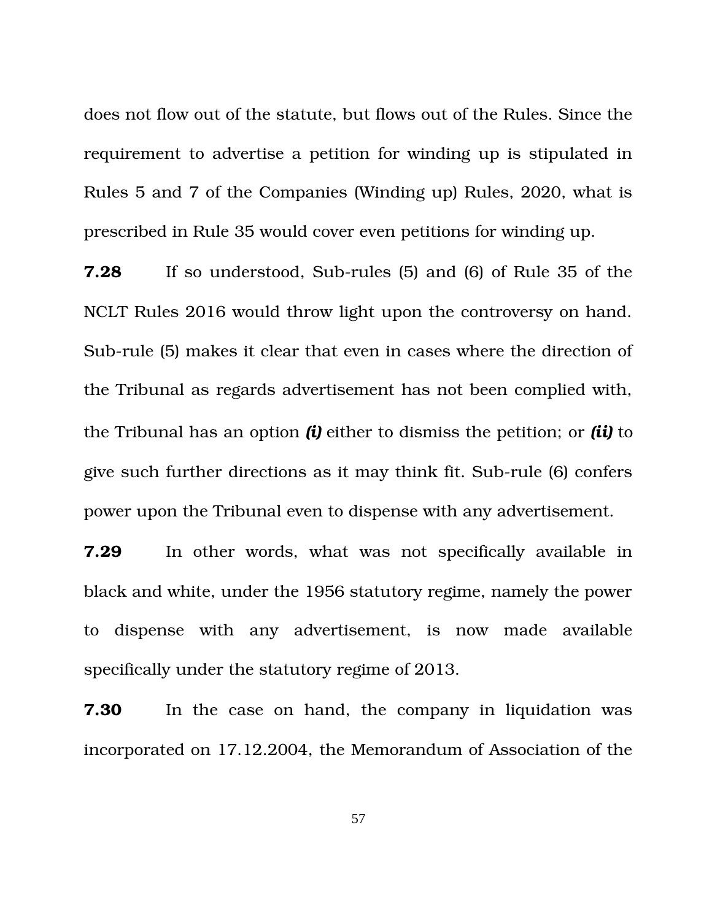does not flow out of the statute, but flows out of the Rules. Since the requirement to advertise a petition for winding up is stipulated in Rules 5 and 7 of the Companies (Winding up) Rules, 2020, what is prescribed in Rule 35 would cover even petitions for winding up.

**7.28** If so understood, Sub-rules (5) and (6) of Rule 35 of the NCLT Rules 2016 would throw light upon the controversy on hand. Sub-rule (5) makes it clear that even in cases where the direction of the Tribunal as regards advertisement has not been complied with, the Tribunal has an option ***(i)*** either to dismiss the petition; or ***(ii)*** to give such further directions as it may think fit. Sub-rule (6) confers power upon the Tribunal even to dispense with any advertisement.

**7.29** In other words, what was not specifically available in black and white, under the 1956 statutory regime, namely the power to dispense with any advertisement, is now made available specifically under the statutory regime of 2013.

**7.30** In the case on hand, the company in liquidation was incorporated on 17.12.2004, the Memorandum of Association of the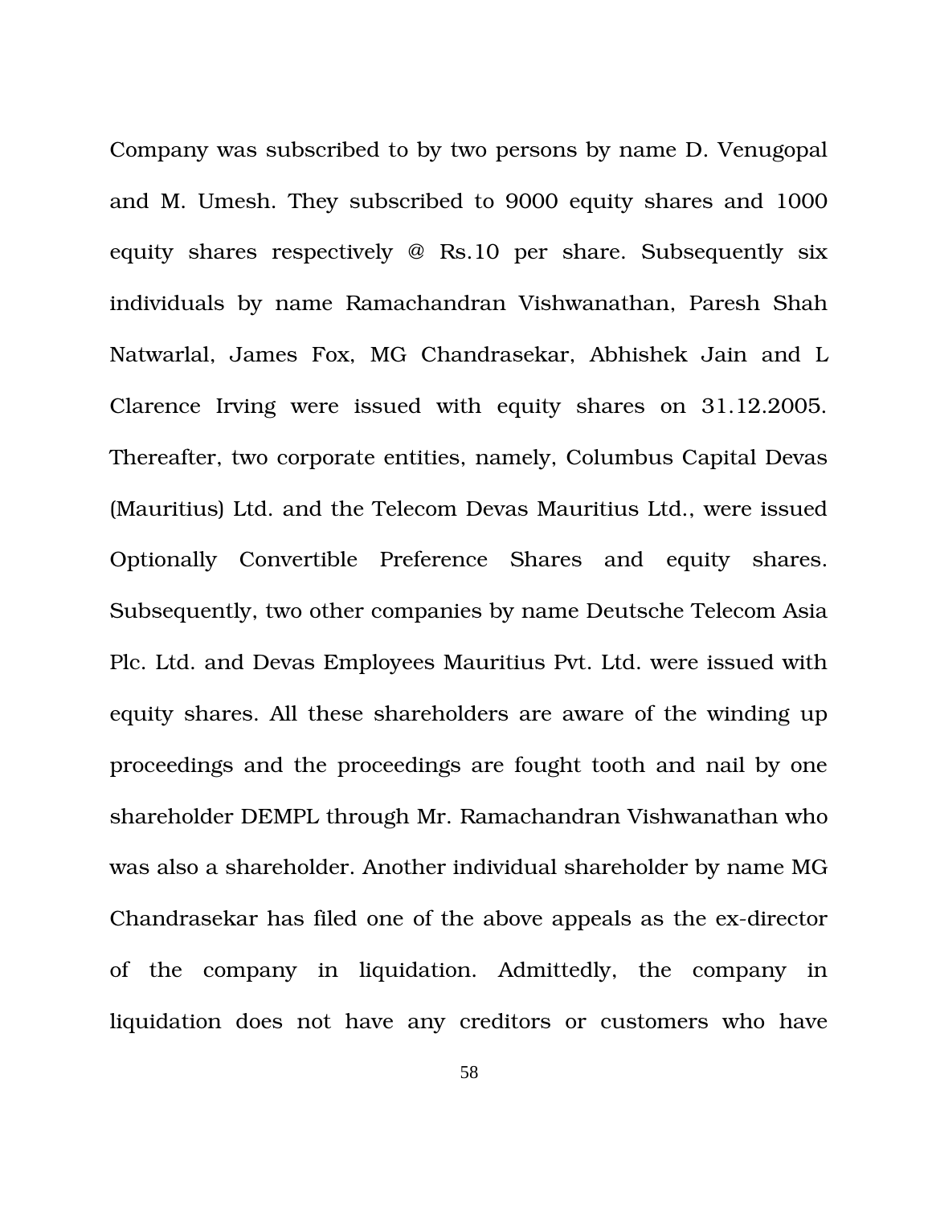Company was subscribed to by two persons by name D. Venugopal and M. Umesh. They subscribed to 9000 equity shares and 1000 equity shares respectively @ Rs.10 per share. Subsequently six individuals by name Ramachandran Vishwanathan, Paresh Shah Natwarlal, James Fox, MG Chandrasekar, Abhishek Jain and L Clarence Irving were issued with equity shares on 31.12.2005. Thereafter, two corporate entities, namely, Columbus Capital Devas (Mauritius) Ltd. and the Telecom Devas Mauritius Ltd., were issued Optionally Convertible Preference Shares and equity shares. Subsequently, two other companies by name Deutsche Telecom Asia Plc. Ltd. and Devas Employees Mauritius Pvt. Ltd. were issued with equity shares. All these shareholders are aware of the winding up proceedings and the proceedings are fought tooth and nail by one shareholder DEMPL through Mr. Ramachandran Vishwanathan who was also a shareholder. Another individual shareholder by name MG Chandrasekar has filed one of the above appeals as the ex-director of the company in liquidation. Admittedly, the company in liquidation does not have any creditors or customers who have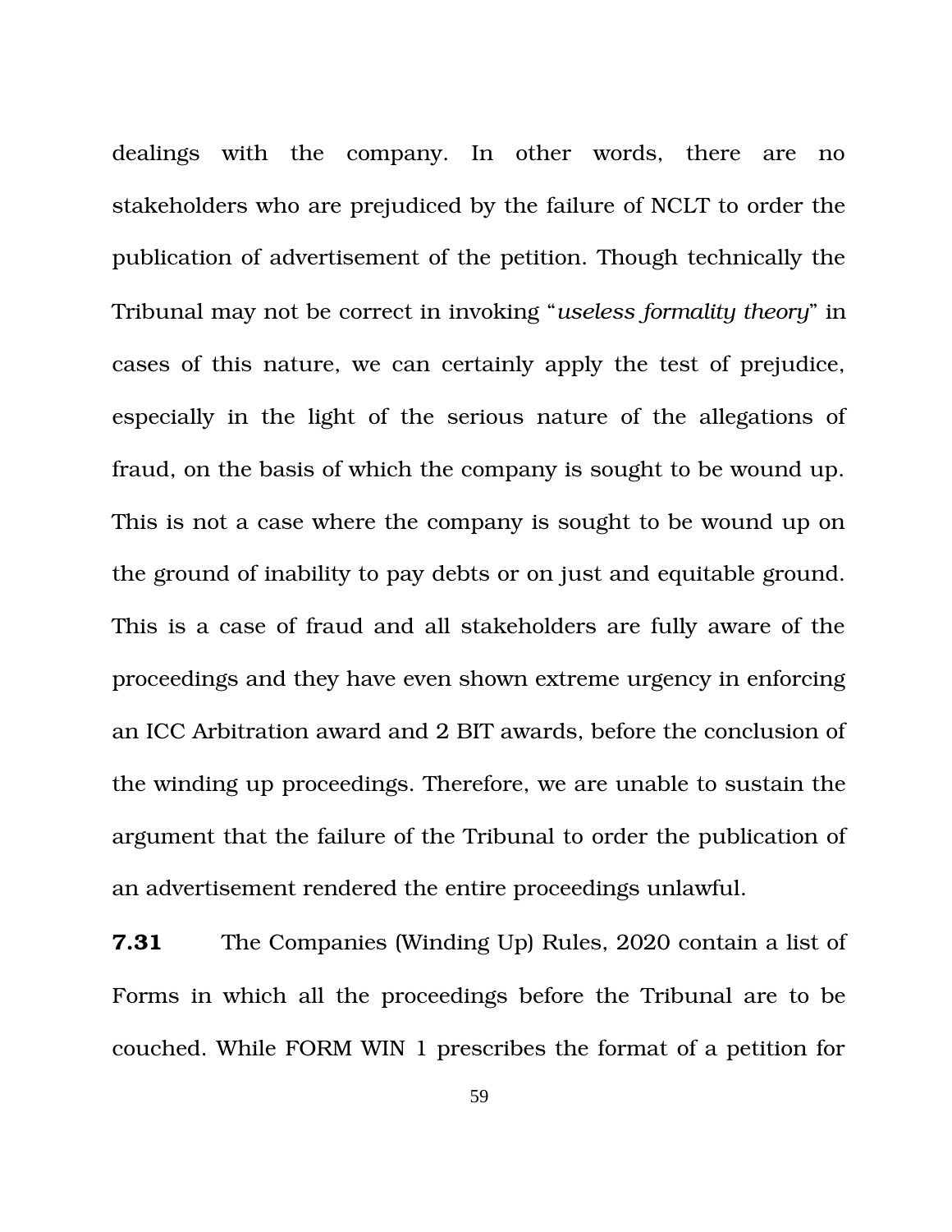dealings with the company. In other words, there are no stakeholders who are prejudiced by the failure of NCLT to order the publication of advertisement of the petition. Though technically the Tribunal may not be correct in invoking "*useless formality theory*" in cases of this nature, we can certainly apply the test of prejudice, especially in the light of the serious nature of the allegations of fraud, on the basis of which the company is sought to be wound up. This is not a case where the company is sought to be wound up on the ground of inability to pay debts or on just and equitable ground. This is a case of fraud and all stakeholders are fully aware of the proceedings and they have even shown extreme urgency in enforcing an ICC Arbitration award and 2 BIT awards, before the conclusion of the winding up proceedings. Therefore, we are unable to sustain the argument that the failure of the Tribunal to order the publication of an advertisement rendered the entire proceedings unlawful.

**7.31** The Companies (Winding Up) Rules, 2020 contain a list of Forms in which all the proceedings before the Tribunal are to be couched. While FORM WIN 1 prescribes the format of a petition for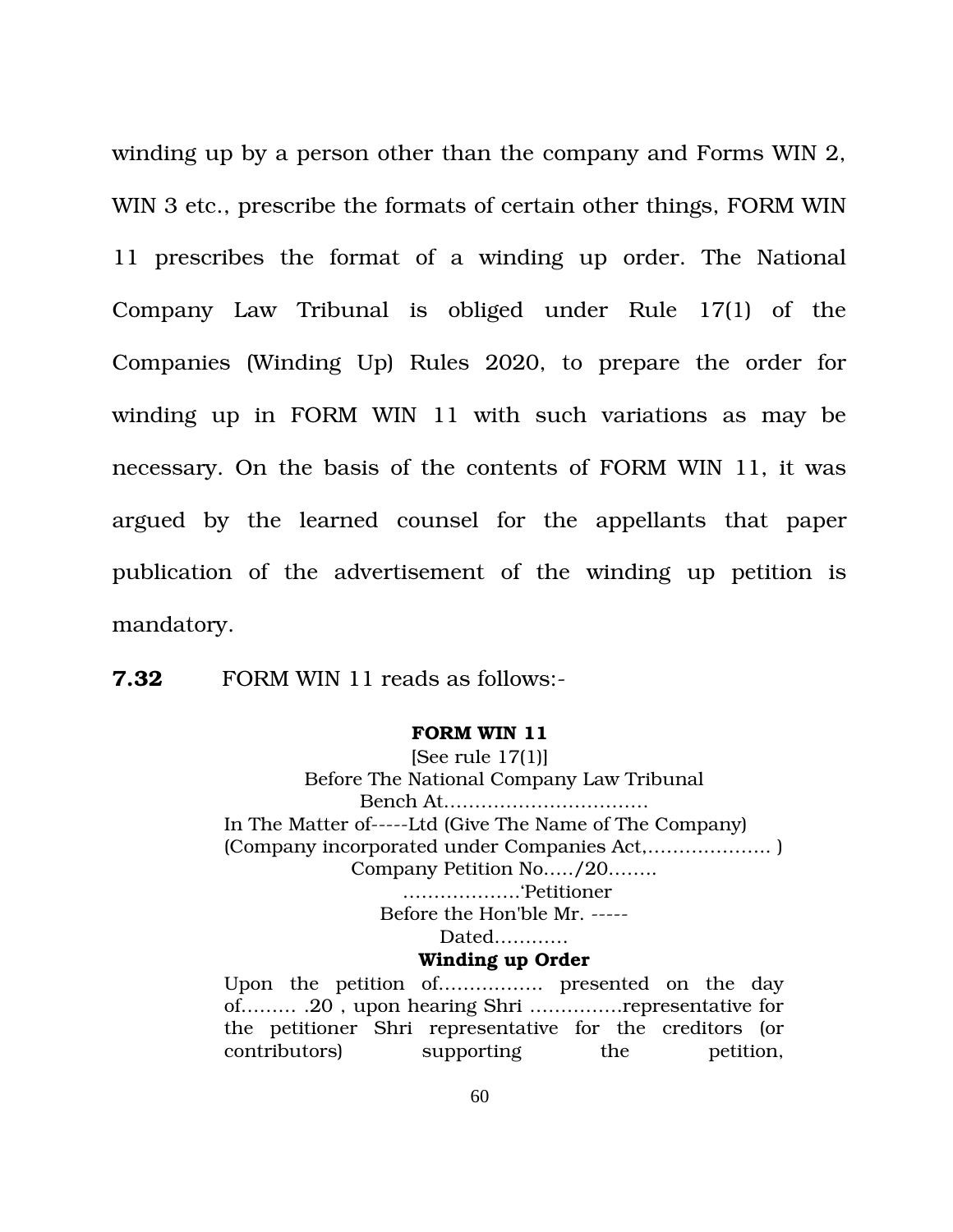winding up by a person other than the company and Forms WIN 2, WIN 3 etc., prescribe the formats of certain other things, FORM WIN 11 prescribes the format of a winding up order. The National Company Law Tribunal is obliged under Rule 17(1) of the Companies (Winding Up) Rules 2020, to prepare the order for winding up in FORM WIN 11 with such variations as may be necessary. On the basis of the contents of FORM WIN 11, it was argued by the learned counsel for the appellants that paper publication of the advertisement of the winding up petition is mandatory.

**7.32** FORM WIN 11 reads as follows:-

**FORM WIN 11**

[See rule 17(1)]

Before The National Company Law Tribunal

Bench At.................................

In The Matter of-----Ltd (Give The Name of The Company)

(Company incorporated under Companies Act,.................... )

Company Petition No...../20........

..................'Petitioner

Before the Hon'ble Mr. -----

Dated............

**Winding up Order**

Upon the petition of................ presented on the day of......... .20 , upon hearing Shri ...............representative for the petitioner Shri representative for the creditors (or contributors) supporting the petition,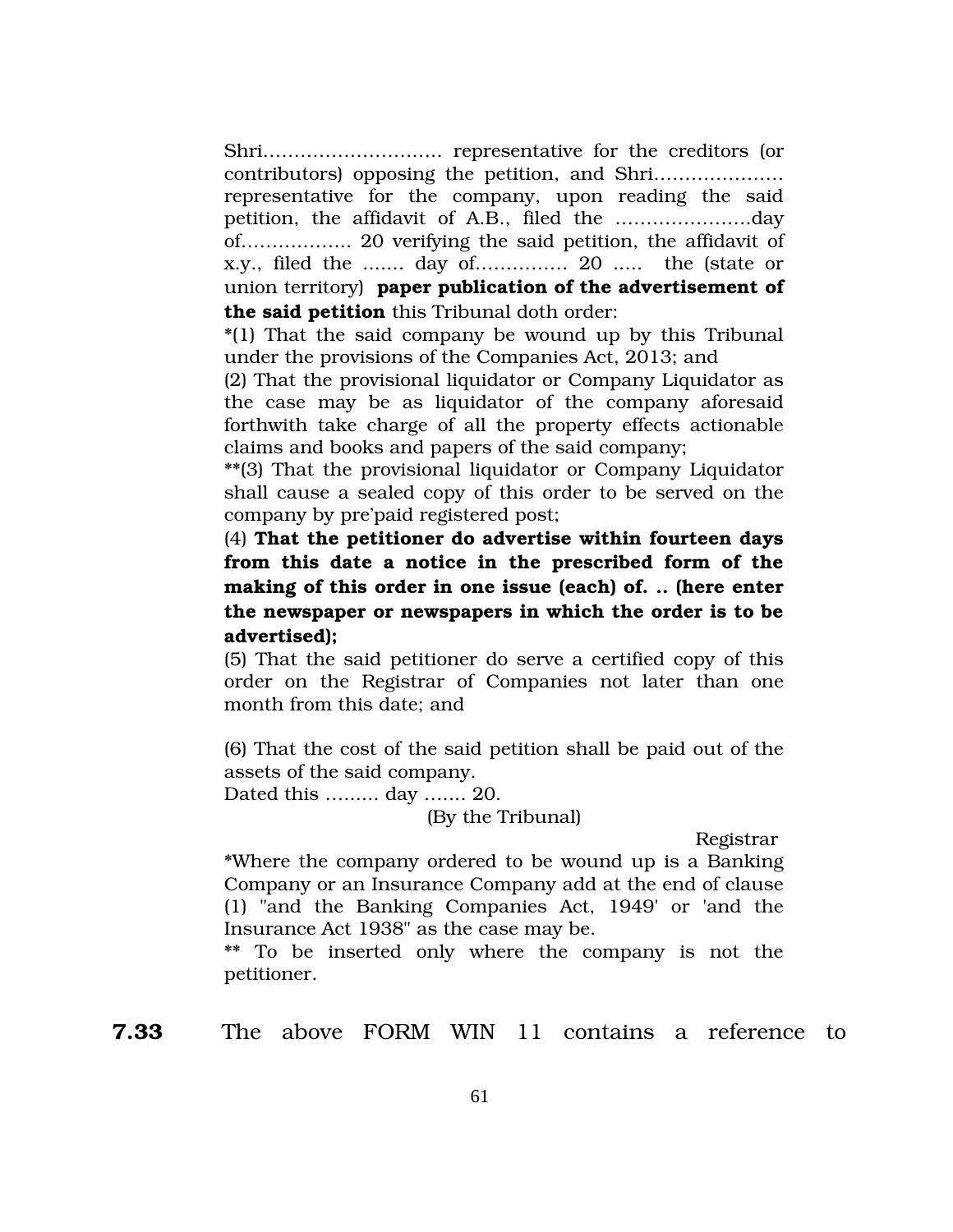Shri………………………. representative for the creditors (or contributors) opposing the petition, and Shri………………… representative for the company, upon reading the said petition, the affidavit of A.B., filed the ………………….day of…………….. 20 verifying the said petition, the affidavit of x.y., filed the ……. day of………….. 20 ….. the (state or union territory) **paper publication of the advertisement of the said petition** this Tribunal doth order:

*(1) That the said company be wound up by this Tribunal under the provisions of the Companies Act, 2013; and

(2) That the provisional liquidator or Company Liquidator as the case may be as liquidator of the company aforesaid forthwith take charge of all the property effects actionable claims and books and papers of the said company;

**(3) That the provisional liquidator or Company Liquidator shall cause a sealed copy of this order to be served on the company by pre'paid registered post;

(4) **That the petitioner do advertise within fourteen days from this date a notice in the prescribed form of the making of this order in one issue (each) of. .. (here enter the newspaper or newspapers in which the order is to be advertised);**

(5) That the said petitioner do serve a certified copy of this order on the Registrar of Companies not later than one month from this date; and

(6) That the cost of the said petition shall be paid out of the assets of the said company.

Dated this ……… day ……. 20.

(By the Tribunal)

Registrar

*Where the company ordered to be wound up is a Banking Company or an Insurance Company add at the end of clause (1) "and the Banking Companies Act, 1949' or 'and the Insurance Act 1938" as the case may be.

** To be inserted only where the company is not the petitioner.

**7.33** The above FORM WIN 11 contains a reference to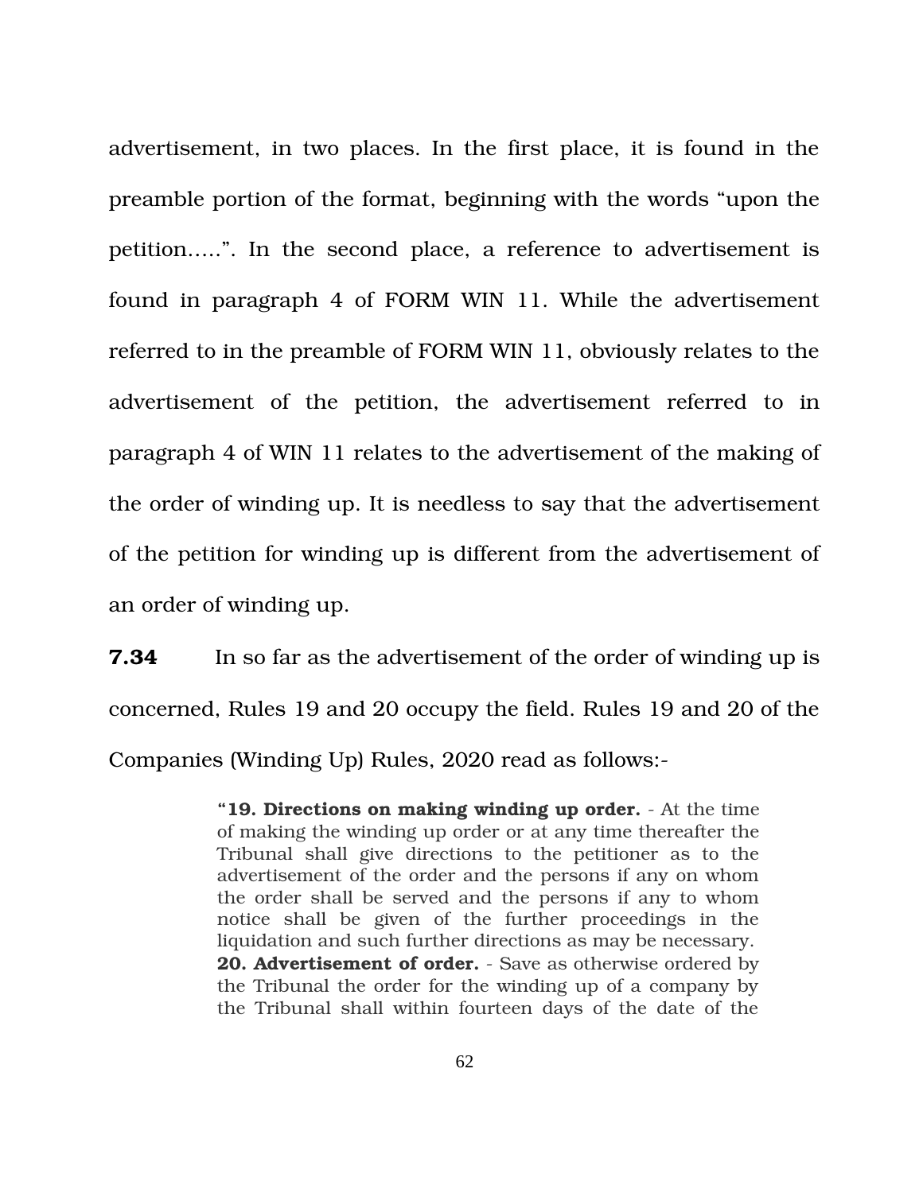advertisement, in two places. In the first place, it is found in the preamble portion of the format, beginning with the words "upon the petition.....". In the second place, a reference to advertisement is found in paragraph 4 of FORM WIN 11. While the advertisement referred to in the preamble of FORM WIN 11, obviously relates to the advertisement of the petition, the advertisement referred to in paragraph 4 of WIN 11 relates to the advertisement of the making of the order of winding up. It is needless to say that the advertisement of the petition for winding up is different from the advertisement of an order of winding up.

**7.34** In so far as the advertisement of the order of winding up is concerned, Rules 19 and 20 occupy the field. Rules 19 and 20 of the Companies (Winding Up) Rules, 2020 read as follows:-

> "**19. Directions on making winding up order.** - At the time of making the winding up order or at any time thereafter the Tribunal shall give directions to the petitioner as to the advertisement of the order and the persons if any on whom the order shall be served and the persons if any to whom notice shall be given of the further proceedings in the liquidation and such further directions as may be necessary.
> **20. Advertisement of order.** - Save as otherwise ordered by the Tribunal the order for the winding up of a company by the Tribunal shall within fourteen days of the date of the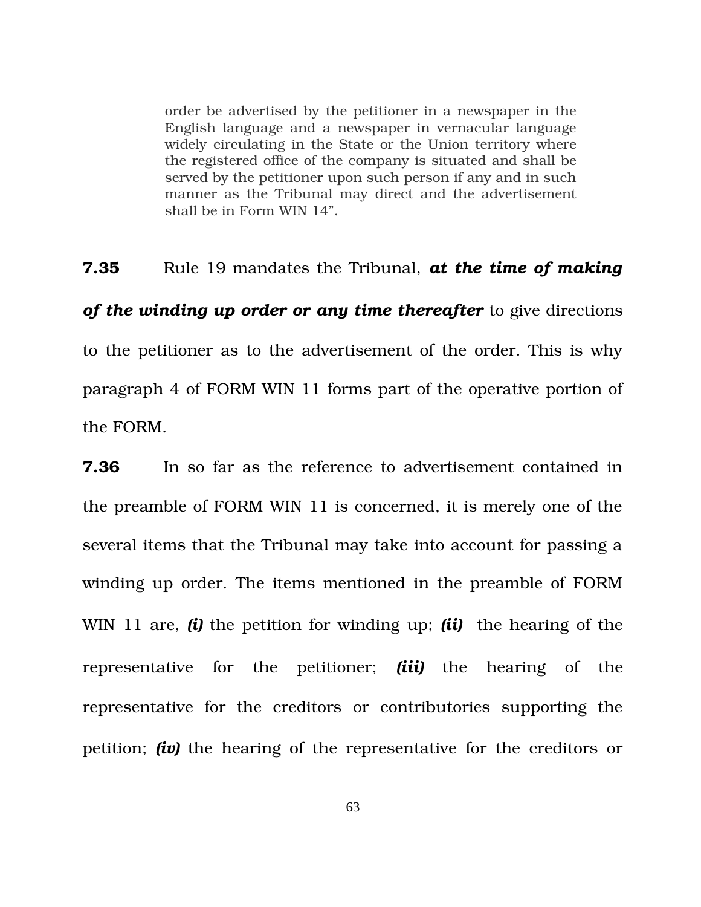> order be advertised by the petitioner in a newspaper in the English language and a newspaper in vernacular language widely circulating in the State or the Union territory where the registered office of the company is situated and shall be served by the petitioner upon such person if any and in such manner as the Tribunal may direct and the advertisement shall be in Form WIN 14".

**7.35** Rule 19 mandates the Tribunal, ***at the time of making of the winding up order or any time thereafter*** to give directions to the petitioner as to the advertisement of the order. This is why paragraph 4 of FORM WIN 11 forms part of the operative portion of the FORM.

**7.36** In so far as the reference to advertisement contained in the preamble of FORM WIN 11 is concerned, it is merely one of the several items that the Tribunal may take into account for passing a winding up order. The items mentioned in the preamble of FORM WIN 11 are, ***(i)*** the petition for winding up; ***(ii)*** the hearing of the representative for the petitioner; ***(iii)*** the hearing of the representative for the creditors or contributories supporting the petition; ***(iv)*** the hearing of the representative for the creditors or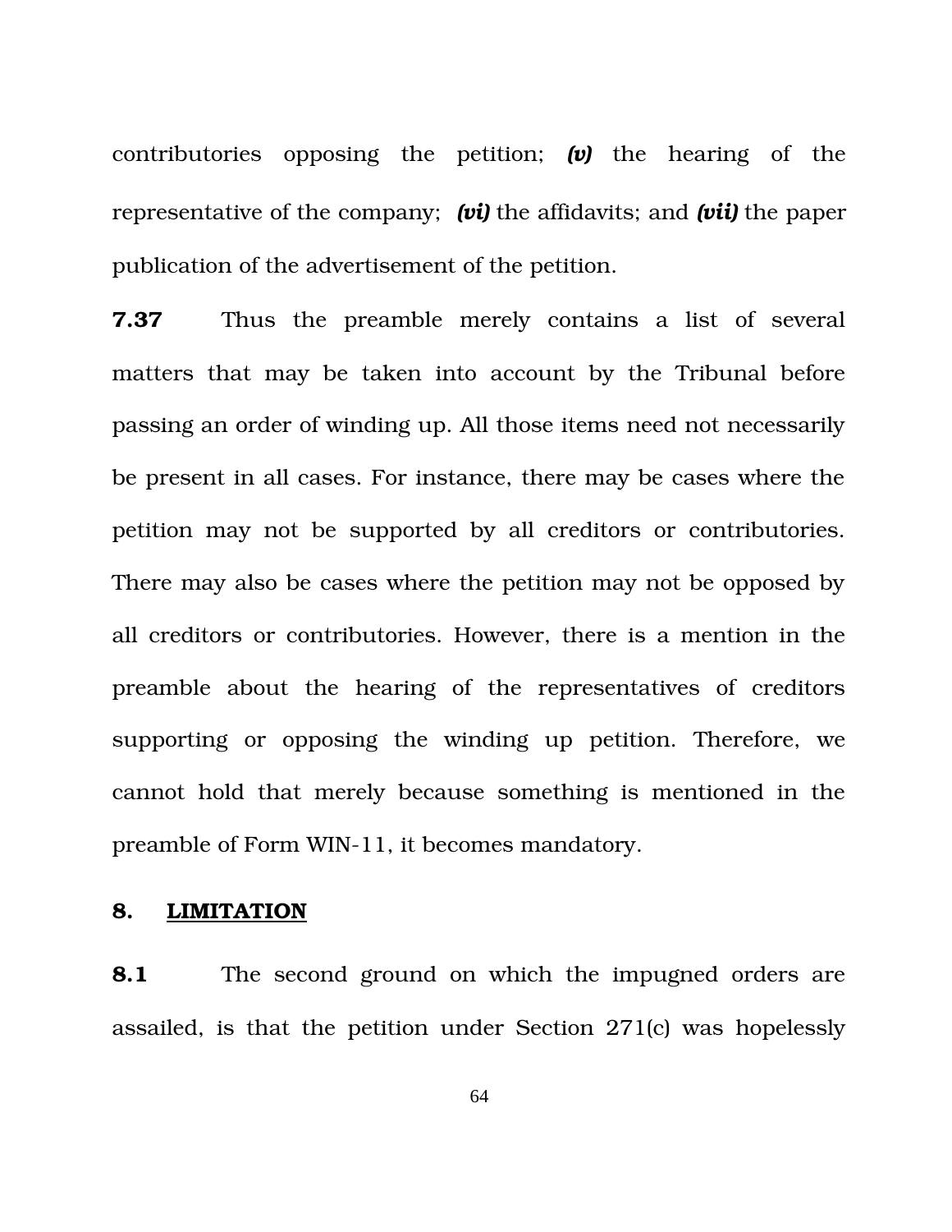contributories opposing the petition; ***(v)*** the hearing of the representative of the company; ***(vi)*** the affidavits; and ***(vii)*** the paper publication of the advertisement of the petition.

**7.37** Thus the preamble merely contains a list of several matters that may be taken into account by the Tribunal before passing an order of winding up. All those items need not necessarily be present in all cases. For instance, there may be cases where the petition may not be supported by all creditors or contributories. There may also be cases where the petition may not be opposed by all creditors or contributories. However, there is a mention in the preamble about the hearing of the representatives of creditors supporting or opposing the winding up petition. Therefore, we cannot hold that merely because something is mentioned in the preamble of Form WIN-11, it becomes mandatory.

## 8. LIMITATION

**8.1** The second ground on which the impugned orders are assailed, is that the petition under Section 271(c) was hopelessly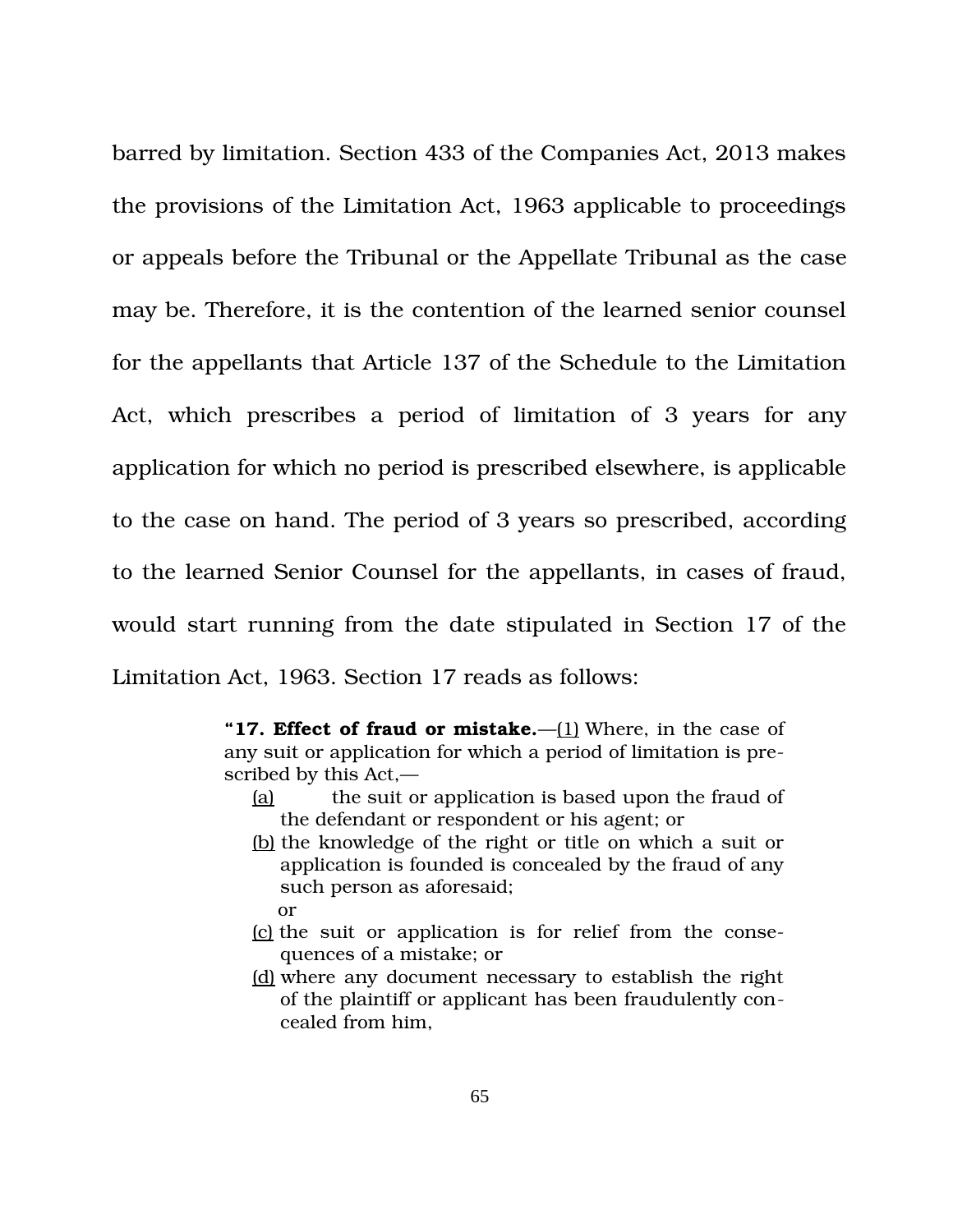barred by limitation. Section 433 of the Companies Act, 2013 makes the provisions of the Limitation Act, 1963 applicable to proceedings or appeals before the Tribunal or the Appellate Tribunal as the case may be. Therefore, it is the contention of the learned senior counsel for the appellants that Article 137 of the Schedule to the Limitation Act, which prescribes a period of limitation of 3 years for any application for which no period is prescribed elsewhere, is applicable to the case on hand. The period of 3 years so prescribed, according to the learned Senior Counsel for the appellants, in cases of fraud, would start running from the date stipulated in Section 17 of the Limitation Act, 1963. Section 17 reads as follows:

> "**17. Effect of fraud or mistake.**—(1) Where, in the case of any suit or application for which a period of limitation is prescribed by this Act,—
>
> (a) the suit or application is based upon the fraud of the defendant or respondent or his agent; or
>
> (b) the knowledge of the right or title on which a suit or application is founded is concealed by the fraud of any such person as aforesaid;
>
> or
>
> (c) the suit or application is for relief from the consequences of a mistake; or
>
> (d) where any document necessary to establish the right of the plaintiff or applicant has been fraudulently concealed from him,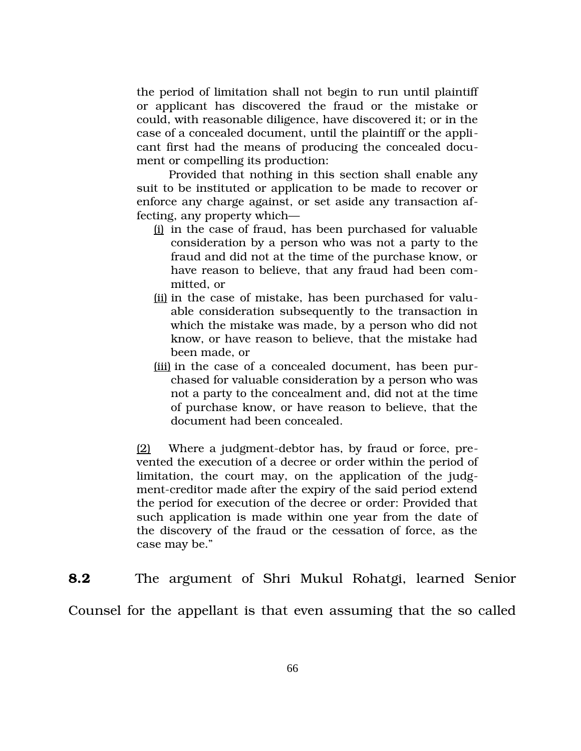the period of limitation shall not begin to run until plaintiff or applicant has discovered the fraud or the mistake or could, with reasonable diligence, have discovered it; or in the case of a concealed document, until the plaintiff or the applicant first had the means of producing the concealed document or compelling its production:

Provided that nothing in this section shall enable any suit to be instituted or application to be made to recover or enforce any charge against, or set aside any transaction affecting, any property which—

(i) in the case of fraud, has been purchased for valuable consideration by a person who was not a party to the fraud and did not at the time of the purchase know, or have reason to believe, that any fraud had been committed, or

(ii) in the case of mistake, has been purchased for valuable consideration subsequently to the transaction in which the mistake was made, by a person who did not know, or have reason to believe, that the mistake had been made, or

(iii) in the case of a concealed document, has been purchased for valuable consideration by a person who was not a party to the concealment and, did not at the time of purchase know, or have reason to believe, that the document had been concealed.

(2) Where a judgment-debtor has, by fraud or force, prevented the execution of a decree or order within the period of limitation, the court may, on the application of the judgment-creditor made after the expiry of the said period extend the period for execution of the decree or order: Provided that such application is made within one year from the date of the discovery of the fraud or the cessation of force, as the case may be."

**8.2** The argument of Shri Mukul Rohatgi, learned Senior Counsel for the appellant is that even assuming that the so called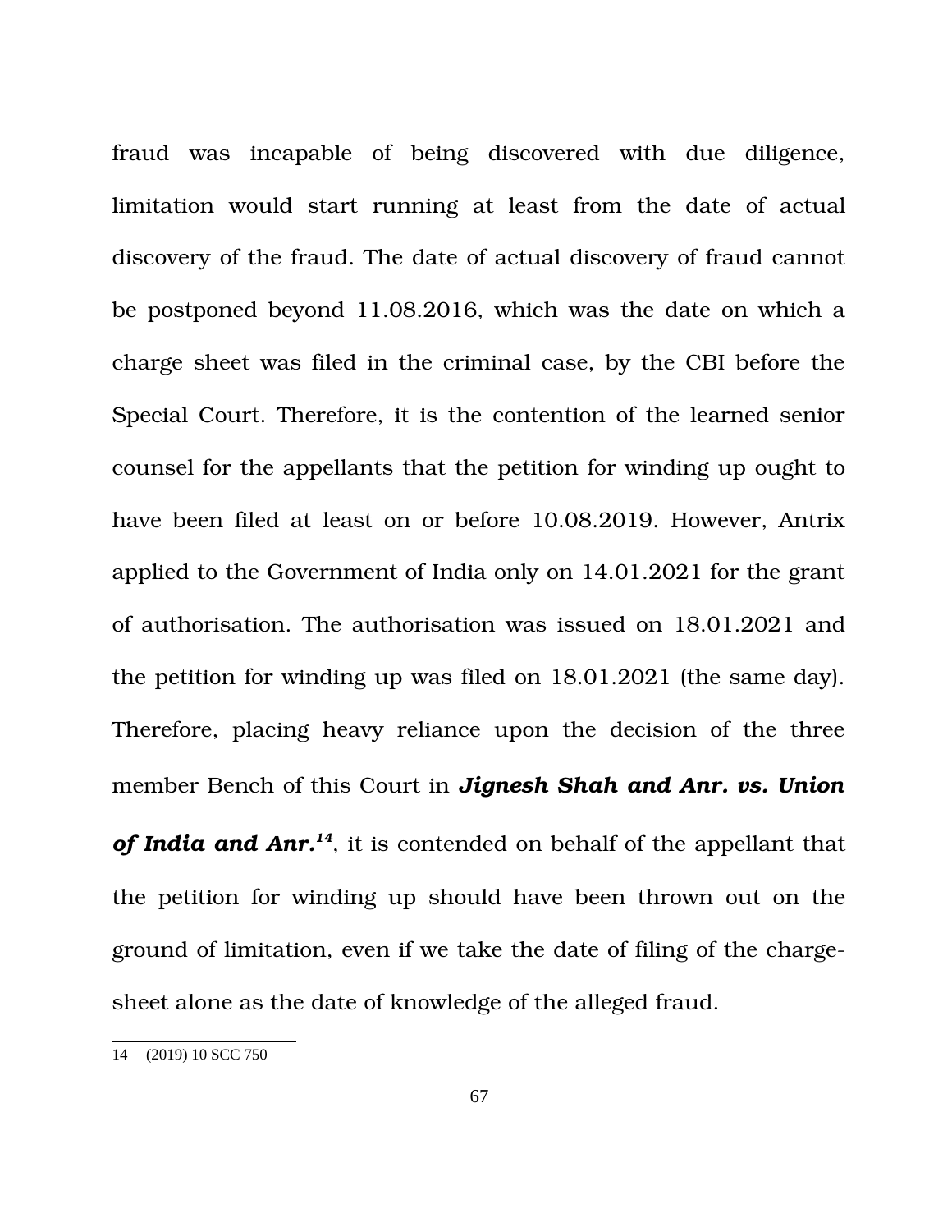fraud was incapable of being discovered with due diligence, limitation would start running at least from the date of actual discovery of the fraud. The date of actual discovery of fraud cannot be postponed beyond 11.08.2016, which was the date on which a charge sheet was filed in the criminal case, by the CBI before the Special Court. Therefore, it is the contention of the learned senior counsel for the appellants that the petition for winding up ought to have been filed at least on or before 10.08.2019. However, Antrix applied to the Government of India only on 14.01.2021 for the grant of authorisation. The authorisation was issued on 18.01.2021 and the petition for winding up was filed on 18.01.2021 (the same day). Therefore, placing heavy reliance upon the decision of the three member Bench of this Court in ***Jignesh Shah and Anr. vs. Union of India and Anr.***[14], it is contended on behalf of the appellant that the petition for winding up should have been thrown out on the ground of limitation, even if we take the date of filing of the charge-sheet alone as the date of knowledge of the alleged fraud.

---

14 (2019) 10 SCC 750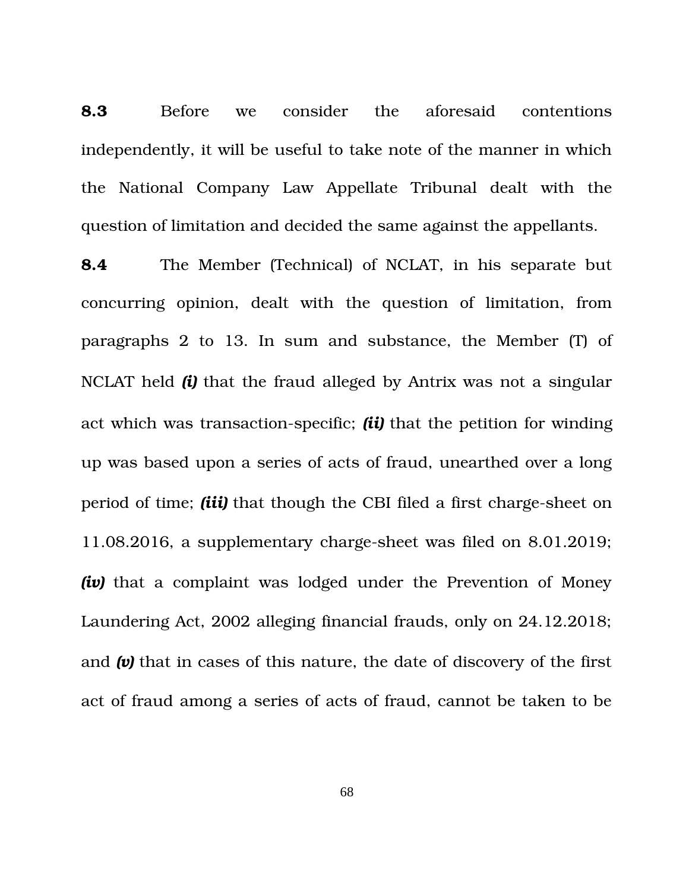**8.3** Before we consider the aforesaid contentions independently, it will be useful to take note of the manner in which the National Company Law Appellate Tribunal dealt with the question of limitation and decided the same against the appellants.

**8.4** The Member (Technical) of NCLAT, in his separate but concurring opinion, dealt with the question of limitation, from paragraphs 2 to 13. In sum and substance, the Member (T) of NCLAT held ***(i)*** that the fraud alleged by Antrix was not a singular act which was transaction-specific; ***(ii)*** that the petition for winding up was based upon a series of acts of fraud, unearthed over a long period of time; ***(iii)*** that though the CBI filed a first charge-sheet on 11.08.2016, a supplementary charge-sheet was filed on 8.01.2019; ***(iv)*** that a complaint was lodged under the Prevention of Money Laundering Act, 2002 alleging financial frauds, only on 24.12.2018; and ***(v)*** that in cases of this nature, the date of discovery of the first act of fraud among a series of acts of fraud, cannot be taken to be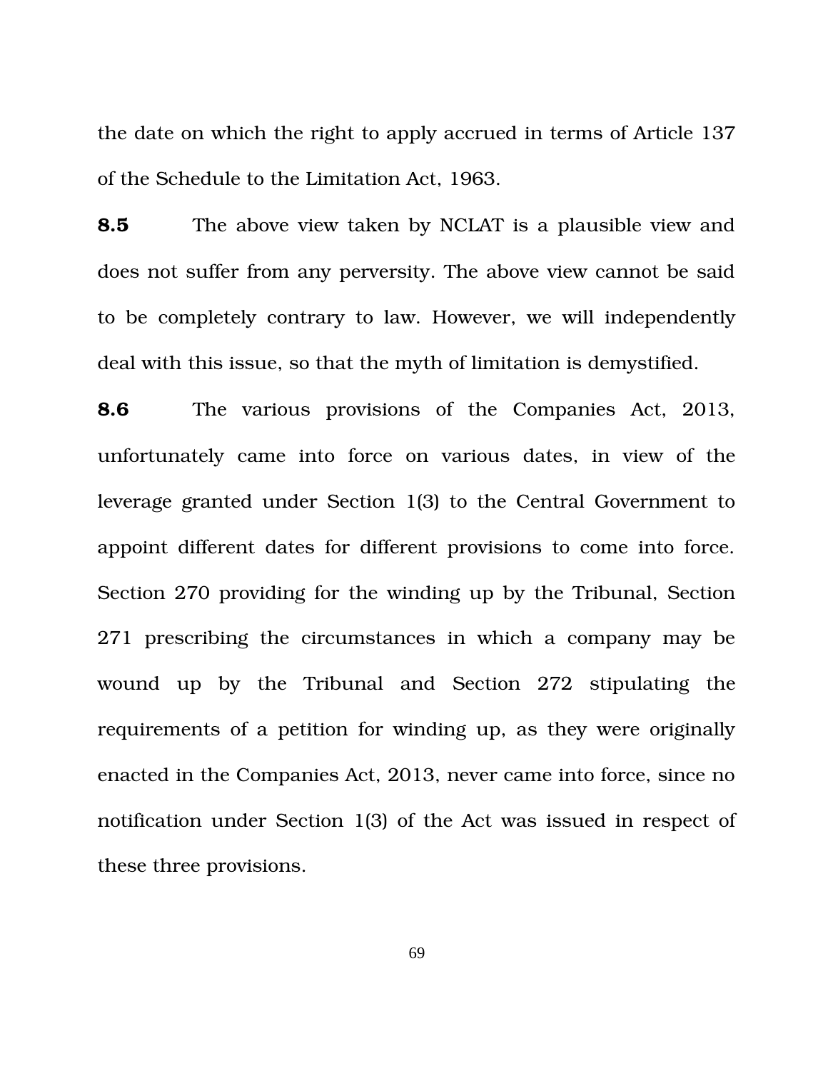the date on which the right to apply accrued in terms of Article 137 of the Schedule to the Limitation Act, 1963.

**8.5** The above view taken by NCLAT is a plausible view and does not suffer from any perversity. The above view cannot be said to be completely contrary to law. However, we will independently deal with this issue, so that the myth of limitation is demystified.

**8.6** The various provisions of the Companies Act, 2013, unfortunately came into force on various dates, in view of the leverage granted under Section 1(3) to the Central Government to appoint different dates for different provisions to come into force. Section 270 providing for the winding up by the Tribunal, Section 271 prescribing the circumstances in which a company may be wound up by the Tribunal and Section 272 stipulating the requirements of a petition for winding up, as they were originally enacted in the Companies Act, 2013, never came into force, since no notification under Section 1(3) of the Act was issued in respect of these three provisions.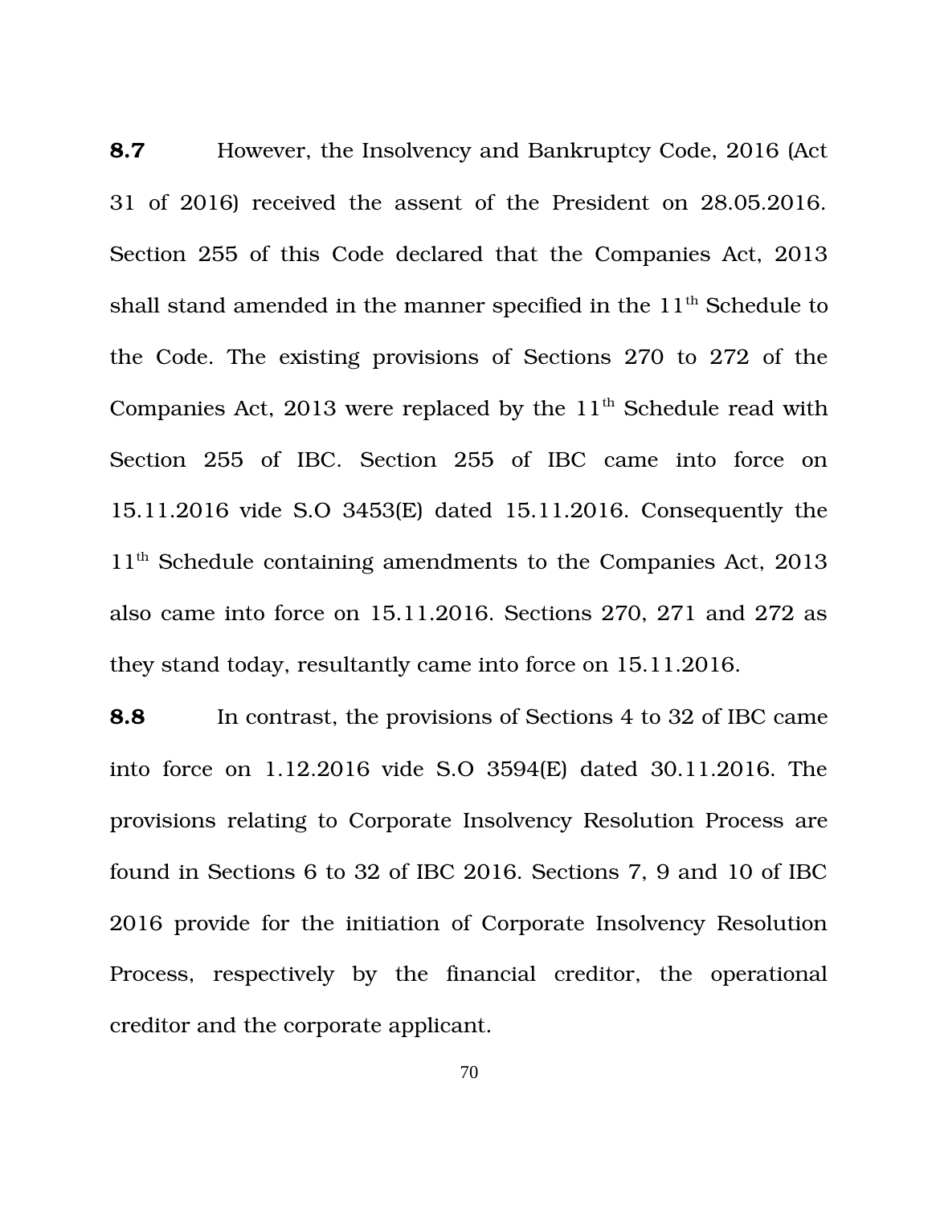**8.7** However, the Insolvency and Bankruptcy Code, 2016 (Act 31 of 2016) received the assent of the President on 28.05.2016. Section 255 of this Code declared that the Companies Act, 2013 shall stand amended in the manner specified in the $11^{th}$ Schedule to the Code. The existing provisions of Sections 270 to 272 of the Companies Act, 2013 were replaced by the $11^{th}$ Schedule read with Section 255 of IBC. Section 255 of IBC came into force on 15.11.2016 vide S.O 3453(E) dated 15.11.2016. Consequently the $11^{th}$ Schedule containing amendments to the Companies Act, 2013 also came into force on 15.11.2016. Sections 270, 271 and 272 as they stand today, resultantly came into force on 15.11.2016.

**8.8** In contrast, the provisions of Sections 4 to 32 of IBC came into force on 1.12.2016 vide S.O 3594(E) dated 30.11.2016. The provisions relating to Corporate Insolvency Resolution Process are found in Sections 6 to 32 of IBC 2016. Sections 7, 9 and 10 of IBC 2016 provide for the initiation of Corporate Insolvency Resolution Process, respectively by the financial creditor, the operational creditor and the corporate applicant.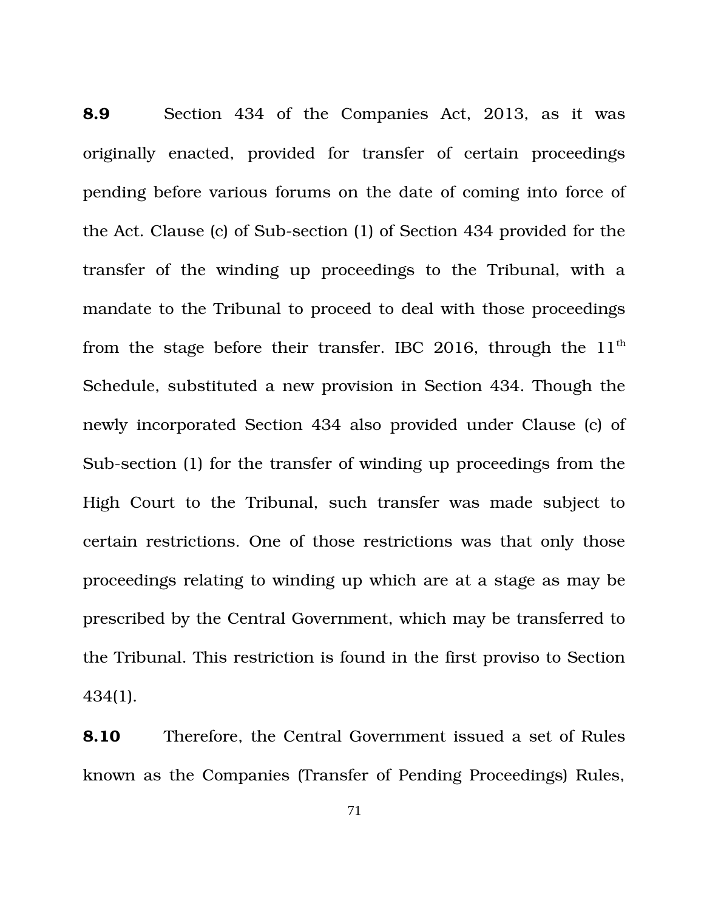**8.9** Section 434 of the Companies Act, 2013, as it was originally enacted, provided for transfer of certain proceedings pending before various forums on the date of coming into force of the Act. Clause (c) of Sub-section (1) of Section 434 provided for the transfer of the winding up proceedings to the Tribunal, with a mandate to the Tribunal to proceed to deal with those proceedings from the stage before their transfer. IBC 2016, through the 11th Schedule, substituted a new provision in Section 434. Though the newly incorporated Section 434 also provided under Clause (c) of Sub-section (1) for the transfer of winding up proceedings from the High Court to the Tribunal, such transfer was made subject to certain restrictions. One of those restrictions was that only those proceedings relating to winding up which are at a stage as may be prescribed by the Central Government, which may be transferred to the Tribunal. This restriction is found in the first proviso to Section 434(1).

**8.10** Therefore, the Central Government issued a set of Rules known as the Companies (Transfer of Pending Proceedings) Rules,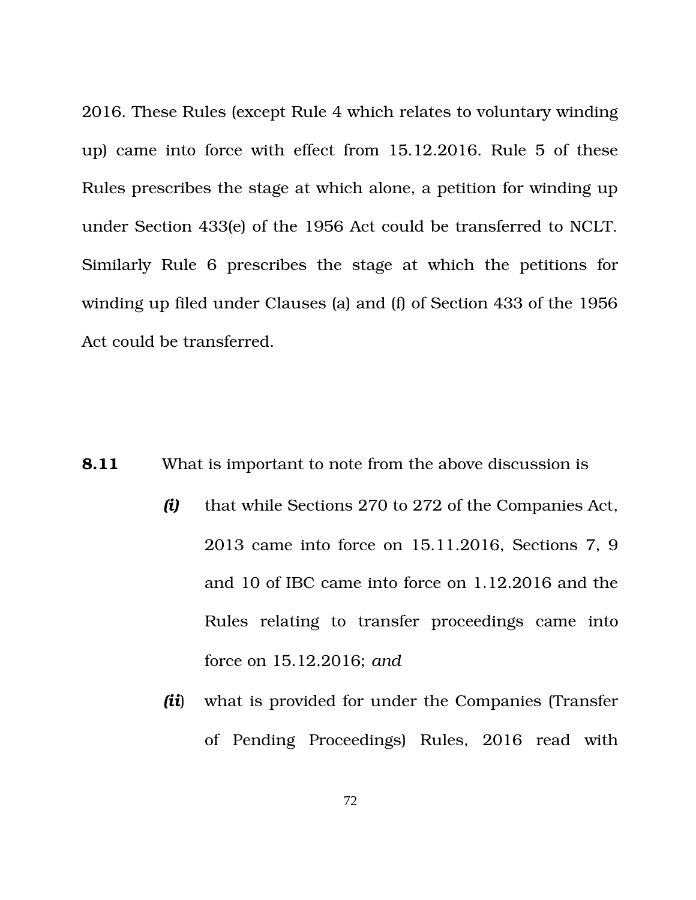2016. These Rules (except Rule 4 which relates to voluntary winding up) came into force with effect from 15.12.2016. Rule 5 of these Rules prescribes the stage at which alone, a petition for winding up under Section 433(e) of the 1956 Act could be transferred to NCLT. Similarly Rule 6 prescribes the stage at which the petitions for winding up filed under Clauses (a) and (f) of Section 433 of the 1956 Act could be transferred.

**8.11** What is important to note from the above discussion is

***(i)*** that while Sections 270 to 272 of the Companies Act, 2013 came into force on 15.11.2016, Sections 7, 9 and 10 of IBC came into force on 1.12.2016 and the Rules relating to transfer proceedings came into force on 15.12.2016; *and*

***(ii)*** what is provided for under the Companies (Transfer of Pending Proceedings) Rules, 2016 read with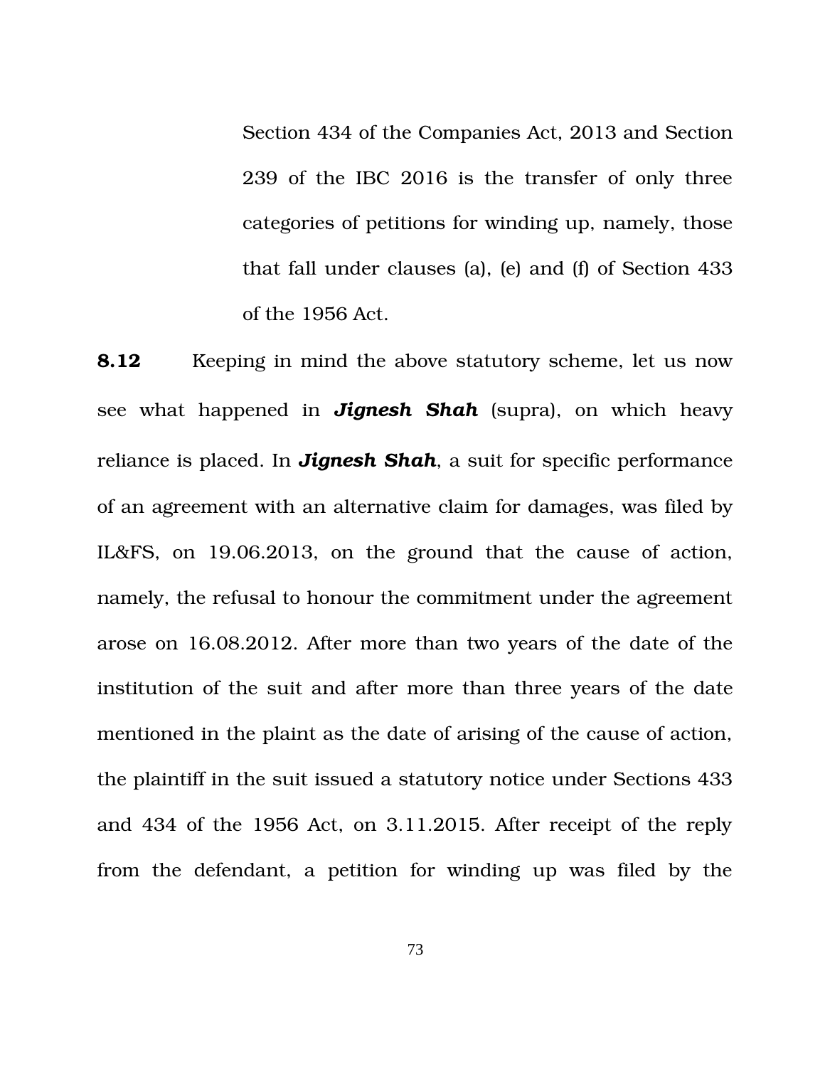Section 434 of the Companies Act, 2013 and Section 239 of the IBC 2016 is the transfer of only three categories of petitions for winding up, namely, those that fall under clauses (a), (e) and (f) of Section 433 of the 1956 Act.

**8.12** Keeping in mind the above statutory scheme, let us now see what happened in ***Jignesh Shah*** (supra), on which heavy reliance is placed. In ***Jignesh Shah***, a suit for specific performance of an agreement with an alternative claim for damages, was filed by IL&FS, on 19.06.2013, on the ground that the cause of action, namely, the refusal to honour the commitment under the agreement arose on 16.08.2012. After more than two years of the date of the institution of the suit and after more than three years of the date mentioned in the plaint as the date of arising of the cause of action, the plaintiff in the suit issued a statutory notice under Sections 433 and 434 of the 1956 Act, on 3.11.2015. After receipt of the reply from the defendant, a petition for winding up was filed by the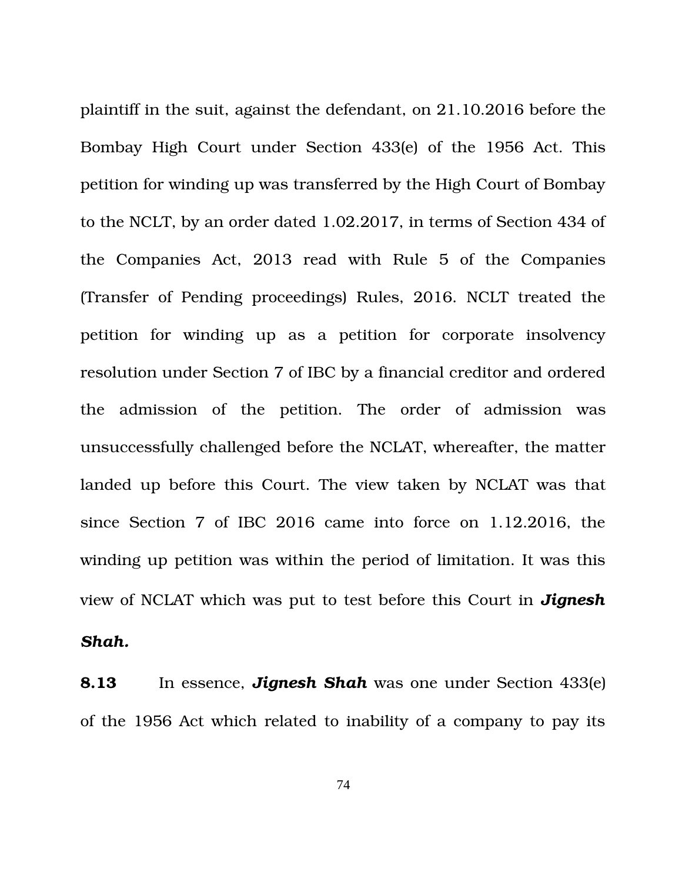plaintiff in the suit, against the defendant, on 21.10.2016 before the Bombay High Court under Section 433(e) of the 1956 Act. This petition for winding up was transferred by the High Court of Bombay to the NCLT, by an order dated 1.02.2017, in terms of Section 434 of the Companies Act, 2013 read with Rule 5 of the Companies (Transfer of Pending proceedings) Rules, 2016. NCLT treated the petition for winding up as a petition for corporate insolvency resolution under Section 7 of IBC by a financial creditor and ordered the admission of the petition. The order of admission was unsuccessfully challenged before the NCLAT, whereafter, the matter landed up before this Court. The view taken by NCLAT was that since Section 7 of IBC 2016 came into force on 1.12.2016, the winding up petition was within the period of limitation. It was this view of NCLAT which was put to test before this Court in ***Jignesh Shah.***

**8.13** In essence, ***Jignesh Shah*** was one under Section 433(e) of the 1956 Act which related to inability of a company to pay its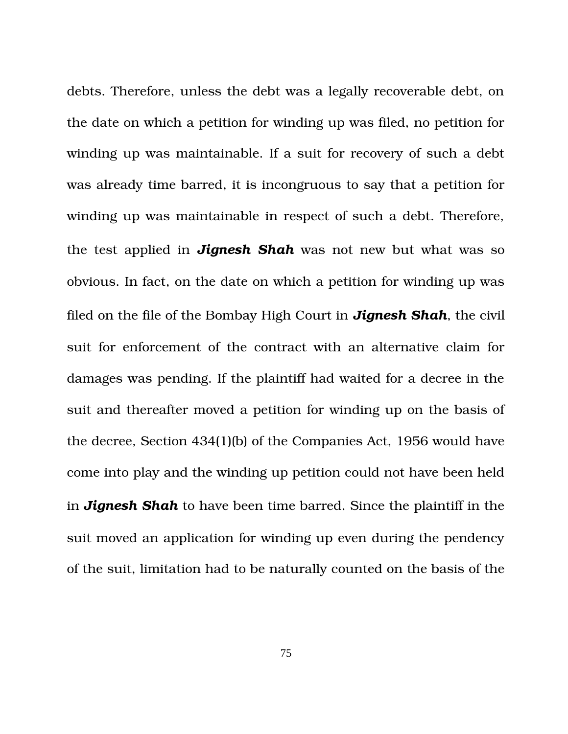debts. Therefore, unless the debt was a legally recoverable debt, on the date on which a petition for winding up was filed, no petition for winding up was maintainable. If a suit for recovery of such a debt was already time barred, it is incongruous to say that a petition for winding up was maintainable in respect of such a debt. Therefore, the test applied in ***Jignesh Shah*** was not new but what was so obvious. In fact, on the date on which a petition for winding up was filed on the file of the Bombay High Court in ***Jignesh Shah***, the civil suit for enforcement of the contract with an alternative claim for damages was pending. If the plaintiff had waited for a decree in the suit and thereafter moved a petition for winding up on the basis of the decree, Section 434(1)(b) of the Companies Act, 1956 would have come into play and the winding up petition could not have been held in ***Jignesh Shah*** to have been time barred. Since the plaintiff in the suit moved an application for winding up even during the pendency of the suit, limitation had to be naturally counted on the basis of the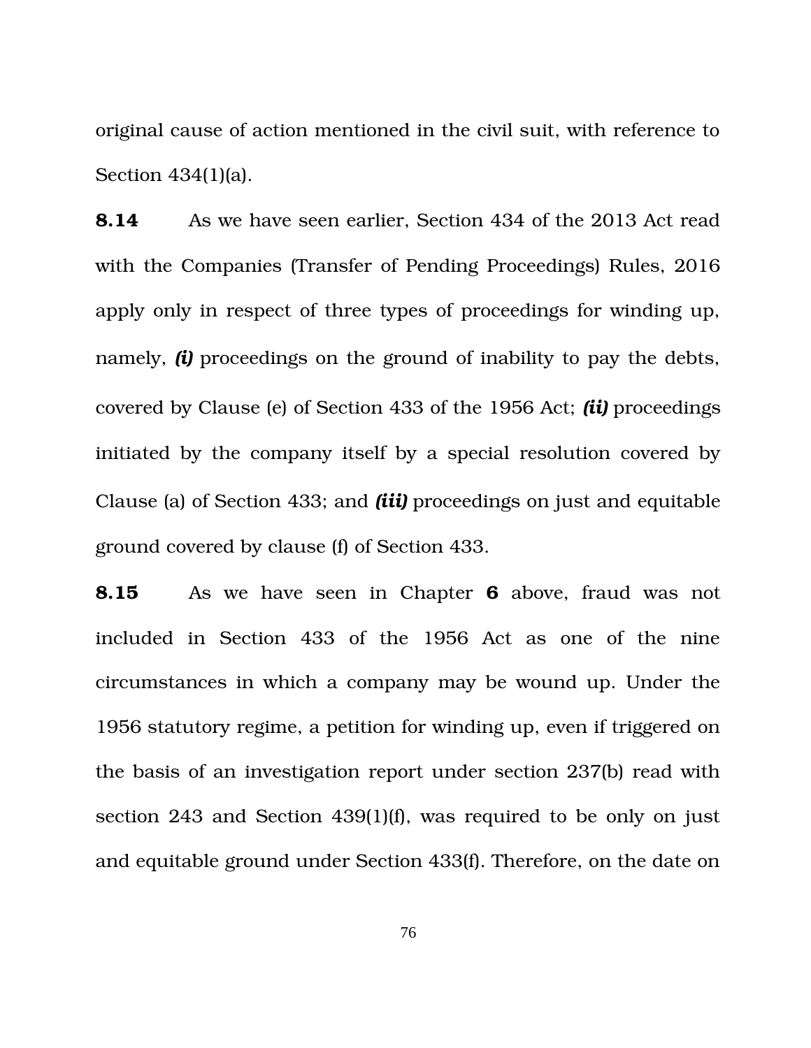original cause of action mentioned in the civil suit, with reference to Section 434(1)(a).

**8.14** As we have seen earlier, Section 434 of the 2013 Act read with the Companies (Transfer of Pending Proceedings) Rules, 2016 apply only in respect of three types of proceedings for winding up, namely, ***(i)*** proceedings on the ground of inability to pay the debts, covered by Clause (e) of Section 433 of the 1956 Act; ***(ii)*** proceedings initiated by the company itself by a special resolution covered by Clause (a) of Section 433; and ***(iii)*** proceedings on just and equitable ground covered by clause (f) of Section 433.

**8.15** As we have seen in Chapter **6** above, fraud was not included in Section 433 of the 1956 Act as one of the nine circumstances in which a company may be wound up. Under the 1956 statutory regime, a petition for winding up, even if triggered on the basis of an investigation report under section 237(b) read with section 243 and Section 439(1)(f), was required to be only on just and equitable ground under Section 433(f). Therefore, on the date on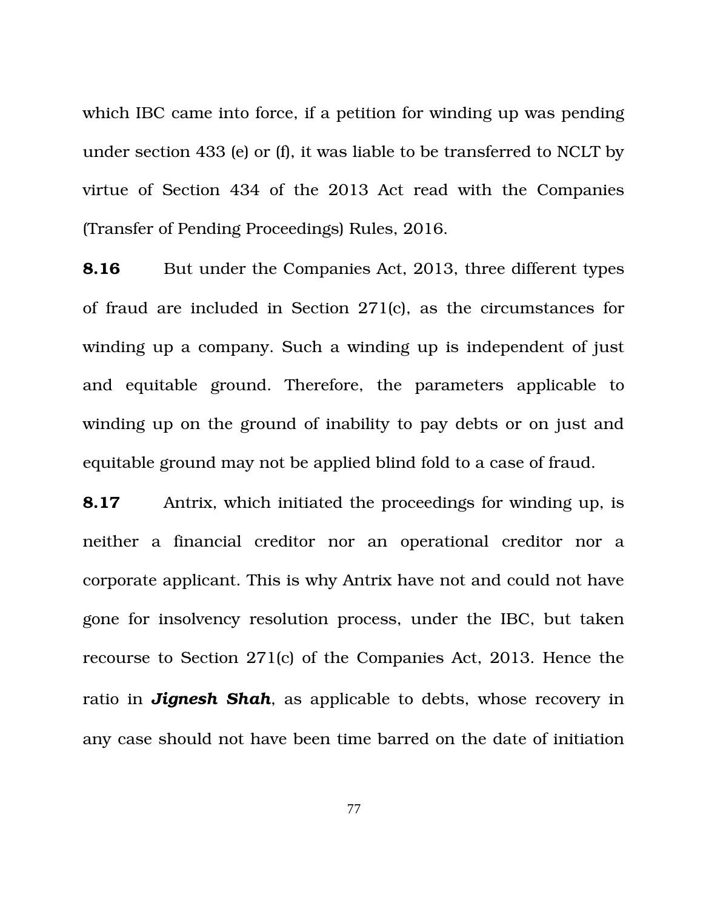which IBC came into force, if a petition for winding up was pending under section 433 (e) or (f), it was liable to be transferred to NCLT by virtue of Section 434 of the 2013 Act read with the Companies (Transfer of Pending Proceedings) Rules, 2016.

**8.16** But under the Companies Act, 2013, three different types of fraud are included in Section 271(c), as the circumstances for winding up a company. Such a winding up is independent of just and equitable ground. Therefore, the parameters applicable to winding up on the ground of inability to pay debts or on just and equitable ground may not be applied blind fold to a case of fraud.

**8.17** Antrix, which initiated the proceedings for winding up, is neither a financial creditor nor an operational creditor nor a corporate applicant. This is why Antrix have not and could not have gone for insolvency resolution process, under the IBC, but taken recourse to Section 271(c) of the Companies Act, 2013. Hence the ratio in ***Jignesh Shah***, as applicable to debts, whose recovery in any case should not have been time barred on the date of initiation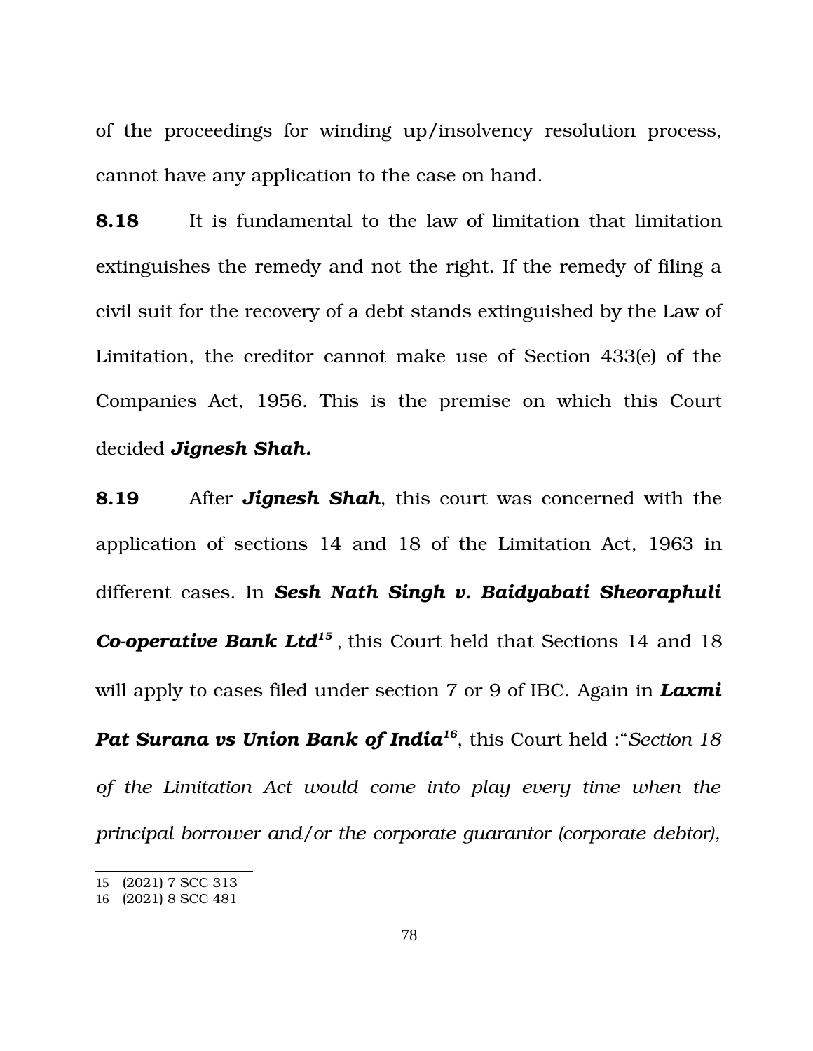of the proceedings for winding up/insolvency resolution process, cannot have any application to the case on hand.

**8.18** It is fundamental to the law of limitation that limitation extinguishes the remedy and not the right. If the remedy of filing a civil suit for the recovery of a debt stands extinguished by the Law of Limitation, the creditor cannot make use of Section 433(e) of the Companies Act, 1956. This is the premise on which this Court decided ***Jignesh Shah.***

**8.19** After ***Jignesh Shah***, this court was concerned with the application of sections 14 and 18 of the Limitation Act, 1963 in different cases. In ***Sesh Nath Singh v. Baidyabati Sheoraphuli Co-operative Bank Ltd***[15] , this Court held that Sections 14 and 18 will apply to cases filed under section 7 or 9 of IBC. Again in ***Laxmi Pat Surana vs Union Bank of India***[16], this Court held :"*Section 18 of the Limitation Act would come into play every time when the principal borrower and/or the corporate guarantor (corporate debtor),*

---

15 (2021) 7 SCC 313

16 (2021) 8 SCC 481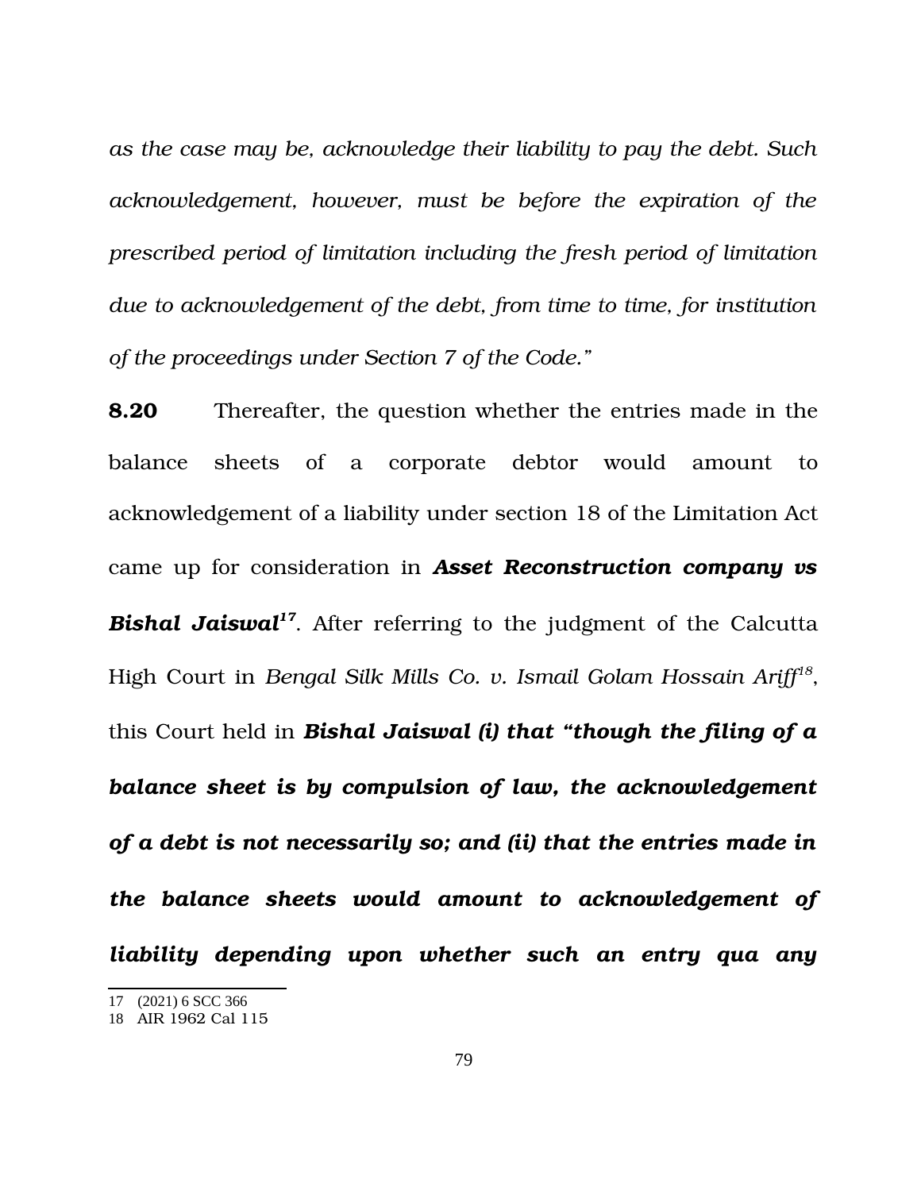*as the case may be, acknowledge their liability to pay the debt. Such acknowledgement, however, must be before the expiration of the prescribed period of limitation including the fresh period of limitation due to acknowledgement of the debt, from time to time, for institution of the proceedings under Section 7 of the Code."*

**8.20** Thereafter, the question whether the entries made in the balance sheets of a corporate debtor would amount to acknowledgement of a liability under section 18 of the Limitation Act came up for consideration in ***Asset Reconstruction company vs Bishal Jaiswal***[17]. After referring to the judgment of the Calcutta High Court in *Bengal Silk Mills Co. v. Ismail Golam Hossain Ariff*[18], this Court held in ***Bishal Jaiswal (i) that "though the filing of a balance sheet is by compulsion of law, the acknowledgement of a debt is not necessarily so; and (ii) that the entries made in the balance sheets would amount to acknowledgement of liability depending upon whether such an entry qua any***

---

17 (2021) 6 SCC 366

18 AIR 1962 Cal 115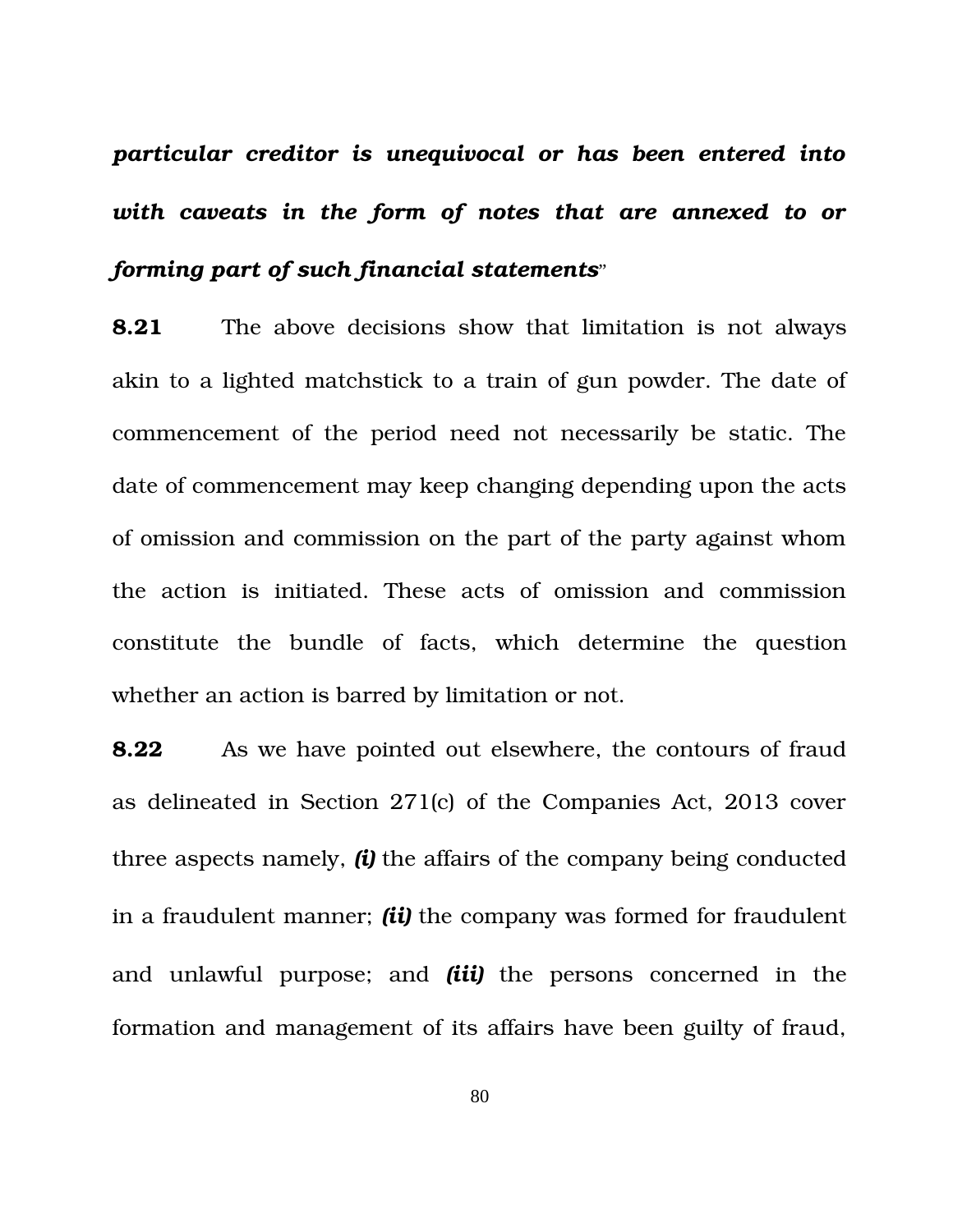***particular creditor is unequivocal or has been entered into with caveats in the form of notes that are annexed to or forming part of such financial statements***"

**8.21** The above decisions show that limitation is not always akin to a lighted matchstick to a train of gun powder. The date of commencement of the period need not necessarily be static. The date of commencement may keep changing depending upon the acts of omission and commission on the part of the party against whom the action is initiated. These acts of omission and commission constitute the bundle of facts, which determine the question whether an action is barred by limitation or not.

**8.22** As we have pointed out elsewhere, the contours of fraud as delineated in Section 271(c) of the Companies Act, 2013 cover three aspects namely, ***(i)*** the affairs of the company being conducted in a fraudulent manner; ***(ii)*** the company was formed for fraudulent and unlawful purpose; and ***(iii)*** the persons concerned in the formation and management of its affairs have been guilty of fraud,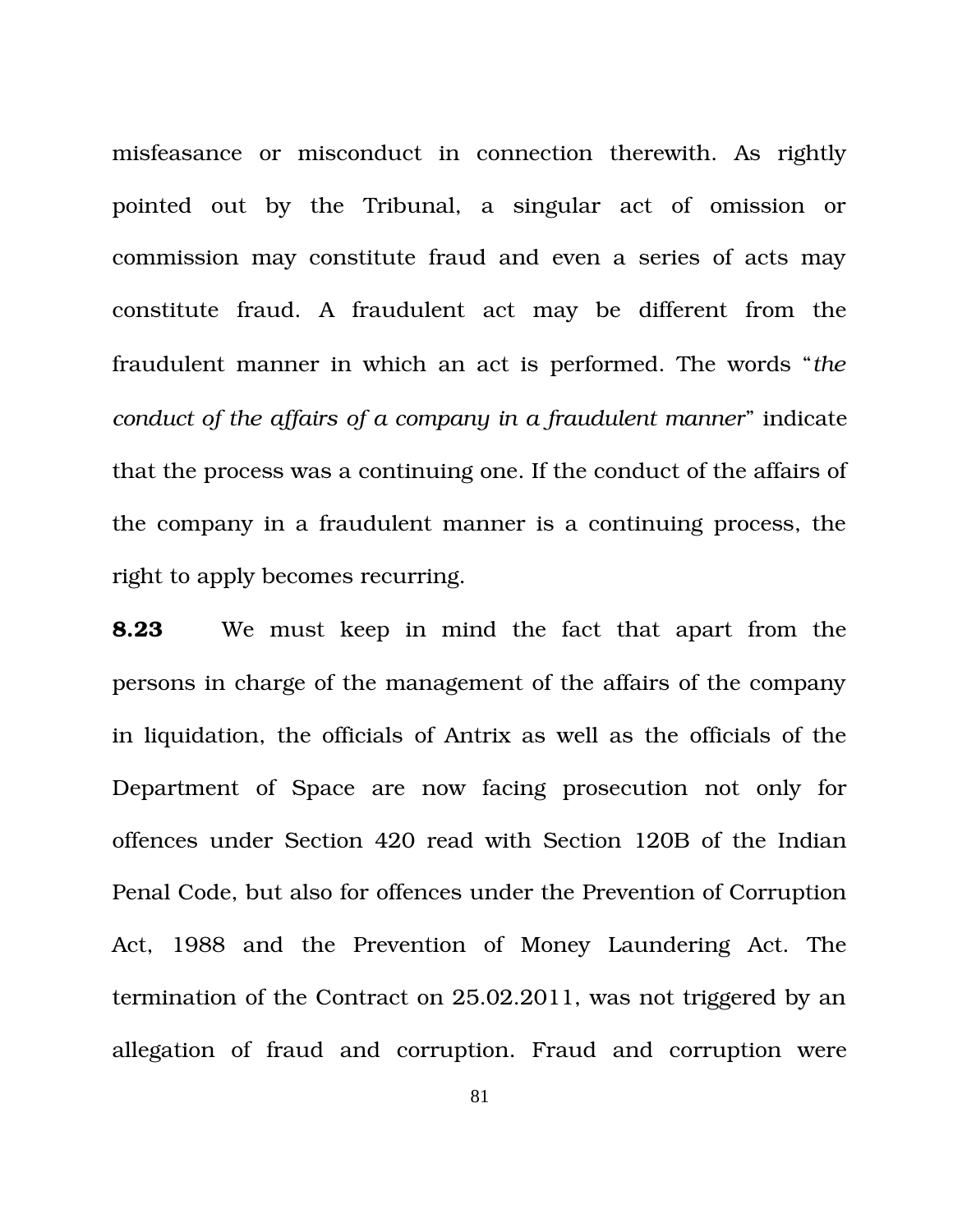misfeasance or misconduct in connection therewith. As rightly pointed out by the Tribunal, a singular act of omission or commission may constitute fraud and even a series of acts may constitute fraud. A fraudulent act may be different from the fraudulent manner in which an act is performed. The words "*the conduct of the affairs of a company in a fraudulent manner*" indicate that the process was a continuing one. If the conduct of the affairs of the company in a fraudulent manner is a continuing process, the right to apply becomes recurring.

**8.23** We must keep in mind the fact that apart from the persons in charge of the management of the affairs of the company in liquidation, the officials of Antrix as well as the officials of the Department of Space are now facing prosecution not only for offences under Section 420 read with Section 120B of the Indian Penal Code, but also for offences under the Prevention of Corruption Act, 1988 and the Prevention of Money Laundering Act. The termination of the Contract on 25.02.2011, was not triggered by an allegation of fraud and corruption. Fraud and corruption were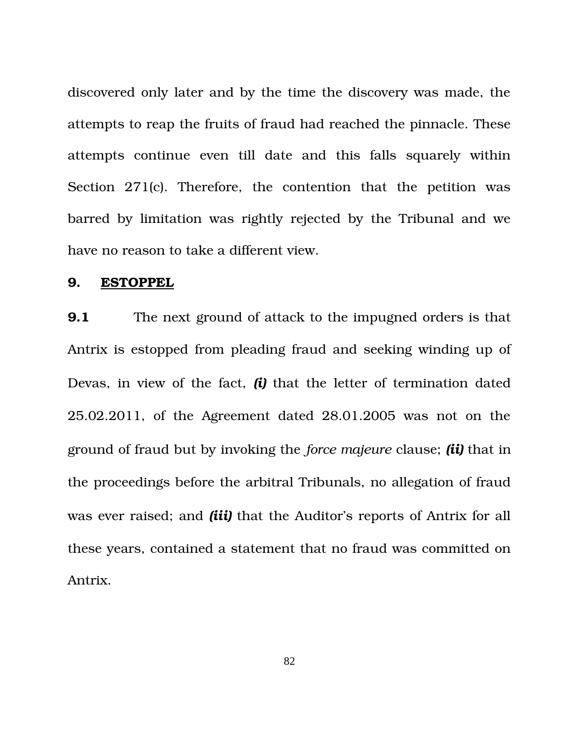discovered only later and by the time the discovery was made, the attempts to reap the fruits of fraud had reached the pinnacle. These attempts continue even till date and this falls squarely within Section 271(c). Therefore, the contention that the petition was barred by limitation was rightly rejected by the Tribunal and we have no reason to take a different view.

## 9. <u>ESTOPPEL</u>

**9.1** The next ground of attack to the impugned orders is that Antrix is estopped from pleading fraud and seeking winding up of Devas, in view of the fact, ***(i)*** that the letter of termination dated 25.02.2011, of the Agreement dated 28.01.2005 was not on the ground of fraud but by invoking the *force majeure* clause; ***(ii)*** that in the proceedings before the arbitral Tribunals, no allegation of fraud was ever raised; and ***(iii)*** that the Auditor's reports of Antrix for all these years, contained a statement that no fraud was committed on Antrix.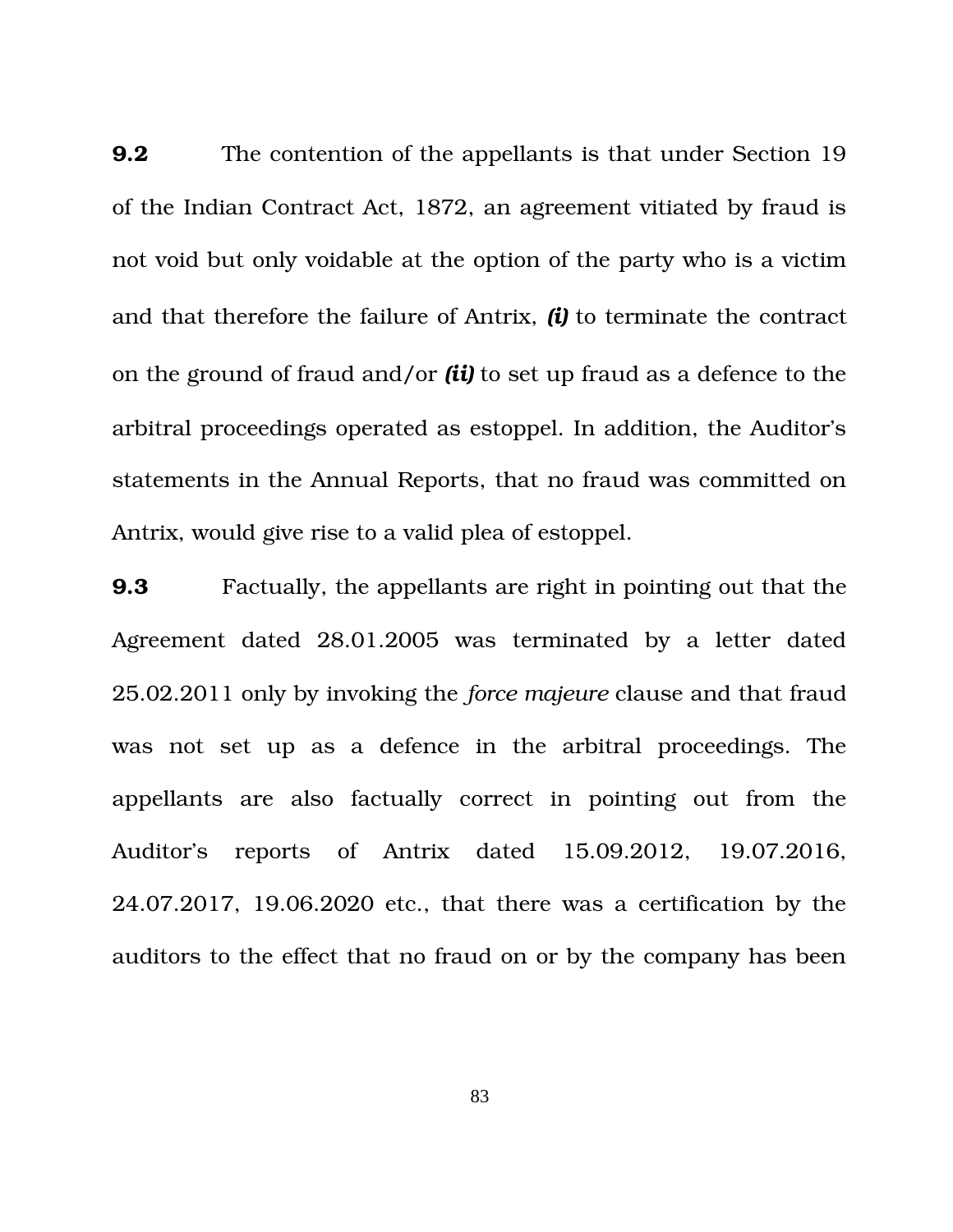**9.2** The contention of the appellants is that under Section 19 of the Indian Contract Act, 1872, an agreement vitiated by fraud is not void but only voidable at the option of the party who is a victim and that therefore the failure of Antrix, ***(i)*** to terminate the contract on the ground of fraud and/or ***(ii)*** to set up fraud as a defence to the arbitral proceedings operated as estoppel. In addition, the Auditor's statements in the Annual Reports, that no fraud was committed on Antrix, would give rise to a valid plea of estoppel.

**9.3** Factually, the appellants are right in pointing out that the Agreement dated 28.01.2005 was terminated by a letter dated 25.02.2011 only by invoking the *force majeure* clause and that fraud was not set up as a defence in the arbitral proceedings. The appellants are also factually correct in pointing out from the Auditor's reports of Antrix dated 15.09.2012, 19.07.2016, 24.07.2017, 19.06.2020 etc., that there was a certification by the auditors to the effect that no fraud on or by the company has been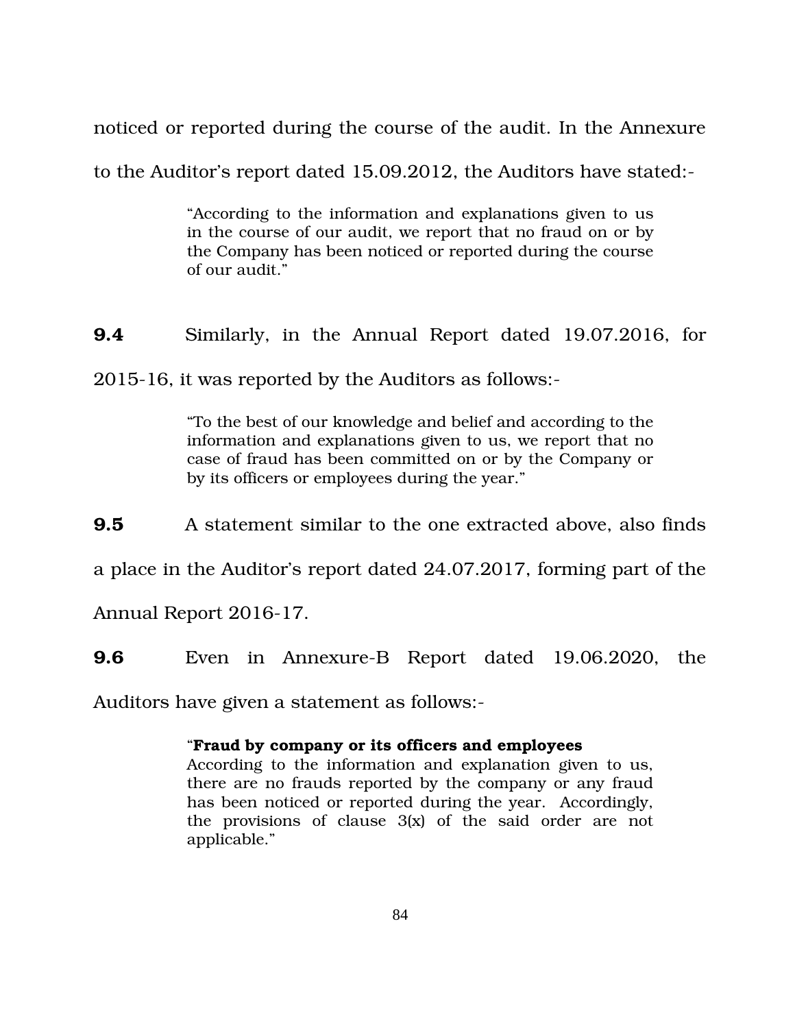noticed or reported during the course of the audit. In the Annexure to the Auditor's report dated 15.09.2012, the Auditors have stated:-

> "According to the information and explanations given to us in the course of our audit, we report that no fraud on or by the Company has been noticed or reported during the course of our audit."

**9.4** Similarly, in the Annual Report dated 19.07.2016, for 2015-16, it was reported by the Auditors as follows:-

> "To the best of our knowledge and belief and according to the information and explanations given to us, we report that no case of fraud has been committed on or by the Company or by its officers or employees during the year."

**9.5** A statement similar to the one extracted above, also finds a place in the Auditor's report dated 24.07.2017, forming part of the Annual Report 2016-17.

**9.6** Even in Annexure-B Report dated 19.06.2020, the Auditors have given a statement as follows:-

> "**Fraud by company or its officers and employees**
> According to the information and explanation given to us, there are no frauds reported by the company or any fraud has been noticed or reported during the year. Accordingly, the provisions of clause 3(x) of the said order are not applicable."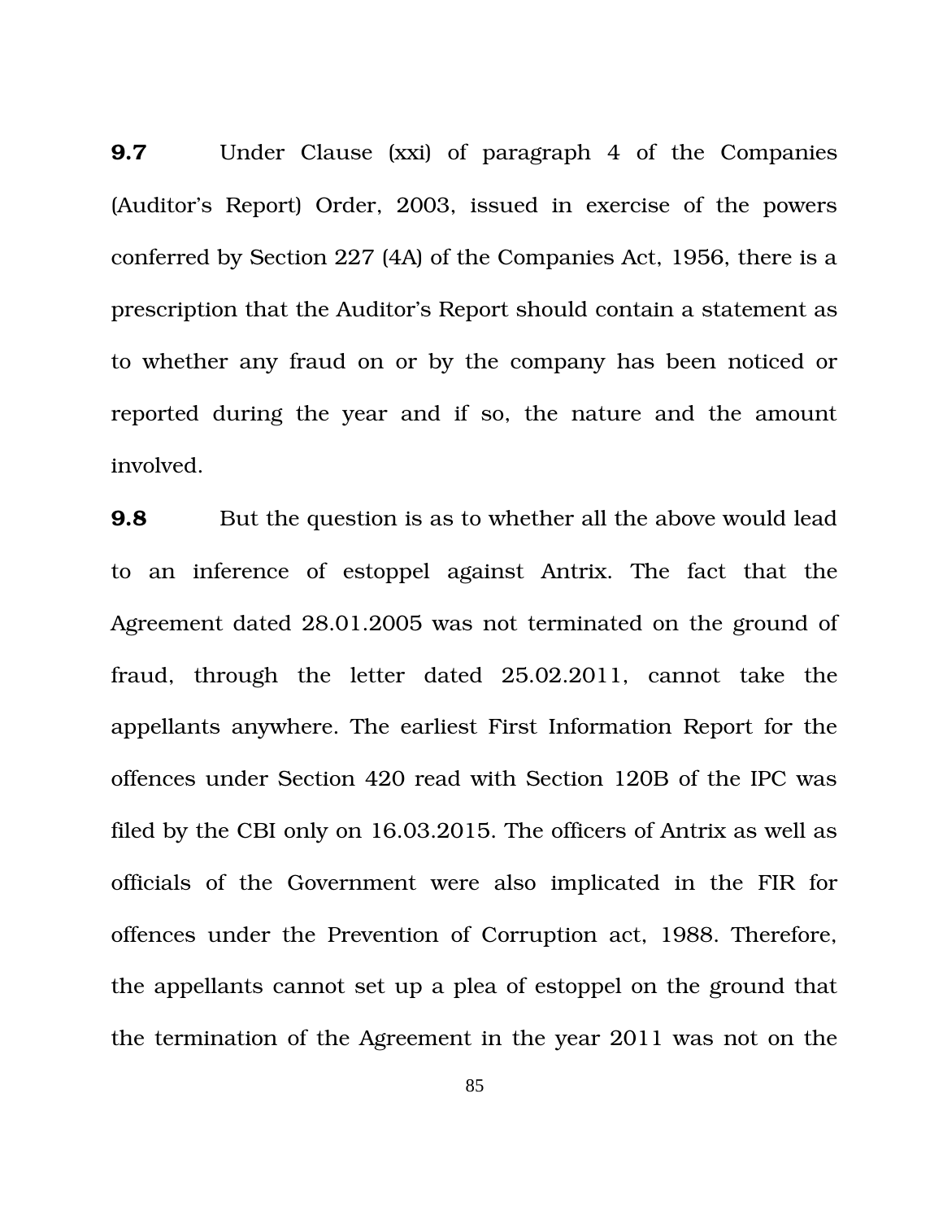**9.7** Under Clause (xxi) of paragraph 4 of the Companies (Auditor's Report) Order, 2003, issued in exercise of the powers conferred by Section 227 (4A) of the Companies Act, 1956, there is a prescription that the Auditor's Report should contain a statement as to whether any fraud on or by the company has been noticed or reported during the year and if so, the nature and the amount involved.

**9.8** But the question is as to whether all the above would lead to an inference of estoppel against Antrix. The fact that the Agreement dated 28.01.2005 was not terminated on the ground of fraud, through the letter dated 25.02.2011, cannot take the appellants anywhere. The earliest First Information Report for the offences under Section 420 read with Section 120B of the IPC was filed by the CBI only on 16.03.2015. The officers of Antrix as well as officials of the Government were also implicated in the FIR for offences under the Prevention of Corruption act, 1988. Therefore, the appellants cannot set up a plea of estoppel on the ground that the termination of the Agreement in the year 2011 was not on the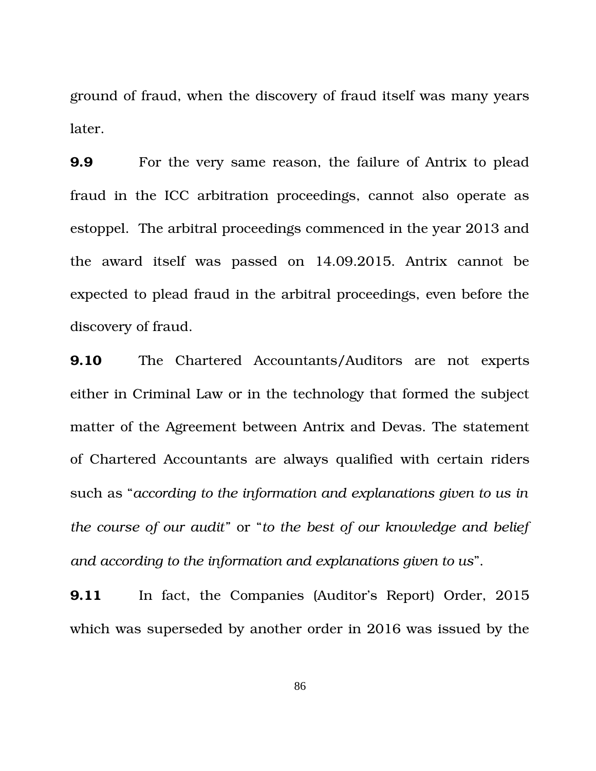ground of fraud, when the discovery of fraud itself was many years later.

**9.9** For the very same reason, the failure of Antrix to plead fraud in the ICC arbitration proceedings, cannot also operate as estoppel. The arbitral proceedings commenced in the year 2013 and the award itself was passed on 14.09.2015. Antrix cannot be expected to plead fraud in the arbitral proceedings, even before the discovery of fraud.

**9.10** The Chartered Accountants/Auditors are not experts either in Criminal Law or in the technology that formed the subject matter of the Agreement between Antrix and Devas. The statement of Chartered Accountants are always qualified with certain riders such as "*according to the information and explanations given to us in the course of our audit*" or "*to the best of our knowledge and belief and according to the information and explanations given to us*".

**9.11** In fact, the Companies (Auditor's Report) Order, 2015 which was superseded by another order in 2016 was issued by the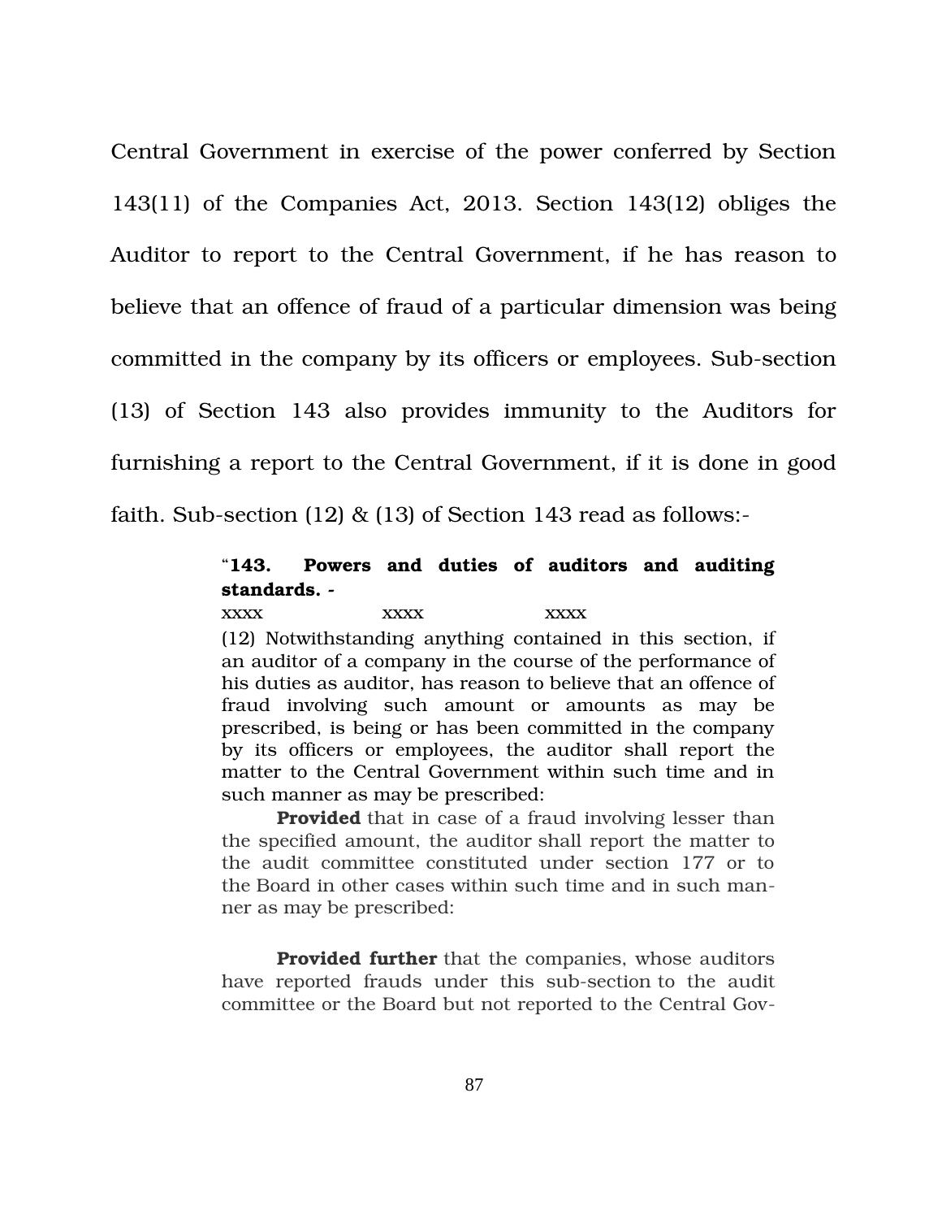Central Government in exercise of the power conferred by Section 143(11) of the Companies Act, 2013. Section 143(12) obliges the Auditor to report to the Central Government, if he has reason to believe that an offence of fraud of a particular dimension was being committed in the company by its officers or employees. Sub-section (13) of Section 143 also provides immunity to the Auditors for furnishing a report to the Central Government, if it is done in good faith. Sub-section (12) & (13) of Section 143 read as follows:-

> "**143. Powers and duties of auditors and auditing standards. -**
>
> xxxx xxxx xxxx
>
> (12) Notwithstanding anything contained in this section, if an auditor of a company in the course of the performance of his duties as auditor, has reason to believe that an offence of fraud involving such amount or amounts as may be prescribed, is being or has been committed in the company by its officers or employees, the auditor shall report the matter to the Central Government within such time and in such manner as may be prescribed:
>
> **Provided** that in case of a fraud involving lesser than the specified amount, the auditor shall report the matter to the audit committee constituted under section 177 or to the Board in other cases within such time and in such manner as may be prescribed:
>
> **Provided further** that the companies, whose auditors have reported frauds under this sub-section to the audit committee or the Board but not reported to the Central Gov-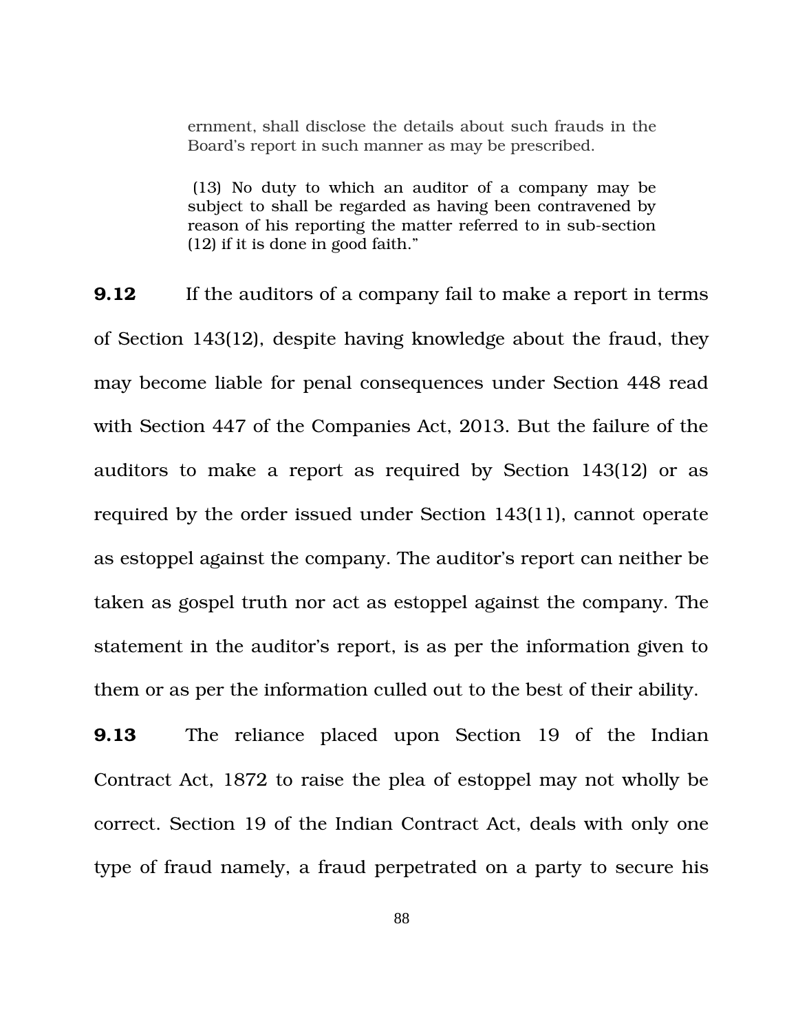> ernment, shall disclose the details about such frauds in the Board's report in such manner as may be prescribed.
>
> (13) No duty to which an auditor of a company may be subject to shall be regarded as having been contravened by reason of his reporting the matter referred to in sub-section (12) if it is done in good faith."

**9.12** If the auditors of a company fail to make a report in terms of Section 143(12), despite having knowledge about the fraud, they may become liable for penal consequences under Section 448 read with Section 447 of the Companies Act, 2013. But the failure of the auditors to make a report as required by Section 143(12) or as required by the order issued under Section 143(11), cannot operate as estoppel against the company. The auditor's report can neither be taken as gospel truth nor act as estoppel against the company. The statement in the auditor's report, is as per the information given to them or as per the information culled out to the best of their ability.

**9.13** The reliance placed upon Section 19 of the Indian Contract Act, 1872 to raise the plea of estoppel may not wholly be correct. Section 19 of the Indian Contract Act, deals with only one type of fraud namely, a fraud perpetrated on a party to secure his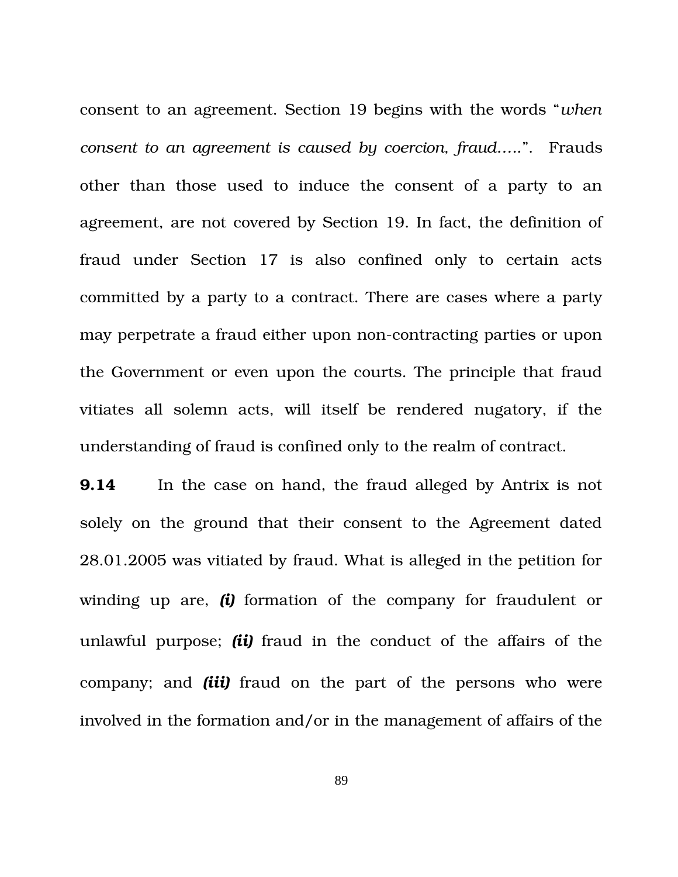consent to an agreement. Section 19 begins with the words "*when consent to an agreement is caused by coercion, fraud.....*". Frauds other than those used to induce the consent of a party to an agreement, are not covered by Section 19. In fact, the definition of fraud under Section 17 is also confined only to certain acts committed by a party to a contract. There are cases where a party may perpetrate a fraud either upon non-contracting parties or upon the Government or even upon the courts. The principle that fraud vitiates all solemn acts, will itself be rendered nugatory, if the understanding of fraud is confined only to the realm of contract.

**9.14** In the case on hand, the fraud alleged by Antrix is not solely on the ground that their consent to the Agreement dated 28.01.2005 was vitiated by fraud. What is alleged in the petition for winding up are, ***(i)*** formation of the company for fraudulent or unlawful purpose; ***(ii)*** fraud in the conduct of the affairs of the company; and ***(iii)*** fraud on the part of the persons who were involved in the formation and/or in the management of affairs of the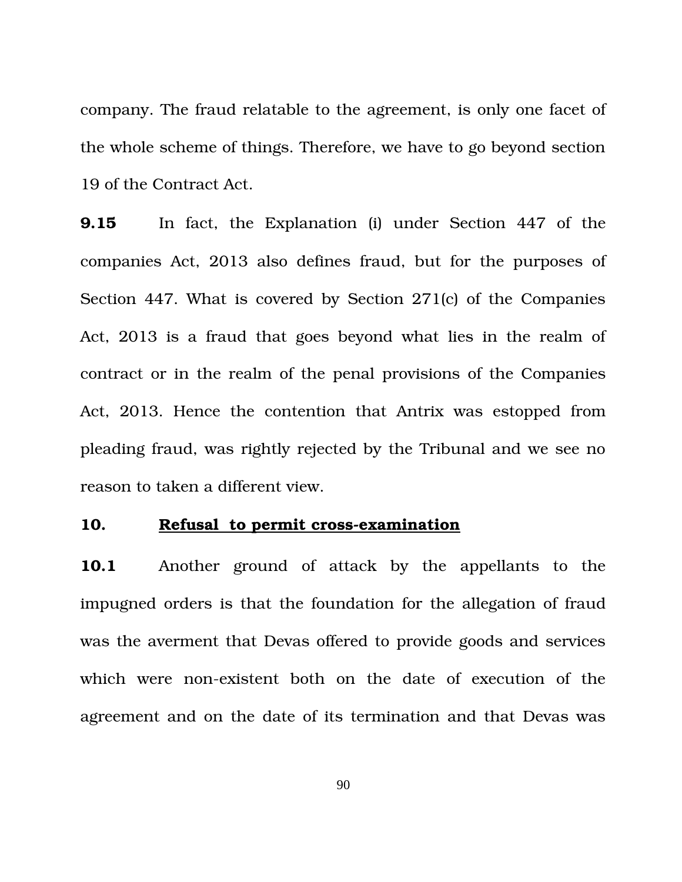company. The fraud relatable to the agreement, is only one facet of the whole scheme of things. Therefore, we have to go beyond section 19 of the Contract Act.

**9.15** In fact, the Explanation (i) under Section 447 of the companies Act, 2013 also defines fraud, but for the purposes of Section 447. What is covered by Section 271(c) of the Companies Act, 2013 is a fraud that goes beyond what lies in the realm of contract or in the realm of the penal provisions of the Companies Act, 2013. Hence the contention that Antrix was estopped from pleading fraud, was rightly rejected by the Tribunal and we see no reason to taken a different view.

**10. <u>Refusal to permit cross-examination</u>**

**10.1** Another ground of attack by the appellants to the impugned orders is that the foundation for the allegation of fraud was the averment that Devas offered to provide goods and services which were non-existent both on the date of execution of the agreement and on the date of its termination and that Devas was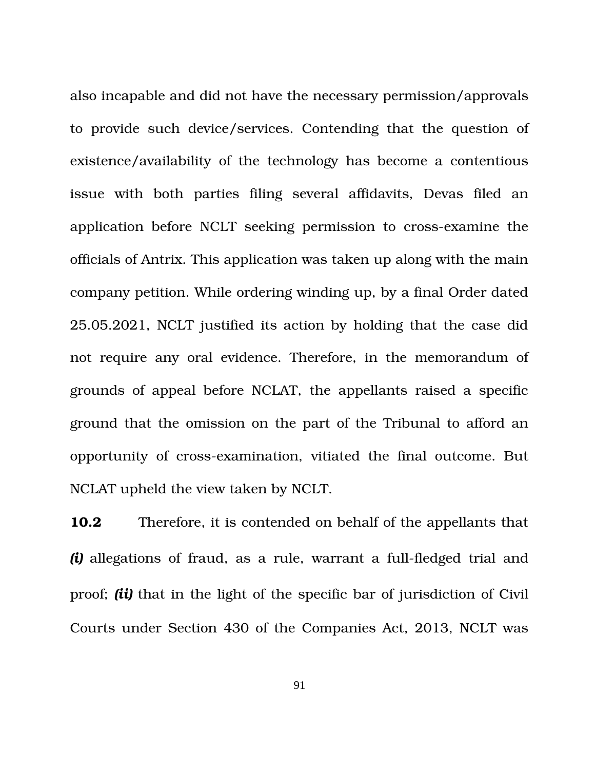also incapable and did not have the necessary permission/approvals to provide such device/services. Contending that the question of existence/availability of the technology has become a contentious issue with both parties filing several affidavits, Devas filed an application before NCLT seeking permission to cross-examine the officials of Antrix. This application was taken up along with the main company petition. While ordering winding up, by a final Order dated 25.05.2021, NCLT justified its action by holding that the case did not require any oral evidence. Therefore, in the memorandum of grounds of appeal before NCLAT, the appellants raised a specific ground that the omission on the part of the Tribunal to afford an opportunity of cross-examination, vitiated the final outcome. But NCLAT upheld the view taken by NCLT.

**10.2** Therefore, it is contended on behalf of the appellants that ***(i)*** allegations of fraud, as a rule, warrant a full-fledged trial and proof; ***(ii)*** that in the light of the specific bar of jurisdiction of Civil Courts under Section 430 of the Companies Act, 2013, NCLT was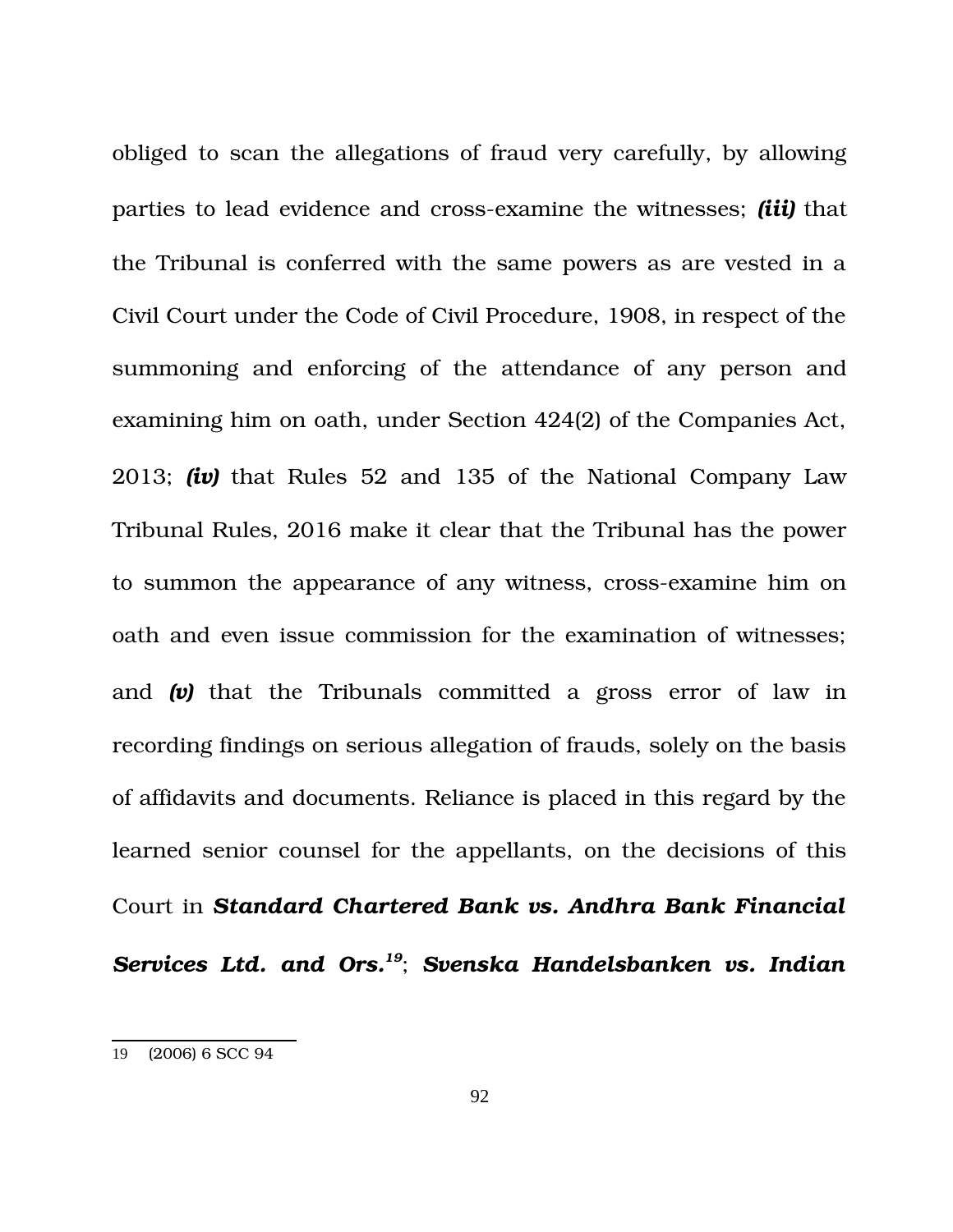obliged to scan the allegations of fraud very carefully, by allowing parties to lead evidence and cross-examine the witnesses; ***(iii)*** that the Tribunal is conferred with the same powers as are vested in a Civil Court under the Code of Civil Procedure, 1908, in respect of the summoning and enforcing of the attendance of any person and examining him on oath, under Section 424(2) of the Companies Act, 2013; ***(iv)*** that Rules 52 and 135 of the National Company Law Tribunal Rules, 2016 make it clear that the Tribunal has the power to summon the appearance of any witness, cross-examine him on oath and even issue commission for the examination of witnesses; and ***(v)*** that the Tribunals committed a gross error of law in recording findings on serious allegation of frauds, solely on the basis of affidavits and documents. Reliance is placed in this regard by the learned senior counsel for the appellants, on the decisions of this Court in ***Standard Chartered Bank vs. Andhra Bank Financial Services Ltd. and Ors.***[19]; ***Svenska Handelsbanken vs. Indian***

---

19 (2006) 6 SCC 94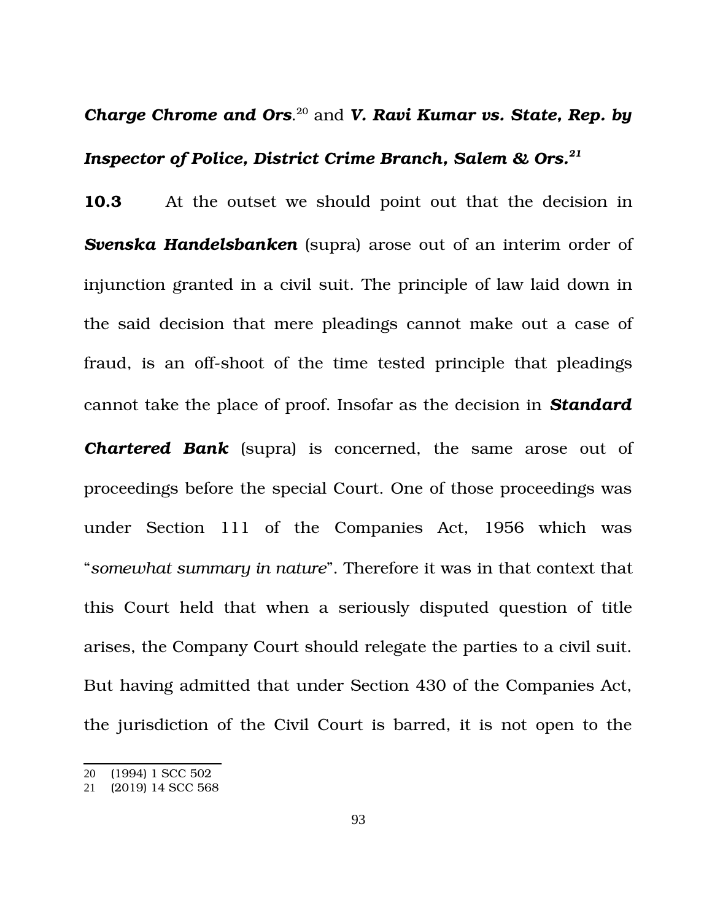***Charge Chrome and Ors***.[20] and ***V. Ravi Kumar vs. State, Rep. by Inspector of Police, District Crime Branch, Salem & Ors.***[21]

**10.3** At the outset we should point out that the decision in ***Svenska Handelsbanken*** (supra) arose out of an interim order of injunction granted in a civil suit. The principle of law laid down in the said decision that mere pleadings cannot make out a case of fraud, is an off-shoot of the time tested principle that pleadings cannot take the place of proof. Insofar as the decision in ***Standard Chartered Bank*** (supra) is concerned, the same arose out of proceedings before the special Court. One of those proceedings was under Section 111 of the Companies Act, 1956 which was "*somewhat summary in nature*". Therefore it was in that context that this Court held that when a seriously disputed question of title arises, the Company Court should relegate the parties to a civil suit. But having admitted that under Section 430 of the Companies Act, the jurisdiction of the Civil Court is barred, it is not open to the

---

20 (1994) 1 SCC 502

21 (2019) 14 SCC 568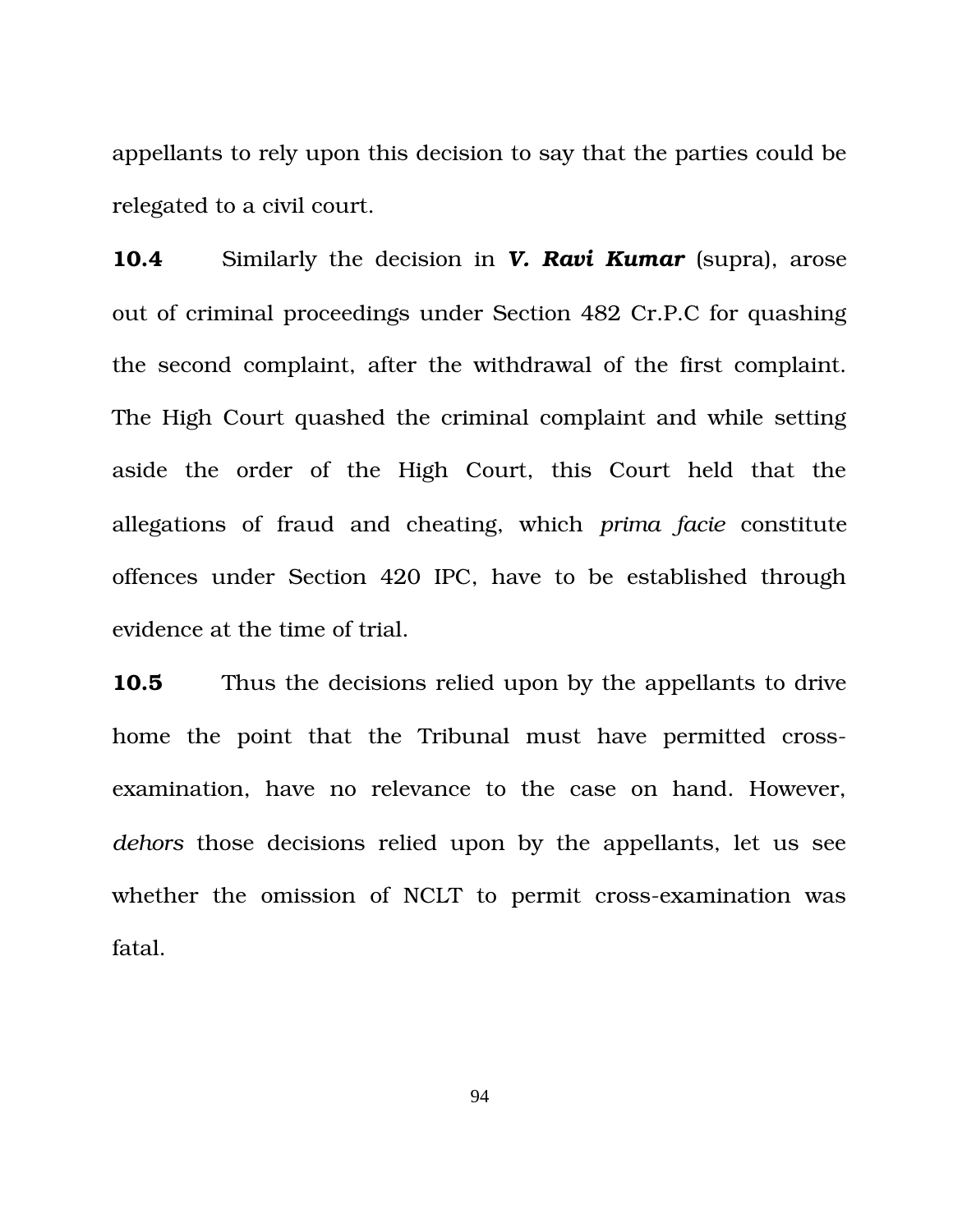appellants to rely upon this decision to say that the parties could be relegated to a civil court.

**10.4** Similarly the decision in ***V. Ravi Kumar*** (supra), arose out of criminal proceedings under Section 482 Cr.P.C for quashing the second complaint, after the withdrawal of the first complaint. The High Court quashed the criminal complaint and while setting aside the order of the High Court, this Court held that the allegations of fraud and cheating, which *prima facie* constitute offences under Section 420 IPC, have to be established through evidence at the time of trial.

**10.5** Thus the decisions relied upon by the appellants to drive home the point that the Tribunal must have permitted cross-examination, have no relevance to the case on hand. However, *dehors* those decisions relied upon by the appellants, let us see whether the omission of NCLT to permit cross-examination was fatal.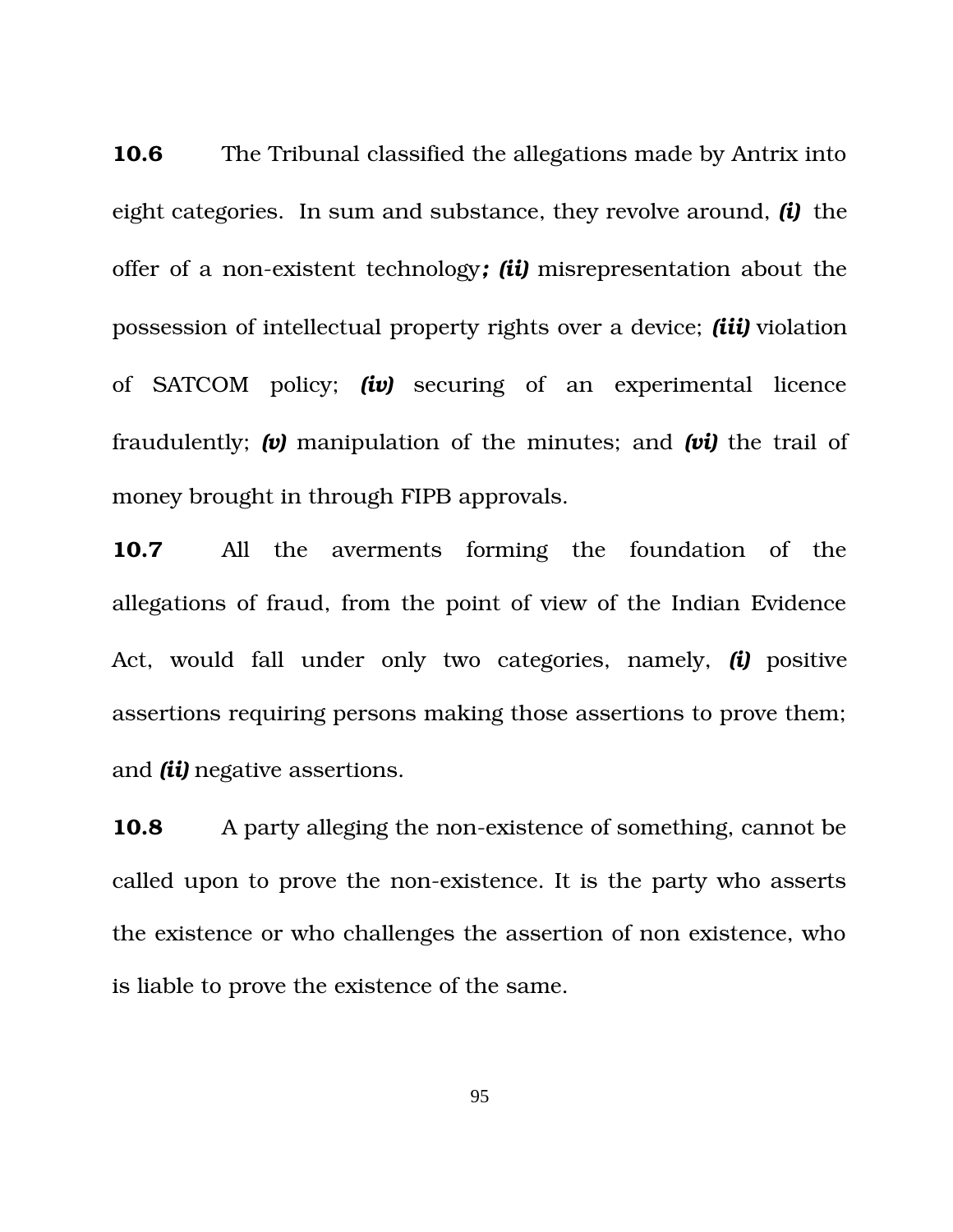**10.6** The Tribunal classified the allegations made by Antrix into eight categories. In sum and substance, they revolve around, ***(i)*** the offer of a non-existent technology***; (ii)*** misrepresentation about the possession of intellectual property rights over a device; ***(iii)*** violation of SATCOM policy; ***(iv)*** securing of an experimental licence fraudulently; ***(v)*** manipulation of the minutes; and ***(vi)*** the trail of money brought in through FIPB approvals.

**10.7** All the averments forming the foundation of the allegations of fraud, from the point of view of the Indian Evidence Act, would fall under only two categories, namely, ***(i)*** positive assertions requiring persons making those assertions to prove them; and ***(ii)*** negative assertions.

**10.8** A party alleging the non-existence of something, cannot be called upon to prove the non-existence. It is the party who asserts the existence or who challenges the assertion of non existence, who is liable to prove the existence of the same.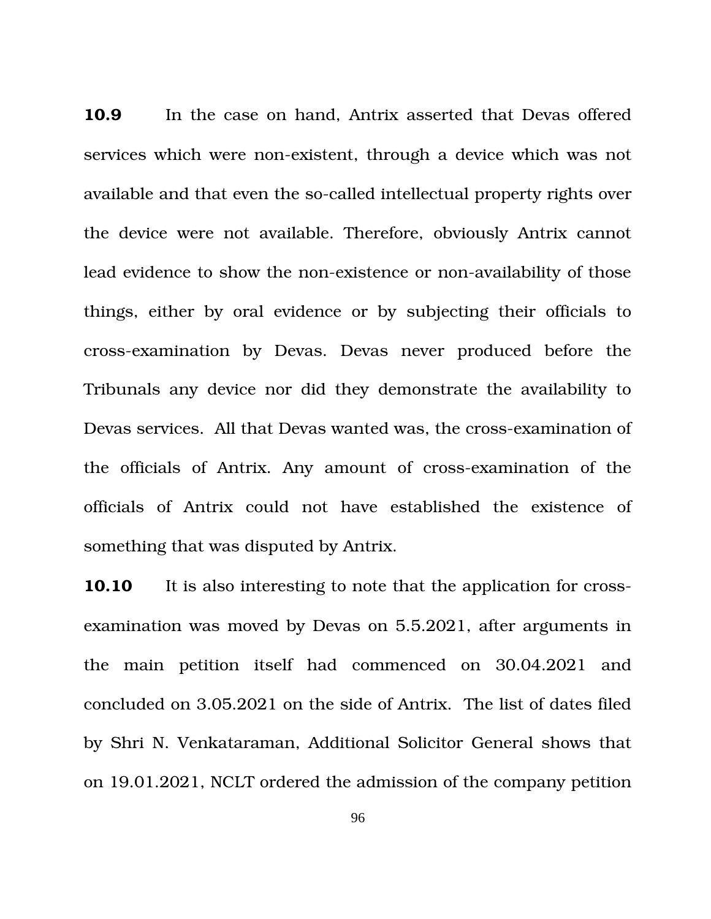**10.9** In the case on hand, Antrix asserted that Devas offered services which were non-existent, through a device which was not available and that even the so-called intellectual property rights over the device were not available. Therefore, obviously Antrix cannot lead evidence to show the non-existence or non-availability of those things, either by oral evidence or by subjecting their officials to cross-examination by Devas. Devas never produced before the Tribunals any device nor did they demonstrate the availability to Devas services. All that Devas wanted was, the cross-examination of the officials of Antrix. Any amount of cross-examination of the officials of Antrix could not have established the existence of something that was disputed by Antrix.

**10.10** It is also interesting to note that the application for cross-examination was moved by Devas on 5.5.2021, after arguments in the main petition itself had commenced on 30.04.2021 and concluded on 3.05.2021 on the side of Antrix. The list of dates filed by Shri N. Venkataraman, Additional Solicitor General shows that on 19.01.2021, NCLT ordered the admission of the company petition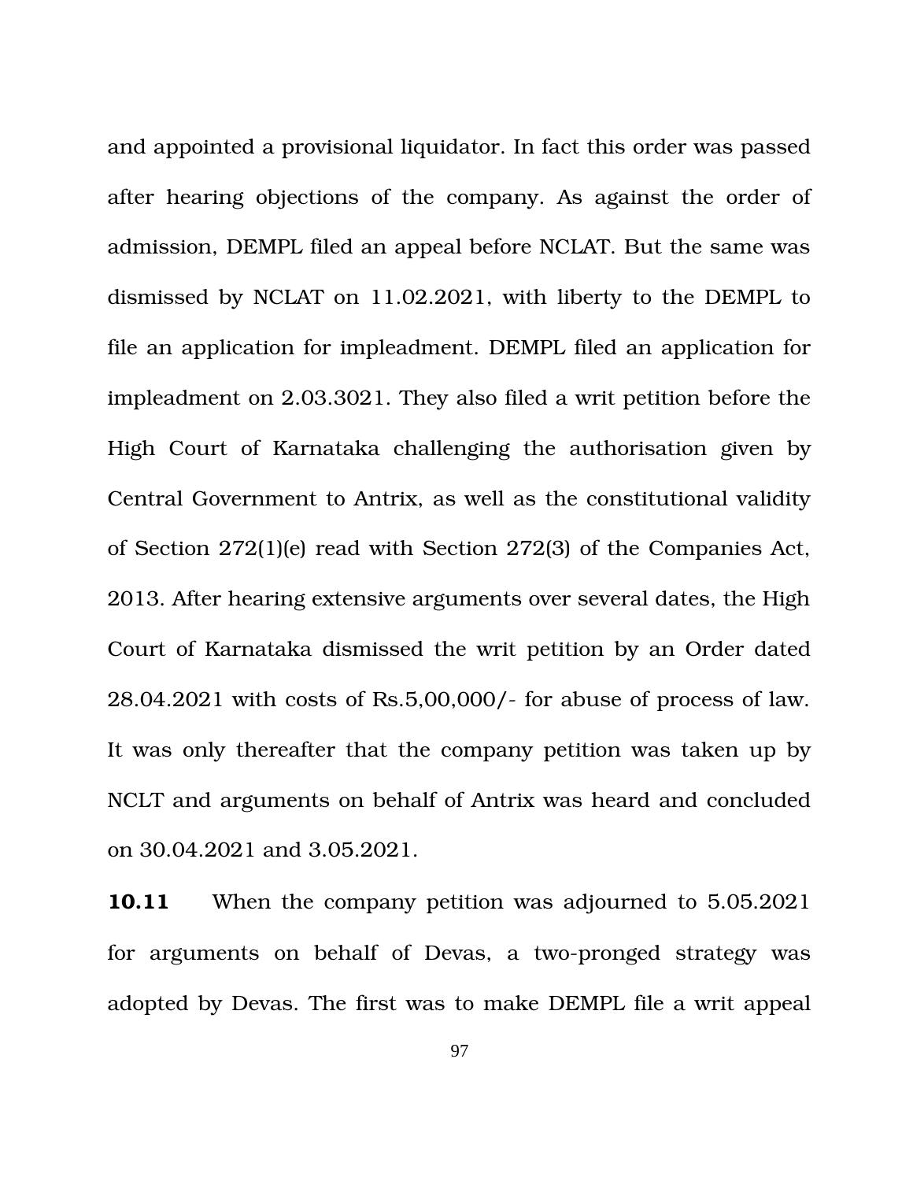and appointed a provisional liquidator. In fact this order was passed after hearing objections of the company. As against the order of admission, DEMPL filed an appeal before NCLAT. But the same was dismissed by NCLAT on 11.02.2021, with liberty to the DEMPL to file an application for impleadment. DEMPL filed an application for impleadment on 2.03.3021. They also filed a writ petition before the High Court of Karnataka challenging the authorisation given by Central Government to Antrix, as well as the constitutional validity of Section 272(1)(e) read with Section 272(3) of the Companies Act, 2013. After hearing extensive arguments over several dates, the High Court of Karnataka dismissed the writ petition by an Order dated 28.04.2021 with costs of Rs.5,00,000/- for abuse of process of law. It was only thereafter that the company petition was taken up by NCLT and arguments on behalf of Antrix was heard and concluded on 30.04.2021 and 3.05.2021.

**10.11** When the company petition was adjourned to 5.05.2021 for arguments on behalf of Devas, a two-pronged strategy was adopted by Devas. The first was to make DEMPL file a writ appeal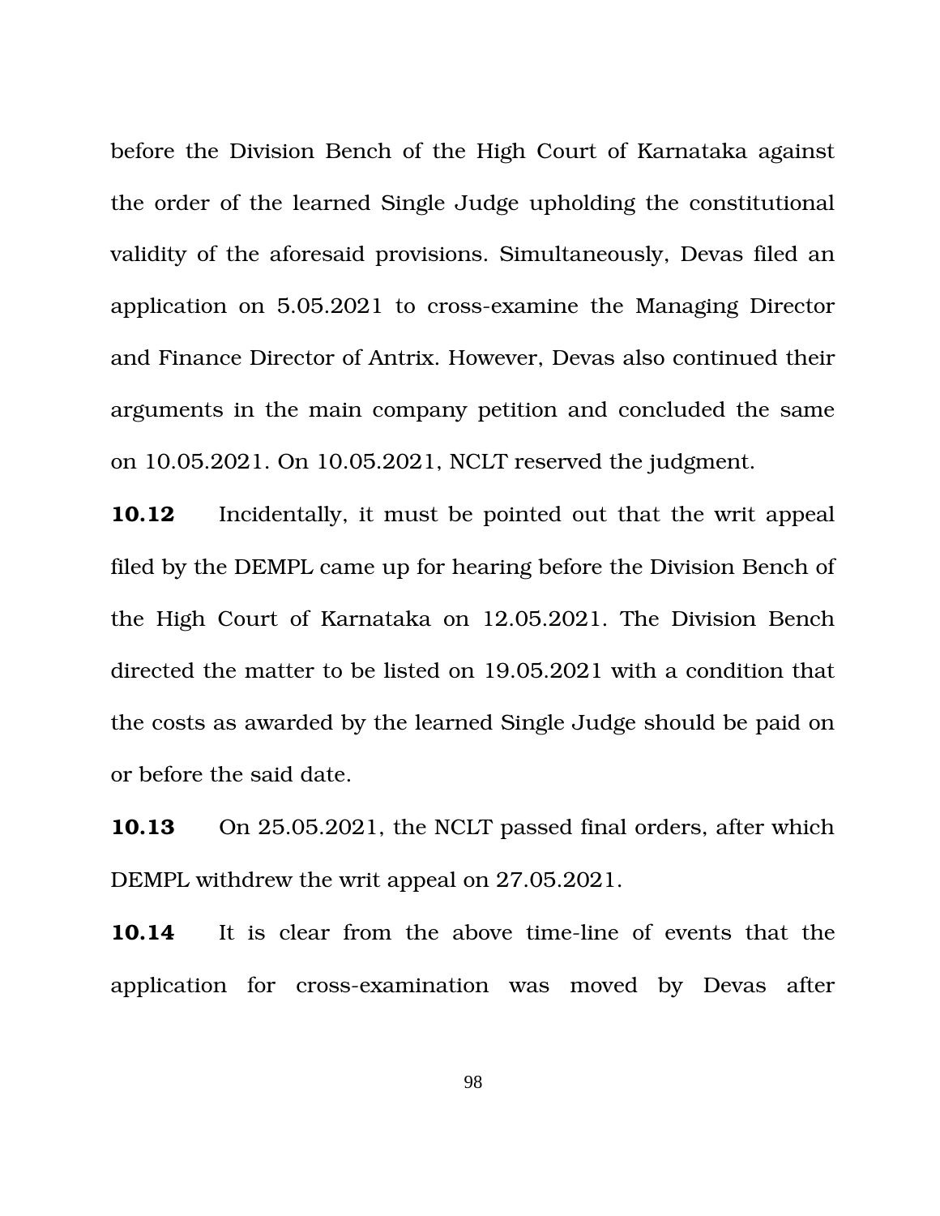before the Division Bench of the High Court of Karnataka against the order of the learned Single Judge upholding the constitutional validity of the aforesaid provisions. Simultaneously, Devas filed an application on 5.05.2021 to cross-examine the Managing Director and Finance Director of Antrix. However, Devas also continued their arguments in the main company petition and concluded the same on 10.05.2021. On 10.05.2021, NCLT reserved the judgment.

**10.12** Incidentally, it must be pointed out that the writ appeal filed by the DEMPL came up for hearing before the Division Bench of the High Court of Karnataka on 12.05.2021. The Division Bench directed the matter to be listed on 19.05.2021 with a condition that the costs as awarded by the learned Single Judge should be paid on or before the said date.

**10.13** On 25.05.2021, the NCLT passed final orders, after which DEMPL withdrew the writ appeal on 27.05.2021.

**10.14** It is clear from the above time-line of events that the application for cross-examination was moved by Devas after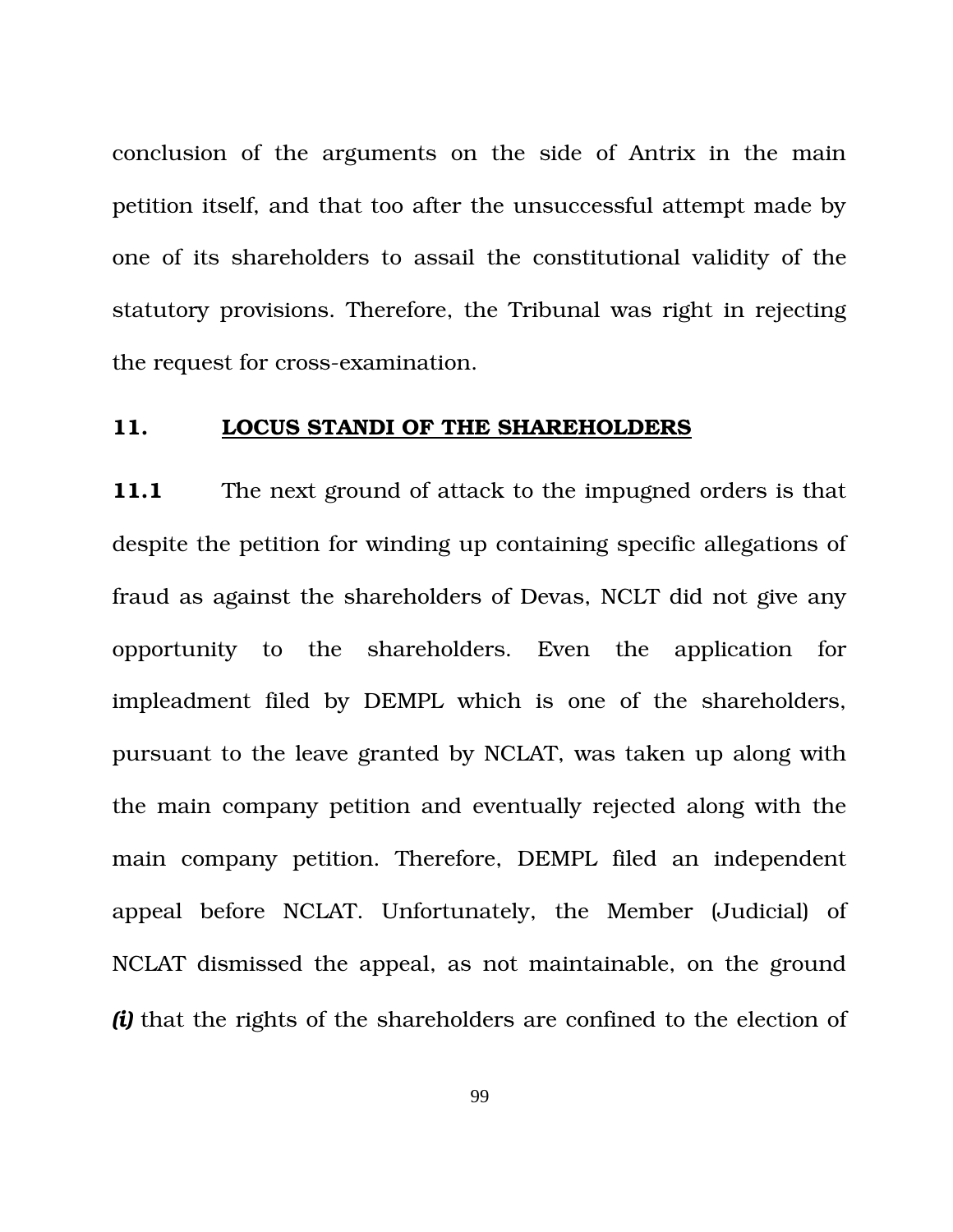conclusion of the arguments on the side of Antrix in the main petition itself, and that too after the unsuccessful attempt made by one of its shareholders to assail the constitutional validity of the statutory provisions. Therefore, the Tribunal was right in rejecting the request for cross-examination.

## 11. LOCUS STANDI OF THE SHAREHOLDERS

**11.1** The next ground of attack to the impugned orders is that despite the petition for winding up containing specific allegations of fraud as against the shareholders of Devas, NCLT did not give any opportunity to the shareholders. Even the application for impleadment filed by DEMPL which is one of the shareholders, pursuant to the leave granted by NCLAT, was taken up along with the main company petition and eventually rejected along with the main company petition. Therefore, DEMPL filed an independent appeal before NCLAT. Unfortunately, the Member (Judicial) of NCLAT dismissed the appeal, as not maintainable, on the ground ***(i)*** that the rights of the shareholders are confined to the election of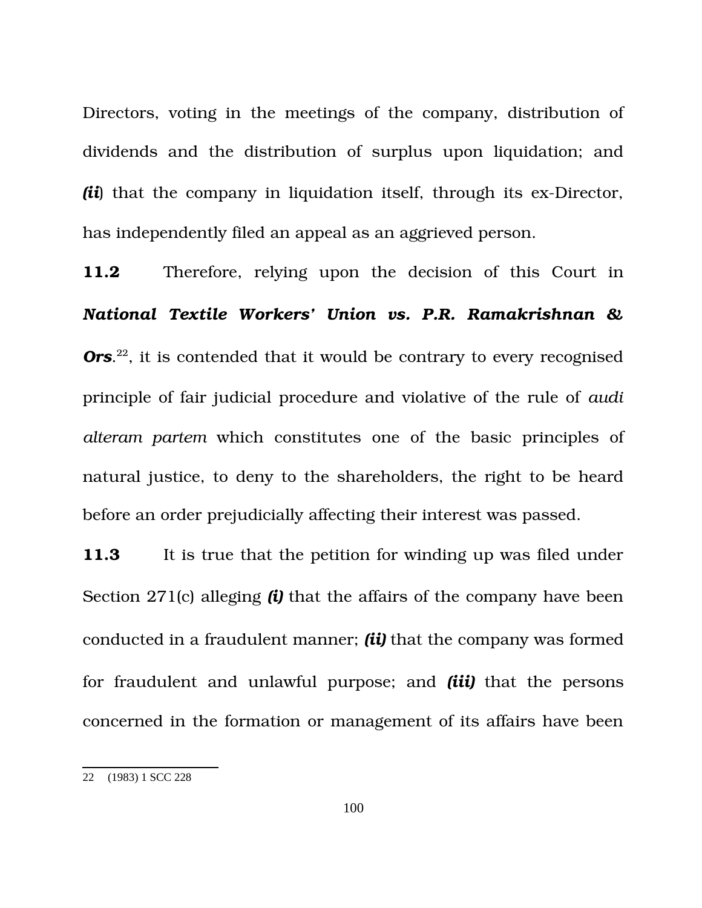Directors, voting in the meetings of the company, distribution of dividends and the distribution of surplus upon liquidation; and ***(ii)*** that the company in liquidation itself, through its ex-Director, has independently filed an appeal as an aggrieved person.

**11.2** Therefore, relying upon the decision of this Court in ***National Textile Workers' Union vs. P.R. Ramakrishnan & Ors***.[22], it is contended that it would be contrary to every recognised principle of fair judicial procedure and violative of the rule of *audi alteram partem* which constitutes one of the basic principles of natural justice, to deny to the shareholders, the right to be heard before an order prejudicially affecting their interest was passed.

**11.3** It is true that the petition for winding up was filed under Section 271(c) alleging ***(i)*** that the affairs of the company have been conducted in a fraudulent manner; ***(ii)*** that the company was formed for fraudulent and unlawful purpose; and ***(iii)*** that the persons concerned in the formation or management of its affairs have been

---

22 (1983) 1 SCC 228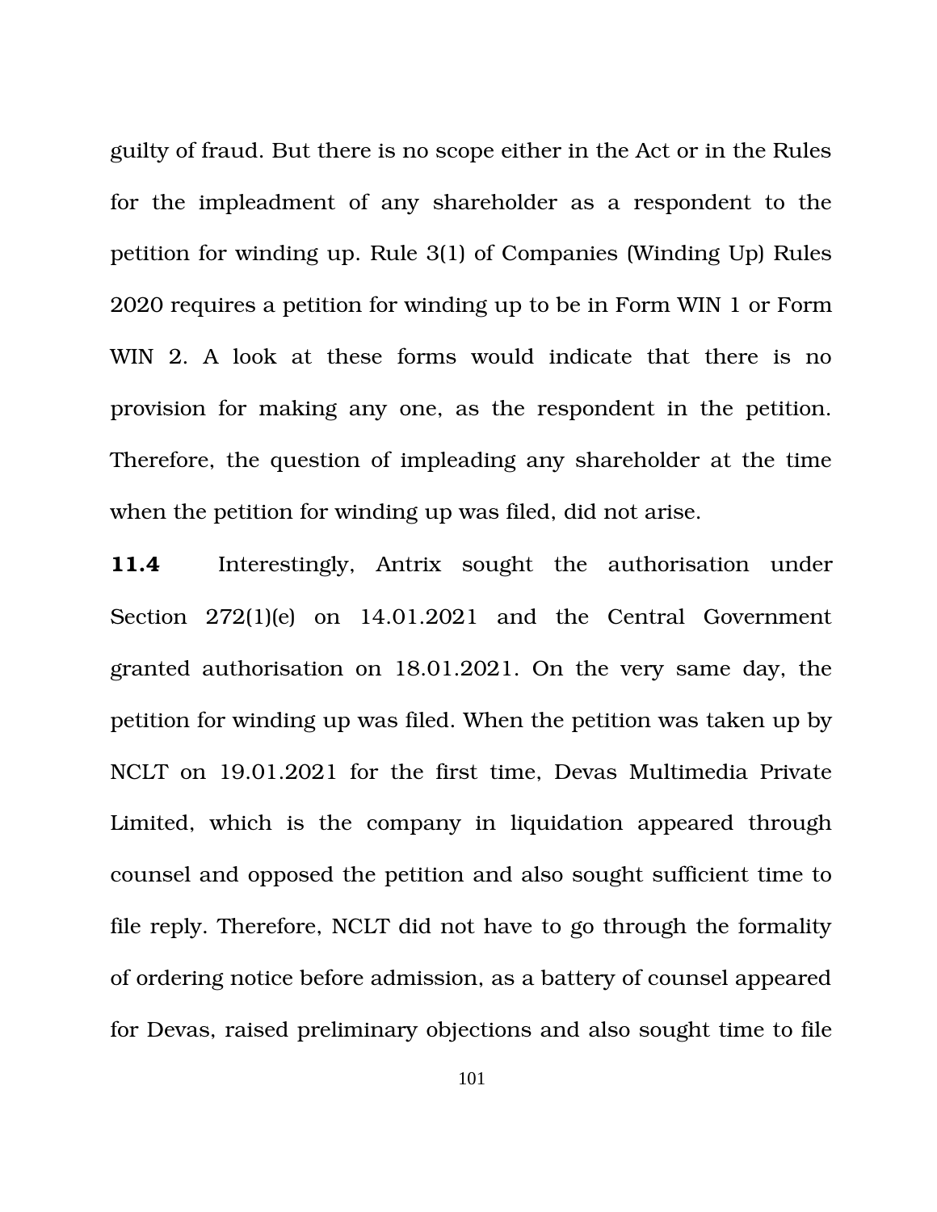guilty of fraud. But there is no scope either in the Act or in the Rules for the impleadment of any shareholder as a respondent to the petition for winding up. Rule 3(1) of Companies (Winding Up) Rules 2020 requires a petition for winding up to be in Form WIN 1 or Form WIN 2. A look at these forms would indicate that there is no provision for making any one, as the respondent in the petition. Therefore, the question of impleading any shareholder at the time when the petition for winding up was filed, did not arise.

**11.4** Interestingly, Antrix sought the authorisation under Section 272(1)(e) on 14.01.2021 and the Central Government granted authorisation on 18.01.2021. On the very same day, the petition for winding up was filed. When the petition was taken up by NCLT on 19.01.2021 for the first time, Devas Multimedia Private Limited, which is the company in liquidation appeared through counsel and opposed the petition and also sought sufficient time to file reply. Therefore, NCLT did not have to go through the formality of ordering notice before admission, as a battery of counsel appeared for Devas, raised preliminary objections and also sought time to file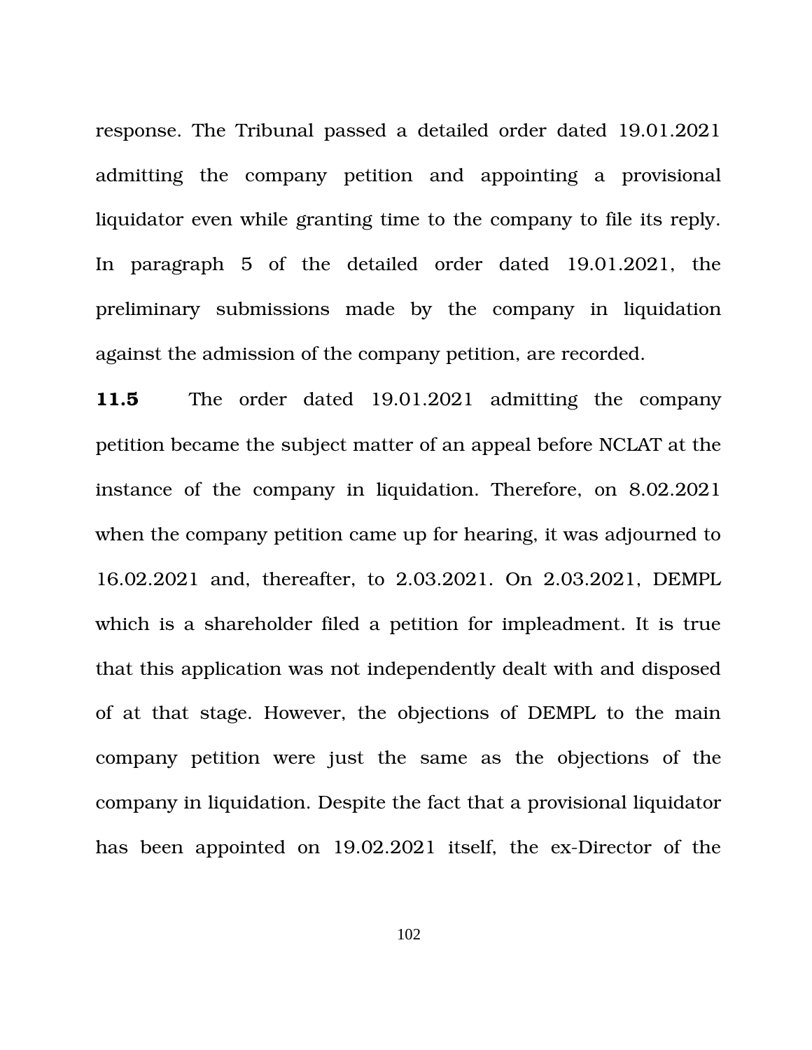response. The Tribunal passed a detailed order dated 19.01.2021 admitting the company petition and appointing a provisional liquidator even while granting time to the company to file its reply. In paragraph 5 of the detailed order dated 19.01.2021, the preliminary submissions made by the company in liquidation against the admission of the company petition, are recorded.

**11.5** The order dated 19.01.2021 admitting the company petition became the subject matter of an appeal before NCLAT at the instance of the company in liquidation. Therefore, on 8.02.2021 when the company petition came up for hearing, it was adjourned to 16.02.2021 and, thereafter, to 2.03.2021. On 2.03.2021, DEMPL which is a shareholder filed a petition for impleadment. It is true that this application was not independently dealt with and disposed of at that stage. However, the objections of DEMPL to the main company petition were just the same as the objections of the company in liquidation. Despite the fact that a provisional liquidator has been appointed on 19.02.2021 itself, the ex-Director of the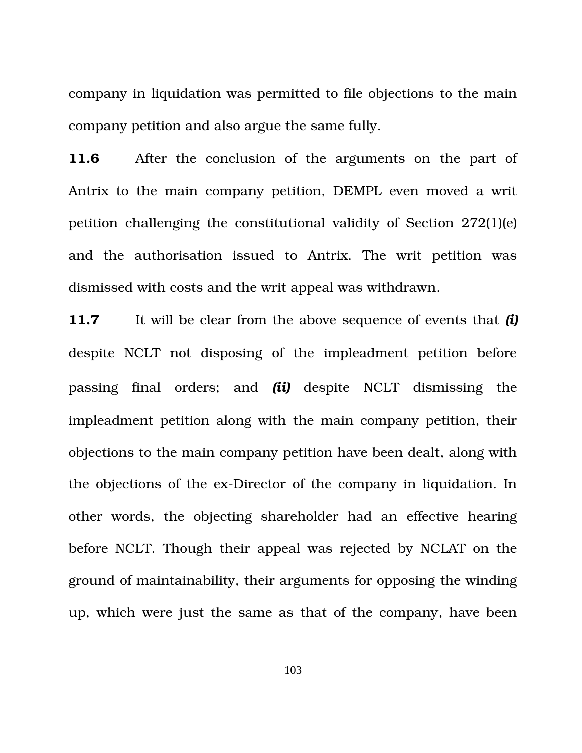company in liquidation was permitted to file objections to the main company petition and also argue the same fully.

**11.6** After the conclusion of the arguments on the part of Antrix to the main company petition, DEMPL even moved a writ petition challenging the constitutional validity of Section 272(1)(e) and the authorisation issued to Antrix. The writ petition was dismissed with costs and the writ appeal was withdrawn.

**11.7** It will be clear from the above sequence of events that ***(i)*** despite NCLT not disposing of the impleadment petition before passing final orders; and ***(ii)*** despite NCLT dismissing the impleadment petition along with the main company petition, their objections to the main company petition have been dealt, along with the objections of the ex-Director of the company in liquidation. In other words, the objecting shareholder had an effective hearing before NCLT. Though their appeal was rejected by NCLAT on the ground of maintainability, their arguments for opposing the winding up, which were just the same as that of the company, have been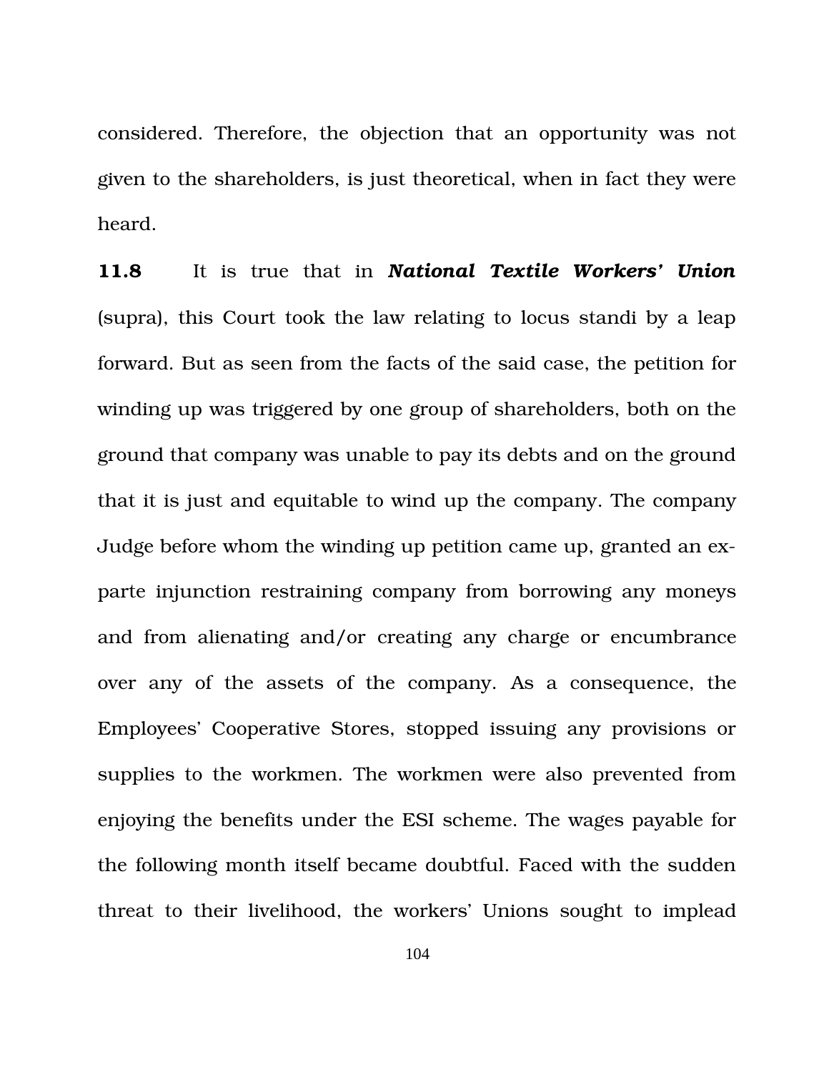considered. Therefore, the objection that an opportunity was not given to the shareholders, is just theoretical, when in fact they were heard.

**11.8** It is true that in ***National Textile Workers' Union*** (supra), this Court took the law relating to locus standi by a leap forward. But as seen from the facts of the said case, the petition for winding up was triggered by one group of shareholders, both on the ground that company was unable to pay its debts and on the ground that it is just and equitable to wind up the company. The company Judge before whom the winding up petition came up, granted an ex-parte injunction restraining company from borrowing any moneys and from alienating and/or creating any charge or encumbrance over any of the assets of the company. As a consequence, the Employees' Cooperative Stores, stopped issuing any provisions or supplies to the workmen. The workmen were also prevented from enjoying the benefits under the ESI scheme. The wages payable for the following month itself became doubtful. Faced with the sudden threat to their livelihood, the workers' Unions sought to implead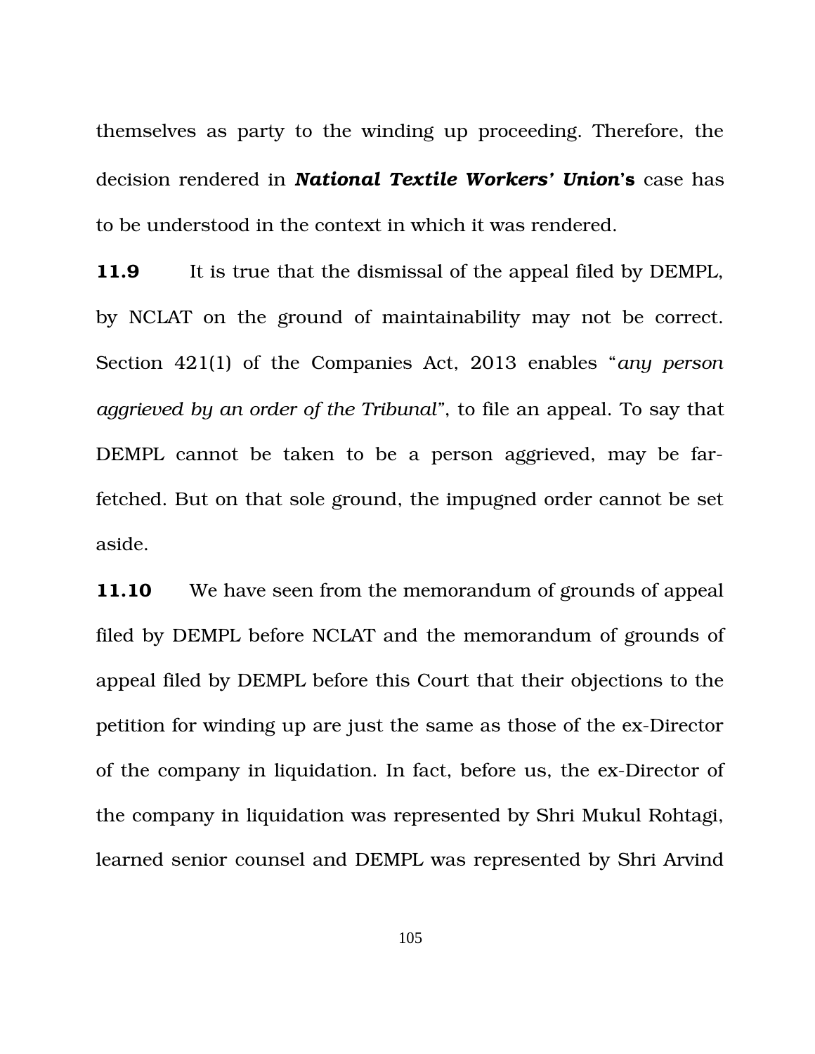themselves as party to the winding up proceeding. Therefore, the decision rendered in ***National Textile Workers' Union*'s** case has to be understood in the context in which it was rendered.

**11.9** It is true that the dismissal of the appeal filed by DEMPL, by NCLAT on the ground of maintainability may not be correct. Section 421(1) of the Companies Act, 2013 enables "*any person aggrieved by an order of the Tribunal*", to file an appeal. To say that DEMPL cannot be taken to be a person aggrieved, may be far-fetched. But on that sole ground, the impugned order cannot be set aside.

**11.10** We have seen from the memorandum of grounds of appeal filed by DEMPL before NCLAT and the memorandum of grounds of appeal filed by DEMPL before this Court that their objections to the petition for winding up are just the same as those of the ex-Director of the company in liquidation. In fact, before us, the ex-Director of the company in liquidation was represented by Shri Mukul Rohtagi, learned senior counsel and DEMPL was represented by Shri Arvind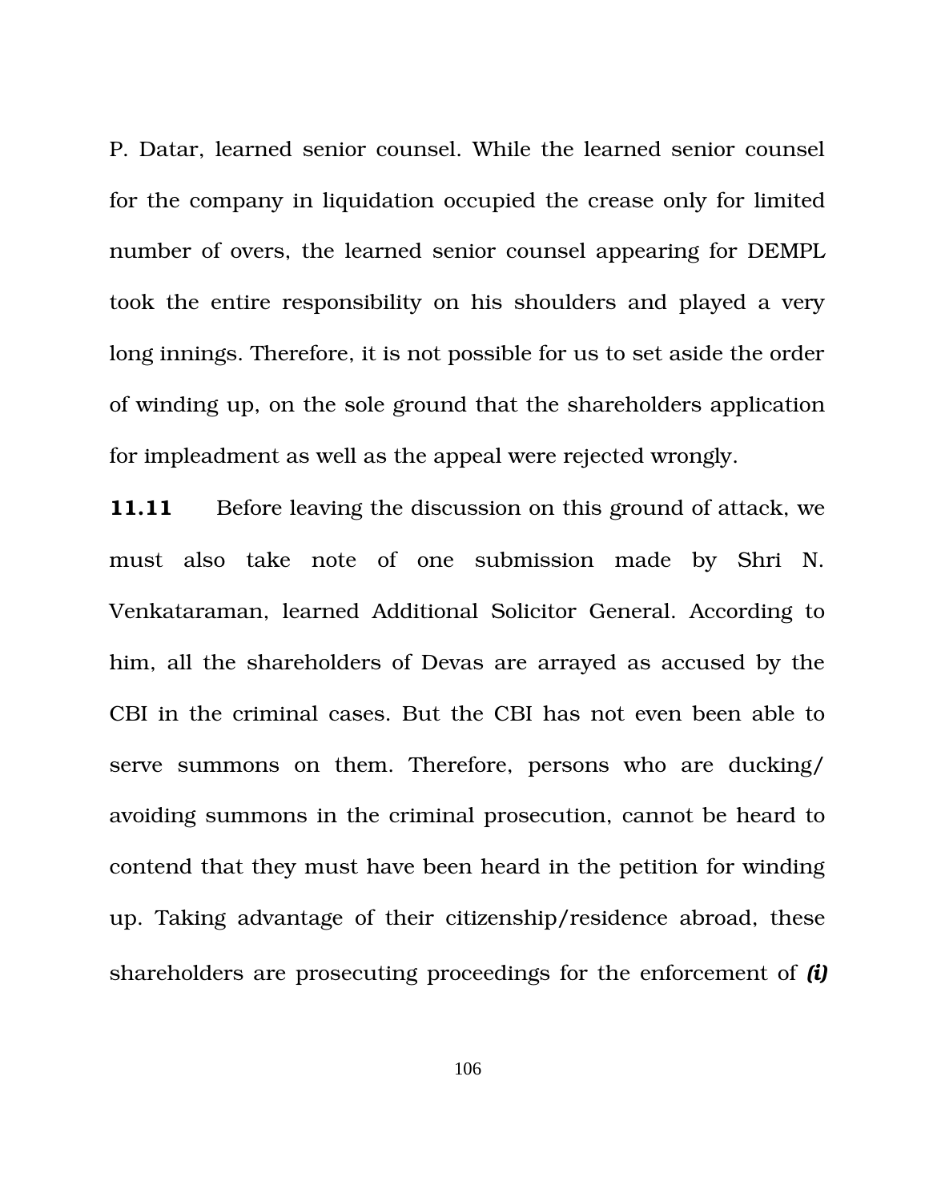P. Datar, learned senior counsel. While the learned senior counsel for the company in liquidation occupied the crease only for limited number of overs, the learned senior counsel appearing for DEMPL took the entire responsibility on his shoulders and played a very long innings. Therefore, it is not possible for us to set aside the order of winding up, on the sole ground that the shareholders application for impleadment as well as the appeal were rejected wrongly.

**11.11** Before leaving the discussion on this ground of attack, we must also take note of one submission made by Shri N. Venkataraman, learned Additional Solicitor General. According to him, all the shareholders of Devas are arrayed as accused by the CBI in the criminal cases. But the CBI has not even been able to serve summons on them. Therefore, persons who are ducking/ avoiding summons in the criminal prosecution, cannot be heard to contend that they must have been heard in the petition for winding up. Taking advantage of their citizenship/residence abroad, these shareholders are prosecuting proceedings for the enforcement of ***(i)***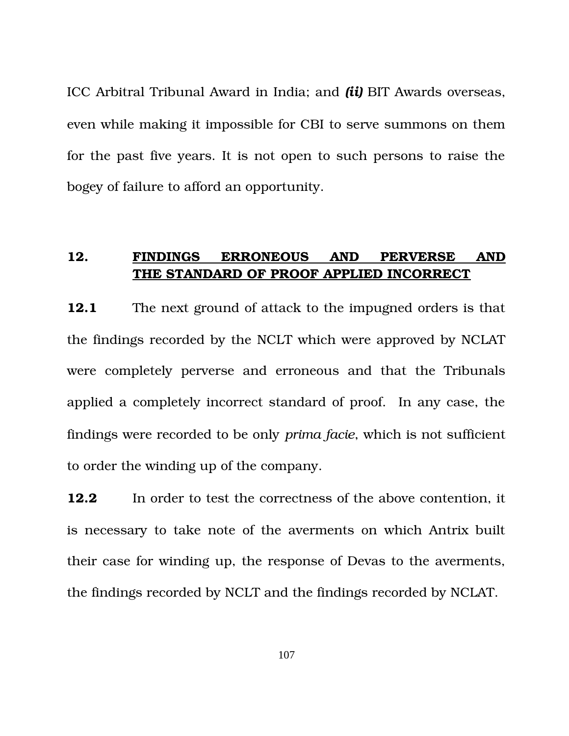ICC Arbitral Tribunal Award in India; and ***(ii)*** BIT Awards overseas, even while making it impossible for CBI to serve summons on them for the past five years. It is not open to such persons to raise the bogey of failure to afford an opportunity.

## 12. FINDINGS ERRONEOUS AND PERVERSE AND THE STANDARD OF PROOF APPLIED INCORRECT

**12.1** The next ground of attack to the impugned orders is that the findings recorded by the NCLT which were approved by NCLAT were completely perverse and erroneous and that the Tribunals applied a completely incorrect standard of proof. In any case, the findings were recorded to be only *prima facie*, which is not sufficient to order the winding up of the company.

**12.2** In order to test the correctness of the above contention, it is necessary to take note of the averments on which Antrix built their case for winding up, the response of Devas to the averments, the findings recorded by NCLT and the findings recorded by NCLAT.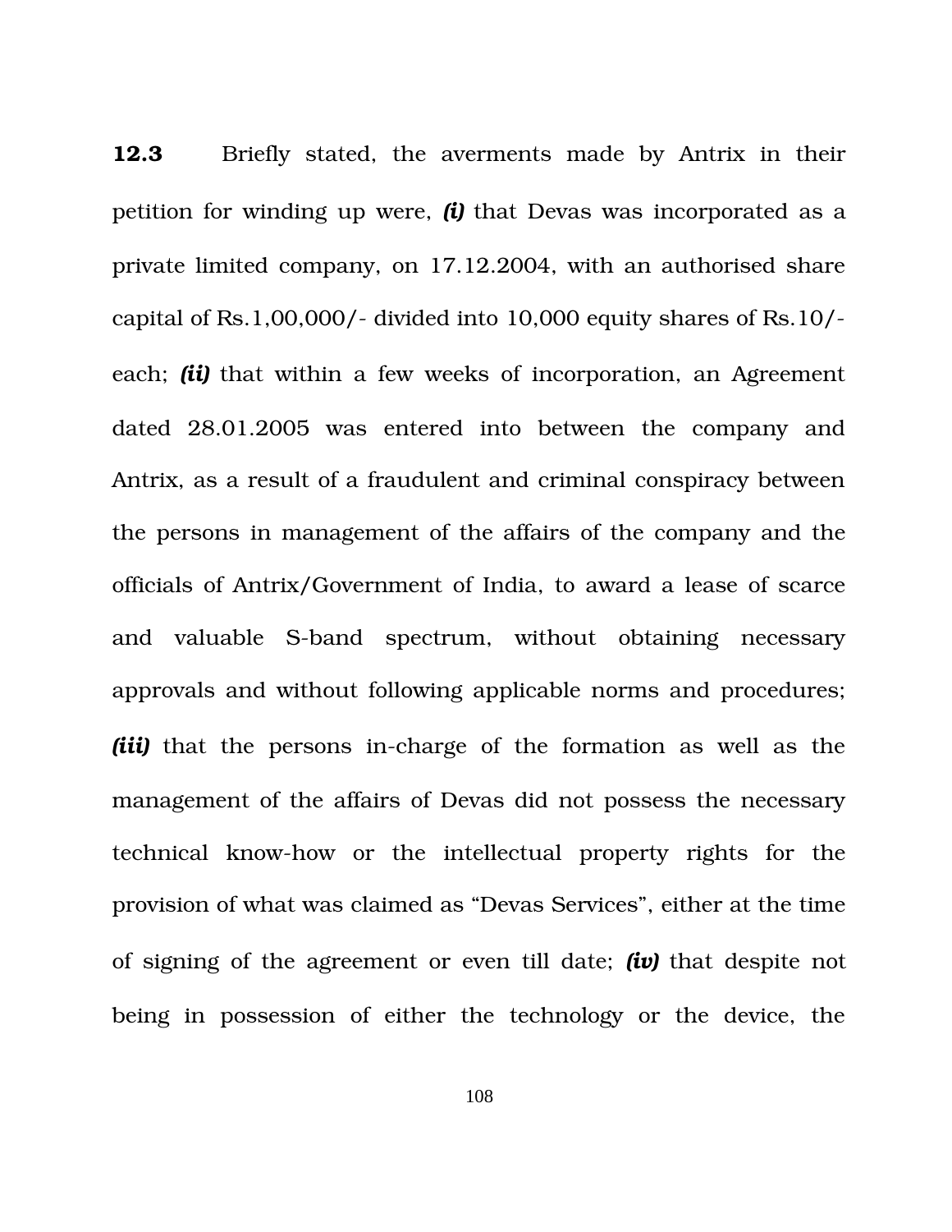**12.3** Briefly stated, the averments made by Antrix in their petition for winding up were, ***(i)*** that Devas was incorporated as a private limited company, on 17.12.2004, with an authorised share capital of Rs.1,00,000/- divided into 10,000 equity shares of Rs.10/- each; ***(ii)*** that within a few weeks of incorporation, an Agreement dated 28.01.2005 was entered into between the company and Antrix, as a result of a fraudulent and criminal conspiracy between the persons in management of the affairs of the company and the officials of Antrix/Government of India, to award a lease of scarce and valuable S-band spectrum, without obtaining necessary approvals and without following applicable norms and procedures; ***(iii)*** that the persons in-charge of the formation as well as the management of the affairs of Devas did not possess the necessary technical know-how or the intellectual property rights for the provision of what was claimed as "Devas Services", either at the time of signing of the agreement or even till date; ***(iv)*** that despite not being in possession of either the technology or the device, the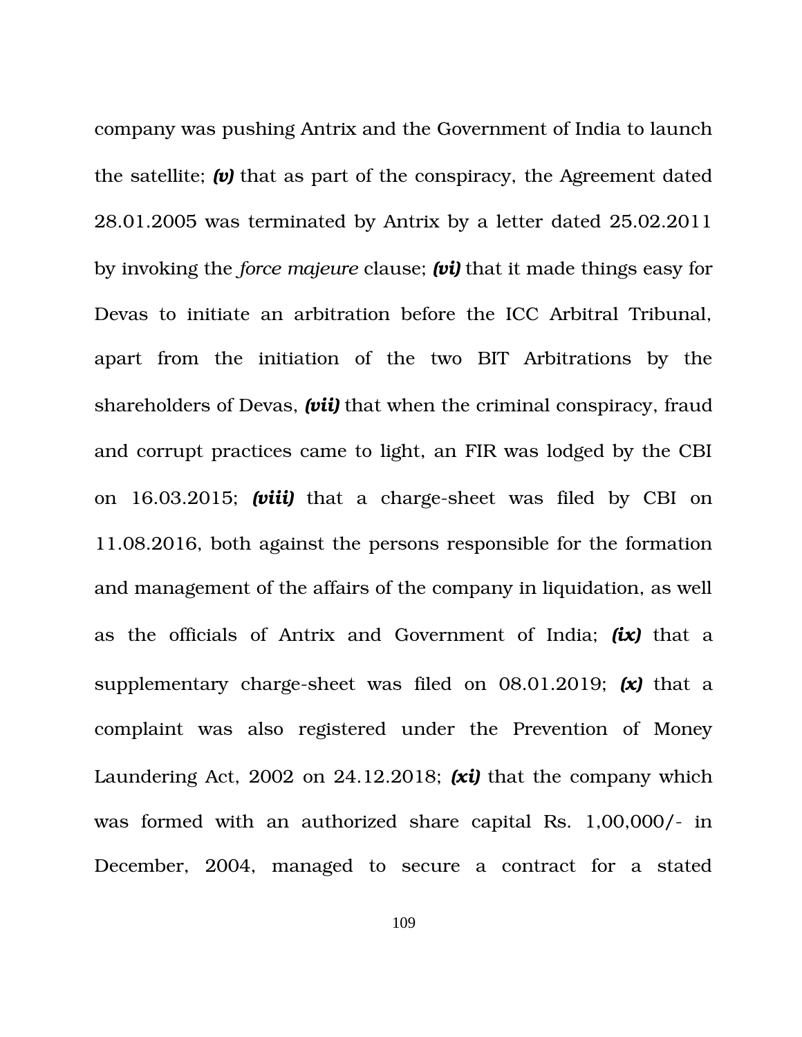company was pushing Antrix and the Government of India to launch the satellite; ***(v)*** that as part of the conspiracy, the Agreement dated 28.01.2005 was terminated by Antrix by a letter dated 25.02.2011 by invoking the *force majeure* clause; ***(vi)*** that it made things easy for Devas to initiate an arbitration before the ICC Arbitral Tribunal, apart from the initiation of the two BIT Arbitrations by the shareholders of Devas, ***(vii)*** that when the criminal conspiracy, fraud and corrupt practices came to light, an FIR was lodged by the CBI on 16.03.2015; ***(viii)*** that a charge-sheet was filed by CBI on 11.08.2016, both against the persons responsible for the formation and management of the affairs of the company in liquidation, as well as the officials of Antrix and Government of India; ***(ix)*** that a supplementary charge-sheet was filed on 08.01.2019; ***(x)*** that a complaint was also registered under the Prevention of Money Laundering Act, 2002 on 24.12.2018; ***(xi)*** that the company which was formed with an authorized share capital Rs. 1,00,000/- in December, 2004, managed to secure a contract for a stated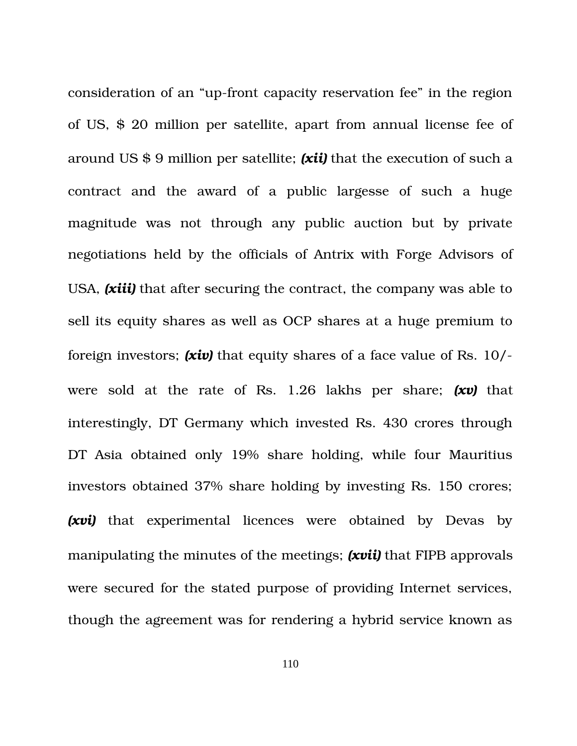consideration of an "up-front capacity reservation fee" in the region of US, $ 20 million per satellite, apart from annual license fee of around US $ 9 million per satellite; ***(xii)*** that the execution of such a contract and the award of a public largesse of such a huge magnitude was not through any public auction but by private negotiations held by the officials of Antrix with Forge Advisors of USA, ***(xiii)*** that after securing the contract, the company was able to sell its equity shares as well as OCP shares at a huge premium to foreign investors; ***(xiv)*** that equity shares of a face value of Rs. 10/- were sold at the rate of Rs. 1.26 lakhs per share; ***(xv)*** that interestingly, DT Germany which invested Rs. 430 crores through DT Asia obtained only 19% share holding, while four Mauritius investors obtained 37% share holding by investing Rs. 150 crores; ***(xvi)*** that experimental licences were obtained by Devas by manipulating the minutes of the meetings; ***(xvii)*** that FIPB approvals were secured for the stated purpose of providing Internet services, though the agreement was for rendering a hybrid service known as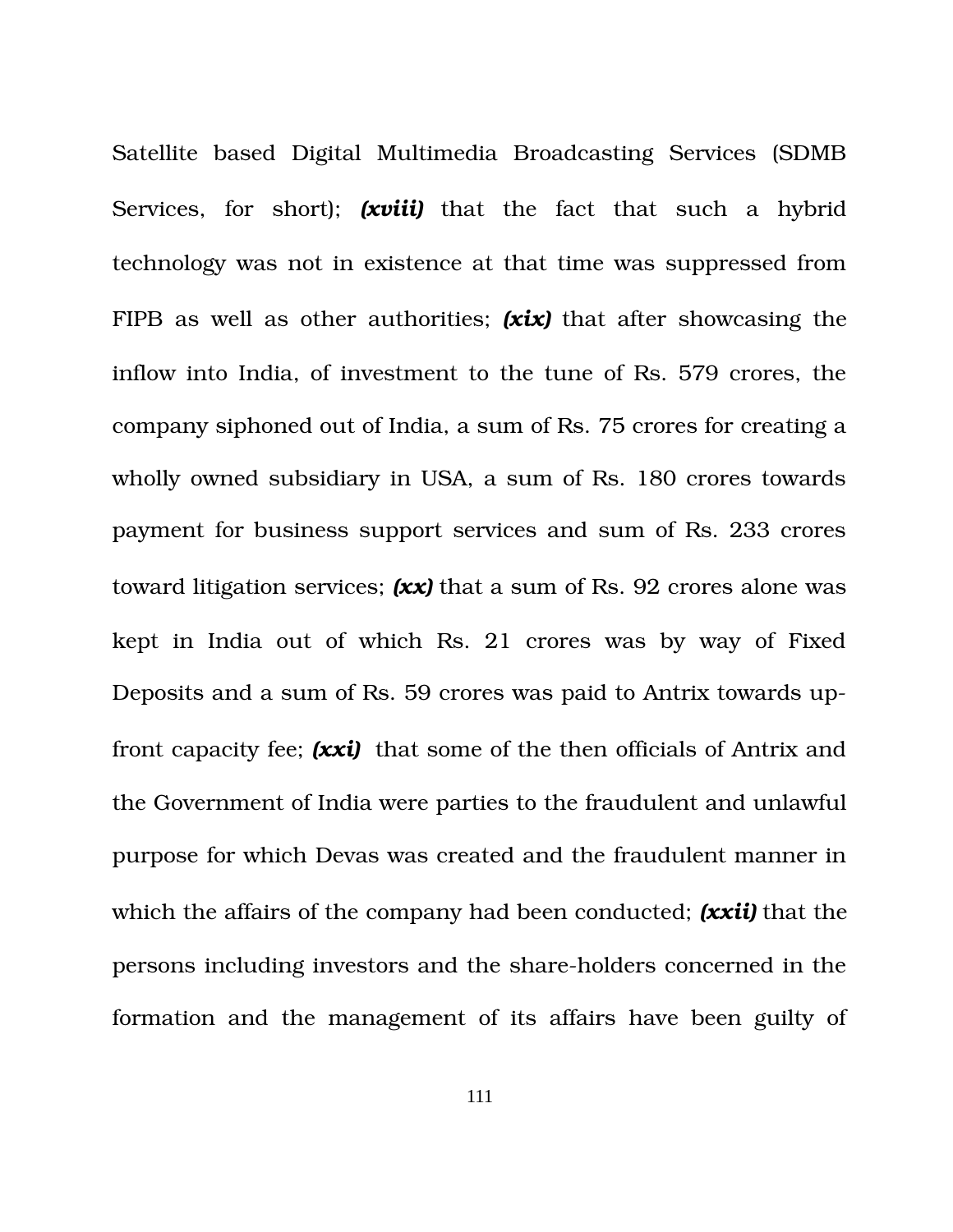Satellite based Digital Multimedia Broadcasting Services (SDMB Services, for short); ***(xviii)*** that the fact that such a hybrid technology was not in existence at that time was suppressed from FIPB as well as other authorities; ***(xix)*** that after showcasing the inflow into India, of investment to the tune of Rs. 579 crores, the company siphoned out of India, a sum of Rs. 75 crores for creating a wholly owned subsidiary in USA, a sum of Rs. 180 crores towards payment for business support services and sum of Rs. 233 crores toward litigation services; ***(xx)*** that a sum of Rs. 92 crores alone was kept in India out of which Rs. 21 crores was by way of Fixed Deposits and a sum of Rs. 59 crores was paid to Antrix towards up-front capacity fee; ***(xxi)*** that some of the then officials of Antrix and the Government of India were parties to the fraudulent and unlawful purpose for which Devas was created and the fraudulent manner in which the affairs of the company had been conducted; ***(xxii)*** that the persons including investors and the share-holders concerned in the formation and the management of its affairs have been guilty of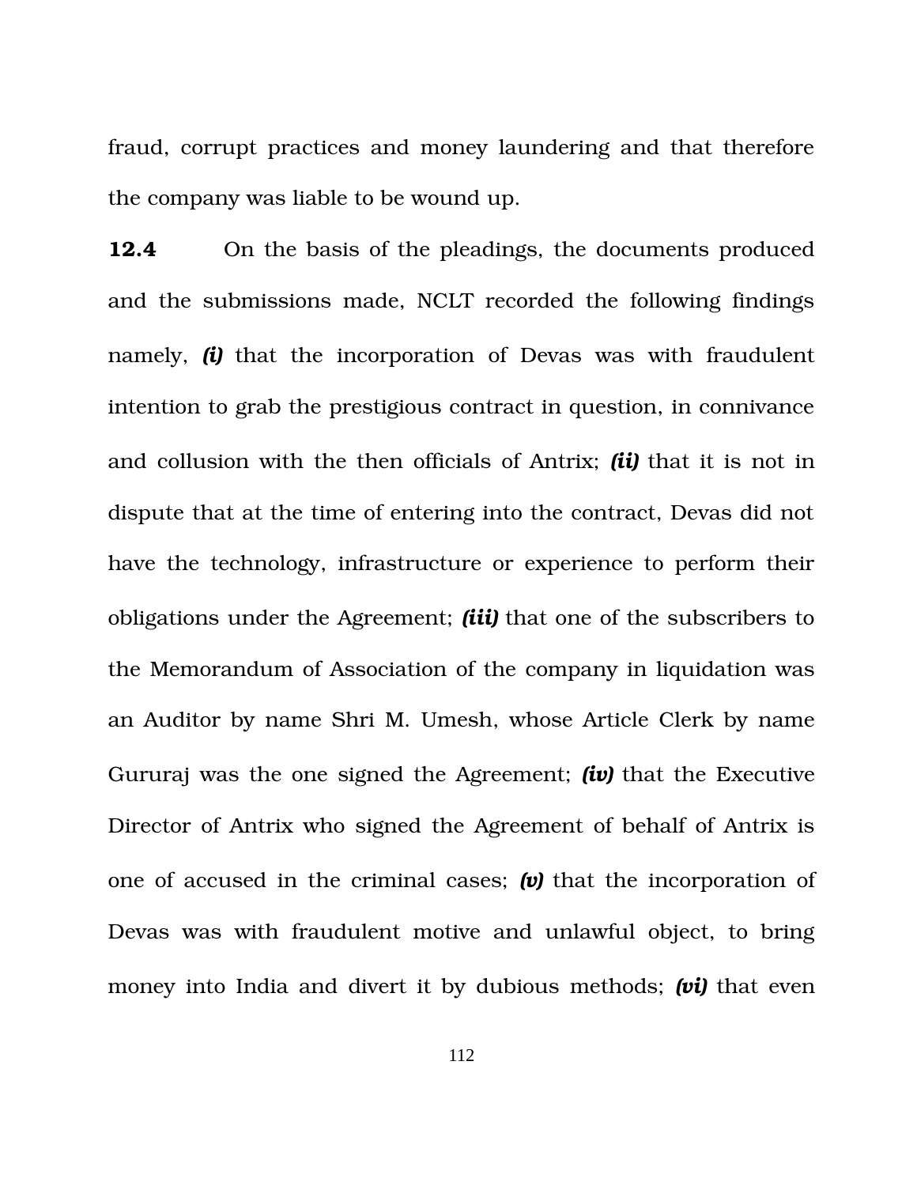fraud, corrupt practices and money laundering and that therefore the company was liable to be wound up.

**12.4** On the basis of the pleadings, the documents produced and the submissions made, NCLT recorded the following findings namely, ***(i)*** that the incorporation of Devas was with fraudulent intention to grab the prestigious contract in question, in connivance and collusion with the then officials of Antrix; ***(ii)*** that it is not in dispute that at the time of entering into the contract, Devas did not have the technology, infrastructure or experience to perform their obligations under the Agreement; ***(iii)*** that one of the subscribers to the Memorandum of Association of the company in liquidation was an Auditor by name Shri M. Umesh, whose Article Clerk by name Gururaj was the one signed the Agreement; ***(iv)*** that the Executive Director of Antrix who signed the Agreement of behalf of Antrix is one of accused in the criminal cases; ***(v)*** that the incorporation of Devas was with fraudulent motive and unlawful object, to bring money into India and divert it by dubious methods; ***(vi)*** that even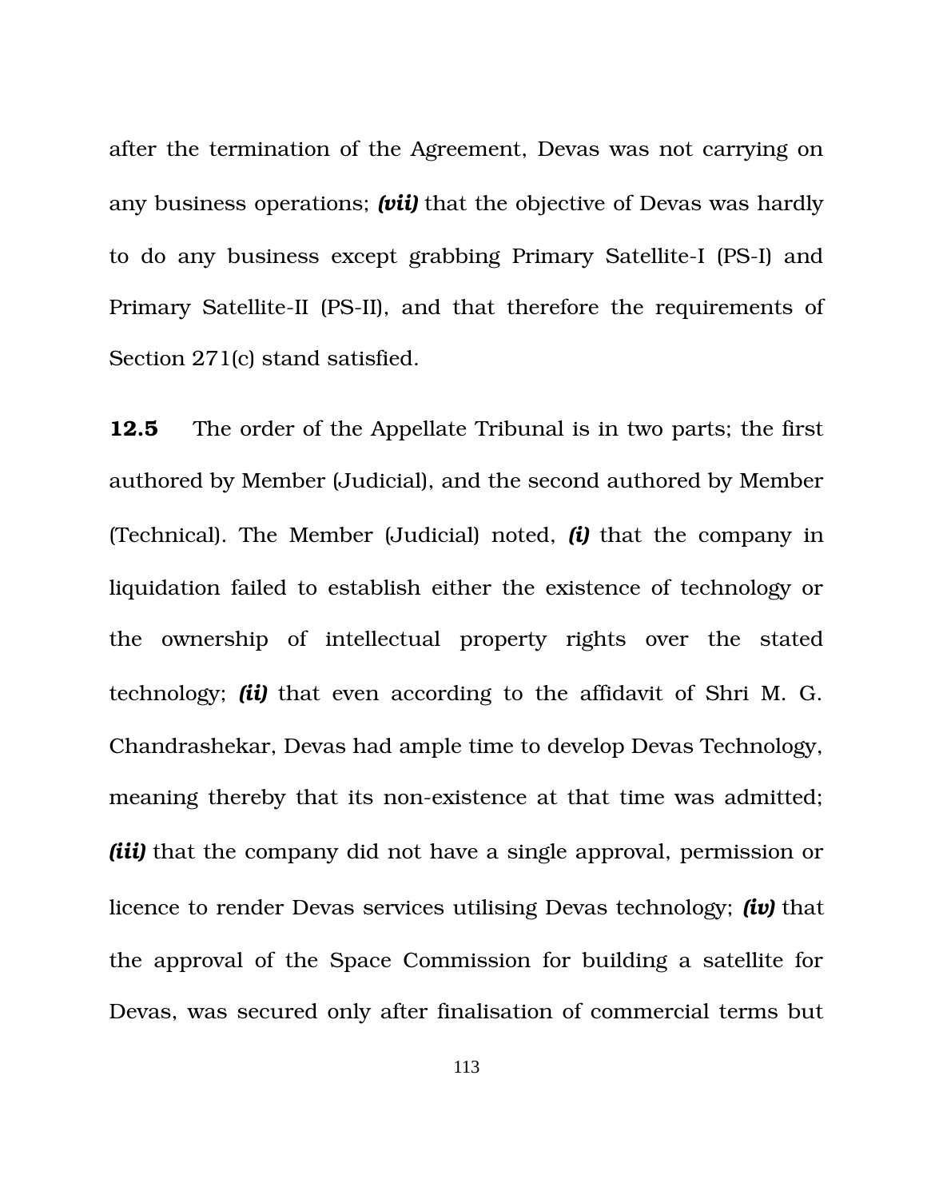after the termination of the Agreement, Devas was not carrying on any business operations; ***(vii)*** that the objective of Devas was hardly to do any business except grabbing Primary Satellite-I (PS-I) and Primary Satellite-II (PS-II), and that therefore the requirements of Section 271(c) stand satisfied.

**12.5** The order of the Appellate Tribunal is in two parts; the first authored by Member (Judicial), and the second authored by Member (Technical). The Member (Judicial) noted, ***(i)*** that the company in liquidation failed to establish either the existence of technology or the ownership of intellectual property rights over the stated technology; ***(ii)*** that even according to the affidavit of Shri M. G. Chandrashekar, Devas had ample time to develop Devas Technology, meaning thereby that its non-existence at that time was admitted; ***(iii)*** that the company did not have a single approval, permission or licence to render Devas services utilising Devas technology; ***(iv)*** that the approval of the Space Commission for building a satellite for Devas, was secured only after finalisation of commercial terms but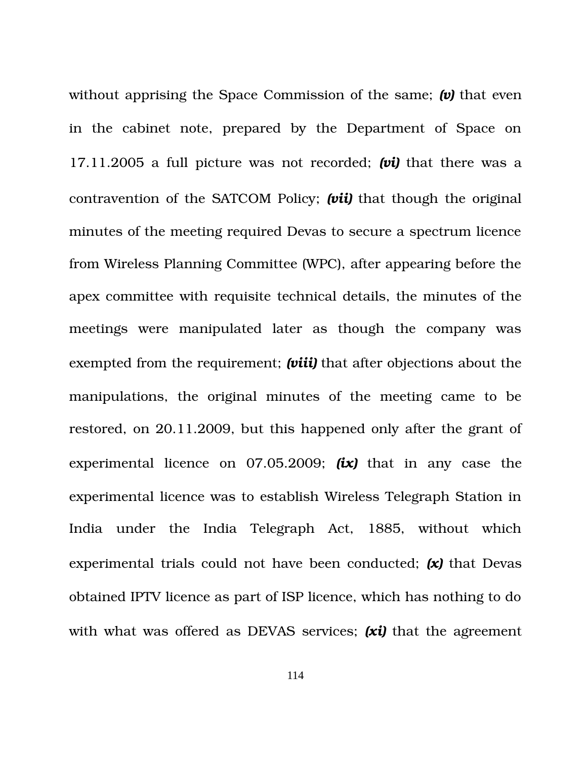without apprising the Space Commission of the same; ***(v)*** that even in the cabinet note, prepared by the Department of Space on 17.11.2005 a full picture was not recorded; ***(vi)*** that there was a contravention of the SATCOM Policy; ***(vii)*** that though the original minutes of the meeting required Devas to secure a spectrum licence from Wireless Planning Committee (WPC), after appearing before the apex committee with requisite technical details, the minutes of the meetings were manipulated later as though the company was exempted from the requirement; ***(viii)*** that after objections about the manipulations, the original minutes of the meeting came to be restored, on 20.11.2009, but this happened only after the grant of experimental licence on 07.05.2009; ***(ix)*** that in any case the experimental licence was to establish Wireless Telegraph Station in India under the India Telegraph Act, 1885, without which experimental trials could not have been conducted; ***(x)*** that Devas obtained IPTV licence as part of ISP licence, which has nothing to do with what was offered as DEVAS services; ***(xi)*** that the agreement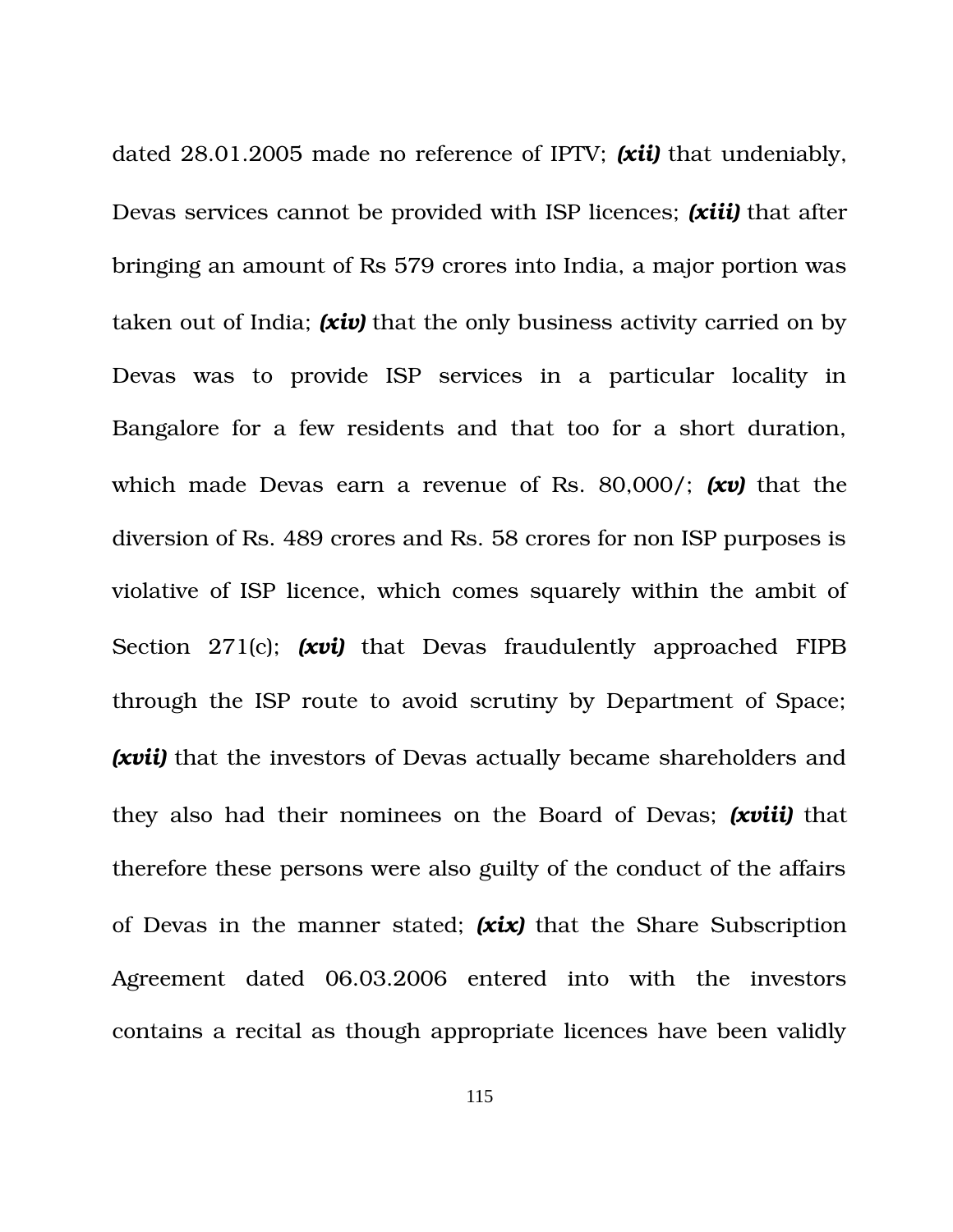dated 28.01.2005 made no reference of IPTV; ***(xii)*** that undeniably, Devas services cannot be provided with ISP licences; ***(xiii)*** that after bringing an amount of Rs 579 crores into India, a major portion was taken out of India; ***(xiv)*** that the only business activity carried on by Devas was to provide ISP services in a particular locality in Bangalore for a few residents and that too for a short duration, which made Devas earn a revenue of Rs. 80,000/; ***(xv)*** that the diversion of Rs. 489 crores and Rs. 58 crores for non ISP purposes is violative of ISP licence, which comes squarely within the ambit of Section 271(c); ***(xvi)*** that Devas fraudulently approached FIPB through the ISP route to avoid scrutiny by Department of Space; ***(xvii)*** that the investors of Devas actually became shareholders and they also had their nominees on the Board of Devas; ***(xviii)*** that therefore these persons were also guilty of the conduct of the affairs of Devas in the manner stated; ***(xix)*** that the Share Subscription Agreement dated 06.03.2006 entered into with the investors contains a recital as though appropriate licences have been validly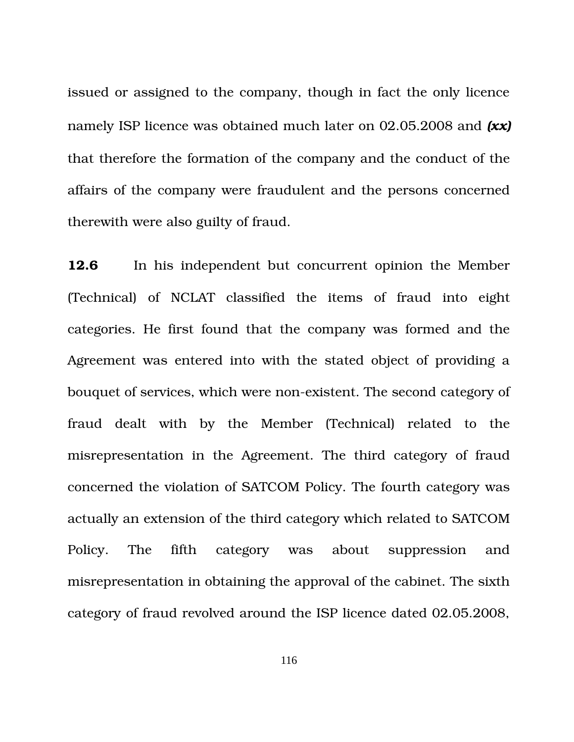issued or assigned to the company, though in fact the only licence namely ISP licence was obtained much later on 02.05.2008 and ***(xx)*** that therefore the formation of the company and the conduct of the affairs of the company were fraudulent and the persons concerned therewith were also guilty of fraud.

**12.6** In his independent but concurrent opinion the Member (Technical) of NCLAT classified the items of fraud into eight categories. He first found that the company was formed and the Agreement was entered into with the stated object of providing a bouquet of services, which were non-existent. The second category of fraud dealt with by the Member (Technical) related to the misrepresentation in the Agreement. The third category of fraud concerned the violation of SATCOM Policy. The fourth category was actually an extension of the third category which related to SATCOM Policy. The fifth category was about suppression and misrepresentation in obtaining the approval of the cabinet. The sixth category of fraud revolved around the ISP licence dated 02.05.2008,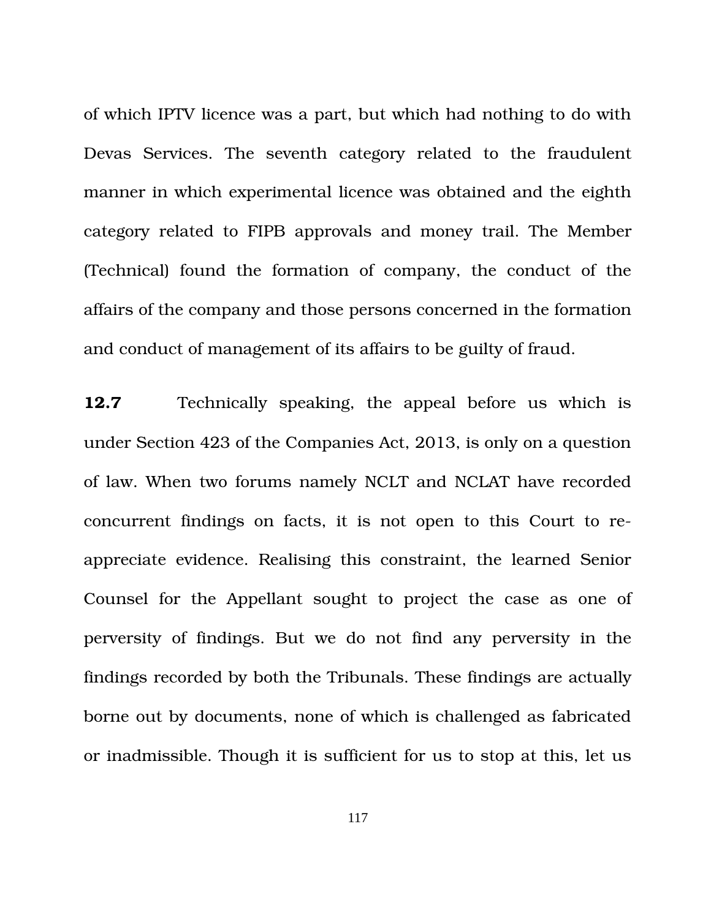of which IPTV licence was a part, but which had nothing to do with Devas Services. The seventh category related to the fraudulent manner in which experimental licence was obtained and the eighth category related to FIPB approvals and money trail. The Member (Technical) found the formation of company, the conduct of the affairs of the company and those persons concerned in the formation and conduct of management of its affairs to be guilty of fraud.

**12.7** Technically speaking, the appeal before us which is under Section 423 of the Companies Act, 2013, is only on a question of law. When two forums namely NCLT and NCLAT have recorded concurrent findings on facts, it is not open to this Court to re-appreciate evidence. Realising this constraint, the learned Senior Counsel for the Appellant sought to project the case as one of perversity of findings. But we do not find any perversity in the findings recorded by both the Tribunals. These findings are actually borne out by documents, none of which is challenged as fabricated or inadmissible. Though it is sufficient for us to stop at this, let us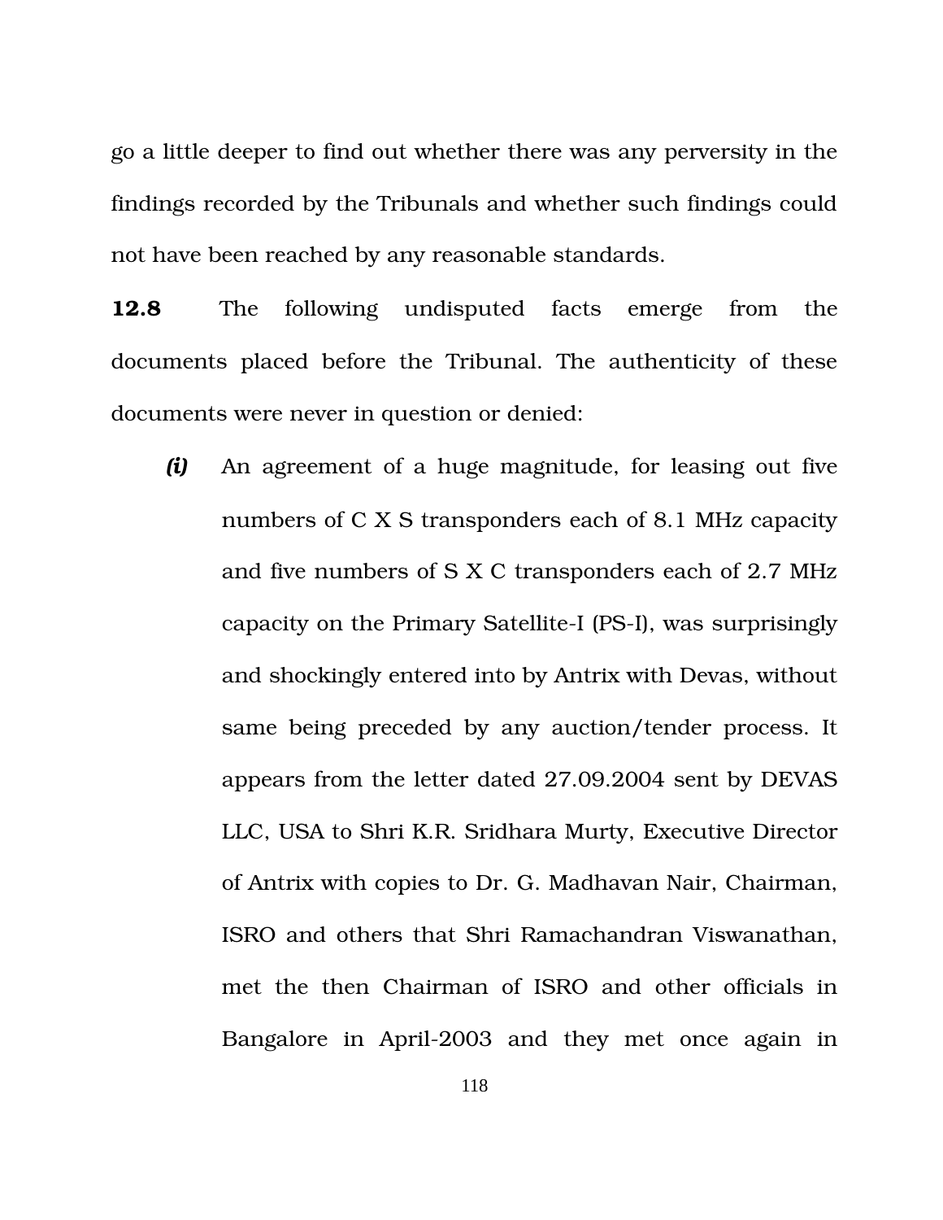go a little deeper to find out whether there was any perversity in the findings recorded by the Tribunals and whether such findings could not have been reached by any reasonable standards.

**12.8** The following undisputed facts emerge from the documents placed before the Tribunal. The authenticity of these documents were never in question or denied:

***(i)*** An agreement of a huge magnitude, for leasing out five numbers of C X S transponders each of 8.1 MHz capacity and five numbers of S X C transponders each of 2.7 MHz capacity on the Primary Satellite-I (PS-I), was surprisingly and shockingly entered into by Antrix with Devas, without same being preceded by any auction/tender process. It appears from the letter dated 27.09.2004 sent by DEVAS LLC, USA to Shri K.R. Sridhara Murty, Executive Director of Antrix with copies to Dr. G. Madhavan Nair, Chairman, ISRO and others that Shri Ramachandran Viswanathan, met the then Chairman of ISRO and other officials in Bangalore in April-2003 and they met once again in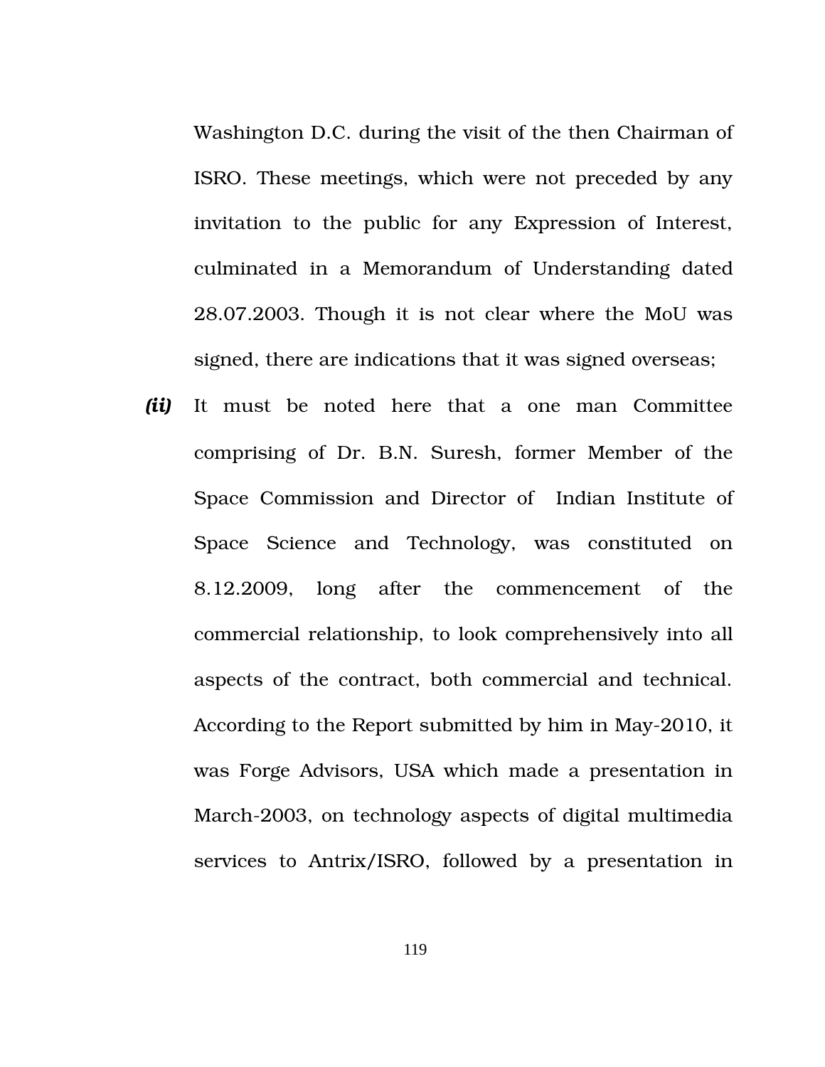Washington D.C. during the visit of the then Chairman of ISRO. These meetings, which were not preceded by any invitation to the public for any Expression of Interest, culminated in a Memorandum of Understanding dated 28.07.2003. Though it is not clear where the MoU was signed, there are indications that it was signed overseas;

***(ii)*** It must be noted here that a one man Committee comprising of Dr. B.N. Suresh, former Member of the Space Commission and Director of Indian Institute of Space Science and Technology, was constituted on 8.12.2009, long after the commencement of the commercial relationship, to look comprehensively into all aspects of the contract, both commercial and technical. According to the Report submitted by him in May-2010, it was Forge Advisors, USA which made a presentation in March-2003, on technology aspects of digital multimedia services to Antrix/ISRO, followed by a presentation in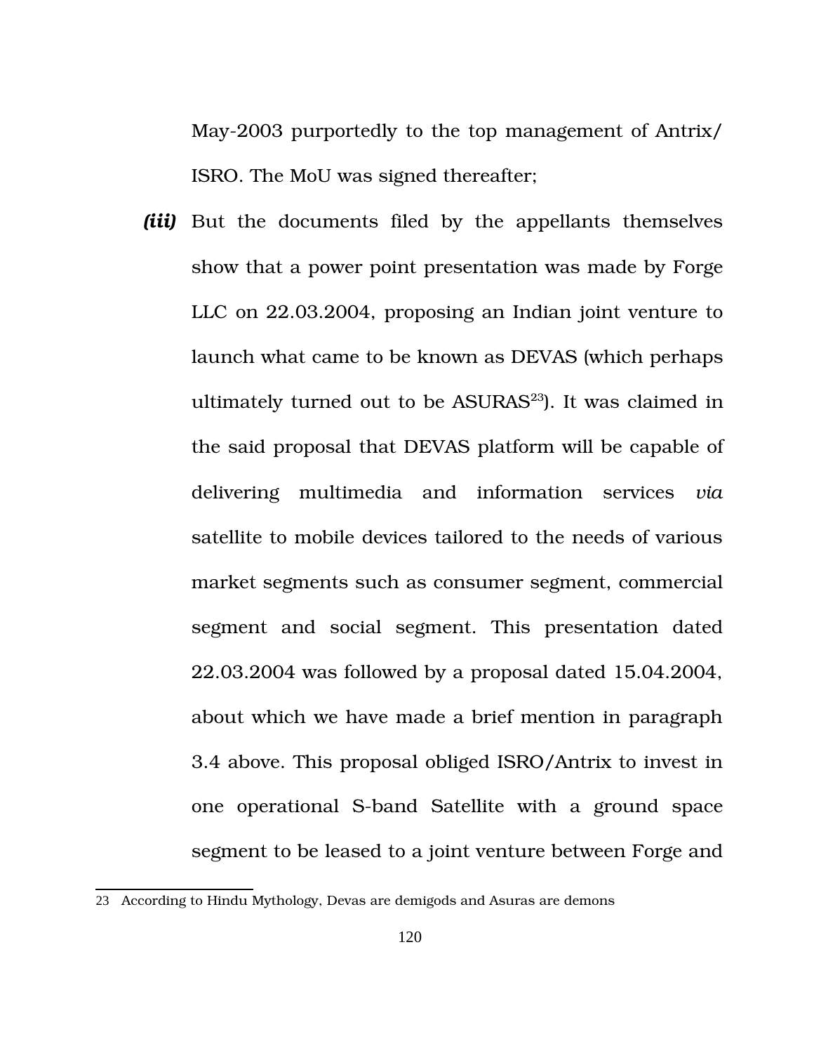May-2003 purportedly to the top management of Antrix/ ISRO. The MoU was signed thereafter;

***(iii)*** But the documents filed by the appellants themselves show that a power point presentation was made by Forge LLC on 22.03.2004, proposing an Indian joint venture to launch what came to be known as DEVAS (which perhaps ultimately turned out to be ASURAS[23]). It was claimed in the said proposal that DEVAS platform will be capable of delivering multimedia and information services *via* satellite to mobile devices tailored to the needs of various market segments such as consumer segment, commercial segment and social segment. This presentation dated 22.03.2004 was followed by a proposal dated 15.04.2004, about which we have made a brief mention in paragraph 3.4 above. This proposal obliged ISRO/Antrix to invest in one operational S-band Satellite with a ground space segment to be leased to a joint venture between Forge and

---

23 According to Hindu Mythology, Devas are demigods and Asuras are demons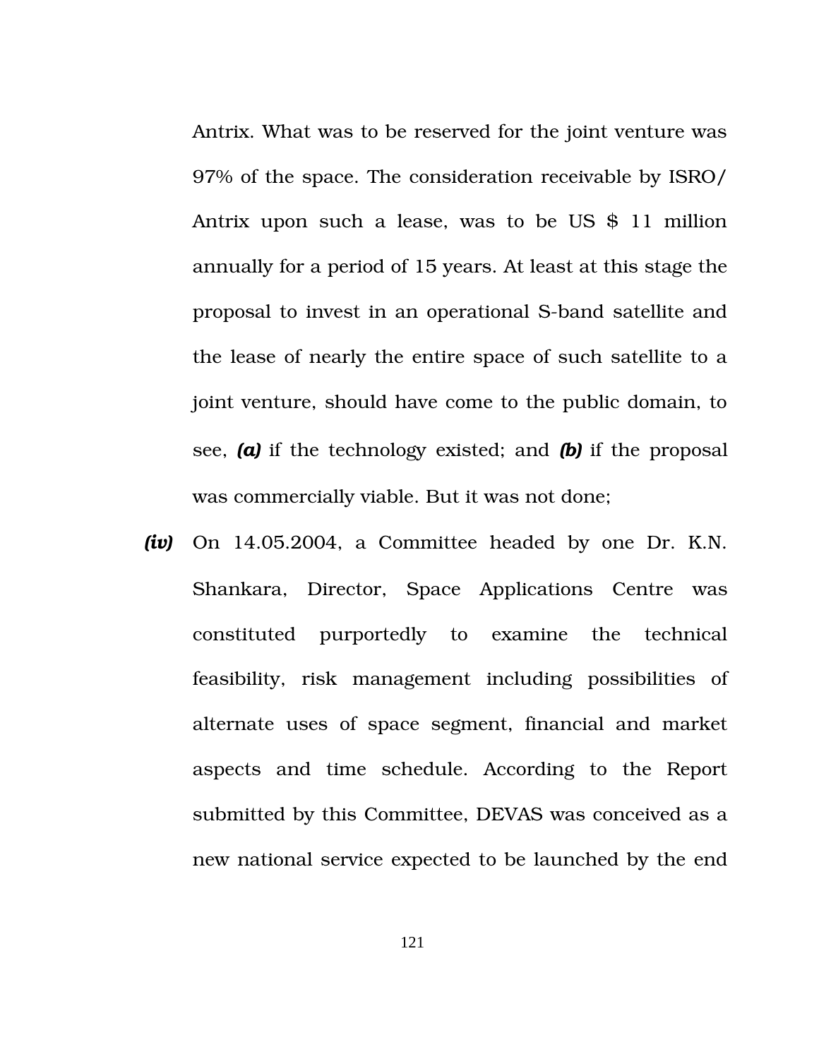Antrix. What was to be reserved for the joint venture was 97% of the space. The consideration receivable by ISRO/ Antrix upon such a lease, was to be US $ 11 million annually for a period of 15 years. At least at this stage the proposal to invest in an operational S-band satellite and the lease of nearly the entire space of such satellite to a joint venture, should have come to the public domain, to see, ***(a)*** if the technology existed; and ***(b)*** if the proposal was commercially viable. But it was not done;

***(iv)*** On 14.05.2004, a Committee headed by one Dr. K.N. Shankara, Director, Space Applications Centre was constituted purportedly to examine the technical feasibility, risk management including possibilities of alternate uses of space segment, financial and market aspects and time schedule. According to the Report submitted by this Committee, DEVAS was conceived as a new national service expected to be launched by the end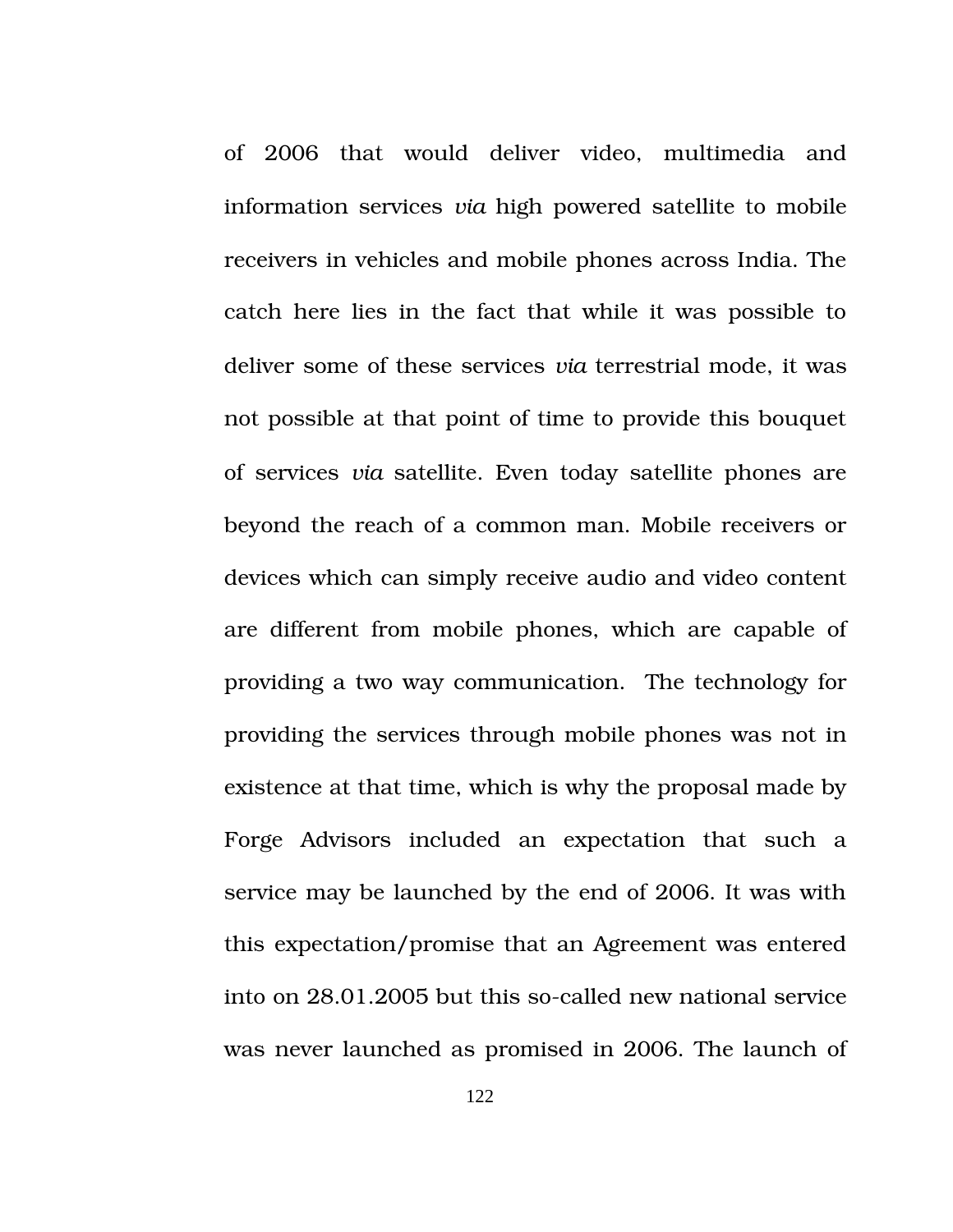of 2006 that would deliver video, multimedia and information services *via* high powered satellite to mobile receivers in vehicles and mobile phones across India. The catch here lies in the fact that while it was possible to deliver some of these services *via* terrestrial mode, it was not possible at that point of time to provide this bouquet of services *via* satellite. Even today satellite phones are beyond the reach of a common man. Mobile receivers or devices which can simply receive audio and video content are different from mobile phones, which are capable of providing a two way communication.  The technology for providing the services through mobile phones was not in existence at that time, which is why the proposal made by Forge Advisors included an expectation that such a service may be launched by the end of 2006. It was with this expectation/promise that an Agreement was entered into on 28.01.2005 but this so-called new national service was never launched as promised in 2006. The launch of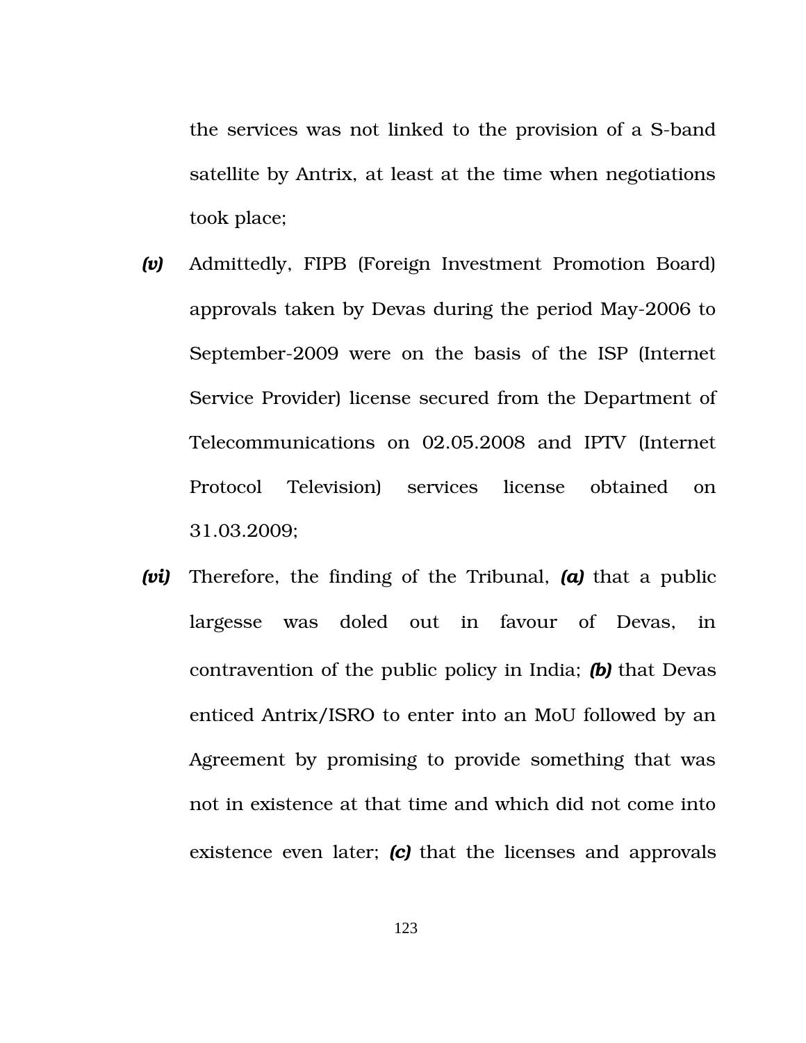the services was not linked to the provision of a S-band satellite by Antrix, at least at the time when negotiations took place;

***(v)*** Admittedly, FIPB (Foreign Investment Promotion Board) approvals taken by Devas during the period May-2006 to September-2009 were on the basis of the ISP (Internet Service Provider) license secured from the Department of Telecommunications on 02.05.2008 and IPTV (Internet Protocol Television) services license obtained on 31.03.2009;

***(vi)*** Therefore, the finding of the Tribunal, ***(a)*** that a public largesse was doled out in favour of Devas, in contravention of the public policy in India; ***(b)*** that Devas enticed Antrix/ISRO to enter into an MoU followed by an Agreement by promising to provide something that was not in existence at that time and which did not come into existence even later; ***(c)*** that the licenses and approvals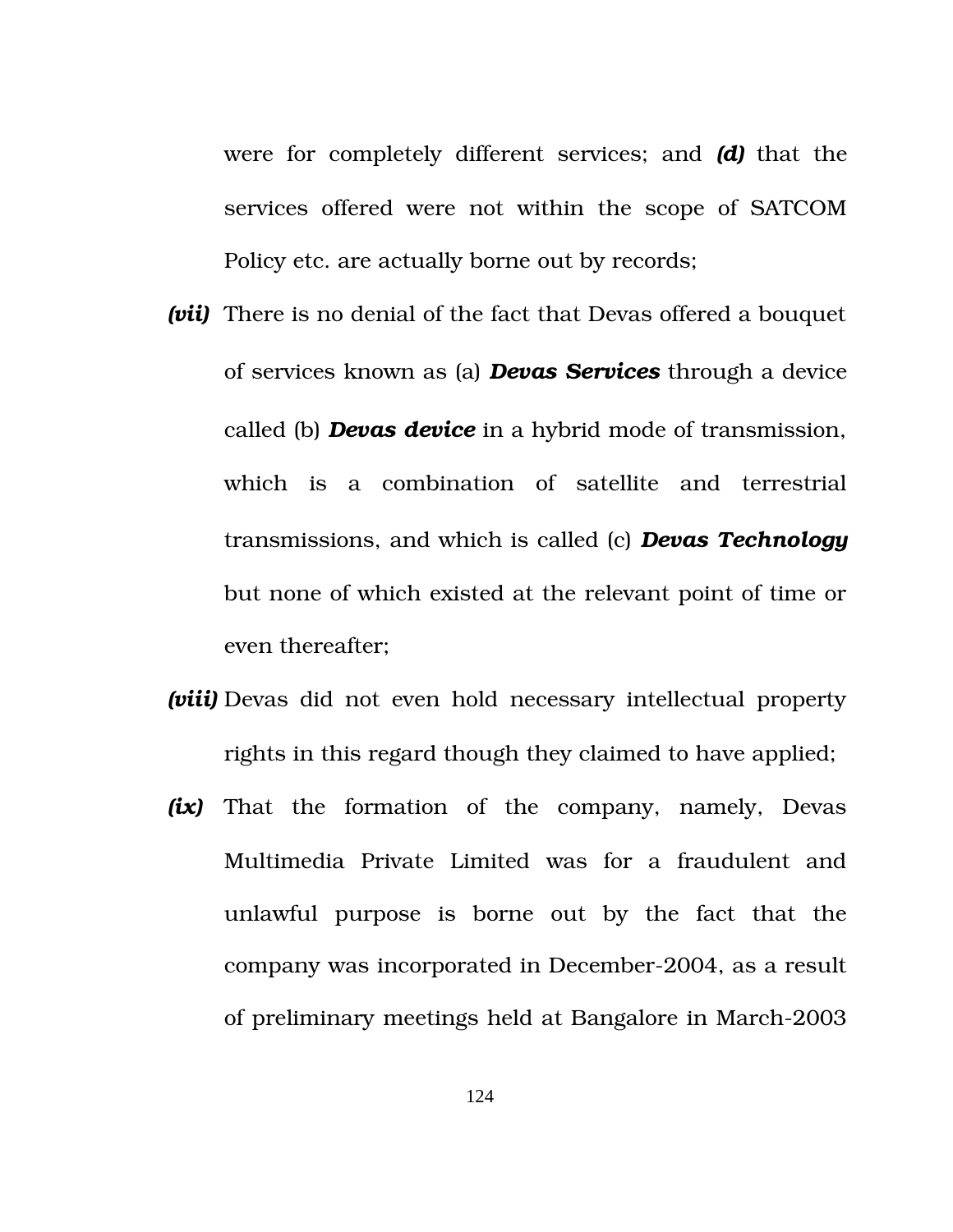were for completely different services; and ***(d)*** that the services offered were not within the scope of SATCOM Policy etc. are actually borne out by records;

***(vii)*** There is no denial of the fact that Devas offered a bouquet of services known as (a) ***Devas Services*** through a device called (b) ***Devas device*** in a hybrid mode of transmission, which is a combination of satellite and terrestrial transmissions, and which is called (c) ***Devas Technology*** but none of which existed at the relevant point of time or even thereafter;

***(viii)*** Devas did not even hold necessary intellectual property rights in this regard though they claimed to have applied;

***(ix)*** That the formation of the company, namely, Devas Multimedia Private Limited was for a fraudulent and unlawful purpose is borne out by the fact that the company was incorporated in December-2004, as a result of preliminary meetings held at Bangalore in March-2003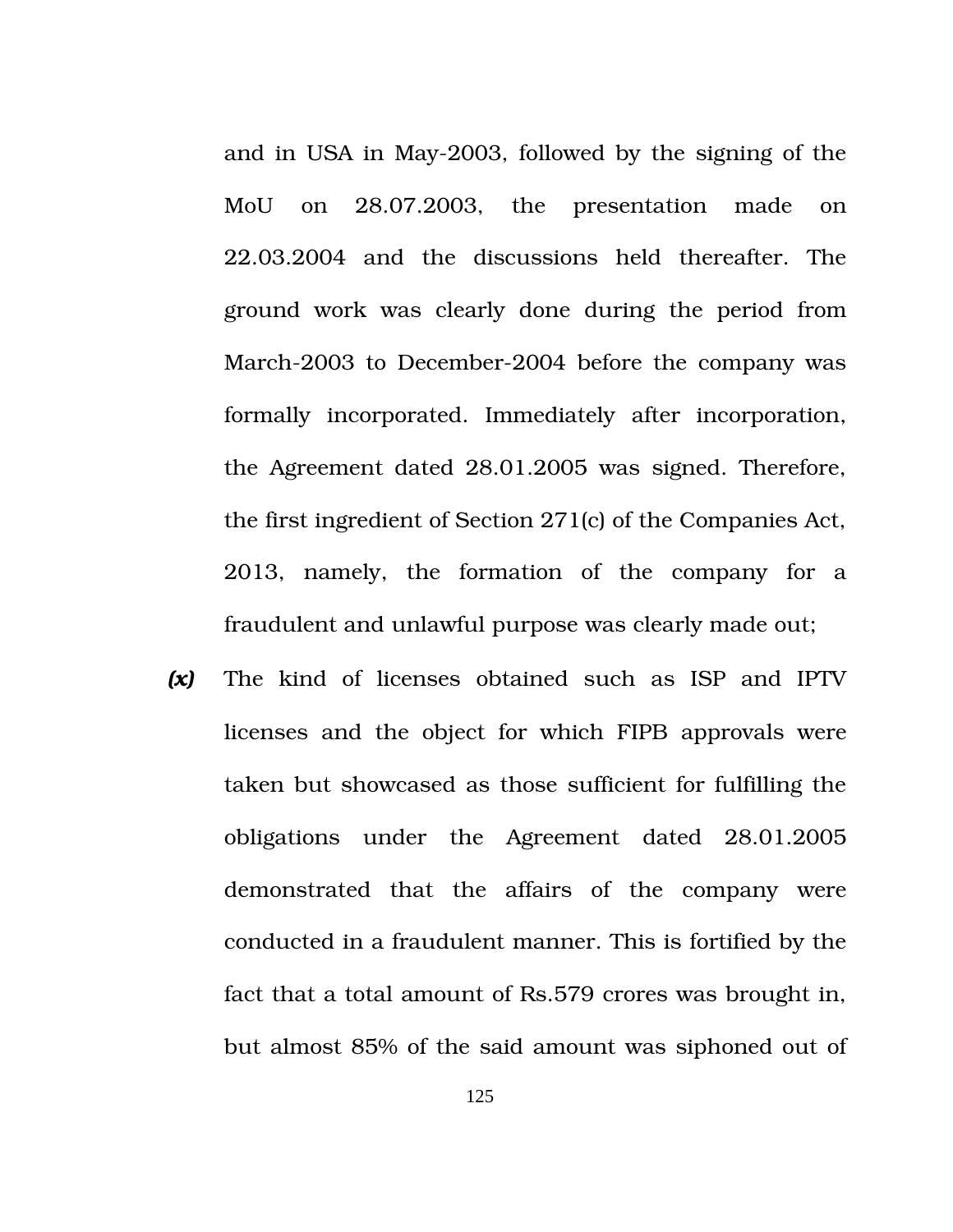and in USA in May-2003, followed by the signing of the MoU on 28.07.2003, the presentation made on 22.03.2004 and the discussions held thereafter. The ground work was clearly done during the period from March-2003 to December-2004 before the company was formally incorporated. Immediately after incorporation, the Agreement dated 28.01.2005 was signed. Therefore, the first ingredient of Section 271(c) of the Companies Act, 2013, namely, the formation of the company for a fraudulent and unlawful purpose was clearly made out;

***(x)*** The kind of licenses obtained such as ISP and IPTV licenses and the object for which FIPB approvals were taken but showcased as those sufficient for fulfilling the obligations under the Agreement dated 28.01.2005 demonstrated that the affairs of the company were conducted in a fraudulent manner. This is fortified by the fact that a total amount of Rs.579 crores was brought in, but almost 85% of the said amount was siphoned out of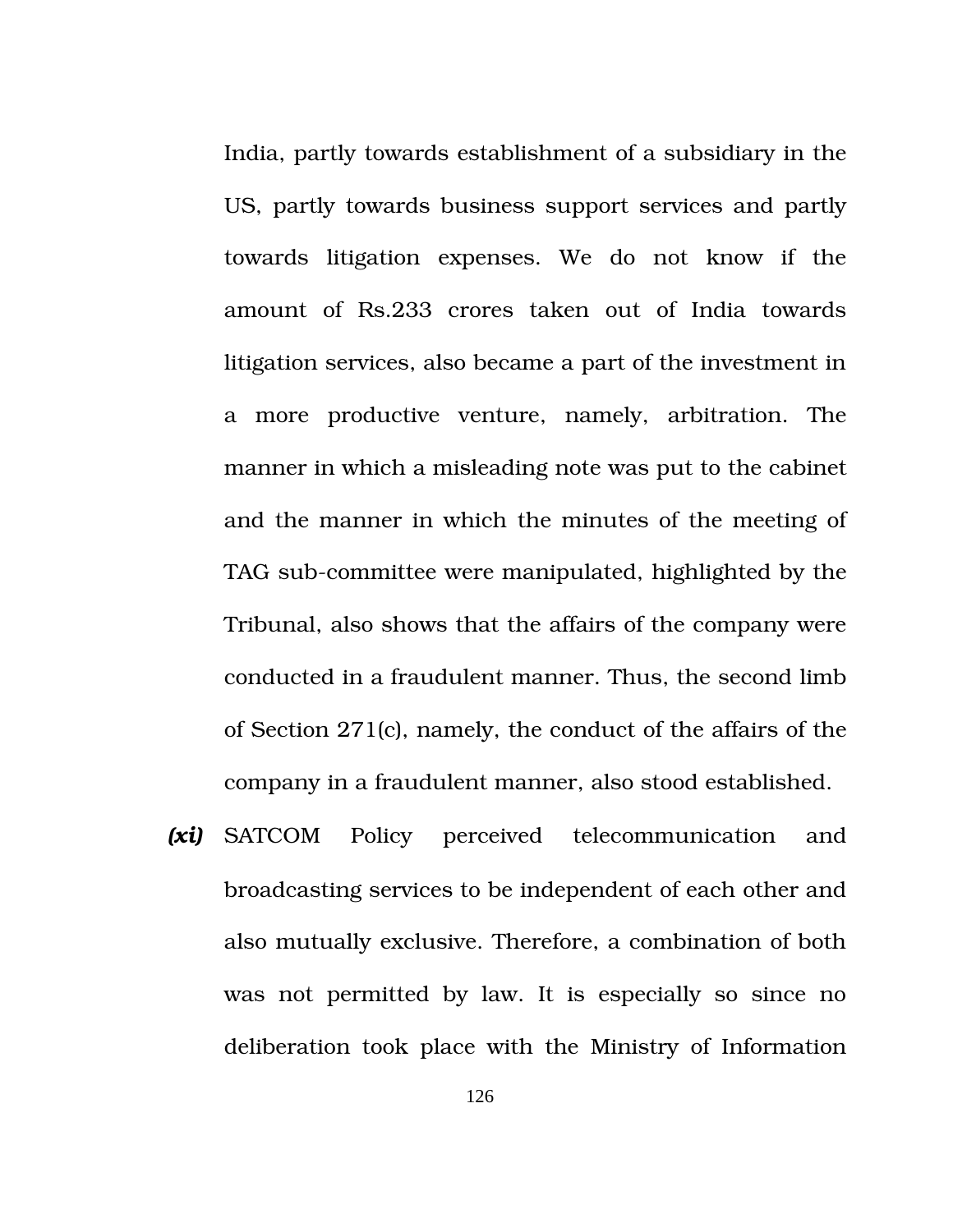India, partly towards establishment of a subsidiary in the US, partly towards business support services and partly towards litigation expenses. We do not know if the amount of Rs.233 crores taken out of India towards litigation services, also became a part of the investment in a more productive venture, namely, arbitration. The manner in which a misleading note was put to the cabinet and the manner in which the minutes of the meeting of TAG sub-committee were manipulated, highlighted by the Tribunal, also shows that the affairs of the company were conducted in a fraudulent manner. Thus, the second limb of Section 271(c), namely, the conduct of the affairs of the company in a fraudulent manner, also stood established.

***(xi)*** SATCOM Policy perceived telecommunication and broadcasting services to be independent of each other and also mutually exclusive. Therefore, a combination of both was not permitted by law. It is especially so since no deliberation took place with the Ministry of Information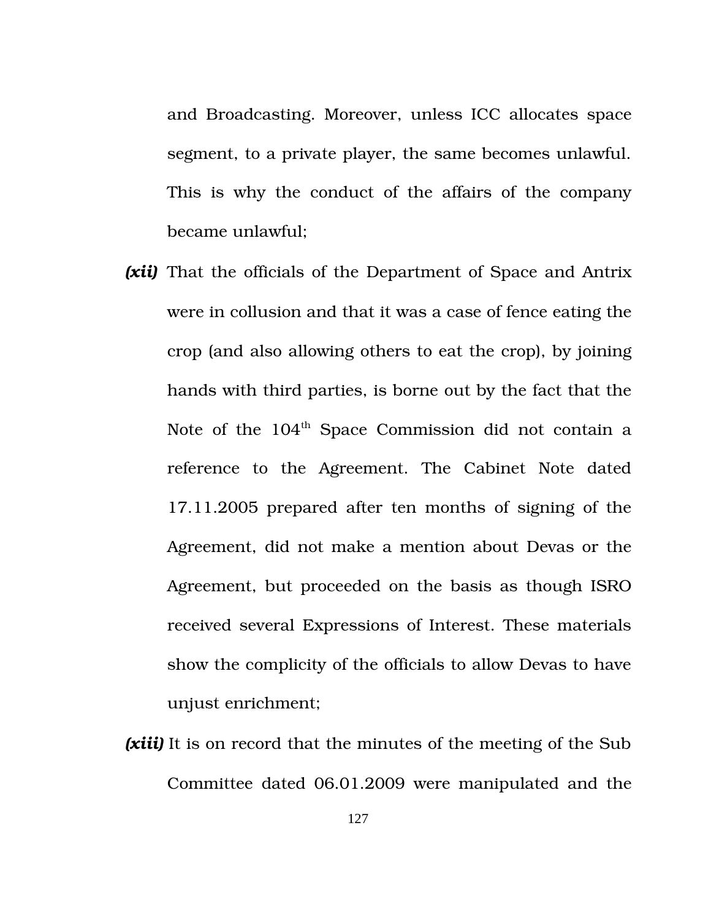and Broadcasting. Moreover, unless ICC allocates space segment, to a private player, the same becomes unlawful. This is why the conduct of the affairs of the company became unlawful;

***(xii)*** That the officials of the Department of Space and Antrix were in collusion and that it was a case of fence eating the crop (and also allowing others to eat the crop), by joining hands with third parties, is borne out by the fact that the Note of the 104th Space Commission did not contain a reference to the Agreement. The Cabinet Note dated 17.11.2005 prepared after ten months of signing of the Agreement, did not make a mention about Devas or the Agreement, but proceeded on the basis as though ISRO received several Expressions of Interest. These materials show the complicity of the officials to allow Devas to have unjust enrichment;

***(xiii)*** It is on record that the minutes of the meeting of the Sub Committee dated 06.01.2009 were manipulated and the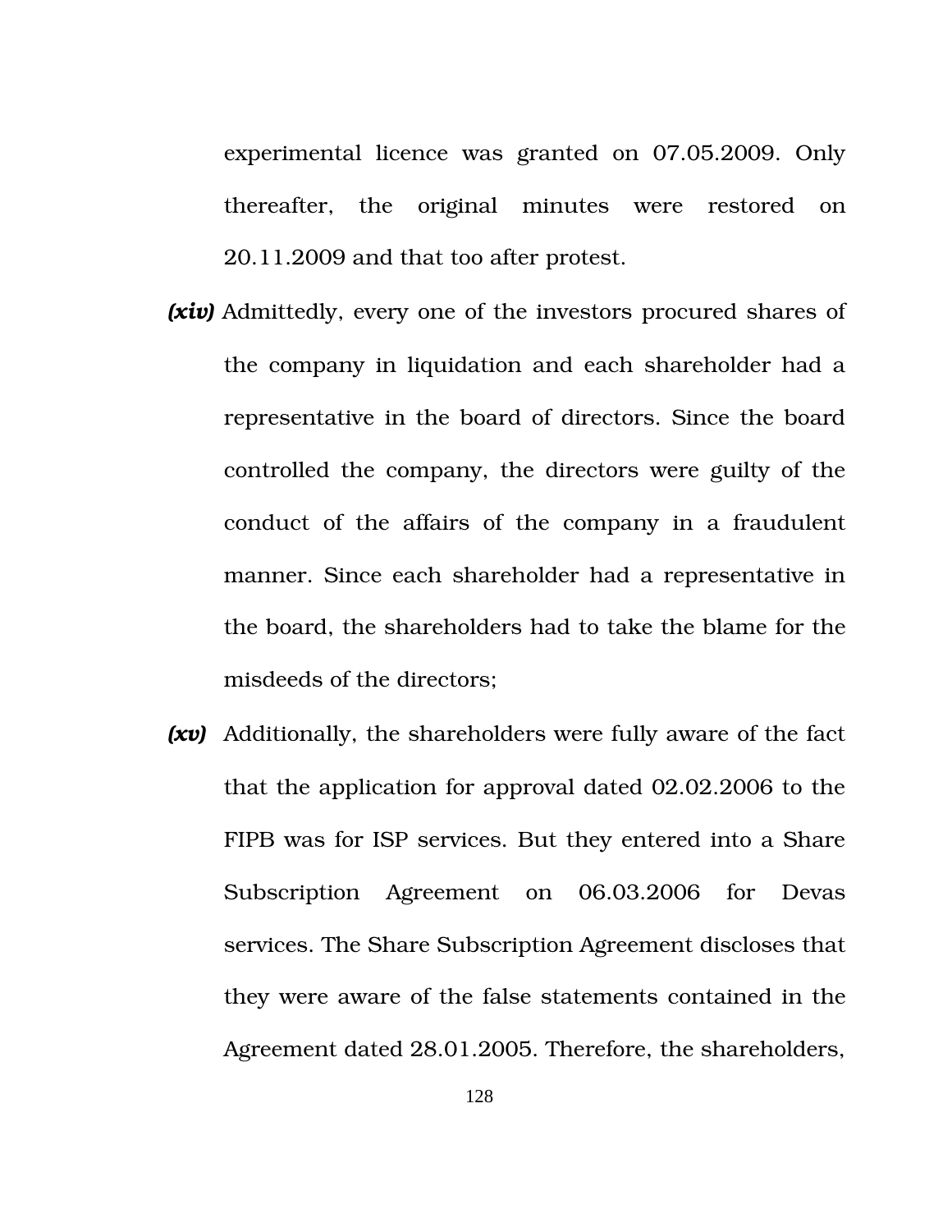experimental licence was granted on 07.05.2009. Only thereafter, the original minutes were restored on 20.11.2009 and that too after protest.

***(xiv)*** Admittedly, every one of the investors procured shares of the company in liquidation and each shareholder had a representative in the board of directors. Since the board controlled the company, the directors were guilty of the conduct of the affairs of the company in a fraudulent manner. Since each shareholder had a representative in the board, the shareholders had to take the blame for the misdeeds of the directors;

***(xv)*** Additionally, the shareholders were fully aware of the fact that the application for approval dated 02.02.2006 to the FIPB was for ISP services. But they entered into a Share Subscription Agreement on 06.03.2006 for Devas services. The Share Subscription Agreement discloses that they were aware of the false statements contained in the Agreement dated 28.01.2005. Therefore, the shareholders,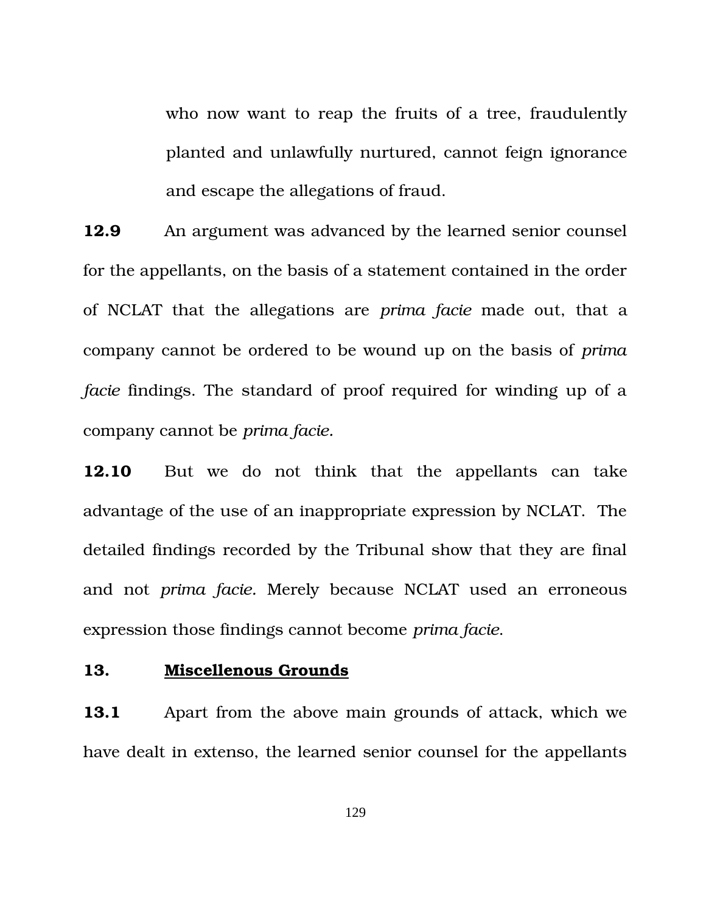> who now want to reap the fruits of a tree, fraudulently planted and unlawfully nurtured, cannot feign ignorance and escape the allegations of fraud.

**12.9** An argument was advanced by the learned senior counsel for the appellants, on the basis of a statement contained in the order of NCLAT that the allegations are *prima facie* made out, that a company cannot be ordered to be wound up on the basis of *prima facie* findings. The standard of proof required for winding up of a company cannot be *prima facie*.

**12.10** But we do not think that the appellants can take advantage of the use of an inappropriate expression by NCLAT. The detailed findings recorded by the Tribunal show that they are final and not *prima facie*. Merely because NCLAT used an erroneous expression those findings cannot become *prima facie*.

**13. <u>Miscellenous Grounds</u>**

**13.1** Apart from the above main grounds of attack, which we have dealt in extenso, the learned senior counsel for the appellants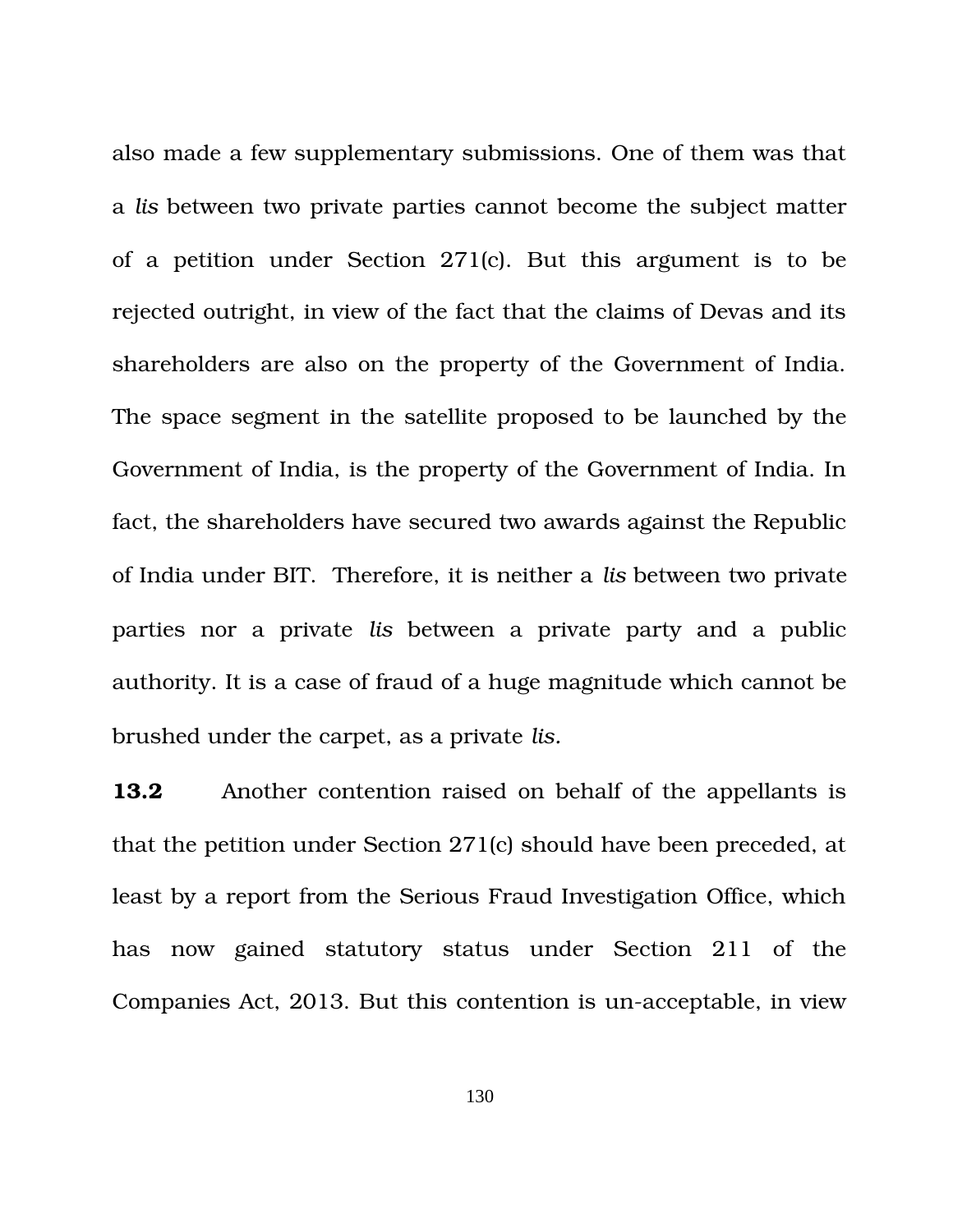also made a few supplementary submissions. One of them was that a *lis* between two private parties cannot become the subject matter of a petition under Section 271(c). But this argument is to be rejected outright, in view of the fact that the claims of Devas and its shareholders are also on the property of the Government of India. The space segment in the satellite proposed to be launched by the Government of India, is the property of the Government of India. In fact, the shareholders have secured two awards against the Republic of India under BIT. Therefore, it is neither a *lis* between two private parties nor a private *lis* between a private party and a public authority. It is a case of fraud of a huge magnitude which cannot be brushed under the carpet, as a private *lis.*

**13.2** Another contention raised on behalf of the appellants is that the petition under Section 271(c) should have been preceded, at least by a report from the Serious Fraud Investigation Office, which has now gained statutory status under Section 211 of the Companies Act, 2013. But this contention is un-acceptable, in view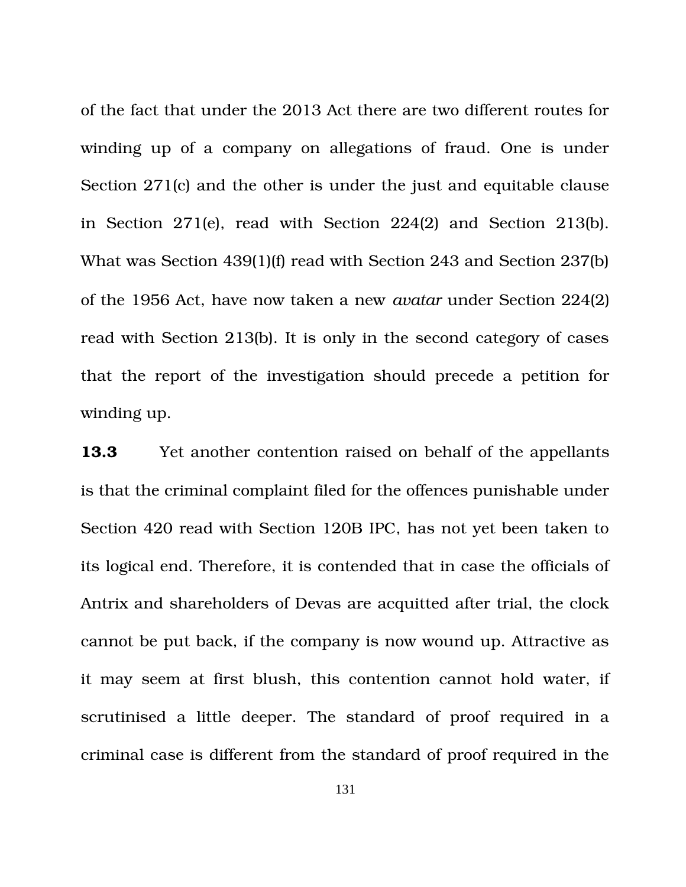of the fact that under the 2013 Act there are two different routes for winding up of a company on allegations of fraud. One is under Section 271(c) and the other is under the just and equitable clause in Section 271(e), read with Section 224(2) and Section 213(b). What was Section 439(1)(f) read with Section 243 and Section 237(b) of the 1956 Act, have now taken a new *avatar* under Section 224(2) read with Section 213(b). It is only in the second category of cases that the report of the investigation should precede a petition for winding up.

**13.3** Yet another contention raised on behalf of the appellants is that the criminal complaint filed for the offences punishable under Section 420 read with Section 120B IPC, has not yet been taken to its logical end. Therefore, it is contended that in case the officials of Antrix and shareholders of Devas are acquitted after trial, the clock cannot be put back, if the company is now wound up. Attractive as it may seem at first blush, this contention cannot hold water, if scrutinised a little deeper. The standard of proof required in a criminal case is different from the standard of proof required in the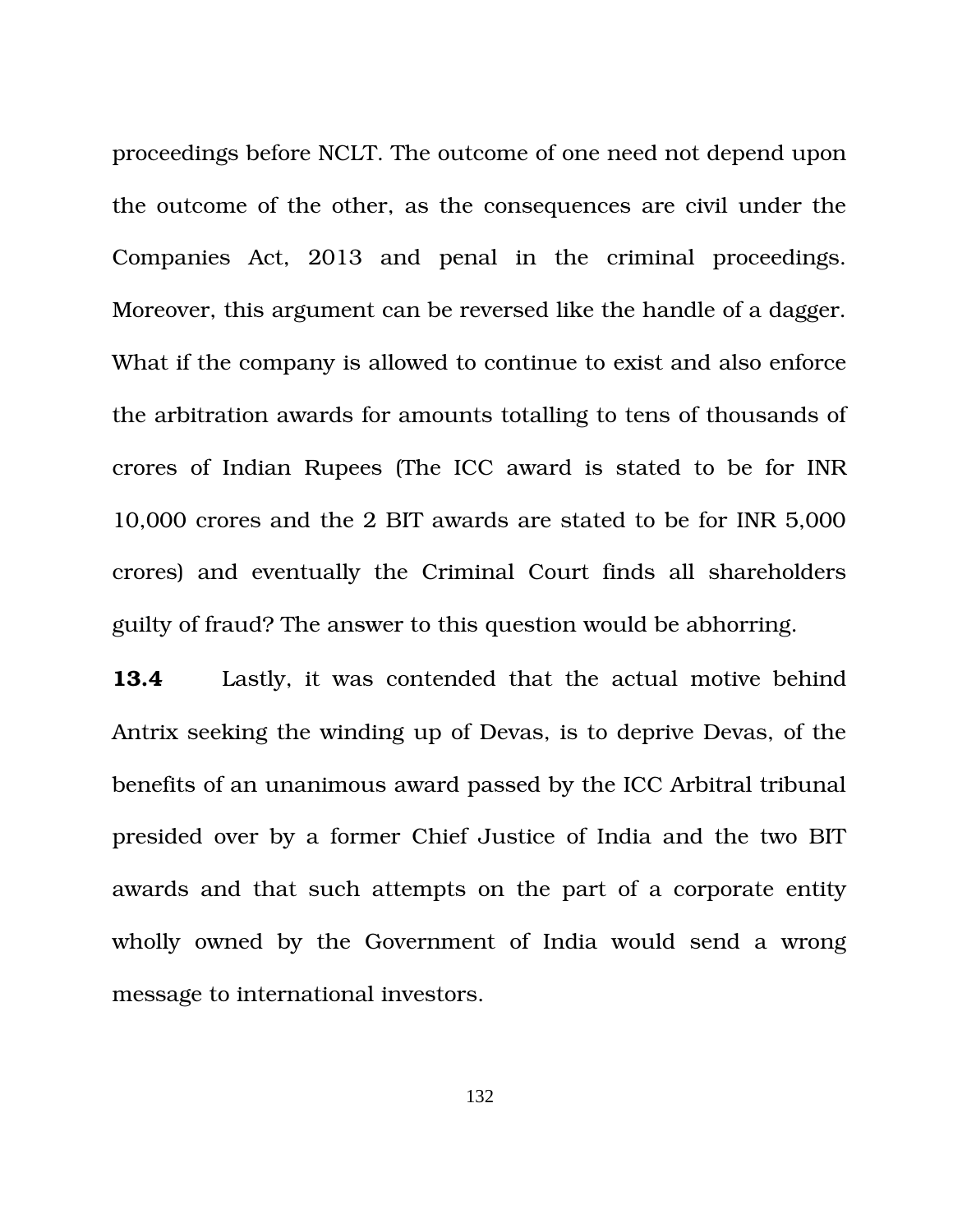proceedings before NCLT. The outcome of one need not depend upon the outcome of the other, as the consequences are civil under the Companies Act, 2013 and penal in the criminal proceedings. Moreover, this argument can be reversed like the handle of a dagger. What if the company is allowed to continue to exist and also enforce the arbitration awards for amounts totalling to tens of thousands of crores of Indian Rupees (The ICC award is stated to be for INR 10,000 crores and the 2 BIT awards are stated to be for INR 5,000 crores) and eventually the Criminal Court finds all shareholders guilty of fraud? The answer to this question would be abhorring.

**13.4** Lastly, it was contended that the actual motive behind Antrix seeking the winding up of Devas, is to deprive Devas, of the benefits of an unanimous award passed by the ICC Arbitral tribunal presided over by a former Chief Justice of India and the two BIT awards and that such attempts on the part of a corporate entity wholly owned by the Government of India would send a wrong message to international investors.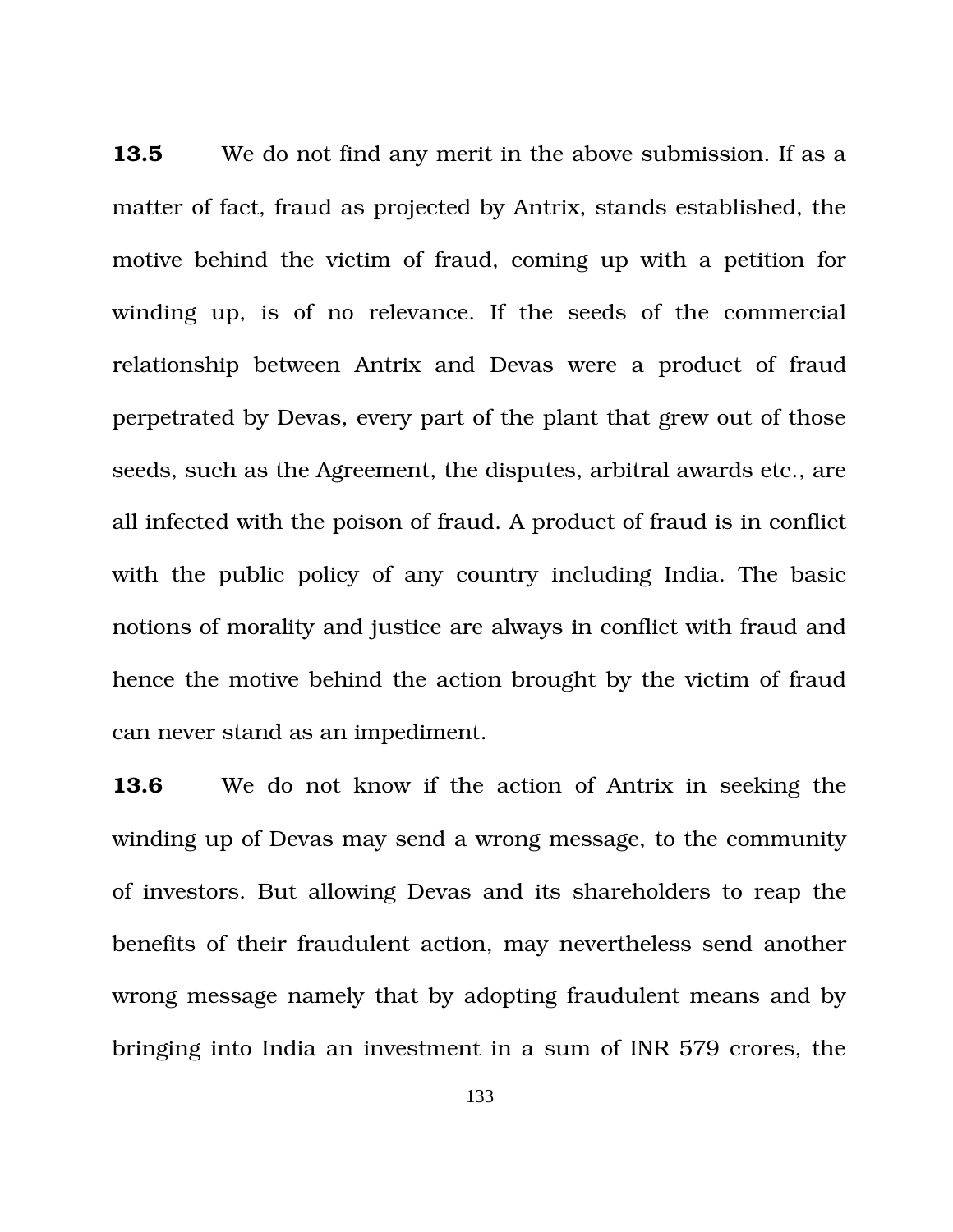**13.5** We do not find any merit in the above submission. If as a matter of fact, fraud as projected by Antrix, stands established, the motive behind the victim of fraud, coming up with a petition for winding up, is of no relevance. If the seeds of the commercial relationship between Antrix and Devas were a product of fraud perpetrated by Devas, every part of the plant that grew out of those seeds, such as the Agreement, the disputes, arbitral awards etc., are all infected with the poison of fraud. A product of fraud is in conflict with the public policy of any country including India. The basic notions of morality and justice are always in conflict with fraud and hence the motive behind the action brought by the victim of fraud can never stand as an impediment.

**13.6** We do not know if the action of Antrix in seeking the winding up of Devas may send a wrong message, to the community of investors. But allowing Devas and its shareholders to reap the benefits of their fraudulent action, may nevertheless send another wrong message namely that by adopting fraudulent means and by bringing into India an investment in a sum of INR 579 crores, the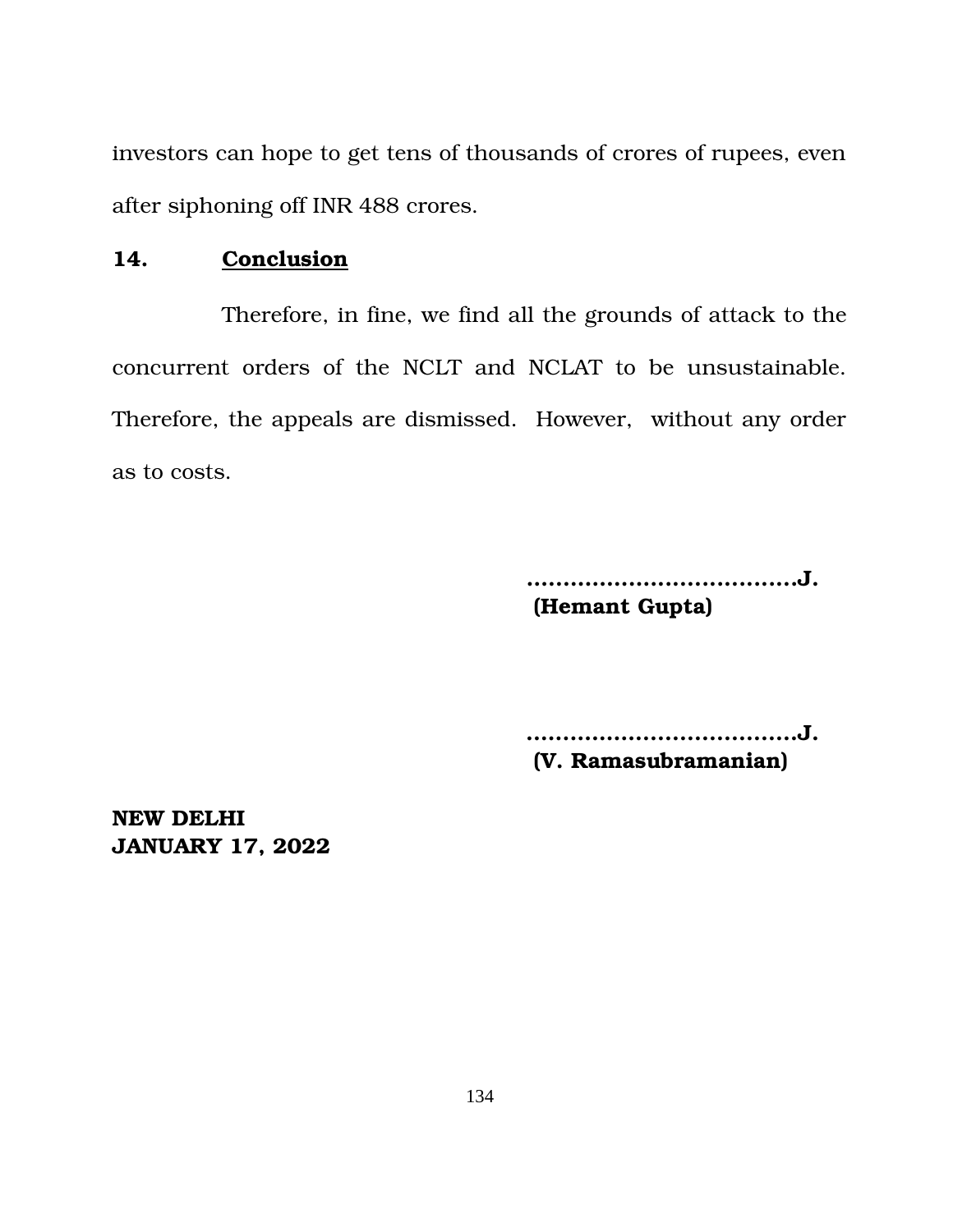investors can hope to get tens of thousands of crores of rupees, even after siphoning off INR 488 crores.

## 14. Conclusion

Therefore, in fine, we find all the grounds of attack to the concurrent orders of the NCLT and NCLAT to be unsustainable. Therefore, the appeals are dismissed. However, without any order as to costs.

**..................................J.**
**(Hemant Gupta)**

**..................................J.**
**(V. Ramasubramanian)**

**NEW DELHI**
**JANUARY 17, 2022**